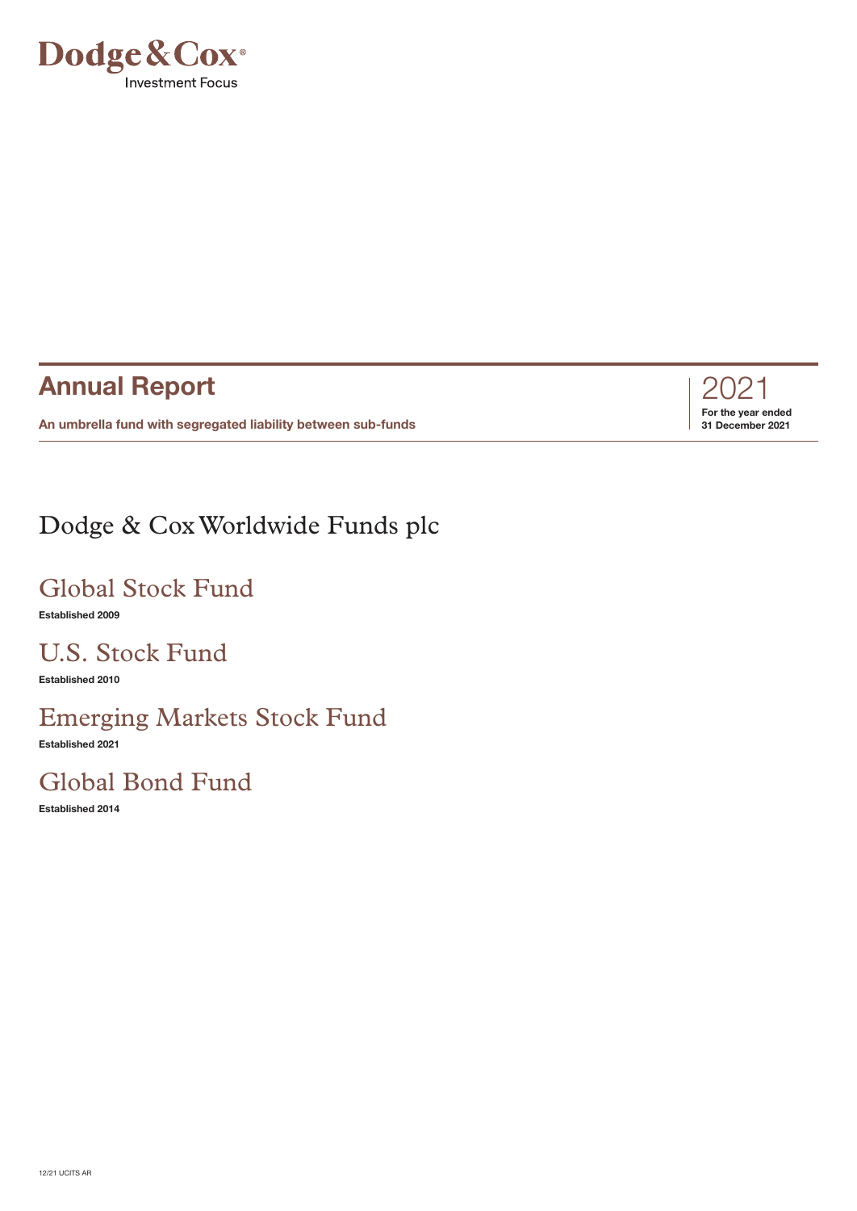Dodge & Cox®

Investment Focus

# Annual Report

**An umbrella fund with segregated liability between sub-funds**

2021

**For the year ended 31 December 2021**

## Dodge & Cox Worldwide Funds plc

## Global Stock Fund

**Established 2009**

## U.S. Stock Fund

**Established 2010**

## Emerging Markets Stock Fund

**Established 2021**

## Global Bond Fund

**Established 2014**

12/21 UCITS AR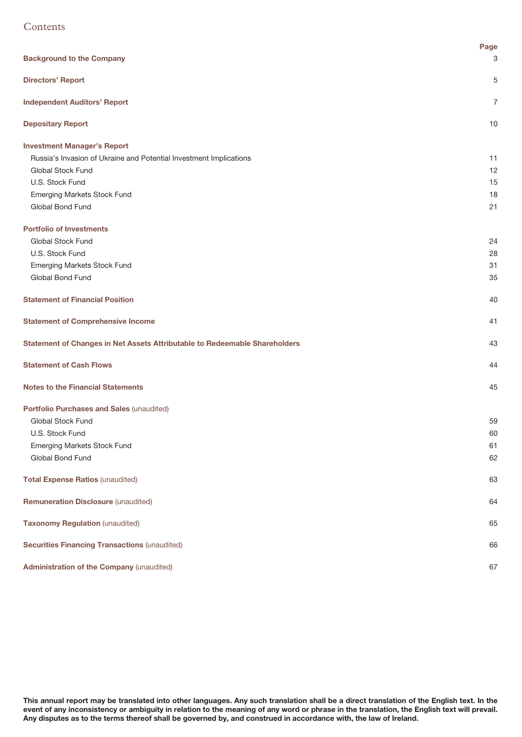# Contents

| | Page |
|---|---|
| **Background to the Company** | 3 |
| **Directors' Report** | 5 |
| **Independent Auditors' Report** | 7 |
| **Depositary Report** | 10 |
| **Investment Manager's Report** | |
| Russia's Invasion of Ukraine and Potential Investment Implications | 11 |
| Global Stock Fund | 12 |
| U.S. Stock Fund | 15 |
| Emerging Markets Stock Fund | 18 |
| Global Bond Fund | 21 |
| **Portfolio of Investments** | |
| Global Stock Fund | 24 |
| U.S. Stock Fund | 28 |
| Emerging Markets Stock Fund | 31 |
| Global Bond Fund | 35 |
| **Statement of Financial Position** | 40 |
| **Statement of Comprehensive Income** | 41 |
| **Statement of Changes in Net Assets Attributable to Redeemable Shareholders** | 43 |
| **Statement of Cash Flows** | 44 |
| **Notes to the Financial Statements** | 45 |
| **Portfolio Purchases and Sales** (unaudited) | |
| Global Stock Fund | 59 |
| U.S. Stock Fund | 60 |
| Emerging Markets Stock Fund | 61 |
| Global Bond Fund | 62 |
| **Total Expense Ratios** (unaudited) | 63 |
| **Remuneration Disclosure** (unaudited) | 64 |
| **Taxonomy Regulation** (unaudited) | 65 |
| **Securities Financing Transactions** (unaudited) | 66 |
| **Administration of the Company** (unaudited) | 67 |

**This annual report may be translated into other languages. Any such translation shall be a direct translation of the English text. In the event of any inconsistency or ambiguity in relation to the meaning of any word or phrase in the translation, the English text will prevail. Any disputes as to the terms thereof shall be governed by, and construed in accordance with, the law of Ireland.**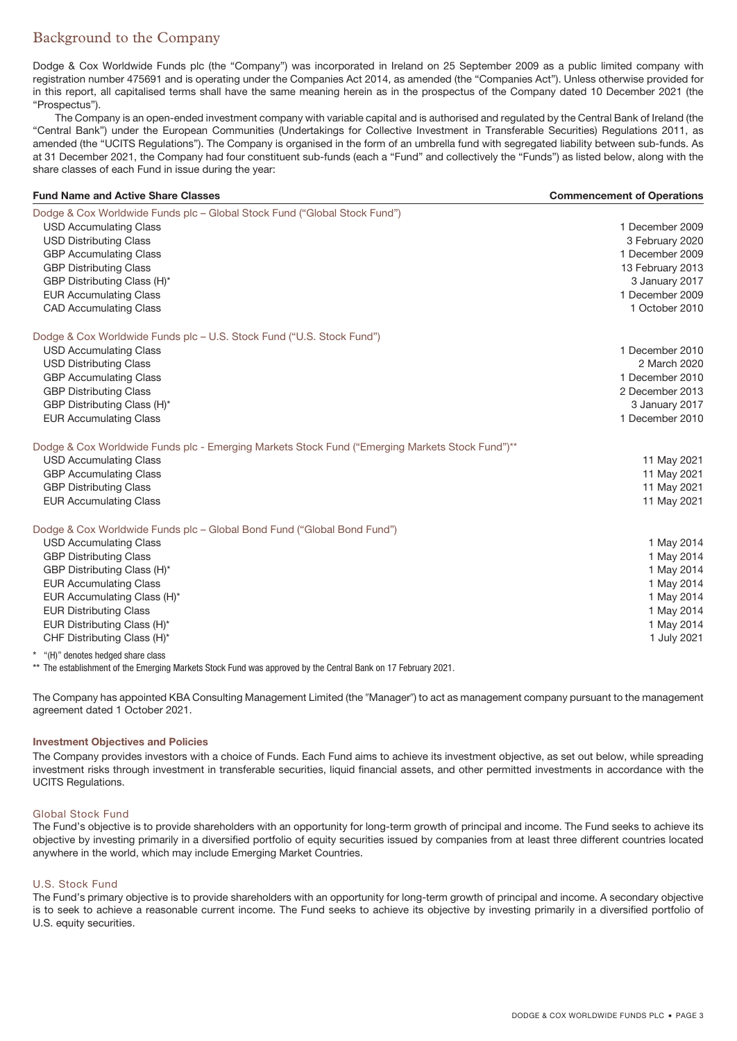# Background to the Company

Dodge & Cox Worldwide Funds plc (the "Company") was incorporated in Ireland on 25 September 2009 as a public limited company with registration number 475691 and is operating under the Companies Act 2014, as amended (the "Companies Act"). Unless otherwise provided for in this report, all capitalised terms shall have the same meaning herein as in the prospectus of the Company dated 10 December 2021 (the "Prospectus").

The Company is an open-ended investment company with variable capital and is authorised and regulated by the Central Bank of Ireland (the "Central Bank") under the European Communities (Undertakings for Collective Investment in Transferable Securities) Regulations 2011, as amended (the "UCITS Regulations"). The Company is organised in the form of an umbrella fund with segregated liability between sub-funds. As at 31 December 2021, the Company had four constituent sub-funds (each a "Fund" and collectively the "Funds") as listed below, along with the share classes of each Fund in issue during the year:

| Fund Name and Active Share Classes | Commencement of Operations |
|---|---|
| Dodge & Cox Worldwide Funds plc – Global Stock Fund ("Global Stock Fund") | |
| USD Accumulating Class | 1 December 2009 |
| USD Distributing Class | 3 February 2020 |
| GBP Accumulating Class | 1 December 2009 |
| GBP Distributing Class | 13 February 2013 |
| GBP Distributing Class (H)* | 3 January 2017 |
| EUR Accumulating Class | 1 December 2009 |
| CAD Accumulating Class | 1 October 2010 |
| Dodge & Cox Worldwide Funds plc – U.S. Stock Fund ("U.S. Stock Fund") | |
| USD Accumulating Class | 1 December 2010 |
| USD Distributing Class | 2 March 2020 |
| GBP Accumulating Class | 1 December 2010 |
| GBP Distributing Class | 2 December 2013 |
| GBP Distributing Class (H)* | 3 January 2017 |
| EUR Accumulating Class | 1 December 2010 |
| Dodge & Cox Worldwide Funds plc - Emerging Markets Stock Fund ("Emerging Markets Stock Fund")** | |
| USD Accumulating Class | 11 May 2021 |
| GBP Accumulating Class | 11 May 2021 |
| GBP Distributing Class | 11 May 2021 |
| EUR Accumulating Class | 11 May 2021 |
| Dodge & Cox Worldwide Funds plc – Global Bond Fund ("Global Bond Fund") | |
| USD Accumulating Class | 1 May 2014 |
| GBP Distributing Class | 1 May 2014 |
| GBP Distributing Class (H)* | 1 May 2014 |
| EUR Accumulating Class | 1 May 2014 |
| EUR Accumulating Class (H)* | 1 May 2014 |
| EUR Distributing Class | 1 May 2014 |
| EUR Distributing Class (H)* | 1 May 2014 |
| CHF Distributing Class (H)* | 1 July 2021 |

\* "(H)" denotes hedged share class

\** The establishment of the Emerging Markets Stock Fund was approved by the Central Bank on 17 February 2021.

The Company has appointed KBA Consulting Management Limited (the "Manager") to act as management company pursuant to the management agreement dated 1 October 2021.

### Investment Objectives and Policies

The Company provides investors with a choice of Funds. Each Fund aims to achieve its investment objective, as set out below, while spreading investment risks through investment in transferable securities, liquid financial assets, and other permitted investments in accordance with the UCITS Regulations.

#### Global Stock Fund

The Fund's objective is to provide shareholders with an opportunity for long-term growth of principal and income. The Fund seeks to achieve its objective by investing primarily in a diversified portfolio of equity securities issued by companies from at least three different countries located anywhere in the world, which may include Emerging Market Countries.

#### U.S. Stock Fund

The Fund's primary objective is to provide shareholders with an opportunity for long-term growth of principal and income. A secondary objective is to seek to achieve a reasonable current income. The Fund seeks to achieve its objective by investing primarily in a diversified portfolio of U.S. equity securities.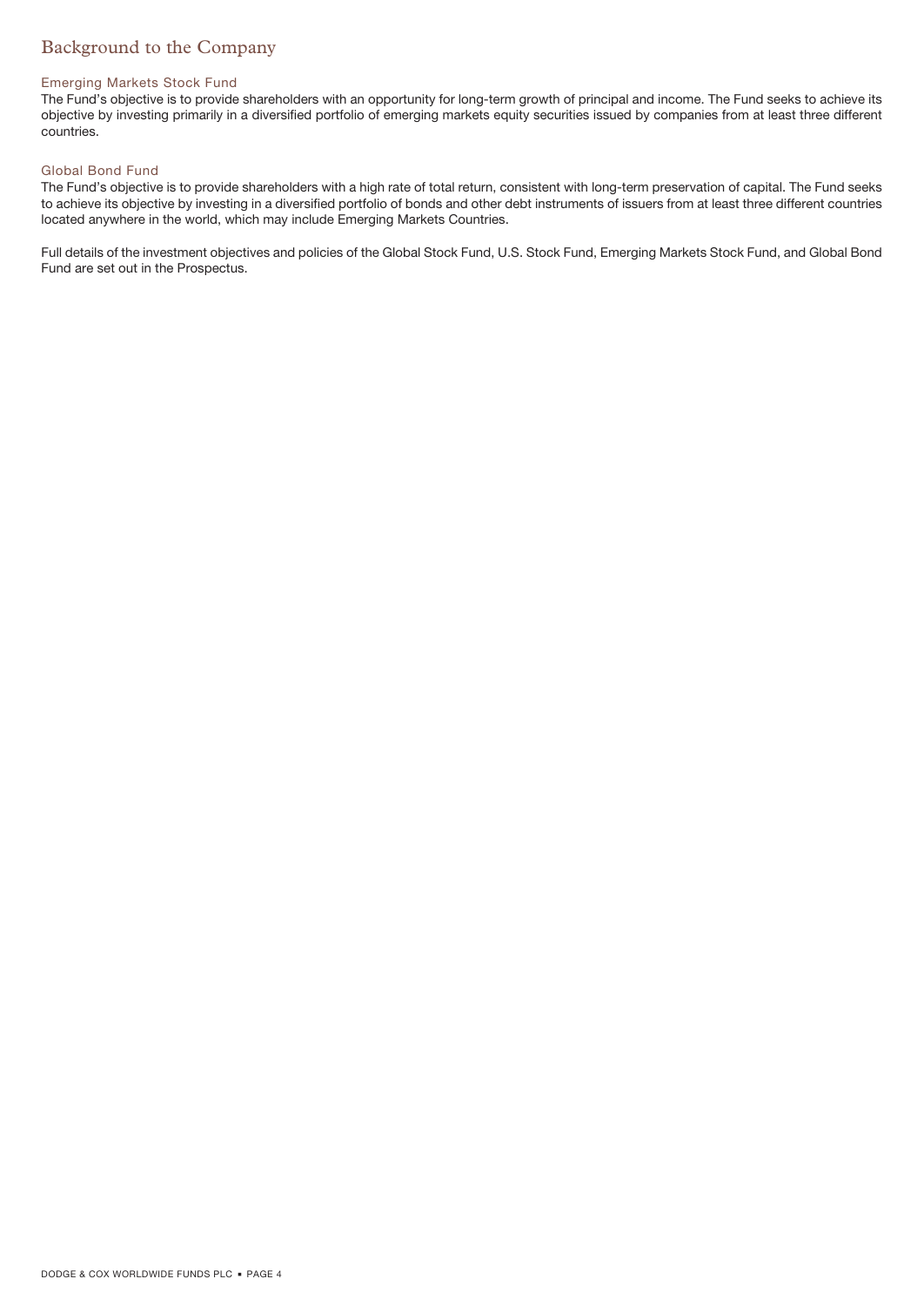## Background to the Company

### Emerging Markets Stock Fund

The Fund's objective is to provide shareholders with an opportunity for long-term growth of principal and income. The Fund seeks to achieve its objective by investing primarily in a diversified portfolio of emerging markets equity securities issued by companies from at least three different countries.

### Global Bond Fund

The Fund's objective is to provide shareholders with a high rate of total return, consistent with long-term preservation of capital. The Fund seeks to achieve its objective by investing in a diversified portfolio of bonds and other debt instruments of issuers from at least three different countries located anywhere in the world, which may include Emerging Markets Countries.

Full details of the investment objectives and policies of the Global Stock Fund, U.S. Stock Fund, Emerging Markets Stock Fund, and Global Bond Fund are set out in the Prospectus.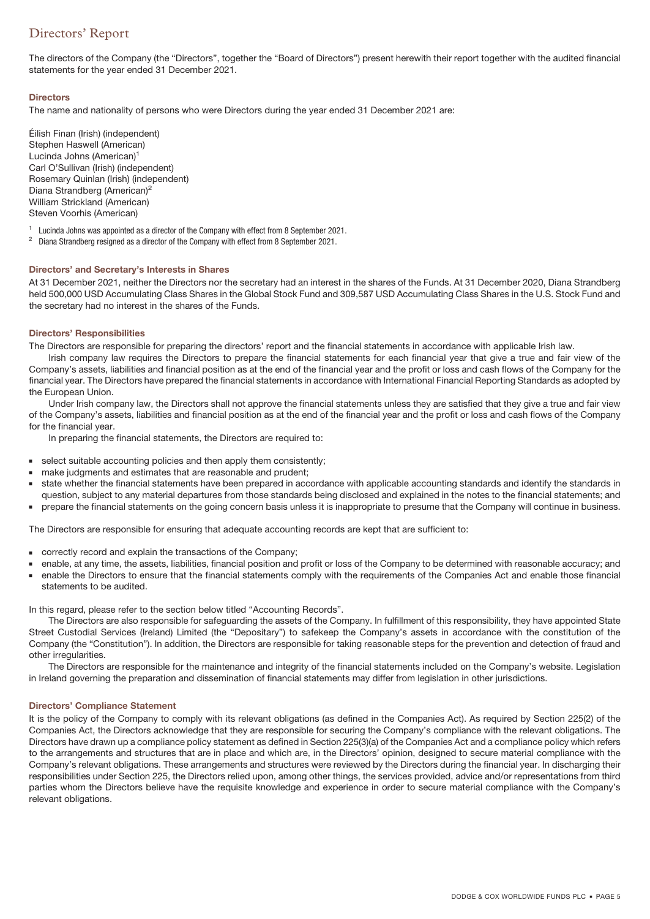# Directors' Report

The directors of the Company (the "Directors", together the "Board of Directors") present herewith their report together with the audited financial statements for the year ended 31 December 2021.

### Directors

The name and nationality of persons who were Directors during the year ended 31 December 2021 are:

Éilish Finan (Irish) (independent)
Stephen Haswell (American)
Lucinda Johns (American)[1]
Carl O'Sullivan (Irish) (independent)
Rosemary Quinlan (Irish) (independent)
Diana Strandberg (American)[2]
William Strickland (American)
Steven Voorhis (American)

[1] Lucinda Johns was appointed as a director of the Company with effect from 8 September 2021.
[2] Diana Strandberg resigned as a director of the Company with effect from 8 September 2021.

### Directors' and Secretary's Interests in Shares

At 31 December 2021, neither the Directors nor the secretary had an interest in the shares of the Funds. At 31 December 2020, Diana Strandberg held 500,000 USD Accumulating Class Shares in the Global Stock Fund and 309,587 USD Accumulating Class Shares in the U.S. Stock Fund and the secretary had no interest in the shares of the Funds.

### Directors' Responsibilities

The Directors are responsible for preparing the directors' report and the financial statements in accordance with applicable Irish law.

Irish company law requires the Directors to prepare the financial statements for each financial year that give a true and fair view of the Company's assets, liabilities and financial position as at the end of the financial year and the profit or loss and cash flows of the Company for the financial year. The Directors have prepared the financial statements in accordance with International Financial Reporting Standards as adopted by the European Union.

Under Irish company law, the Directors shall not approve the financial statements unless they are satisfied that they give a true and fair view of the Company's assets, liabilities and financial position as at the end of the financial year and the profit or loss and cash flows of the Company for the financial year.

In preparing the financial statements, the Directors are required to:

- select suitable accounting policies and then apply them consistently;
- make judgments and estimates that are reasonable and prudent;
- state whether the financial statements have been prepared in accordance with applicable accounting standards and identify the standards in question, subject to any material departures from those standards being disclosed and explained in the notes to the financial statements; and
- prepare the financial statements on the going concern basis unless it is inappropriate to presume that the Company will continue in business.

The Directors are responsible for ensuring that adequate accounting records are kept that are sufficient to:

- correctly record and explain the transactions of the Company;
- enable, at any time, the assets, liabilities, financial position and profit or loss of the Company to be determined with reasonable accuracy; and
- enable the Directors to ensure that the financial statements comply with the requirements of the Companies Act and enable those financial statements to be audited.

In this regard, please refer to the section below titled "Accounting Records".

The Directors are also responsible for safeguarding the assets of the Company. In fulfillment of this responsibility, they have appointed State Street Custodial Services (Ireland) Limited (the "Depositary") to safekeep the Company's assets in accordance with the constitution of the Company (the "Constitution"). In addition, the Directors are responsible for taking reasonable steps for the prevention and detection of fraud and other irregularities.

The Directors are responsible for the maintenance and integrity of the financial statements included on the Company's website. Legislation in Ireland governing the preparation and dissemination of financial statements may differ from legislation in other jurisdictions.

### Directors' Compliance Statement

It is the policy of the Company to comply with its relevant obligations (as defined in the Companies Act). As required by Section 225(2) of the Companies Act, the Directors acknowledge that they are responsible for securing the Company's compliance with the relevant obligations. The Directors have drawn up a compliance policy statement as defined in Section 225(3)(a) of the Companies Act and a compliance policy which refers to the arrangements and structures that are in place and which are, in the Directors' opinion, designed to secure material compliance with the Company's relevant obligations. These arrangements and structures were reviewed by the Directors during the financial year. In discharging their responsibilities under Section 225, the Directors relied upon, among other things, the services provided, advice and/or representations from third parties whom the Directors believe have the requisite knowledge and experience in order to secure material compliance with the Company's relevant obligations.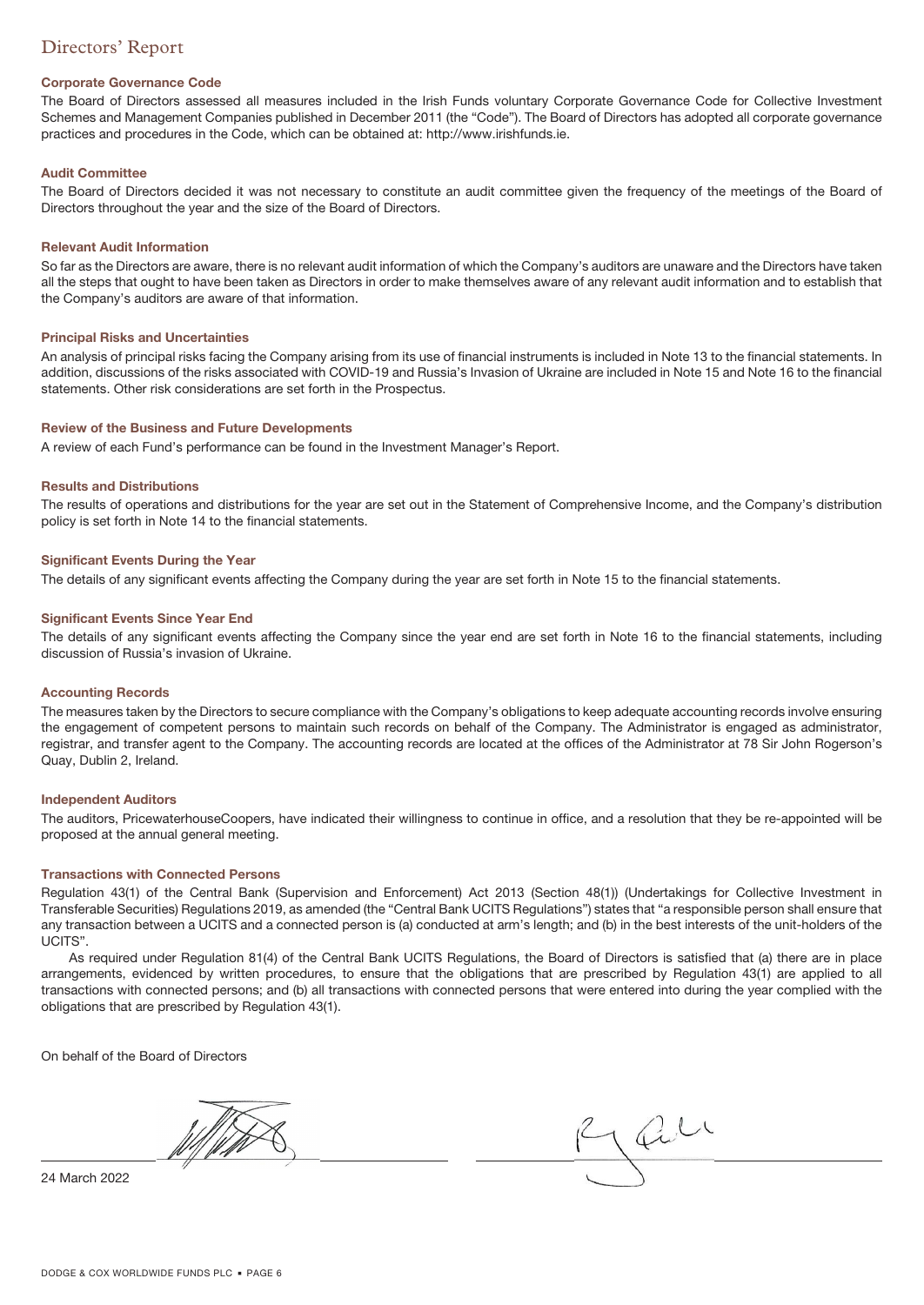# Directors' Report

### Corporate Governance Code

The Board of Directors assessed all measures included in the Irish Funds voluntary Corporate Governance Code for Collective Investment Schemes and Management Companies published in December 2011 (the "Code"). The Board of Directors has adopted all corporate governance practices and procedures in the Code, which can be obtained at: http://www.irishfunds.ie.

### Audit Committee

The Board of Directors decided it was not necessary to constitute an audit committee given the frequency of the meetings of the Board of Directors throughout the year and the size of the Board of Directors.

### Relevant Audit Information

So far as the Directors are aware, there is no relevant audit information of which the Company's auditors are unaware and the Directors have taken all the steps that ought to have been taken as Directors in order to make themselves aware of any relevant audit information and to establish that the Company's auditors are aware of that information.

### Principal Risks and Uncertainties

An analysis of principal risks facing the Company arising from its use of financial instruments is included in Note 13 to the financial statements. In addition, discussions of the risks associated with COVID-19 and Russia's Invasion of Ukraine are included in Note 15 and Note 16 to the financial statements. Other risk considerations are set forth in the Prospectus.

### Review of the Business and Future Developments

A review of each Fund's performance can be found in the Investment Manager's Report.

### Results and Distributions

The results of operations and distributions for the year are set out in the Statement of Comprehensive Income, and the Company's distribution policy is set forth in Note 14 to the financial statements.

### Significant Events During the Year

The details of any significant events affecting the Company during the year are set forth in Note 15 to the financial statements.

### Significant Events Since Year End

The details of any significant events affecting the Company since the year end are set forth in Note 16 to the financial statements, including discussion of Russia's invasion of Ukraine.

### Accounting Records

The measures taken by the Directors to secure compliance with the Company's obligations to keep adequate accounting records involve ensuring the engagement of competent persons to maintain such records on behalf of the Company. The Administrator is engaged as administrator, registrar, and transfer agent to the Company. The accounting records are located at the offices of the Administrator at 78 Sir John Rogerson's Quay, Dublin 2, Ireland.

### Independent Auditors

The auditors, PricewaterhouseCoopers, have indicated their willingness to continue in office, and a resolution that they be re-appointed will be proposed at the annual general meeting.

### Transactions with Connected Persons

Regulation 43(1) of the Central Bank (Supervision and Enforcement) Act 2013 (Section 48(1)) (Undertakings for Collective Investment in Transferable Securities) Regulations 2019, as amended (the "Central Bank UCITS Regulations") states that "a responsible person shall ensure that any transaction between a UCITS and a connected person is (a) conducted at arm's length; and (b) in the best interests of the unit-holders of the UCITS".

As required under Regulation 81(4) of the Central Bank UCITS Regulations, the Board of Directors is satisfied that (a) there are in place arrangements, evidenced by written procedures, to ensure that the obligations that are prescribed by Regulation 43(1) are applied to all transactions with connected persons; and (b) all transactions with connected persons that were entered into during the year complied with the obligations that are prescribed by Regulation 43(1).

On behalf of the Board of Directors

24 March 2022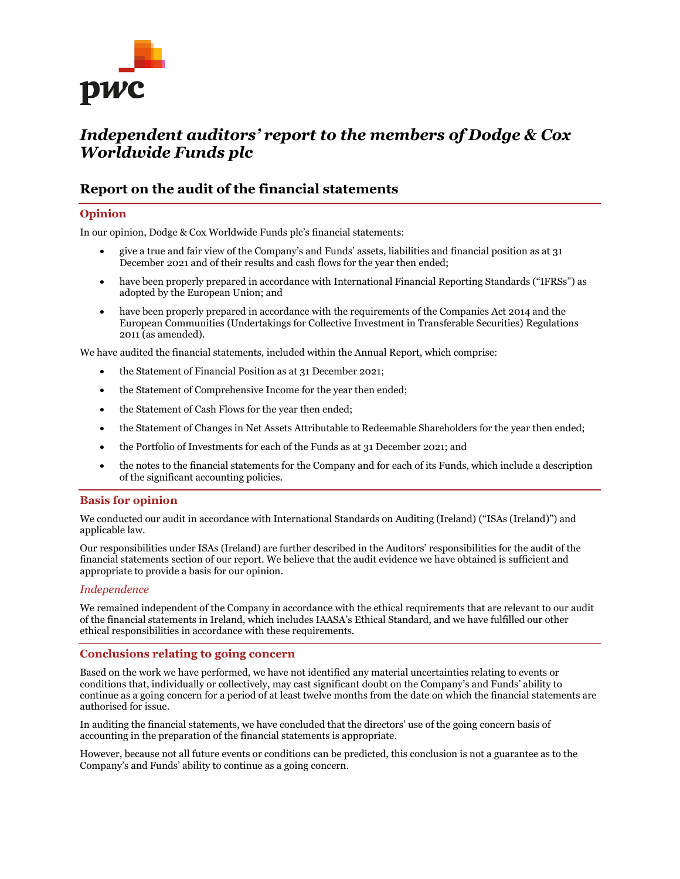# *Independent auditors' report to the members of Dodge & Cox Worldwide Funds plc*

## Report on the audit of the financial statements

### Opinion

In our opinion, Dodge & Cox Worldwide Funds plc's financial statements:

- give a true and fair view of the Company's and Funds' assets, liabilities and financial position as at 31 December 2021 and of their results and cash flows for the year then ended;
- have been properly prepared in accordance with International Financial Reporting Standards ("IFRSs") as adopted by the European Union; and
- have been properly prepared in accordance with the requirements of the Companies Act 2014 and the European Communities (Undertakings for Collective Investment in Transferable Securities) Regulations 2011 (as amended).

We have audited the financial statements, included within the Annual Report, which comprise:

- the Statement of Financial Position as at 31 December 2021;
- the Statement of Comprehensive Income for the year then ended;
- the Statement of Cash Flows for the year then ended;
- the Statement of Changes in Net Assets Attributable to Redeemable Shareholders for the year then ended;
- the Portfolio of Investments for each of the Funds as at 31 December 2021; and
- the notes to the financial statements for the Company and for each of its Funds, which include a description of the significant accounting policies.

### Basis for opinion

We conducted our audit in accordance with International Standards on Auditing (Ireland) ("ISAs (Ireland)") and applicable law.

Our responsibilities under ISAs (Ireland) are further described in the Auditors' responsibilities for the audit of the financial statements section of our report. We believe that the audit evidence we have obtained is sufficient and appropriate to provide a basis for our opinion.

#### *Independence*

We remained independent of the Company in accordance with the ethical requirements that are relevant to our audit of the financial statements in Ireland, which includes IAASA's Ethical Standard, and we have fulfilled our other ethical responsibilities in accordance with these requirements.

### Conclusions relating to going concern

Based on the work we have performed, we have not identified any material uncertainties relating to events or conditions that, individually or collectively, may cast significant doubt on the Company's and Funds' ability to continue as a going concern for a period of at least twelve months from the date on which the financial statements are authorised for issue.

In auditing the financial statements, we have concluded that the directors' use of the going concern basis of accounting in the preparation of the financial statements is appropriate.

However, because not all future events or conditions can be predicted, this conclusion is not a guarantee as to the Company's and Funds' ability to continue as a going concern.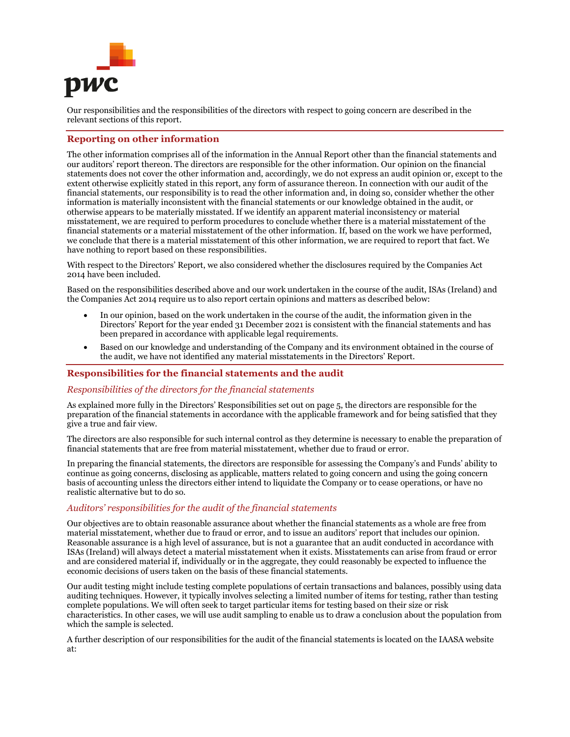Our responsibilities and the responsibilities of the directors with respect to going concern are described in the relevant sections of this report.

## Reporting on other information

The other information comprises all of the information in the Annual Report other than the financial statements and our auditors' report thereon. The directors are responsible for the other information. Our opinion on the financial statements does not cover the other information and, accordingly, we do not express an audit opinion or, except to the extent otherwise explicitly stated in this report, any form of assurance thereon. In connection with our audit of the financial statements, our responsibility is to read the other information and, in doing so, consider whether the other information is materially inconsistent with the financial statements or our knowledge obtained in the audit, or otherwise appears to be materially misstated. If we identify an apparent material inconsistency or material misstatement, we are required to perform procedures to conclude whether there is a material misstatement of the financial statements or a material misstatement of the other information. If, based on the work we have performed, we conclude that there is a material misstatement of this other information, we are required to report that fact. We have nothing to report based on these responsibilities.

With respect to the Directors' Report, we also considered whether the disclosures required by the Companies Act 2014 have been included.

Based on the responsibilities described above and our work undertaken in the course of the audit, ISAs (Ireland) and the Companies Act 2014 require us to also report certain opinions and matters as described below:

- In our opinion, based on the work undertaken in the course of the audit, the information given in the Directors' Report for the year ended 31 December 2021 is consistent with the financial statements and has been prepared in accordance with applicable legal requirements.
- Based on our knowledge and understanding of the Company and its environment obtained in the course of the audit, we have not identified any material misstatements in the Directors' Report.

## Responsibilities for the financial statements and the audit

### *Responsibilities of the directors for the financial statements*

As explained more fully in the Directors' Responsibilities set out on page 5, the directors are responsible for the preparation of the financial statements in accordance with the applicable framework and for being satisfied that they give a true and fair view.

The directors are also responsible for such internal control as they determine is necessary to enable the preparation of financial statements that are free from material misstatement, whether due to fraud or error.

In preparing the financial statements, the directors are responsible for assessing the Company's and Funds' ability to continue as going concerns, disclosing as applicable, matters related to going concern and using the going concern basis of accounting unless the directors either intend to liquidate the Company or to cease operations, or have no realistic alternative but to do so.

### *Auditors' responsibilities for the audit of the financial statements*

Our objectives are to obtain reasonable assurance about whether the financial statements as a whole are free from material misstatement, whether due to fraud or error, and to issue an auditors' report that includes our opinion. Reasonable assurance is a high level of assurance, but is not a guarantee that an audit conducted in accordance with ISAs (Ireland) will always detect a material misstatement when it exists. Misstatements can arise from fraud or error and are considered material if, individually or in the aggregate, they could reasonably be expected to influence the economic decisions of users taken on the basis of these financial statements.

Our audit testing might include testing complete populations of certain transactions and balances, possibly using data auditing techniques. However, it typically involves selecting a limited number of items for testing, rather than testing complete populations. We will often seek to target particular items for testing based on their size or risk characteristics. In other cases, we will use audit sampling to enable us to draw a conclusion about the population from which the sample is selected.

A further description of our responsibilities for the audit of the financial statements is located on the IAASA website at: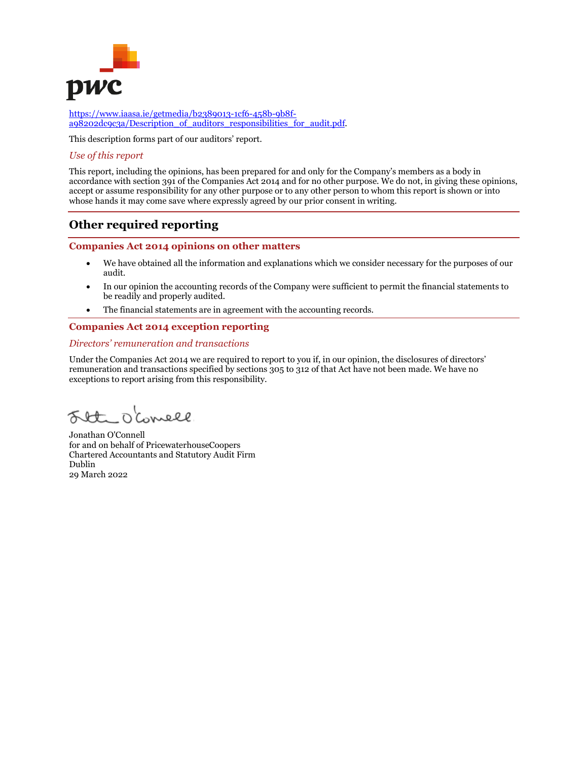https://www.iaasa.ie/getmedia/b2389013-1cf6-458b-9b8f-a98202dc9c3a/Description_of_auditors_responsibilities_for_audit.pdf.

This description forms part of our auditors' report.

*Use of this report*

This report, including the opinions, has been prepared for and only for the Company's members as a body in accordance with section 391 of the Companies Act 2014 and for no other purpose. We do not, in giving these opinions, accept or assume responsibility for any other purpose or to any other person to whom this report is shown or into whose hands it may come save where expressly agreed by our prior consent in writing.

## Other required reporting

### Companies Act 2014 opinions on other matters

- We have obtained all the information and explanations which we consider necessary for the purposes of our audit.
- In our opinion the accounting records of the Company were sufficient to permit the financial statements to be readily and properly audited.
- The financial statements are in agreement with the accounting records.

### Companies Act 2014 exception reporting

*Directors' remuneration and transactions*

Under the Companies Act 2014 we are required to report to you if, in our opinion, the disclosures of directors' remuneration and transactions specified by sections 305 to 312 of that Act have not been made. We have no exceptions to report arising from this responsibility.

Jonathan O'Connell
for and on behalf of PricewaterhouseCoopers
Chartered Accountants and Statutory Audit Firm
Dublin
29 March 2022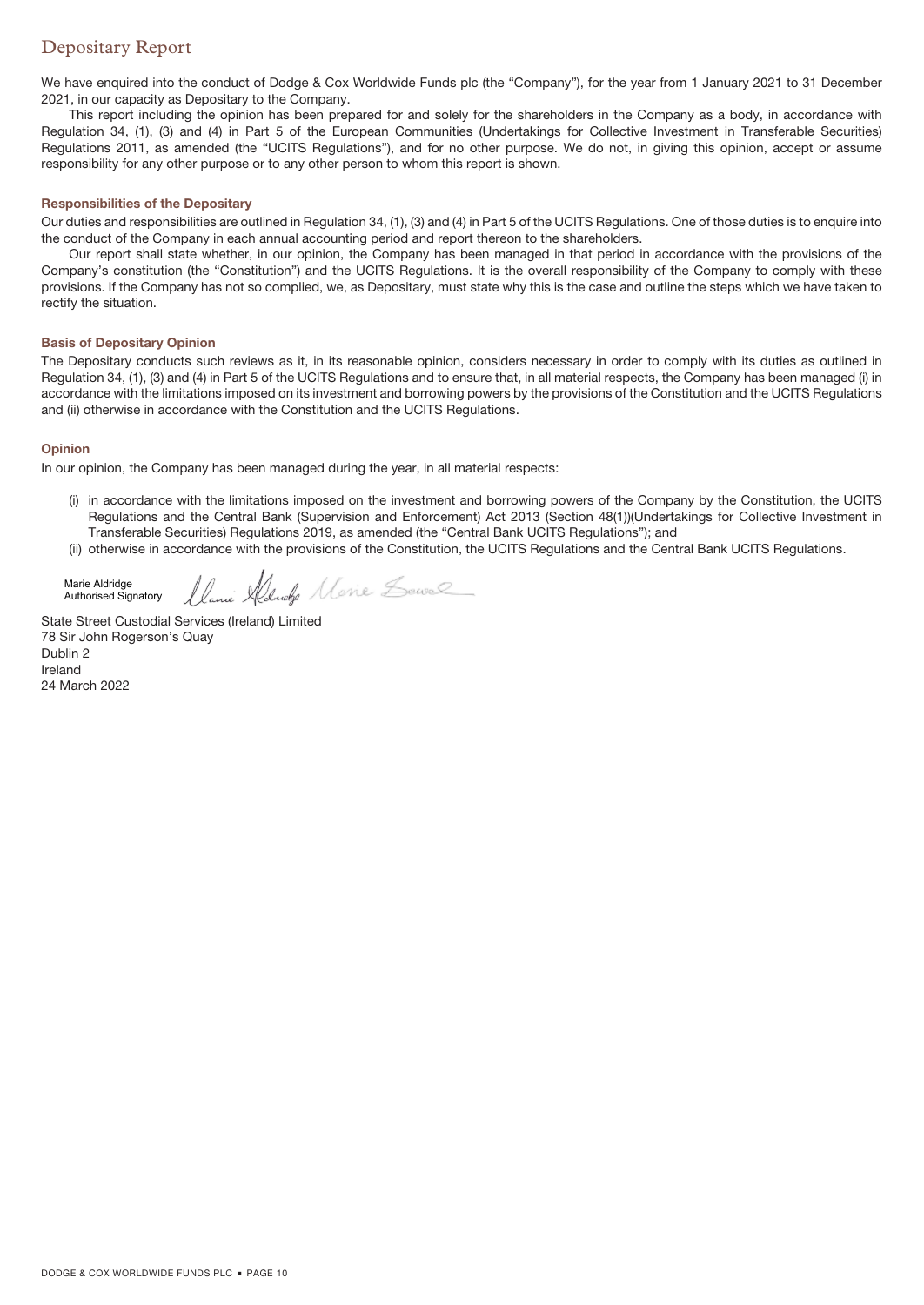# Depositary Report

We have enquired into the conduct of Dodge & Cox Worldwide Funds plc (the "Company"), for the year from 1 January 2021 to 31 December 2021, in our capacity as Depositary to the Company.

This report including the opinion has been prepared for and solely for the shareholders in the Company as a body, in accordance with Regulation 34, (1), (3) and (4) in Part 5 of the European Communities (Undertakings for Collective Investment in Transferable Securities) Regulations 2011, as amended (the "UCITS Regulations"), and for no other purpose. We do not, in giving this opinion, accept or assume responsibility for any other purpose or to any other person to whom this report is shown.

### Responsibilities of the Depositary

Our duties and responsibilities are outlined in Regulation 34, (1), (3) and (4) in Part 5 of the UCITS Regulations. One of those duties is to enquire into the conduct of the Company in each annual accounting period and report thereon to the shareholders.

Our report shall state whether, in our opinion, the Company has been managed in that period in accordance with the provisions of the Company's constitution (the "Constitution") and the UCITS Regulations. It is the overall responsibility of the Company to comply with these provisions. If the Company has not so complied, we, as Depositary, must state why this is the case and outline the steps which we have taken to rectify the situation.

### Basis of Depositary Opinion

The Depositary conducts such reviews as it, in its reasonable opinion, considers necessary in order to comply with its duties as outlined in Regulation 34, (1), (3) and (4) in Part 5 of the UCITS Regulations and to ensure that, in all material respects, the Company has been managed (i) in accordance with the limitations imposed on its investment and borrowing powers by the provisions of the Constitution and the UCITS Regulations and (ii) otherwise in accordance with the Constitution and the UCITS Regulations.

### Opinion

In our opinion, the Company has been managed during the year, in all material respects:

(i) in accordance with the limitations imposed on the investment and borrowing powers of the Company by the Constitution, the UCITS Regulations and the Central Bank (Supervision and Enforcement) Act 2013 (Section 48(1))(Undertakings for Collective Investment in Transferable Securities) Regulations 2019, as amended (the "Central Bank UCITS Regulations"); and

(ii) otherwise in accordance with the provisions of the Constitution, the UCITS Regulations and the Central Bank UCITS Regulations.

Marie Aldridge
Authorised Signatory

State Street Custodial Services (Ireland) Limited
78 Sir John Rogerson's Quay
Dublin 2
Ireland
24 March 2022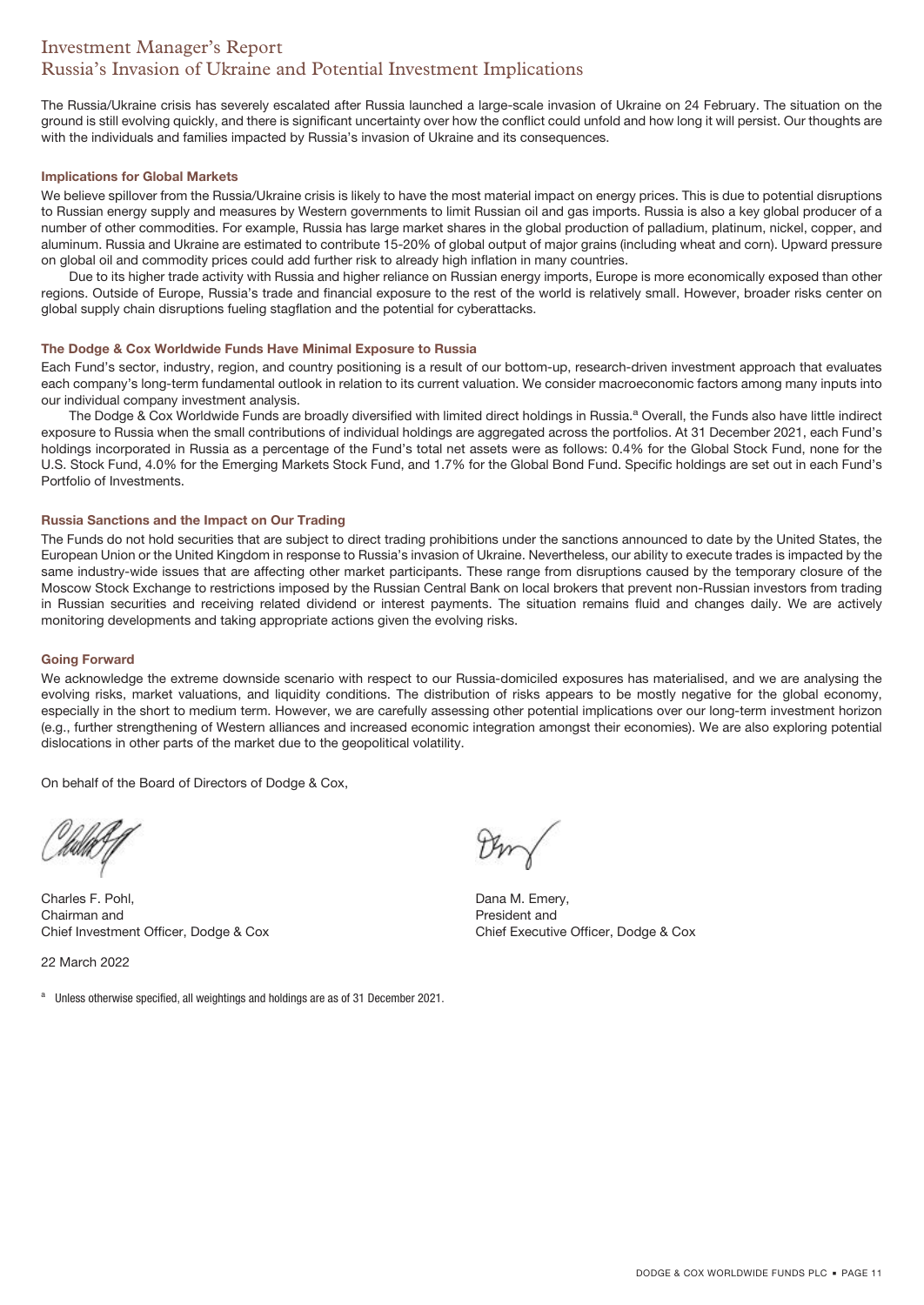# Investment Manager's Report

## Russia's Invasion of Ukraine and Potential Investment Implications

The Russia/Ukraine crisis has severely escalated after Russia launched a large-scale invasion of Ukraine on 24 February. The situation on the ground is still evolving quickly, and there is significant uncertainty over how the conflict could unfold and how long it will persist. Our thoughts are with the individuals and families impacted by Russia's invasion of Ukraine and its consequences.

### Implications for Global Markets

We believe spillover from the Russia/Ukraine crisis is likely to have the most material impact on energy prices. This is due to potential disruptions to Russian energy supply and measures by Western governments to limit Russian oil and gas imports. Russia is also a key global producer of a number of other commodities. For example, Russia has large market shares in the global production of palladium, platinum, nickel, copper, and aluminum. Russia and Ukraine are estimated to contribute 15-20% of global output of major grains (including wheat and corn). Upward pressure on global oil and commodity prices could add further risk to already high inflation in many countries.

Due to its higher trade activity with Russia and higher reliance on Russian energy imports, Europe is more economically exposed than other regions. Outside of Europe, Russia's trade and financial exposure to the rest of the world is relatively small. However, broader risks center on global supply chain disruptions fueling stagflation and the potential for cyberattacks.

### The Dodge & Cox Worldwide Funds Have Minimal Exposure to Russia

Each Fund's sector, industry, region, and country positioning is a result of our bottom-up, research-driven investment approach that evaluates each company's long-term fundamental outlook in relation to its current valuation. We consider macroeconomic factors among many inputs into our individual company investment analysis.

The Dodge & Cox Worldwide Funds are broadly diversified with limited direct holdings in Russia.[a] Overall, the Funds also have little indirect exposure to Russia when the small contributions of individual holdings are aggregated across the portfolios. At 31 December 2021, each Fund's holdings incorporated in Russia as a percentage of the Fund's total net assets were as follows: 0.4% for the Global Stock Fund, none for the U.S. Stock Fund, 4.0% for the Emerging Markets Stock Fund, and 1.7% for the Global Bond Fund. Specific holdings are set out in each Fund's Portfolio of Investments.

### Russia Sanctions and the Impact on Our Trading

The Funds do not hold securities that are subject to direct trading prohibitions under the sanctions announced to date by the United States, the European Union or the United Kingdom in response to Russia's invasion of Ukraine. Nevertheless, our ability to execute trades is impacted by the same industry-wide issues that are affecting other market participants. These range from disruptions caused by the temporary closure of the Moscow Stock Exchange to restrictions imposed by the Russian Central Bank on local brokers that prevent non-Russian investors from trading in Russian securities and receiving related dividend or interest payments. The situation remains fluid and changes daily. We are actively monitoring developments and taking appropriate actions given the evolving risks.

### Going Forward

We acknowledge the extreme downside scenario with respect to our Russia-domiciled exposures has materialised, and we are analysing the evolving risks, market valuations, and liquidity conditions. The distribution of risks appears to be mostly negative for the global economy, especially in the short to medium term. However, we are carefully assessing other potential implications over our long-term investment horizon (e.g., further strengthening of Western alliances and increased economic integration amongst their economies). We are also exploring potential dislocations in other parts of the market due to the geopolitical volatility.

On behalf of the Board of Directors of Dodge & Cox,

Charles F. Pohl,
Chairman and
Chief Investment Officer, Dodge & Cox

Dana M. Emery,
President and
Chief Executive Officer, Dodge & Cox

22 March 2022

[a] Unless otherwise specified, all weightings and holdings are as of 31 December 2021.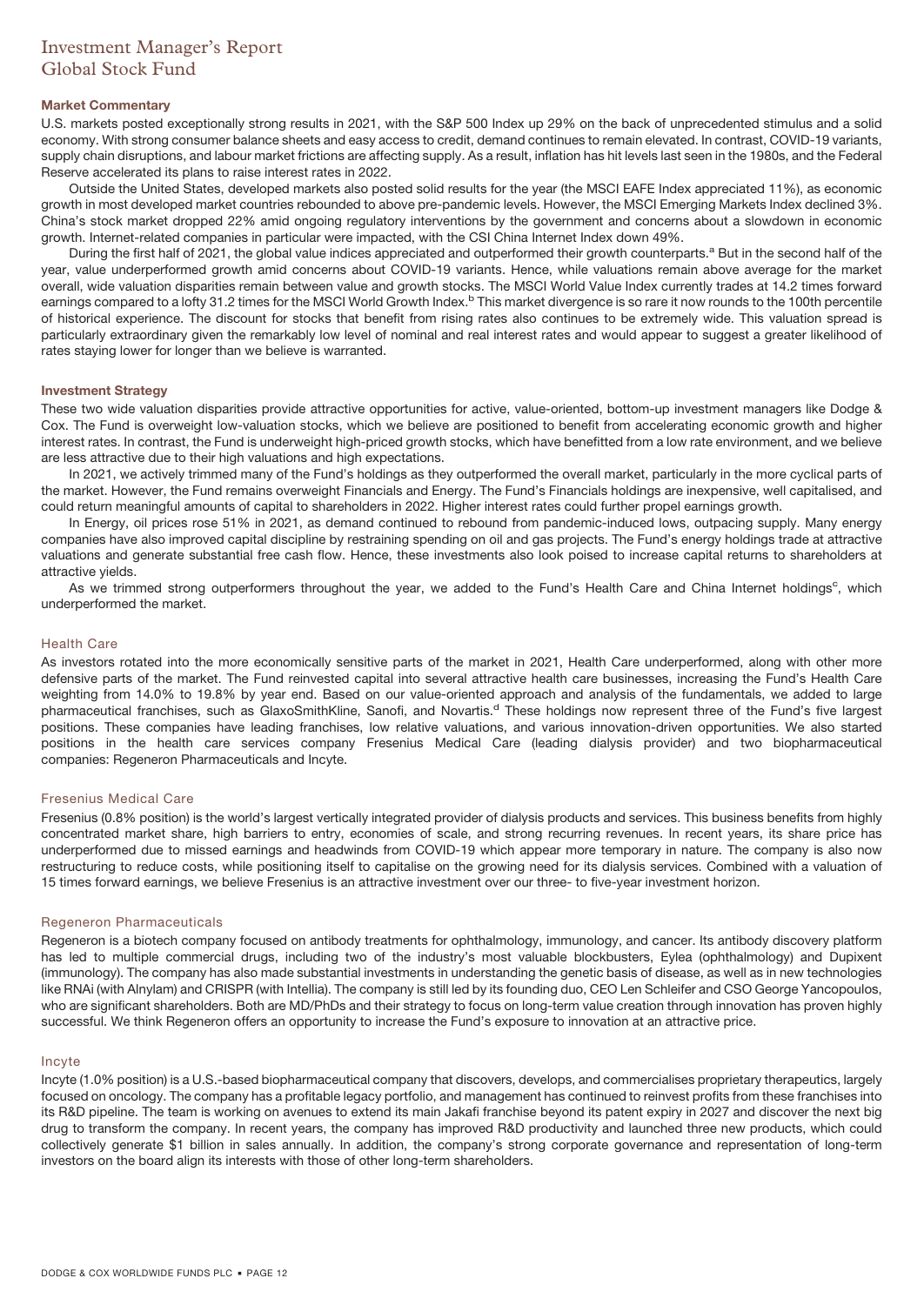# Investment Manager's Report
## Global Stock Fund

### Market Commentary

U.S. markets posted exceptionally strong results in 2021, with the S&P 500 Index up 29% on the back of unprecedented stimulus and a solid economy. With strong consumer balance sheets and easy access to credit, demand continues to remain elevated. In contrast, COVID-19 variants, supply chain disruptions, and labour market frictions are affecting supply. As a result, inflation has hit levels last seen in the 1980s, and the Federal Reserve accelerated its plans to raise interest rates in 2022.

Outside the United States, developed markets also posted solid results for the year (the MSCI EAFE Index appreciated 11%), as economic growth in most developed market countries rebounded to above pre-pandemic levels. However, the MSCI Emerging Markets Index declined 3%. China's stock market dropped 22% amid ongoing regulatory interventions by the government and concerns about a slowdown in economic growth. Internet-related companies in particular were impacted, with the CSI China Internet Index down 49%.

During the first half of 2021, the global value indices appreciated and outperformed their growth counterparts.[a] But in the second half of the year, value underperformed growth amid concerns about COVID-19 variants. Hence, while valuations remain above average for the market overall, wide valuation disparities remain between value and growth stocks. The MSCI World Value Index currently trades at 14.2 times forward earnings compared to a lofty 31.2 times for the MSCI World Growth Index.[b] This market divergence is so rare it now rounds to the 100th percentile of historical experience. The discount for stocks that benefit from rising rates also continues to be extremely wide. This valuation spread is particularly extraordinary given the remarkably low level of nominal and real interest rates and would appear to suggest a greater likelihood of rates staying lower for longer than we believe is warranted.

### Investment Strategy

These two wide valuation disparities provide attractive opportunities for active, value-oriented, bottom-up investment managers like Dodge & Cox. The Fund is overweight low-valuation stocks, which we believe are positioned to benefit from accelerating economic growth and higher interest rates. In contrast, the Fund is underweight high-priced growth stocks, which have benefitted from a low rate environment, and we believe are less attractive due to their high valuations and high expectations.

In 2021, we actively trimmed many of the Fund's holdings as they outperformed the overall market, particularly in the more cyclical parts of the market. However, the Fund remains overweight Financials and Energy. The Fund's Financials holdings are inexpensive, well capitalised, and could return meaningful amounts of capital to shareholders in 2022. Higher interest rates could further propel earnings growth.

In Energy, oil prices rose 51% in 2021, as demand continued to rebound from pandemic-induced lows, outpacing supply. Many energy companies have also improved capital discipline by restraining spending on oil and gas projects. The Fund's energy holdings trade at attractive valuations and generate substantial free cash flow. Hence, these investments also look poised to increase capital returns to shareholders at attractive yields.

As we trimmed strong outperformers throughout the year, we added to the Fund's Health Care and China Internet holdings[c], which underperformed the market.

### Health Care

As investors rotated into the more economically sensitive parts of the market in 2021, Health Care underperformed, along with other more defensive parts of the market. The Fund reinvested capital into several attractive health care businesses, increasing the Fund's Health Care weighting from 14.0% to 19.8% by year end. Based on our value-oriented approach and analysis of the fundamentals, we added to large pharmaceutical franchises, such as GlaxoSmithKline, Sanofi, and Novartis.[d] These holdings now represent three of the Fund's five largest positions. These companies have leading franchises, low relative valuations, and various innovation-driven opportunities. We also started positions in the health care services company Fresenius Medical Care (leading dialysis provider) and two biopharmaceutical companies: Regeneron Pharmaceuticals and Incyte.

### Fresenius Medical Care

Fresenius (0.8% position) is the world's largest vertically integrated provider of dialysis products and services. This business benefits from highly concentrated market share, high barriers to entry, economies of scale, and strong recurring revenues. In recent years, its share price has underperformed due to missed earnings and headwinds from COVID-19 which appear more temporary in nature. The company is also now restructuring to reduce costs, while positioning itself to capitalise on the growing need for its dialysis services. Combined with a valuation of 15 times forward earnings, we believe Fresenius is an attractive investment over our three- to five-year investment horizon.

### Regeneron Pharmaceuticals

Regeneron is a biotech company focused on antibody treatments for ophthalmology, immunology, and cancer. Its antibody discovery platform has led to multiple commercial drugs, including two of the industry's most valuable blockbusters, Eylea (ophthalmology) and Dupixent (immunology). The company has also made substantial investments in understanding the genetic basis of disease, as well as in new technologies like RNAi (with Alnylam) and CRISPR (with Intellia). The company is still led by its founding duo, CEO Len Schleifer and CSO George Yancopoulos, who are significant shareholders. Both are MD/PhDs and their strategy to focus on long-term value creation through innovation has proven highly successful. We think Regeneron offers an opportunity to increase the Fund's exposure to innovation at an attractive price.

### Incyte

Incyte (1.0% position) is a U.S.-based biopharmaceutical company that discovers, develops, and commercialises proprietary therapeutics, largely focused on oncology. The company has a profitable legacy portfolio, and management has continued to reinvest profits from these franchises into its R&D pipeline. The team is working on avenues to extend its main Jakafi franchise beyond its patent expiry in 2027 and discover the next big drug to transform the company. In recent years, the company has improved R&D productivity and launched three new products, which could collectively generate $1 billion in sales annually. In addition, the company's strong corporate governance and representation of long-term investors on the board align its interests with those of other long-term shareholders.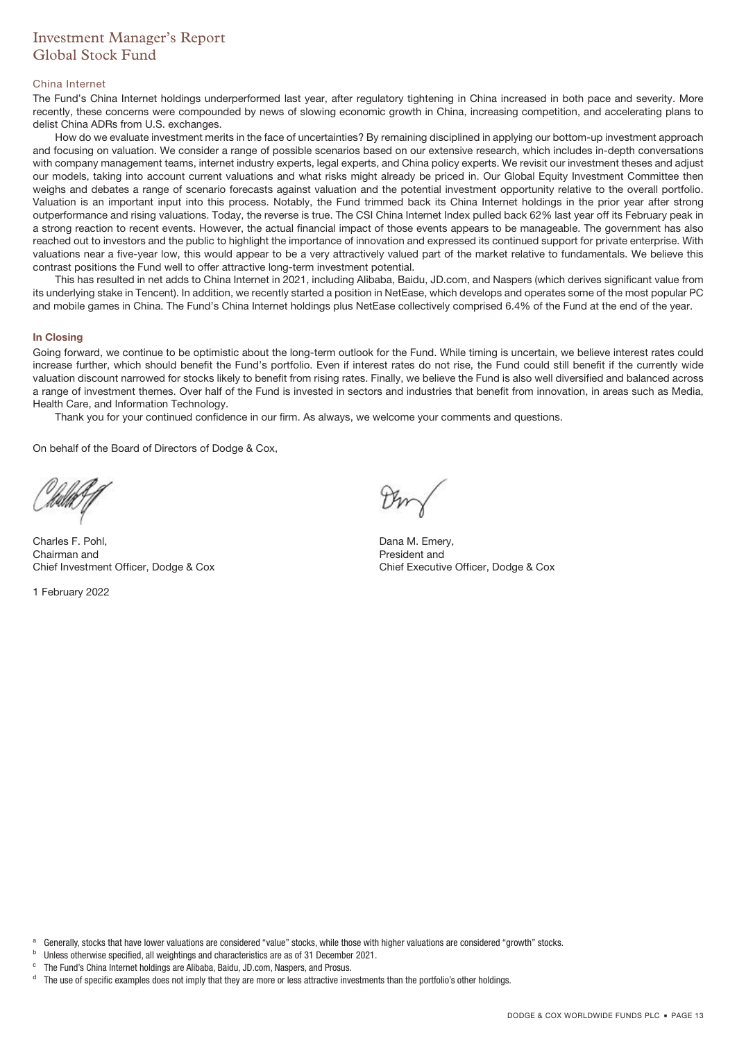# Investment Manager's Report
## Global Stock Fund

### China Internet

The Fund's China Internet holdings underperformed last year, after regulatory tightening in China increased in both pace and severity. More recently, these concerns were compounded by news of slowing economic growth in China, increasing competition, and accelerating plans to delist China ADRs from U.S. exchanges.

How do we evaluate investment merits in the face of uncertainties? By remaining disciplined in applying our bottom-up investment approach and focusing on valuation. We consider a range of possible scenarios based on our extensive research, which includes in-depth conversations with company management teams, internet industry experts, legal experts, and China policy experts. We revisit our investment theses and adjust our models, taking into account current valuations and what risks might already be priced in. Our Global Equity Investment Committee then weighs and debates a range of scenario forecasts against valuation and the potential investment opportunity relative to the overall portfolio. Valuation is an important input into this process. Notably, the Fund trimmed back its China Internet holdings in the prior year after strong outperformance and rising valuations. Today, the reverse is true. The CSI China Internet Index pulled back 62% last year off its February peak in a strong reaction to recent events. However, the actual financial impact of those events appears to be manageable. The government has also reached out to investors and the public to highlight the importance of innovation and expressed its continued support for private enterprise. With valuations near a five-year low, this would appear to be a very attractively valued part of the market relative to fundamentals. We believe this contrast positions the Fund well to offer attractive long-term investment potential.

This has resulted in net adds to China Internet in 2021, including Alibaba, Baidu, JD.com, and Naspers (which derives significant value from its underlying stake in Tencent). In addition, we recently started a position in NetEase, which develops and operates some of the most popular PC and mobile games in China. The Fund's China Internet holdings plus NetEase collectively comprised 6.4% of the Fund at the end of the year.

### In Closing

Going forward, we continue to be optimistic about the long-term outlook for the Fund. While timing is uncertain, we believe interest rates could increase further, which should benefit the Fund's portfolio. Even if interest rates do not rise, the Fund could still benefit if the currently wide valuation discount narrowed for stocks likely to benefit from rising rates. Finally, we believe the Fund is also well diversified and balanced across a range of investment themes. Over half of the Fund is invested in sectors and industries that benefit from innovation, in areas such as Media, Health Care, and Information Technology.

Thank you for your continued confidence in our firm. As always, we welcome your comments and questions.

On behalf of the Board of Directors of Dodge & Cox,

Charles F. Pohl,
Chairman and
Chief Investment Officer, Dodge & Cox

Dana M. Emery,
President and
Chief Executive Officer, Dodge & Cox

1 February 2022

[a] Generally, stocks that have lower valuations are considered "value" stocks, while those with higher valuations are considered "growth" stocks.

[b] Unless otherwise specified, all weightings and characteristics are as of 31 December 2021.

[c] The Fund's China Internet holdings are Alibaba, Baidu, JD.com, Naspers, and Prosus.

[d] The use of specific examples does not imply that they are more or less attractive investments than the portfolio's other holdings.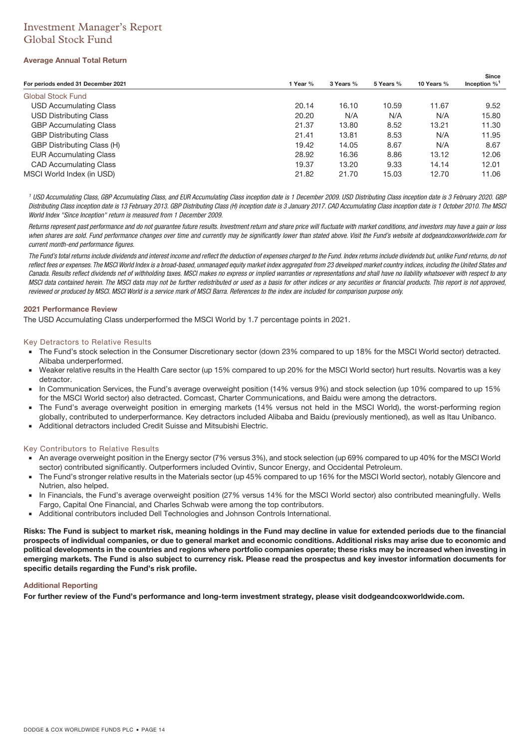# Investment Manager's Report
## Global Stock Fund

### Average Annual Total Return

| For periods ended 31 December 2021 | 1 Year % | 3 Years % | 5 Years % | 10 Years % | Since Inception %[1] |
|---|---|---|---|---|---|
| Global Stock Fund | | | | | |
| USD Accumulating Class | 20.14 | 16.10 | 10.59 | 11.67 | 9.52 |
| USD Distributing Class | 20.20 | N/A | N/A | N/A | 15.80 |
| GBP Accumulating Class | 21.37 | 13.80 | 8.52 | 13.21 | 11.30 |
| GBP Distributing Class | 21.41 | 13.81 | 8.53 | N/A | 11.95 |
| GBP Distributing Class (H) | 19.42 | 14.05 | 8.67 | N/A | 8.67 |
| EUR Accumulating Class | 28.92 | 16.36 | 8.86 | 13.12 | 12.06 |
| CAD Accumulating Class | 19.37 | 13.20 | 9.33 | 14.14 | 12.01 |
| MSCI World Index (in USD) | 21.82 | 21.70 | 15.03 | 12.70 | 11.06 |

*[1] USD Accumulating Class, GBP Accumulating Class, and EUR Accumulating Class inception date is 1 December 2009. USD Distributing Class inception date is 3 February 2020. GBP Distributing Class inception date is 13 February 2013. GBP Distributing Class (H) inception date is 3 January 2017. CAD Accumulating Class inception date is 1 October 2010. The MSCI World Index "Since Inception" return is measured from 1 December 2009.*

*Returns represent past performance and do not guarantee future results. Investment return and share price will fluctuate with market conditions, and investors may have a gain or loss when shares are sold. Fund performance changes over time and currently may be significantly lower than stated above. Visit the Fund's website at dodgeandcoxworldwide.com for current month-end performance figures.*

*The Fund's total returns include dividends and interest income and reflect the deduction of expenses charged to the Fund. Index returns include dividends but, unlike Fund returns, do not reflect fees or expenses. The MSCI World Index is a broad-based, unmanaged equity market index aggregated from 23 developed market country indices, including the United States and Canada. Results reflect dividends net of withholding taxes. MSCI makes no express or implied warranties or representations and shall have no liability whatsoever with respect to any MSCI data contained herein. The MSCI data may not be further redistributed or used as a basis for other indices or any securities or financial products. This report is not approved, reviewed or produced by MSCI. MSCI World is a service mark of MSCI Barra. References to the index are included for comparison purpose only.*

### 2021 Performance Review

The USD Accumulating Class underperformed the MSCI World by 1.7 percentage points in 2021.

#### Key Detractors to Relative Results

- The Fund's stock selection in the Consumer Discretionary sector (down 23% compared to up 18% for the MSCI World sector) detracted. Alibaba underperformed.
- Weaker relative results in the Health Care sector (up 15% compared to up 20% for the MSCI World sector) hurt results. Novartis was a key detractor.
- In Communication Services, the Fund's average overweight position (14% versus 9%) and stock selection (up 10% compared to up 15% for the MSCI World sector) also detracted. Comcast, Charter Communications, and Baidu were among the detractors.
- The Fund's average overweight position in emerging markets (14% versus not held in the MSCI World), the worst-performing region globally, contributed to underperformance. Key detractors included Alibaba and Baidu (previously mentioned), as well as Itau Unibanco.
- Additional detractors included Credit Suisse and Mitsubishi Electric.

#### Key Contributors to Relative Results

- An average overweight position in the Energy sector (7% versus 3%), and stock selection (up 69% compared to up 40% for the MSCI World sector) contributed significantly. Outperformers included Ovintiv, Suncor Energy, and Occidental Petroleum.
- The Fund's stronger relative results in the Materials sector (up 45% compared to up 16% for the MSCI World sector), notably Glencore and Nutrien, also helped.
- In Financials, the Fund's average overweight position (27% versus 14% for the MSCI World sector) also contributed meaningfully. Wells Fargo, Capital One Financial, and Charles Schwab were among the top contributors.
- Additional contributors included Dell Technologies and Johnson Controls International.

**Risks: The Fund is subject to market risk, meaning holdings in the Fund may decline in value for extended periods due to the financial prospects of individual companies, or due to general market and economic conditions. Additional risks may arise due to economic and political developments in the countries and regions where portfolio companies operate; these risks may be increased when investing in emerging markets. The Fund is also subject to currency risk. Please read the prospectus and key investor information documents for specific details regarding the Fund's risk profile.**

### Additional Reporting

**For further review of the Fund's performance and long-term investment strategy, please visit dodgeandcoxworldwide.com.**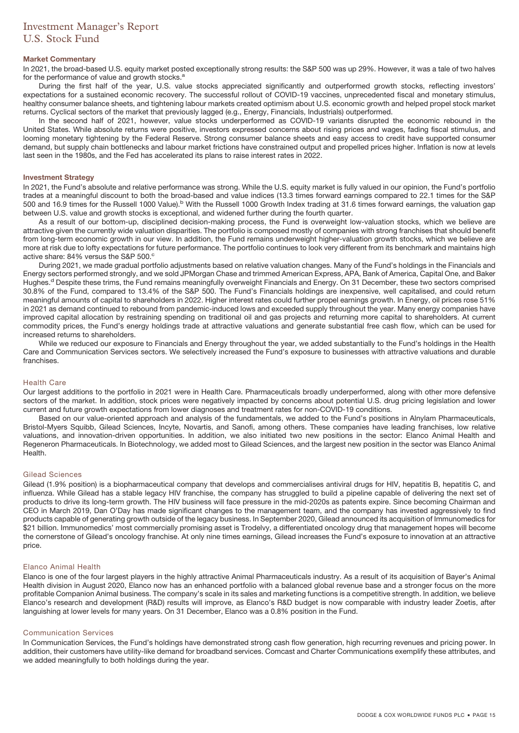# Investment Manager's Report
## U.S. Stock Fund

### Market Commentary

In 2021, the broad-based U.S. equity market posted exceptionally strong results: the S&P 500 was up 29%. However, it was a tale of two halves for the performance of value and growth stocks.[a]

During the first half of the year, U.S. value stocks appreciated significantly and outperformed growth stocks, reflecting investors' expectations for a sustained economic recovery. The successful rollout of COVID-19 vaccines, unprecedented fiscal and monetary stimulus, healthy consumer balance sheets, and tightening labour markets created optimism about U.S. economic growth and helped propel stock market returns. Cyclical sectors of the market that previously lagged (e.g., Energy, Financials, Industrials) outperformed.

In the second half of 2021, however, value stocks underperformed as COVID-19 variants disrupted the economic rebound in the United States. While absolute returns were positive, investors expressed concerns about rising prices and wages, fading fiscal stimulus, and looming monetary tightening by the Federal Reserve. Strong consumer balance sheets and easy access to credit have supported consumer demand, but supply chain bottlenecks and labour market frictions have constrained output and propelled prices higher. Inflation is now at levels last seen in the 1980s, and the Fed has accelerated its plans to raise interest rates in 2022.

### Investment Strategy

In 2021, the Fund's absolute and relative performance was strong. While the U.S. equity market is fully valued in our opinion, the Fund's portfolio trades at a meaningful discount to both the broad-based and value indices (13.3 times forward earnings compared to 22.1 times for the S&P 500 and 16.9 times for the Russell 1000 Value).[b] With the Russell 1000 Growth Index trading at 31.6 times forward earnings, the valuation gap between U.S. value and growth stocks is exceptional, and widened further during the fourth quarter.

As a result of our bottom-up, disciplined decision-making process, the Fund is overweight low-valuation stocks, which we believe are attractive given the currently wide valuation disparities. The portfolio is composed mostly of companies with strong franchises that should benefit from long-term economic growth in our view. In addition, the Fund remains underweight higher-valuation growth stocks, which we believe are more at risk due to lofty expectations for future performance. The portfolio continues to look very different from its benchmark and maintains high active share: 84% versus the S&P 500.[c]

During 2021, we made gradual portfolio adjustments based on relative valuation changes. Many of the Fund's holdings in the Financials and Energy sectors performed strongly, and we sold JPMorgan Chase and trimmed American Express, APA, Bank of America, Capital One, and Baker Hughes.[d] Despite these trims, the Fund remains meaningfully overweight Financials and Energy. On 31 December, these two sectors comprised 30.8% of the Fund, compared to 13.4% of the S&P 500. The Fund's Financials holdings are inexpensive, well capitalised, and could return meaningful amounts of capital to shareholders in 2022. Higher interest rates could further propel earnings growth. In Energy, oil prices rose 51% in 2021 as demand continued to rebound from pandemic-induced lows and exceeded supply throughout the year. Many energy companies have improved capital allocation by restraining spending on traditional oil and gas projects and returning more capital to shareholders. At current commodity prices, the Fund's energy holdings trade at attractive valuations and generate substantial free cash flow, which can be used for increased returns to shareholders.

While we reduced our exposure to Financials and Energy throughout the year, we added substantially to the Fund's holdings in the Health Care and Communication Services sectors. We selectively increased the Fund's exposure to businesses with attractive valuations and durable franchises.

#### Health Care

Our largest additions to the portfolio in 2021 were in Health Care. Pharmaceuticals broadly underperformed, along with other more defensive sectors of the market. In addition, stock prices were negatively impacted by concerns about potential U.S. drug pricing legislation and lower current and future growth expectations from lower diagnoses and treatment rates for non-COVID-19 conditions.

Based on our value-oriented approach and analysis of the fundamentals, we added to the Fund's positions in Alnylam Pharmaceuticals, Bristol-Myers Squibb, Gilead Sciences, Incyte, Novartis, and Sanofi, among others. These companies have leading franchises, low relative valuations, and innovation-driven opportunities. In addition, we also initiated two new positions in the sector: Elanco Animal Health and Regeneron Pharmaceuticals. In Biotechnology, we added most to Gilead Sciences, and the largest new position in the sector was Elanco Animal Health.

#### Gilead Sciences

Gilead (1.9% position) is a biopharmaceutical company that develops and commercialises antiviral drugs for HIV, hepatitis B, hepatitis C, and influenza. While Gilead has a stable legacy HIV franchise, the company has struggled to build a pipeline capable of delivering the next set of products to drive its long-term growth. The HIV business will face pressure in the mid-2020s as patents expire. Since becoming Chairman and CEO in March 2019, Dan O'Day has made significant changes to the management team, and the company has invested aggressively to find products capable of generating growth outside of the legacy business. In September 2020, Gilead announced its acquisition of Immunomedics for $21 billion. Immunomedics' most commercially promising asset is Trodelvy, a differentiated oncology drug that management hopes will become the cornerstone of Gilead's oncology franchise. At only nine times earnings, Gilead increases the Fund's exposure to innovation at an attractive price.

#### Elanco Animal Health

Elanco is one of the four largest players in the highly attractive Animal Pharmaceuticals industry. As a result of its acquisition of Bayer's Animal Health division in August 2020, Elanco now has an enhanced portfolio with a balanced global revenue base and a stronger focus on the more profitable Companion Animal business. The company's scale in its sales and marketing functions is a competitive strength. In addition, we believe Elanco's research and development (R&D) results will improve, as Elanco's R&D budget is now comparable with industry leader Zoetis, after languishing at lower levels for many years. On 31 December, Elanco was a 0.8% position in the Fund.

#### Communication Services

In Communication Services, the Fund's holdings have demonstrated strong cash flow generation, high recurring revenues and pricing power. In addition, their customers have utility-like demand for broadband services. Comcast and Charter Communications exemplify these attributes, and we added meaningfully to both holdings during the year.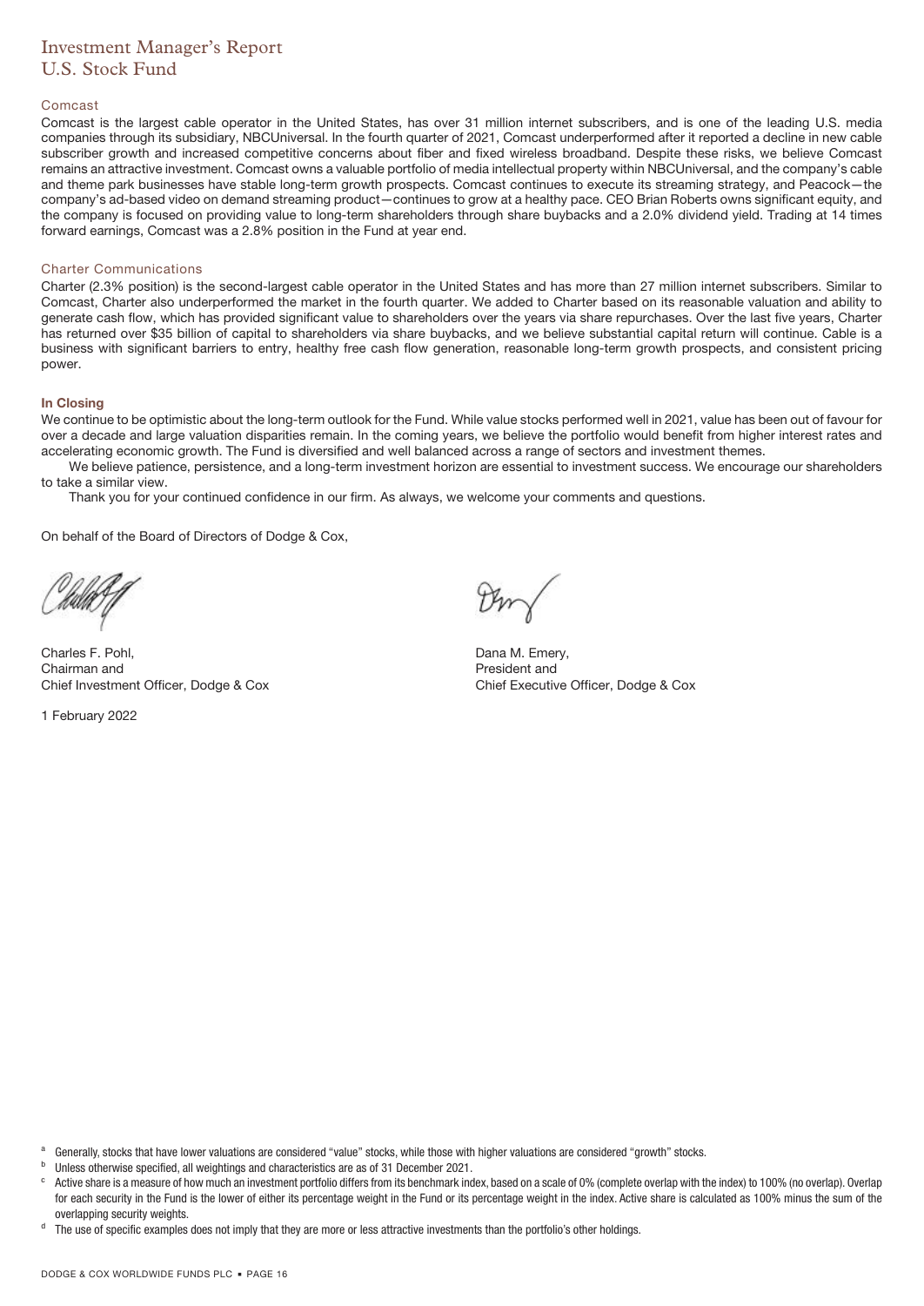# Investment Manager's Report
## U.S. Stock Fund

### Comcast

Comcast is the largest cable operator in the United States, has over 31 million internet subscribers, and is one of the leading U.S. media companies through its subsidiary, NBCUniversal. In the fourth quarter of 2021, Comcast underperformed after it reported a decline in new cable subscriber growth and increased competitive concerns about fiber and fixed wireless broadband. Despite these risks, we believe Comcast remains an attractive investment. Comcast owns a valuable portfolio of media intellectual property within NBCUniversal, and the company's cable and theme park businesses have stable long-term growth prospects. Comcast continues to execute its streaming strategy, and Peacock—the company's ad-based video on demand streaming product—continues to grow at a healthy pace. CEO Brian Roberts owns significant equity, and the company is focused on providing value to long-term shareholders through share buybacks and a 2.0% dividend yield. Trading at 14 times forward earnings, Comcast was a 2.8% position in the Fund at year end.

### Charter Communications

Charter (2.3% position) is the second-largest cable operator in the United States and has more than 27 million internet subscribers. Similar to Comcast, Charter also underperformed the market in the fourth quarter. We added to Charter based on its reasonable valuation and ability to generate cash flow, which has provided significant value to shareholders over the years via share repurchases. Over the last five years, Charter has returned over $35 billion of capital to shareholders via share buybacks, and we believe substantial capital return will continue. Cable is a business with significant barriers to entry, healthy free cash flow generation, reasonable long-term growth prospects, and consistent pricing power.

### In Closing

We continue to be optimistic about the long-term outlook for the Fund. While value stocks performed well in 2021, value has been out of favour for over a decade and large valuation disparities remain. In the coming years, we believe the portfolio would benefit from higher interest rates and accelerating economic growth. The Fund is diversified and well balanced across a range of sectors and investment themes.

We believe patience, persistence, and a long-term investment horizon are essential to investment success. We encourage our shareholders to take a similar view.

Thank you for your continued confidence in our firm. As always, we welcome your comments and questions.

On behalf of the Board of Directors of Dodge & Cox,

Charles F. Pohl,
Chairman and
Chief Investment Officer, Dodge & Cox

Dana M. Emery,
President and
Chief Executive Officer, Dodge & Cox

1 February 2022

---

[a] Generally, stocks that have lower valuations are considered "value" stocks, while those with higher valuations are considered "growth" stocks.

[b] Unless otherwise specified, all weightings and characteristics are as of 31 December 2021.

[c] Active share is a measure of how much an investment portfolio differs from its benchmark index, based on a scale of 0% (complete overlap with the index) to 100% (no overlap). Overlap for each security in the Fund is the lower of either its percentage weight in the Fund or its percentage weight in the index. Active share is calculated as 100% minus the sum of the overlapping security weights.

[d] The use of specific examples does not imply that they are more or less attractive investments than the portfolio's other holdings.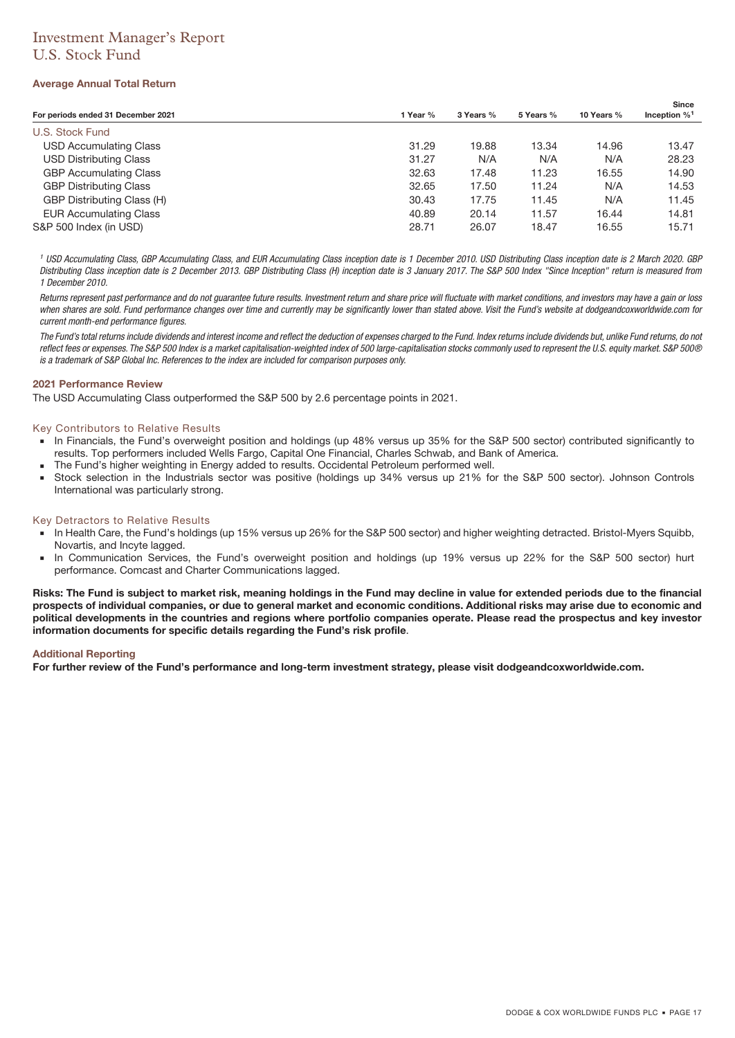# Investment Manager's Report
## U.S. Stock Fund

### Average Annual Total Return

| For periods ended 31 December 2021 | 1 Year % | 3 Years % | 5 Years % | 10 Years % | Since Inception %[1] |
|---|---|---|---|---|---|
| U.S. Stock Fund | | | | | |
| USD Accumulating Class | 31.29 | 19.88 | 13.34 | 14.96 | 13.47 |
| USD Distributing Class | 31.27 | N/A | N/A | N/A | 28.23 |
| GBP Accumulating Class | 32.63 | 17.48 | 11.23 | 16.55 | 14.90 |
| GBP Distributing Class | 32.65 | 17.50 | 11.24 | N/A | 14.53 |
| GBP Distributing Class (H) | 30.43 | 17.75 | 11.45 | N/A | 11.45 |
| EUR Accumulating Class | 40.89 | 20.14 | 11.57 | 16.44 | 14.81 |
| S&P 500 Index (in USD) | 28.71 | 26.07 | 18.47 | 16.55 | 15.71 |

*[1] USD Accumulating Class, GBP Accumulating Class, and EUR Accumulating Class inception date is 1 December 2010. USD Distributing Class inception date is 2 March 2020. GBP Distributing Class inception date is 2 December 2013. GBP Distributing Class (H) inception date is 3 January 2017. The S&P 500 Index "Since Inception" return is measured from 1 December 2010.*

*Returns represent past performance and do not guarantee future results. Investment return and share price will fluctuate with market conditions, and investors may have a gain or loss when shares are sold. Fund performance changes over time and currently may be significantly lower than stated above. Visit the Fund's website at dodgeandcoxworldwide.com for current month-end performance figures.*

*The Fund's total returns include dividends and interest income and reflect the deduction of expenses charged to the Fund. Index returns include dividends but, unlike Fund returns, do not reflect fees or expenses. The S&P 500 Index is a market capitalisation-weighted index of 500 large-capitalisation stocks commonly used to represent the U.S. equity market. S&P 500® is a trademark of S&P Global Inc. References to the index are included for comparison purposes only.*

### 2021 Performance Review

The USD Accumulating Class outperformed the S&P 500 by 2.6 percentage points in 2021.

#### Key Contributors to Relative Results

- In Financials, the Fund's overweight position and holdings (up 48% versus up 35% for the S&P 500 sector) contributed significantly to results. Top performers included Wells Fargo, Capital One Financial, Charles Schwab, and Bank of America.
- The Fund's higher weighting in Energy added to results. Occidental Petroleum performed well.
- Stock selection in the Industrials sector was positive (holdings up 34% versus up 21% for the S&P 500 sector). Johnson Controls International was particularly strong.

#### Key Detractors to Relative Results

- In Health Care, the Fund's holdings (up 15% versus up 26% for the S&P 500 sector) and higher weighting detracted. Bristol-Myers Squibb, Novartis, and Incyte lagged.
- In Communication Services, the Fund's overweight position and holdings (up 19% versus up 22% for the S&P 500 sector) hurt performance. Comcast and Charter Communications lagged.

**Risks: The Fund is subject to market risk, meaning holdings in the Fund may decline in value for extended periods due to the financial prospects of individual companies, or due to general market and economic conditions. Additional risks may arise due to economic and political developments in the countries and regions where portfolio companies operate. Please read the prospectus and key investor information documents for specific details regarding the Fund's risk profile**.

### Additional Reporting

**For further review of the Fund's performance and long-term investment strategy, please visit dodgeandcoxworldwide.com.**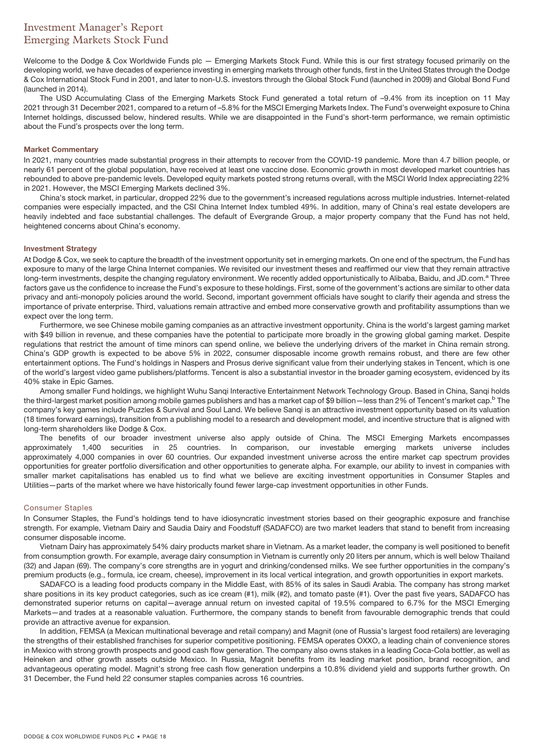# Investment Manager's Report
## Emerging Markets Stock Fund

Welcome to the Dodge & Cox Worldwide Funds plc — Emerging Markets Stock Fund. While this is our first strategy focused primarily on the developing world, we have decades of experience investing in emerging markets through other funds, first in the United States through the Dodge & Cox International Stock Fund in 2001, and later to non-U.S. investors through the Global Stock Fund (launched in 2009) and Global Bond Fund (launched in 2014).

The USD Accumulating Class of the Emerging Markets Stock Fund generated a total return of –9.4% from its inception on 11 May 2021 through 31 December 2021, compared to a return of –5.8% for the MSCI Emerging Markets Index. The Fund's overweight exposure to China Internet holdings, discussed below, hindered results. While we are disappointed in the Fund's short-term performance, we remain optimistic about the Fund's prospects over the long term.

### Market Commentary

In 2021, many countries made substantial progress in their attempts to recover from the COVID-19 pandemic. More than 4.7 billion people, or nearly 61 percent of the global population, have received at least one vaccine dose. Economic growth in most developed market countries has rebounded to above pre-pandemic levels. Developed equity markets posted strong returns overall, with the MSCI World Index appreciating 22% in 2021. However, the MSCI Emerging Markets declined 3%.

China's stock market, in particular, dropped 22% due to the government's increased regulations across multiple industries. Internet-related companies were especially impacted, and the CSI China Internet Index tumbled 49%. In addition, many of China's real estate developers are heavily indebted and face substantial challenges. The default of Evergrande Group, a major property company that the Fund has not held, heightened concerns about China's economy.

### Investment Strategy

At Dodge & Cox, we seek to capture the breadth of the investment opportunity set in emerging markets. On one end of the spectrum, the Fund has exposure to many of the large China Internet companies. We revisited our investment theses and reaffirmed our view that they remain attractive long-term investments, despite the changing regulatory environment. We recently added opportunistically to Alibaba, Baidu, and JD.com.[a] Three factors gave us the confidence to increase the Fund's exposure to these holdings. First, some of the government's actions are similar to other data privacy and anti-monopoly policies around the world. Second, important government officials have sought to clarify their agenda and stress the importance of private enterprise. Third, valuations remain attractive and embed more conservative growth and profitability assumptions than we expect over the long term.

Furthermore, we see Chinese mobile gaming companies as an attractive investment opportunity. China is the world's largest gaming market with $49 billion in revenue, and these companies have the potential to participate more broadly in the growing global gaming market. Despite regulations that restrict the amount of time minors can spend online, we believe the underlying drivers of the market in China remain strong. China's GDP growth is expected to be above 5% in 2022, consumer disposable income growth remains robust, and there are few other entertainment options. The Fund's holdings in Naspers and Prosus derive significant value from their underlying stakes in Tencent, which is one of the world's largest video game publishers/platforms. Tencent is also a substantial investor in the broader gaming ecosystem, evidenced by its 40% stake in Epic Games.

Among smaller Fund holdings, we highlight Wuhu Sanqi Interactive Entertainment Network Technology Group. Based in China, Sanqi holds the third-largest market position among mobile games publishers and has a market cap of $9 billion—less than 2% of Tencent's market cap.[b] The company's key games include Puzzles & Survival and Soul Land. We believe Sanqi is an attractive investment opportunity based on its valuation (18 times forward earnings), transition from a publishing model to a research and development model, and incentive structure that is aligned with long-term shareholders like Dodge & Cox.

The benefits of our broader investment universe also apply outside of China. The MSCI Emerging Markets encompasses approximately 1,400 securities in 25 countries. In comparison, our investable emerging markets universe includes approximately 4,000 companies in over 60 countries. Our expanded investment universe across the entire market cap spectrum provides opportunities for greater portfolio diversification and other opportunities to generate alpha. For example, our ability to invest in companies with smaller market capitalisations has enabled us to find what we believe are exciting investment opportunities in Consumer Staples and Utilities—parts of the market where we have historically found fewer large-cap investment opportunities in other Funds.

#### Consumer Staples

In Consumer Staples, the Fund's holdings tend to have idiosyncratic investment stories based on their geographic exposure and franchise strength. For example, Vietnam Dairy and Saudia Dairy and Foodstuff (SADAFCO) are two market leaders that stand to benefit from increasing consumer disposable income.

Vietnam Dairy has approximately 54% dairy products market share in Vietnam. As a market leader, the company is well positioned to benefit from consumption growth. For example, average dairy consumption in Vietnam is currently only 20 liters per annum, which is well below Thailand (32) and Japan (69). The company's core strengths are in yogurt and drinking/condensed milks. We see further opportunities in the company's premium products (e.g., formula, ice cream, cheese), improvement in its local vertical integration, and growth opportunities in export markets.

SADAFCO is a leading food products company in the Middle East, with 85% of its sales in Saudi Arabia. The company has strong market share positions in its key product categories, such as ice cream (#1), milk (#2), and tomato paste (#1). Over the past five years, SADAFCO has demonstrated superior returns on capital—average annual return on invested capital of 19.5% compared to 6.7% for the MSCI Emerging Markets—and trades at a reasonable valuation. Furthermore, the company stands to benefit from favourable demographic trends that could provide an attractive avenue for expansion.

In addition, FEMSA (a Mexican multinational beverage and retail company) and Magnit (one of Russia's largest food retailers) are leveraging the strengths of their established franchises for superior competitive positioning. FEMSA operates OXXO, a leading chain of convenience stores in Mexico with strong growth prospects and good cash flow generation. The company also owns stakes in a leading Coca-Cola bottler, as well as Heineken and other growth assets outside Mexico. In Russia, Magnit benefits from its leading market position, brand recognition, and advantageous operating model. Magnit's strong free cash flow generation underpins a 10.8% dividend yield and supports further growth. On 31 December, the Fund held 22 consumer staples companies across 16 countries.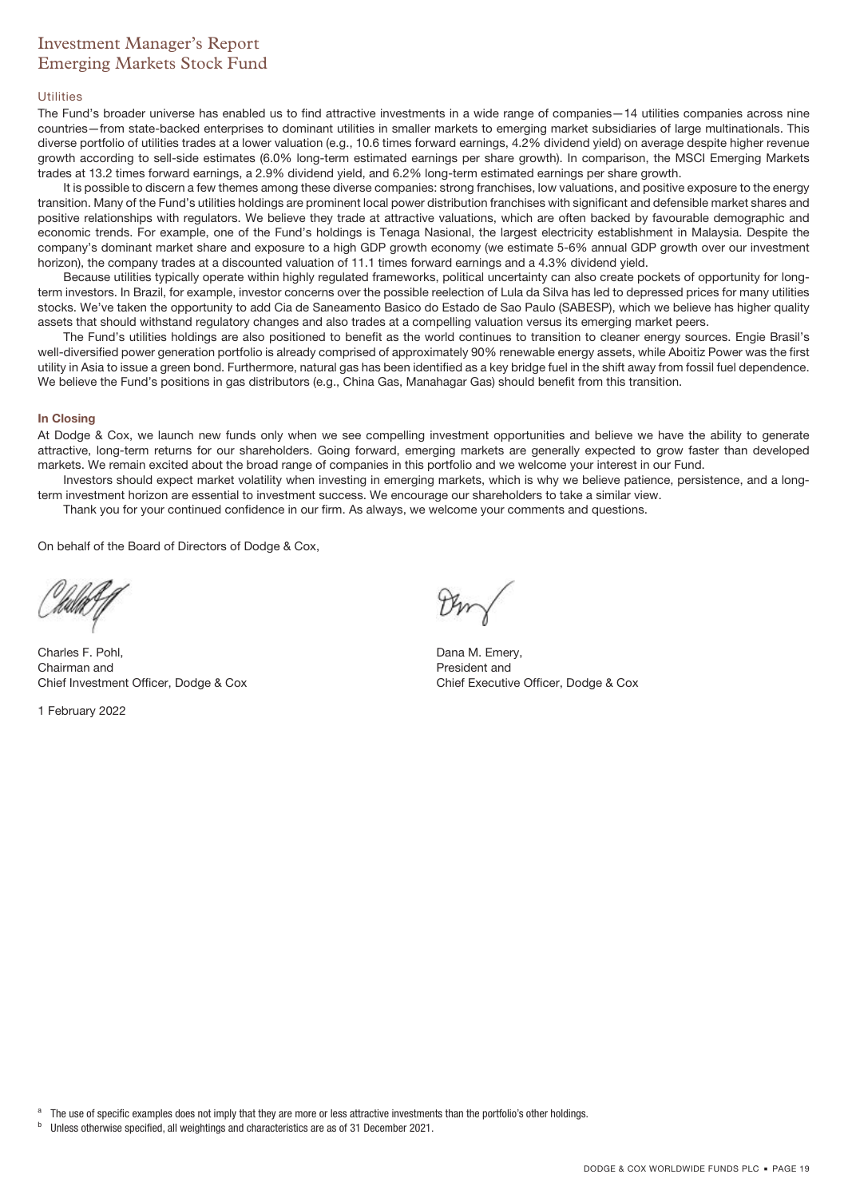# Investment Manager's Report
## Emerging Markets Stock Fund

### Utilities

The Fund's broader universe has enabled us to find attractive investments in a wide range of companies—14 utilities companies across nine countries—from state-backed enterprises to dominant utilities in smaller markets to emerging market subsidiaries of large multinationals. This diverse portfolio of utilities trades at a lower valuation (e.g., 10.6 times forward earnings, 4.2% dividend yield) on average despite higher revenue growth according to sell-side estimates (6.0% long-term estimated earnings per share growth). In comparison, the MSCI Emerging Markets trades at 13.2 times forward earnings, a 2.9% dividend yield, and 6.2% long-term estimated earnings per share growth.

It is possible to discern a few themes among these diverse companies: strong franchises, low valuations, and positive exposure to the energy transition. Many of the Fund's utilities holdings are prominent local power distribution franchises with significant and defensible market shares and positive relationships with regulators. We believe they trade at attractive valuations, which are often backed by favourable demographic and economic trends. For example, one of the Fund's holdings is Tenaga Nasional, the largest electricity establishment in Malaysia. Despite the company's dominant market share and exposure to a high GDP growth economy (we estimate 5-6% annual GDP growth over our investment horizon), the company trades at a discounted valuation of 11.1 times forward earnings and a 4.3% dividend yield.

Because utilities typically operate within highly regulated frameworks, political uncertainty can also create pockets of opportunity for long-term investors. In Brazil, for example, investor concerns over the possible reelection of Lula da Silva has led to depressed prices for many utilities stocks. We've taken the opportunity to add Cia de Saneamento Basico do Estado de Sao Paulo (SABESP), which we believe has higher quality assets that should withstand regulatory changes and also trades at a compelling valuation versus its emerging market peers.

The Fund's utilities holdings are also positioned to benefit as the world continues to transition to cleaner energy sources. Engie Brasil's well-diversified power generation portfolio is already comprised of approximately 90% renewable energy assets, while Aboitiz Power was the first utility in Asia to issue a green bond. Furthermore, natural gas has been identified as a key bridge fuel in the shift away from fossil fuel dependence. We believe the Fund's positions in gas distributors (e.g., China Gas, Manahagar Gas) should benefit from this transition.

### In Closing

At Dodge & Cox, we launch new funds only when we see compelling investment opportunities and believe we have the ability to generate attractive, long-term returns for our shareholders. Going forward, emerging markets are generally expected to grow faster than developed markets. We remain excited about the broad range of companies in this portfolio and we welcome your interest in our Fund.

Investors should expect market volatility when investing in emerging markets, which is why we believe patience, persistence, and a long-term investment horizon are essential to investment success. We encourage our shareholders to take a similar view.

Thank you for your continued confidence in our firm. As always, we welcome your comments and questions.

On behalf of the Board of Directors of Dodge & Cox,

Charles F. Pohl,
Chairman and
Chief Investment Officer, Dodge & Cox

Dana M. Emery,
President and
Chief Executive Officer, Dodge & Cox

1 February 2022

[a] The use of specific examples does not imply that they are more or less attractive investments than the portfolio's other holdings.

[b] Unless otherwise specified, all weightings and characteristics are as of 31 December 2021.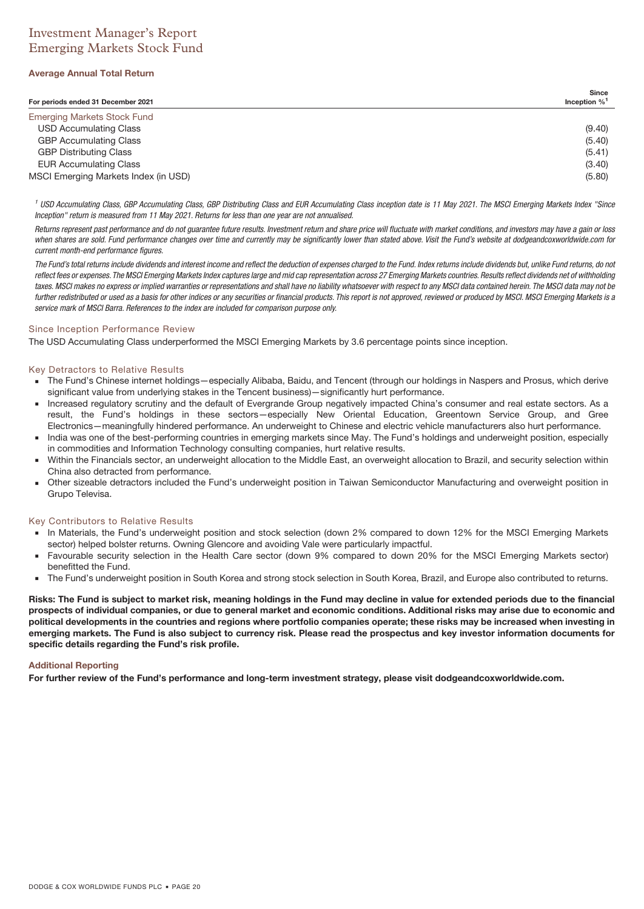# Investment Manager's Report
## Emerging Markets Stock Fund

### Average Annual Total Return

| For periods ended 31 December 2021 | Since Inception %[1] |
|---|---|
| Emerging Markets Stock Fund | |
| USD Accumulating Class | (9.40) |
| GBP Accumulating Class | (5.40) |
| GBP Distributing Class | (5.41) |
| EUR Accumulating Class | (3.40) |
| MSCI Emerging Markets Index (in USD) | (5.80) |

*[1] USD Accumulating Class, GBP Accumulating Class, GBP Distributing Class and EUR Accumulating Class inception date is 11 May 2021. The MSCI Emerging Markets Index "Since Inception" return is measured from 11 May 2021. Returns for less than one year are not annualised.*

*Returns represent past performance and do not guarantee future results. Investment return and share price will fluctuate with market conditions, and investors may have a gain or loss when shares are sold. Fund performance changes over time and currently may be significantly lower than stated above. Visit the Fund's website at dodgeandcoxworldwide.com for current month-end performance figures.*

*The Fund's total returns include dividends and interest income and reflect the deduction of expenses charged to the Fund. Index returns include dividends but, unlike Fund returns, do not reflect fees or expenses. The MSCI Emerging Markets Index captures large and mid cap representation across 27 Emerging Markets countries. Results reflect dividends net of withholding taxes. MSCI makes no express or implied warranties or representations and shall have no liability whatsoever with respect to any MSCI data contained herein. The MSCI data may not be further redistributed or used as a basis for other indices or any securities or financial products. This report is not approved, reviewed or produced by MSCI. MSCI Emerging Markets is a service mark of MSCI Barra. References to the index are included for comparison purpose only.*

### Since Inception Performance Review

The USD Accumulating Class underperformed the MSCI Emerging Markets by 3.6 percentage points since inception.

### Key Detractors to Relative Results

- The Fund's Chinese internet holdings—especially Alibaba, Baidu, and Tencent (through our holdings in Naspers and Prosus, which derive significant value from underlying stakes in the Tencent business)—significantly hurt performance.
- Increased regulatory scrutiny and the default of Evergrande Group negatively impacted China's consumer and real estate sectors. As a result, the Fund's holdings in these sectors—especially New Oriental Education, Greentown Service Group, and Gree Electronics—meaningfully hindered performance. An underweight to Chinese and electric vehicle manufacturers also hurt performance.
- India was one of the best-performing countries in emerging markets since May. The Fund's holdings and underweight position, especially in commodities and Information Technology consulting companies, hurt relative results.
- Within the Financials sector, an underweight allocation to the Middle East, an overweight allocation to Brazil, and security selection within China also detracted from performance.
- Other sizeable detractors included the Fund's underweight position in Taiwan Semiconductor Manufacturing and overweight position in Grupo Televisa.

### Key Contributors to Relative Results

- In Materials, the Fund's underweight position and stock selection (down 2% compared to down 12% for the MSCI Emerging Markets sector) helped bolster returns. Owning Glencore and avoiding Vale were particularly impactful.
- Favourable security selection in the Health Care sector (down 9% compared to down 20% for the MSCI Emerging Markets sector) benefitted the Fund.
- The Fund's underweight position in South Korea and strong stock selection in South Korea, Brazil, and Europe also contributed to returns.

**Risks: The Fund is subject to market risk, meaning holdings in the Fund may decline in value for extended periods due to the financial prospects of individual companies, or due to general market and economic conditions. Additional risks may arise due to economic and political developments in the countries and regions where portfolio companies operate; these risks may be increased when investing in emerging markets. The Fund is also subject to currency risk. Please read the prospectus and key investor information documents for specific details regarding the Fund's risk profile.**

### Additional Reporting

**For further review of the Fund's performance and long-term investment strategy, please visit dodgeandcoxworldwide.com.**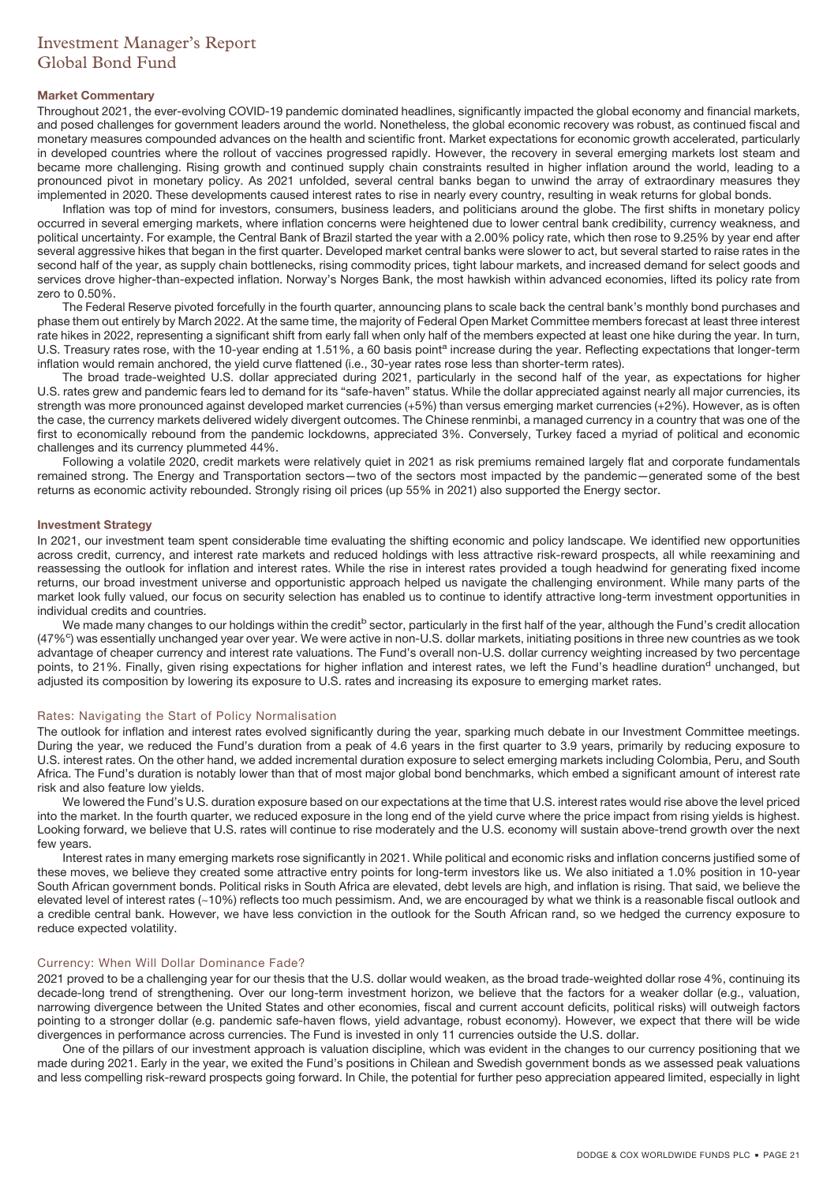# Investment Manager's Report
## Global Bond Fund

### Market Commentary

Throughout 2021, the ever-evolving COVID-19 pandemic dominated headlines, significantly impacted the global economy and financial markets, and posed challenges for government leaders around the world. Nonetheless, the global economic recovery was robust, as continued fiscal and monetary measures compounded advances on the health and scientific front. Market expectations for economic growth accelerated, particularly in developed countries where the rollout of vaccines progressed rapidly. However, the recovery in several emerging markets lost steam and became more challenging. Rising growth and continued supply chain constraints resulted in higher inflation around the world, leading to a pronounced pivot in monetary policy. As 2021 unfolded, several central banks began to unwind the array of extraordinary measures they implemented in 2020. These developments caused interest rates to rise in nearly every country, resulting in weak returns for global bonds.

Inflation was top of mind for investors, consumers, business leaders, and politicians around the globe. The first shifts in monetary policy occurred in several emerging markets, where inflation concerns were heightened due to lower central bank credibility, currency weakness, and political uncertainty. For example, the Central Bank of Brazil started the year with a 2.00% policy rate, which then rose to 9.25% by year end after several aggressive hikes that began in the first quarter. Developed market central banks were slower to act, but several started to raise rates in the second half of the year, as supply chain bottlenecks, rising commodity prices, tight labour markets, and increased demand for select goods and services drove higher-than-expected inflation. Norway's Norges Bank, the most hawkish within advanced economies, lifted its policy rate from zero to 0.50%.

The Federal Reserve pivoted forcefully in the fourth quarter, announcing plans to scale back the central bank's monthly bond purchases and phase them out entirely by March 2022. At the same time, the majority of Federal Open Market Committee members forecast at least three interest rate hikes in 2022, representing a significant shift from early fall when only half of the members expected at least one hike during the year. In turn, U.S. Treasury rates rose, with the 10-year ending at 1.51%, a 60 basis point[a] increase during the year. Reflecting expectations that longer-term inflation would remain anchored, the yield curve flattened (i.e., 30-year rates rose less than shorter-term rates).

The broad trade-weighted U.S. dollar appreciated during 2021, particularly in the second half of the year, as expectations for higher U.S. rates grew and pandemic fears led to demand for its "safe-haven" status. While the dollar appreciated against nearly all major currencies, its strength was more pronounced against developed market currencies (+5%) than versus emerging market currencies (+2%). However, as is often the case, the currency markets delivered widely divergent outcomes. The Chinese renminbi, a managed currency in a country that was one of the first to economically rebound from the pandemic lockdowns, appreciated 3%. Conversely, Turkey faced a myriad of political and economic challenges and its currency plummeted 44%.

Following a volatile 2020, credit markets were relatively quiet in 2021 as risk premiums remained largely flat and corporate fundamentals remained strong. The Energy and Transportation sectors—two of the sectors most impacted by the pandemic—generated some of the best returns as economic activity rebounded. Strongly rising oil prices (up 55% in 2021) also supported the Energy sector.

### Investment Strategy

In 2021, our investment team spent considerable time evaluating the shifting economic and policy landscape. We identified new opportunities across credit, currency, and interest rate markets and reduced holdings with less attractive risk-reward prospects, all while reexamining and reassessing the outlook for inflation and interest rates. While the rise in interest rates provided a tough headwind for generating fixed income returns, our broad investment universe and opportunistic approach helped us navigate the challenging environment. While many parts of the market look fully valued, our focus on security selection has enabled us to continue to identify attractive long-term investment opportunities in individual credits and countries.

We made many changes to our holdings within the credit[b] sector, particularly in the first half of the year, although the Fund's credit allocation (47%[c]) was essentially unchanged year over year. We were active in non-U.S. dollar markets, initiating positions in three new countries as we took advantage of cheaper currency and interest rate valuations. The Fund's overall non-U.S. dollar currency weighting increased by two percentage points, to 21%. Finally, given rising expectations for higher inflation and interest rates, we left the Fund's headline duration[d] unchanged, but adjusted its composition by lowering its exposure to U.S. rates and increasing its exposure to emerging market rates.

### Rates: Navigating the Start of Policy Normalisation

The outlook for inflation and interest rates evolved significantly during the year, sparking much debate in our Investment Committee meetings. During the year, we reduced the Fund's duration from a peak of 4.6 years in the first quarter to 3.9 years, primarily by reducing exposure to U.S. interest rates. On the other hand, we added incremental duration exposure to select emerging markets including Colombia, Peru, and South Africa. The Fund's duration is notably lower than that of most major global bond benchmarks, which embed a significant amount of interest rate risk and also feature low yields.

We lowered the Fund's U.S. duration exposure based on our expectations at the time that U.S. interest rates would rise above the level priced into the market. In the fourth quarter, we reduced exposure in the long end of the yield curve where the price impact from rising yields is highest. Looking forward, we believe that U.S. rates will continue to rise moderately and the U.S. economy will sustain above-trend growth over the next few years.

Interest rates in many emerging markets rose significantly in 2021. While political and economic risks and inflation concerns justified some of these moves, we believe they created some attractive entry points for long-term investors like us. We also initiated a 1.0% position in 10-year South African government bonds. Political risks in South Africa are elevated, debt levels are high, and inflation is rising. That said, we believe the elevated level of interest rates (~10%) reflects too much pessimism. And, we are encouraged by what we think is a reasonable fiscal outlook and a credible central bank. However, we have less conviction in the outlook for the South African rand, so we hedged the currency exposure to reduce expected volatility.

### Currency: When Will Dollar Dominance Fade?

2021 proved to be a challenging year for our thesis that the U.S. dollar would weaken, as the broad trade-weighted dollar rose 4%, continuing its decade-long trend of strengthening. Over our long-term investment horizon, we believe that the factors for a weaker dollar (e.g., valuation, narrowing divergence between the United States and other economies, fiscal and current account deficits, political risks) will outweigh factors pointing to a stronger dollar (e.g. pandemic safe-haven flows, yield advantage, robust economy). However, we expect that there will be wide divergences in performance across currencies. The Fund is invested in only 11 currencies outside the U.S. dollar.

One of the pillars of our investment approach is valuation discipline, which was evident in the changes to our currency positioning that we made during 2021. Early in the year, we exited the Fund's positions in Chilean and Swedish government bonds as we assessed peak valuations and less compelling risk-reward prospects going forward. In Chile, the potential for further peso appreciation appeared limited, especially in light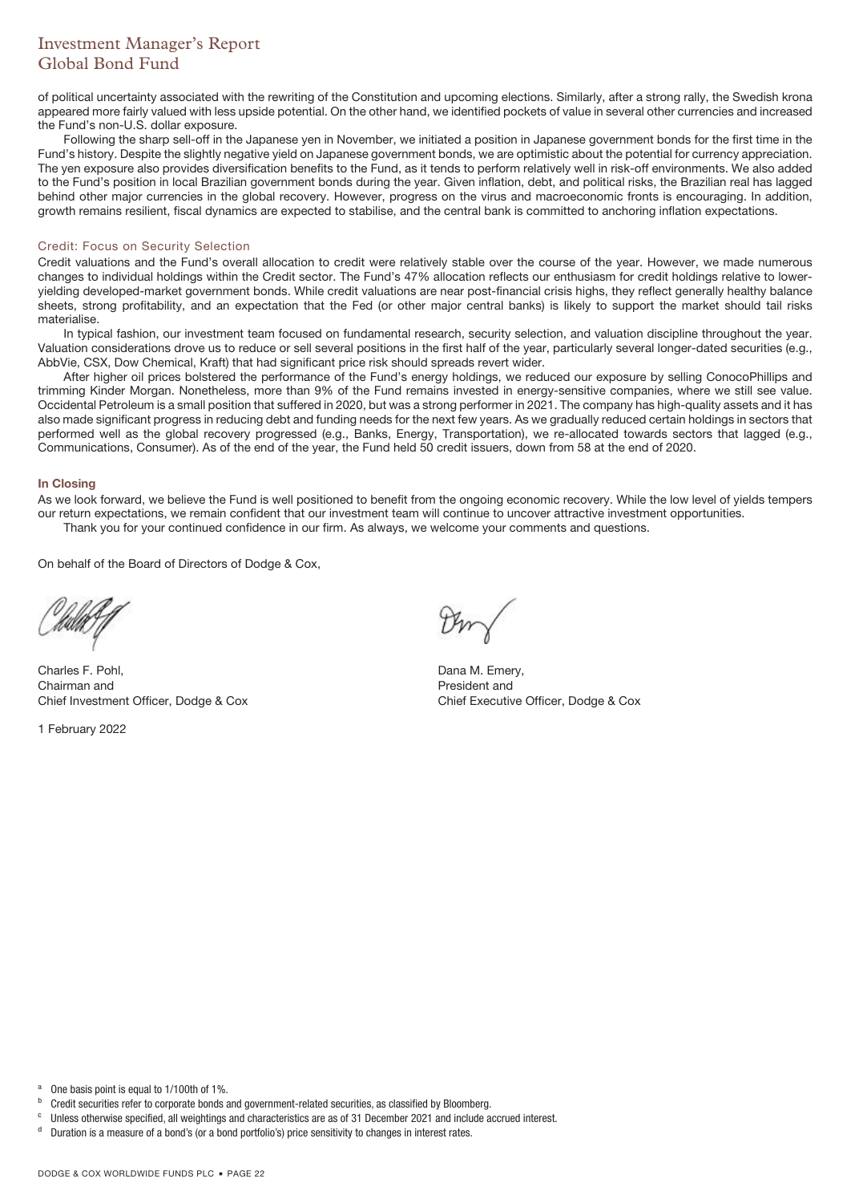of political uncertainty associated with the rewriting of the Constitution and upcoming elections. Similarly, after a strong rally, the Swedish krona appeared more fairly valued with less upside potential. On the other hand, we identified pockets of value in several other currencies and increased the Fund's non-U.S. dollar exposure.

Following the sharp sell-off in the Japanese yen in November, we initiated a position in Japanese government bonds for the first time in the Fund's history. Despite the slightly negative yield on Japanese government bonds, we are optimistic about the potential for currency appreciation. The yen exposure also provides diversification benefits to the Fund, as it tends to perform relatively well in risk-off environments. We also added to the Fund's position in local Brazilian government bonds during the year. Given inflation, debt, and political risks, the Brazilian real has lagged behind other major currencies in the global recovery. However, progress on the virus and macroeconomic fronts is encouraging. In addition, growth remains resilient, fiscal dynamics are expected to stabilise, and the central bank is committed to anchoring inflation expectations.

### Credit: Focus on Security Selection

Credit valuations and the Fund's overall allocation to credit were relatively stable over the course of the year. However, we made numerous changes to individual holdings within the Credit sector. The Fund's 47% allocation reflects our enthusiasm for credit holdings relative to lower-yielding developed-market government bonds. While credit valuations are near post-financial crisis highs, they reflect generally healthy balance sheets, strong profitability, and an expectation that the Fed (or other major central banks) is likely to support the market should tail risks materialise.

In typical fashion, our investment team focused on fundamental research, security selection, and valuation discipline throughout the year. Valuation considerations drove us to reduce or sell several positions in the first half of the year, particularly several longer-dated securities (e.g., AbbVie, CSX, Dow Chemical, Kraft) that had significant price risk should spreads revert wider.

After higher oil prices bolstered the performance of the Fund's energy holdings, we reduced our exposure by selling ConocoPhillips and trimming Kinder Morgan. Nonetheless, more than 9% of the Fund remains invested in energy-sensitive companies, where we still see value. Occidental Petroleum is a small position that suffered in 2020, but was a strong performer in 2021. The company has high-quality assets and it has also made significant progress in reducing debt and funding needs for the next few years. As we gradually reduced certain holdings in sectors that performed well as the global recovery progressed (e.g., Banks, Energy, Transportation), we re-allocated towards sectors that lagged (e.g., Communications, Consumer). As of the end of the year, the Fund held 50 credit issuers, down from 58 at the end of 2020.

### In Closing

As we look forward, we believe the Fund is well positioned to benefit from the ongoing economic recovery. While the low level of yields tempers our return expectations, we remain confident that our investment team will continue to uncover attractive investment opportunities.

Thank you for your continued confidence in our firm. As always, we welcome your comments and questions.

On behalf of the Board of Directors of Dodge & Cox,

Charles F. Pohl,
Chairman and
Chief Investment Officer, Dodge & Cox

Dana M. Emery,
President and
Chief Executive Officer, Dodge & Cox

1 February 2022

[a] One basis point is equal to 1/100th of 1%.

[b] Credit securities refer to corporate bonds and government-related securities, as classified by Bloomberg.

[c] Unless otherwise specified, all weightings and characteristics are as of 31 December 2021 and include accrued interest.

[d] Duration is a measure of a bond's (or a bond portfolio's) price sensitivity to changes in interest rates.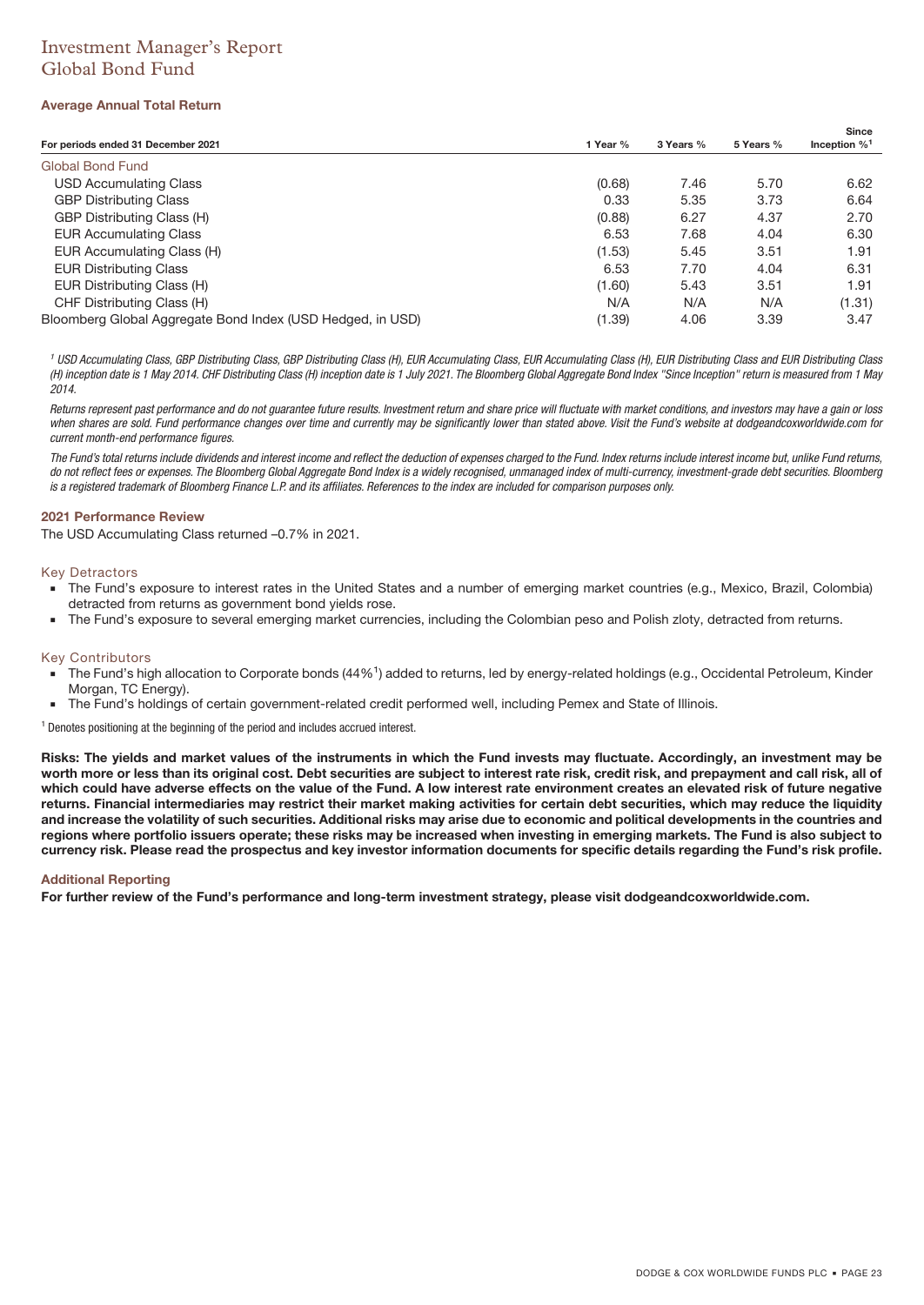# Investment Manager's Report
## Global Bond Fund

### Average Annual Total Return

| For periods ended 31 December 2021 | 1 Year % | 3 Years % | 5 Years % | Since Inception %[1] |
|---|---|---|---|---|
| Global Bond Fund | | | | |
| USD Accumulating Class | (0.68) | 7.46 | 5.70 | 6.62 |
| GBP Distributing Class | 0.33 | 5.35 | 3.73 | 6.64 |
| GBP Distributing Class (H) | (0.88) | 6.27 | 4.37 | 2.70 |
| EUR Accumulating Class | 6.53 | 7.68 | 4.04 | 6.30 |
| EUR Accumulating Class (H) | (1.53) | 5.45 | 3.51 | 1.91 |
| EUR Distributing Class | 6.53 | 7.70 | 4.04 | 6.31 |
| EUR Distributing Class (H) | (1.60) | 5.43 | 3.51 | 1.91 |
| CHF Distributing Class (H) | N/A | N/A | N/A | (1.31) |
| Bloomberg Global Aggregate Bond Index (USD Hedged, in USD) | (1.39) | 4.06 | 3.39 | 3.47 |

*[1] USD Accumulating Class, GBP Distributing Class, GBP Distributing Class (H), EUR Accumulating Class, EUR Accumulating Class (H), EUR Distributing Class and EUR Distributing Class (H) inception date is 1 May 2014. CHF Distributing Class (H) inception date is 1 July 2021. The Bloomberg Global Aggregate Bond Index "Since Inception" return is measured from 1 May 2014.*

*Returns represent past performance and do not guarantee future results. Investment return and share price will fluctuate with market conditions, and investors may have a gain or loss when shares are sold. Fund performance changes over time and currently may be significantly lower than stated above. Visit the Fund's website at dodgeandcoxworldwide.com for current month-end performance figures.*

*The Fund's total returns include dividends and interest income and reflect the deduction of expenses charged to the Fund. Index returns include interest income but, unlike Fund returns, do not reflect fees or expenses. The Bloomberg Global Aggregate Bond Index is a widely recognised, unmanaged index of multi-currency, investment-grade debt securities. Bloomberg is a registered trademark of Bloomberg Finance L.P. and its affiliates. References to the index are included for comparison purposes only.*

### 2021 Performance Review

The USD Accumulating Class returned –0.7% in 2021.

#### Key Detractors

- The Fund's exposure to interest rates in the United States and a number of emerging market countries (e.g., Mexico, Brazil, Colombia) detracted from returns as government bond yields rose.
- The Fund's exposure to several emerging market currencies, including the Colombian peso and Polish zloty, detracted from returns.

#### Key Contributors

- The Fund's high allocation to Corporate bonds (44%[1]) added to returns, led by energy-related holdings (e.g., Occidental Petroleum, Kinder Morgan, TC Energy).
- The Fund's holdings of certain government-related credit performed well, including Pemex and State of Illinois.

[1] Denotes positioning at the beginning of the period and includes accrued interest.

**Risks: The yields and market values of the instruments in which the Fund invests may fluctuate. Accordingly, an investment may be worth more or less than its original cost. Debt securities are subject to interest rate risk, credit risk, and prepayment and call risk, all of which could have adverse effects on the value of the Fund. A low interest rate environment creates an elevated risk of future negative returns. Financial intermediaries may restrict their market making activities for certain debt securities, which may reduce the liquidity and increase the volatility of such securities. Additional risks may arise due to economic and political developments in the countries and regions where portfolio issuers operate; these risks may be increased when investing in emerging markets. The Fund is also subject to currency risk. Please read the prospectus and key investor information documents for specific details regarding the Fund's risk profile.**

### Additional Reporting

**For further review of the Fund's performance and long-term investment strategy, please visit dodgeandcoxworldwide.com.**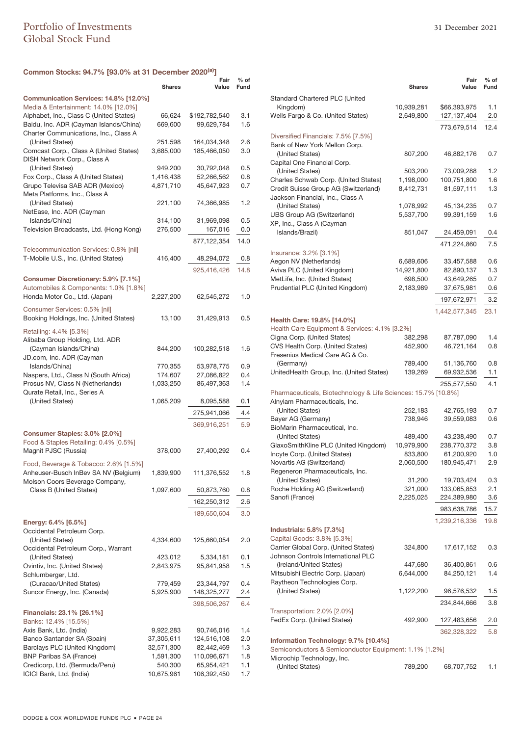# Portfolio of Investments
## Global Stock Fund

31 December 2021

### Common Stocks: 94.7% [93.0% at 31 December 2020[(a)]]

| | Shares | Fair Value | % of Fund |
|---|---|---|---|
| **Communication Services: 14.8% [12.0%]** | | | |
| Media & Entertainment: 14.0% [12.0%] | | | |
| Alphabet, Inc., Class C (United States) | 66,624 | $192,782,540 | 3.1 |
| Baidu, Inc. ADR (Cayman Islands/China) | 669,600 | 99,629,784 | 1.6 |
| Charter Communications, Inc., Class A (United States) | 251,598 | 164,034,348 | 2.6 |
| Comcast Corp., Class A (United States) | 3,685,000 | 185,466,050 | 3.0 |
| DISH Network Corp., Class A (United States) | 949,200 | 30,792,048 | 0.5 |
| Fox Corp., Class A (United States) | 1,416,438 | 52,266,562 | 0.8 |
| Grupo Televisa SAB ADR (Mexico) | 4,871,710 | 45,647,923 | 0.7 |
| Meta Platforms, Inc., Class A (United States) | 221,100 | 74,366,985 | 1.2 |
| NetEase, Inc. ADR (Cayman Islands/China) | 314,100 | 31,969,098 | 0.5 |
| Television Broadcasts, Ltd. (Hong Kong) | 276,500 | 167,016 | 0.0 |
| | | 877,122,354 | 14.0 |
| Telecommunication Services: 0.8% [nil] | | | |
| T-Mobile U.S., Inc. (United States) | 416,400 | 48,294,072 | 0.8 |
| | | 925,416,426 | 14.8 |
| **Consumer Discretionary: 5.9% [7.1%]** | | | |
| Automobiles & Components: 1.0% [1.8%] | | | |
| Honda Motor Co., Ltd. (Japan) | 2,227,200 | 62,545,272 | 1.0 |
| Consumer Services: 0.5% [nil] | | | |
| Booking Holdings, Inc. (United States) | 13,100 | 31,429,913 | 0.5 |
| Retailing: 4.4% [5.3%] | | | |
| Alibaba Group Holding, Ltd. ADR (Cayman Islands/China) | 844,200 | 100,282,518 | 1.6 |
| JD.com, Inc. ADR (Cayman Islands/China) | 770,355 | 53,978,775 | 0.9 |
| Naspers, Ltd., Class N (South Africa) | 174,607 | 27,086,822 | 0.4 |
| Prosus NV, Class N (Netherlands) | 1,033,250 | 86,497,363 | 1.4 |
| Qurate Retail, Inc., Series A (United States) | 1,065,209 | 8,095,588 | 0.1 |
| | | 275,941,066 | 4.4 |
| | | 369,916,251 | 5.9 |
| **Consumer Staples: 3.0% [2.0%]** | | | |
| Food & Staples Retailing: 0.4% [0.5%] | | | |
| Magnit PJSC (Russia) | 378,000 | 27,400,292 | 0.4 |
| Food, Beverage & Tobacco: 2.6% [1.5%] | | | |
| Anheuser-Busch InBev SA NV (Belgium) | 1,839,900 | 111,376,552 | 1.8 |
| Molson Coors Beverage Company, Class B (United States) | 1,097,600 | 50,873,760 | 0.8 |
| | | 162,250,312 | 2.6 |
| | | 189,650,604 | 3.0 |
| **Energy: 6.4% [6.5%]** | | | |
| Occidental Petroleum Corp. (United States) | 4,334,600 | 125,660,054 | 2.0 |
| Occidental Petroleum Corp., Warrant (United States) | 423,012 | 5,334,181 | 0.1 |
| Ovintiv, Inc. (United States) | 2,843,975 | 95,841,958 | 1.5 |
| Schlumberger, Ltd. (Curacao/United States) | 779,459 | 23,344,797 | 0.4 |
| Suncor Energy, Inc. (Canada) | 5,925,900 | 148,325,277 | 2.4 |
| | | 398,506,267 | 6.4 |
| **Financials: 23.1% [26.1%]** | | | |
| Banks: 12.4% [15.5%] | | | |
| Axis Bank, Ltd. (India) | 9,922,283 | 90,746,016 | 1.4 |
| Banco Santander SA (Spain) | 37,305,611 | 124,516,108 | 2.0 |
| Barclays PLC (United Kingdom) | 32,571,300 | 82,442,469 | 1.3 |
| BNP Paribas SA (France) | 1,591,300 | 110,096,671 | 1.8 |
| Credicorp, Ltd. (Bermuda/Peru) | 540,300 | 65,954,421 | 1.1 |
| ICICI Bank, Ltd. (India) | 10,675,961 | 106,392,450 | 1.7 |
| Standard Chartered PLC (United Kingdom) | 10,939,281 | $66,393,975 | 1.1 |
| Wells Fargo & Co. (United States) | 2,649,800 | 127,137,404 | 2.0 |
| | | 773,679,514 | 12.4 |
| Diversified Financials: 7.5% [7.5%] | | | |
| Bank of New York Mellon Corp. (United States) | 807,200 | 46,882,176 | 0.7 |
| Capital One Financial Corp. (United States) | 503,200 | 73,009,288 | 1.2 |
| Charles Schwab Corp. (United States) | 1,198,000 | 100,751,800 | 1.6 |
| Credit Suisse Group AG (Switzerland) | 8,412,731 | 81,597,111 | 1.3 |
| Jackson Financial, Inc., Class A (United States) | 1,078,992 | 45,134,235 | 0.7 |
| UBS Group AG (Switzerland) | 5,537,700 | 99,391,159 | 1.6 |
| XP, Inc., Class A (Cayman Islands/Brazil) | 851,047 | 24,459,091 | 0.4 |
| | | 471,224,860 | 7.5 |
| Insurance: 3.2% [3.1%] | | | |
| Aegon NV (Netherlands) | 6,689,606 | 33,457,588 | 0.6 |
| Aviva PLC (United Kingdom) | 14,921,800 | 82,890,137 | 1.3 |
| MetLife, Inc. (United States) | 698,500 | 43,649,265 | 0.7 |
| Prudential PLC (United Kingdom) | 2,183,989 | 37,675,981 | 0.6 |
| | | 197,672,971 | 3.2 |
| | | 1,442,577,345 | 23.1 |
| **Health Care: 19.8% [14.0%]** | | | |
| Health Care Equipment & Services: 4.1% [3.2%] | | | |
| Cigna Corp. (United States) | 382,298 | 87,787,090 | 1.4 |
| CVS Health Corp. (United States) | 452,900 | 46,721,164 | 0.8 |
| Fresenius Medical Care AG & Co. (Germany) | 789,400 | 51,136,760 | 0.8 |
| UnitedHealth Group, Inc. (United States) | 139,269 | 69,932,536 | 1.1 |
| | | 255,577,550 | 4.1 |
| Pharmaceuticals, Biotechnology & Life Sciences: 15.7% [10.8%] | | | |
| Alnylam Pharmaceuticals, Inc. (United States) | 252,183 | 42,765,193 | 0.7 |
| Bayer AG (Germany) | 738,946 | 39,559,083 | 0.6 |
| BioMarin Pharmaceutical, Inc. (United States) | 489,400 | 43,238,490 | 0.7 |
| GlaxoSmithKline PLC (United Kingdom) | 10,979,900 | 238,770,372 | 3.8 |
| Incyte Corp. (United States) | 833,800 | 61,200,920 | 1.0 |
| Novartis AG (Switzerland) | 2,060,500 | 180,945,471 | 2.9 |
| Regeneron Pharmaceuticals, Inc. (United States) | 31,200 | 19,703,424 | 0.3 |
| Roche Holding AG (Switzerland) | 321,000 | 133,065,853 | 2.1 |
| Sanofi (France) | 2,225,025 | 224,389,980 | 3.6 |
| | | 983,638,786 | 15.7 |
| | | 1,239,216,336 | 19.8 |
| **Industrials: 5.8% [7.3%]** | | | |
| Capital Goods: 3.8% [5.3%] | | | |
| Carrier Global Corp. (United States) | 324,800 | 17,617,152 | 0.3 |
| Johnson Controls International PLC (Ireland/United States) | 447,680 | 36,400,861 | 0.6 |
| Mitsubishi Electric Corp. (Japan) | 6,644,000 | 84,250,121 | 1.4 |
| Raytheon Technologies Corp. (United States) | 1,122,200 | 96,576,532 | 1.5 |
| | | 234,844,666 | 3.8 |
| Transportation: 2.0% [2.0%] | | | |
| FedEx Corp. (United States) | 492,900 | 127,483,656 | 2.0 |
| | | 362,328,322 | 5.8 |
| **Information Technology: 9.7% [10.4%]** | | | |
| Semiconductors & Semiconductor Equipment: 1.1% [1.2%] | | | |
| Microchip Technology, Inc. (United States) | 789,200 | 68,707,752 | 1.1 |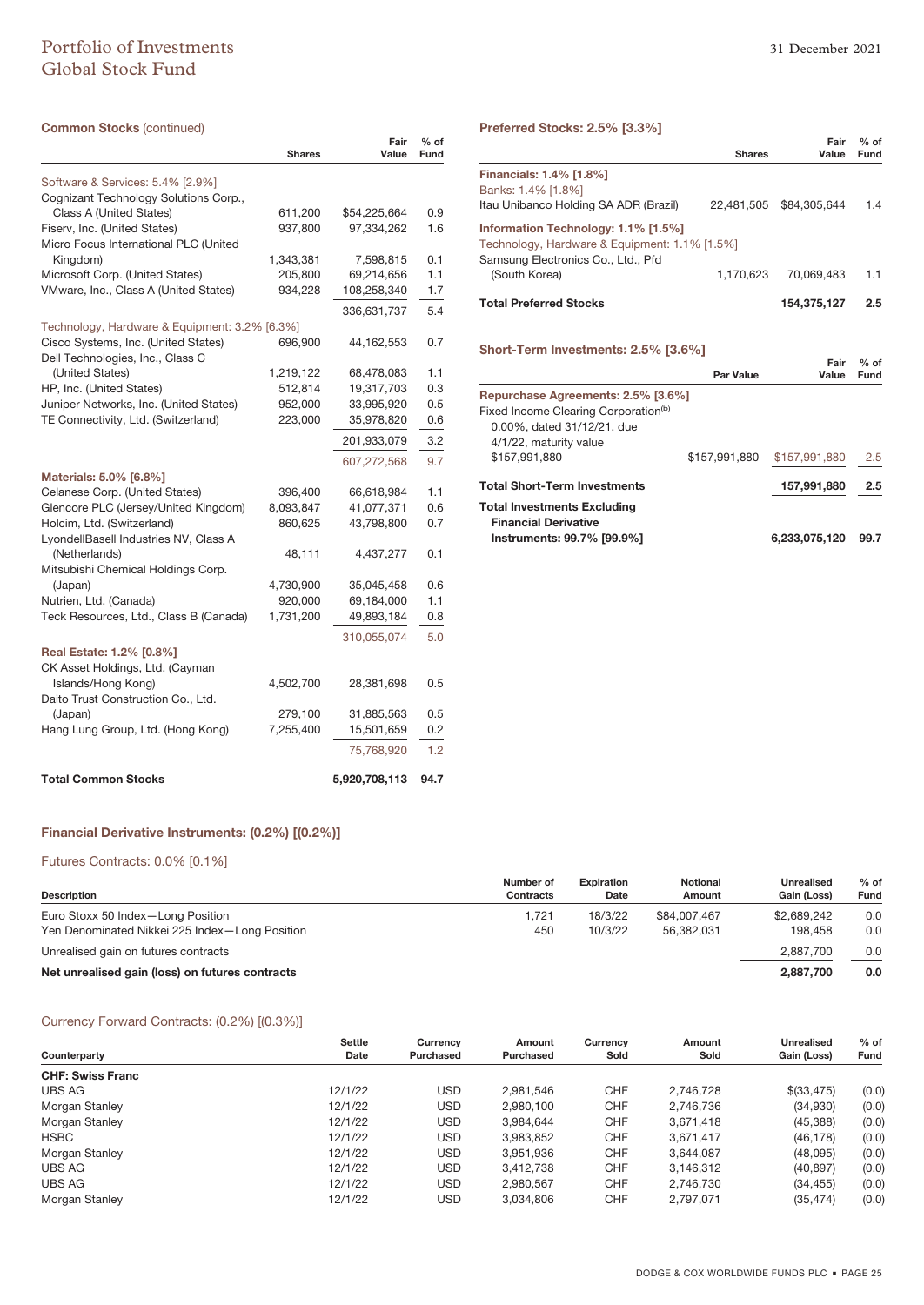# Portfolio of Investments
## Global Stock Fund

31 December 2021

### Common Stocks (continued)

| | Shares | Fair Value | % of Fund |
|---|---|---|---|
| Software & Services: 5.4% [2.9%] | | | |
| Cognizant Technology Solutions Corp., Class A (United States) | 611,200 | $54,225,664 | 0.9 |
| Fiserv, Inc. (United States) | 937,800 | 97,334,262 | 1.6 |
| Micro Focus International PLC (United Kingdom) | 1,343,381 | 7,598,815 | 0.1 |
| Microsoft Corp. (United States) | 205,800 | 69,214,656 | 1.1 |
| VMware, Inc., Class A (United States) | 934,228 | 108,258,340 | 1.7 |
| | | 336,631,737 | 5.4 |
| Technology, Hardware & Equipment: 3.2% [6.3%] | | | |
| Cisco Systems, Inc. (United States) | 696,900 | 44,162,553 | 0.7 |
| Dell Technologies, Inc., Class C (United States) | 1,219,122 | 68,478,083 | 1.1 |
| HP, Inc. (United States) | 512,814 | 19,317,703 | 0.3 |
| Juniper Networks, Inc. (United States) | 952,000 | 33,995,920 | 0.5 |
| TE Connectivity, Ltd. (Switzerland) | 223,000 | 35,978,820 | 0.6 |
| | | 201,933,079 | 3.2 |
| | | 607,272,568 | 9.7 |
| **Materials: 5.0% [6.8%]** | | | |
| Celanese Corp. (United States) | 396,400 | 66,618,984 | 1.1 |
| Glencore PLC (Jersey/United Kingdom) | 8,093,847 | 41,077,371 | 0.6 |
| Holcim, Ltd. (Switzerland) | 860,625 | 43,798,800 | 0.7 |
| LyondellBasell Industries NV, Class A (Netherlands) | 48,111 | 4,437,277 | 0.1 |
| Mitsubishi Chemical Holdings Corp. (Japan) | 4,730,900 | 35,045,458 | 0.6 |
| Nutrien, Ltd. (Canada) | 920,000 | 69,184,000 | 1.1 |
| Teck Resources, Ltd., Class B (Canada) | 1,731,200 | 49,893,184 | 0.8 |
| | | 310,055,074 | 5.0 |
| **Real Estate: 1.2% [0.8%]** | | | |
| CK Asset Holdings, Ltd. (Cayman Islands/Hong Kong) | 4,502,700 | 28,381,698 | 0.5 |
| Daito Trust Construction Co., Ltd. (Japan) | 279,100 | 31,885,563 | 0.5 |
| Hang Lung Group, Ltd. (Hong Kong) | 7,255,400 | 15,501,659 | 0.2 |
| | | 75,768,920 | 1.2 |
| **Total Common Stocks** | | **5,920,708,113** | **94.7** |

### Preferred Stocks: 2.5% [3.3%]

| | Shares | Fair Value | % of Fund |
|---|---|---|---|
| **Financials: 1.4% [1.8%]** | | | |
| Banks: 1.4% [1.8%] | | | |
| Itau Unibanco Holding SA ADR (Brazil) | 22,481,505 | $84,305,644 | 1.4 |
| **Information Technology: 1.1% [1.5%]** | | | |
| Technology, Hardware & Equipment: 1.1% [1.5%] | | | |
| Samsung Electronics Co., Ltd., Pfd (South Korea) | 1,170,623 | 70,069,483 | 1.1 |
| **Total Preferred Stocks** | | **154,375,127** | **2.5** |

### Short-Term Investments: 2.5% [3.6%]

| | Par Value | Fair Value | % of Fund |
|---|---|---|---|
| **Repurchase Agreements: 2.5% [3.6%]** | | | |
| Fixed Income Clearing Corporation[(b)] 0.00%, dated 31/12/21, due 4/1/22, maturity value $157,991,880 | $157,991,880 | $157,991,880 | 2.5 |
| **Total Short-Term Investments** | | **157,991,880** | **2.5** |
| **Total Investments Excluding Financial Derivative Instruments: 99.7% [99.9%]** | | **6,233,075,120** | **99.7** |

### Financial Derivative Instruments: (0.2%) [(0.2%)]

#### Futures Contracts: 0.0% [0.1%]

| Description | Number of Contracts | Expiration Date | Notional Amount | Unrealised Gain (Loss) | % of Fund |
|---|---|---|---|---|---|
| Euro Stoxx 50 Index—Long Position | 1,721 | 18/3/22 | $84,007,467 | $2,689,242 | 0.0 |
| Yen Denominated Nikkei 225 Index—Long Position | 450 | 10/3/22 | 56,382,031 | 198,458 | 0.0 |
| Unrealised gain on futures contracts | | | | 2,887,700 | 0.0 |
| **Net unrealised gain (loss) on futures contracts** | | | | **2,887,700** | **0.0** |

#### Currency Forward Contracts: (0.2%) [(0.3%)]

| Counterparty | Settle Date | Currency Purchased | Amount Purchased | Currency Sold | Amount Sold | Unrealised Gain (Loss) | % of Fund |
|---|---|---|---|---|---|---|---|
| **CHF: Swiss Franc** | | | | | | | |
| UBS AG | 12/1/22 | USD | 2,981,546 | CHF | 2,746,728 | $(33,475) | (0.0) |
| Morgan Stanley | 12/1/22 | USD | 2,980,100 | CHF | 2,746,736 | (34,930) | (0.0) |
| Morgan Stanley | 12/1/22 | USD | 3,984,644 | CHF | 3,671,418 | (45,388) | (0.0) |
| HSBC | 12/1/22 | USD | 3,983,852 | CHF | 3,671,417 | (46,178) | (0.0) |
| Morgan Stanley | 12/1/22 | USD | 3,951,936 | CHF | 3,644,087 | (48,095) | (0.0) |
| UBS AG | 12/1/22 | USD | 3,412,738 | CHF | 3,146,312 | (40,897) | (0.0) |
| UBS AG | 12/1/22 | USD | 2,980,567 | CHF | 2,746,730 | (34,455) | (0.0) |
| Morgan Stanley | 12/1/22 | USD | 3,034,806 | CHF | 2,797,071 | (35,474) | (0.0) |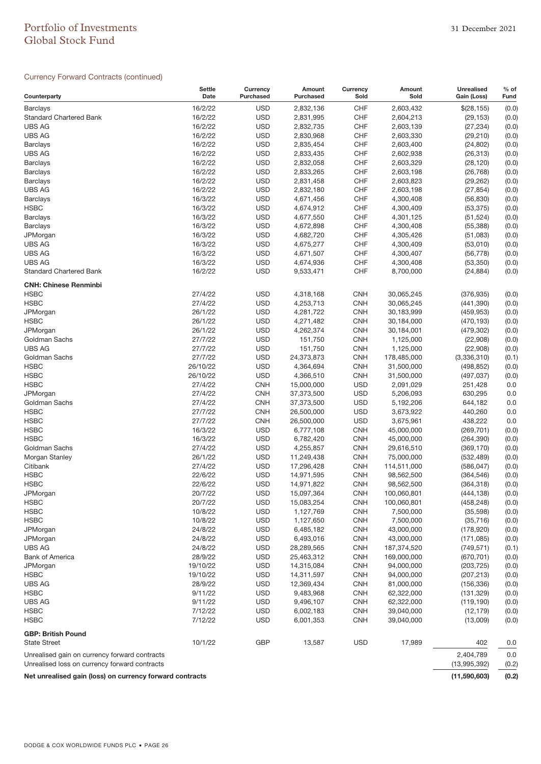## Currency Forward Contracts (continued)

| Counterparty | Settle Date | Currency Purchased | Amount Purchased | Currency Sold | Amount Sold | Unrealised Gain (Loss) | % of Fund |
|---|---|---|---|---|---|---|---|
| Barclays | 16/2/22 | USD | 2,832,136 | CHF | 2,603,432 | $(28,155) | (0.0) |
| Standard Chartered Bank | 16/2/22 | USD | 2,831,995 | CHF | 2,604,213 | (29,153) | (0.0) |
| UBS AG | 16/2/22 | USD | 2,832,735 | CHF | 2,603,139 | (27,234) | (0.0) |
| UBS AG | 16/2/22 | USD | 2,830,968 | CHF | 2,603,330 | (29,210) | (0.0) |
| Barclays | 16/2/22 | USD | 2,835,454 | CHF | 2,603,400 | (24,802) | (0.0) |
| UBS AG | 16/2/22 | USD | 2,833,435 | CHF | 2,602,938 | (26,313) | (0.0) |
| Barclays | 16/2/22 | USD | 2,832,058 | CHF | 2,603,329 | (28,120) | (0.0) |
| Barclays | 16/2/22 | USD | 2,833,265 | CHF | 2,603,198 | (26,768) | (0.0) |
| Barclays | 16/2/22 | USD | 2,831,458 | CHF | 2,603,823 | (29,262) | (0.0) |
| UBS AG | 16/2/22 | USD | 2,832,180 | CHF | 2,603,198 | (27,854) | (0.0) |
| Barclays | 16/3/22 | USD | 4,671,456 | CHF | 4,300,408 | (56,830) | (0.0) |
| HSBC | 16/3/22 | USD | 4,674,912 | CHF | 4,300,409 | (53,375) | (0.0) |
| Barclays | 16/3/22 | USD | 4,677,550 | CHF | 4,301,125 | (51,524) | (0.0) |
| Barclays | 16/3/22 | USD | 4,672,898 | CHF | 4,300,408 | (55,388) | (0.0) |
| JPMorgan | 16/3/22 | USD | 4,682,720 | CHF | 4,305,426 | (51,083) | (0.0) |
| UBS AG | 16/3/22 | USD | 4,675,277 | CHF | 4,300,409 | (53,010) | (0.0) |
| UBS AG | 16/3/22 | USD | 4,671,507 | CHF | 4,300,407 | (56,778) | (0.0) |
| UBS AG | 16/3/22 | USD | 4,674,936 | CHF | 4,300,408 | (53,350) | (0.0) |
| Standard Chartered Bank | 16/2/22 | USD | 9,533,471 | CHF | 8,700,000 | (24,884) | (0.0) |
| **CNH: Chinese Renminbi** | | | | | | | |
| HSBC | 27/4/22 | USD | 4,318,168 | CNH | 30,065,245 | (376,935) | (0.0) |
| HSBC | 27/4/22 | USD | 4,253,713 | CNH | 30,065,245 | (441,390) | (0.0) |
| JPMorgan | 26/1/22 | USD | 4,281,722 | CNH | 30,183,999 | (459,953) | (0.0) |
| HSBC | 26/1/22 | USD | 4,271,482 | CNH | 30,184,000 | (470,193) | (0.0) |
| JPMorgan | 26/1/22 | USD | 4,262,374 | CNH | 30,184,001 | (479,302) | (0.0) |
| Goldman Sachs | 27/7/22 | USD | 151,750 | CNH | 1,125,000 | (22,908) | (0.0) |
| UBS AG | 27/7/22 | USD | 151,750 | CNH | 1,125,000 | (22,908) | (0.0) |
| Goldman Sachs | 27/7/22 | USD | 24,373,873 | CNH | 178,485,000 | (3,336,310) | (0.1) |
| HSBC | 26/10/22 | USD | 4,364,694 | CNH | 31,500,000 | (498,852) | (0.0) |
| HSBC | 26/10/22 | USD | 4,366,510 | CNH | 31,500,000 | (497,037) | (0.0) |
| HSBC | 27/4/22 | CNH | 15,000,000 | USD | 2,091,029 | 251,428 | 0.0 |
| JPMorgan | 27/4/22 | CNH | 37,373,500 | USD | 5,206,093 | 630,295 | 0.0 |
| Goldman Sachs | 27/4/22 | CNH | 37,373,500 | USD | 5,192,206 | 644,182 | 0.0 |
| HSBC | 27/7/22 | CNH | 26,500,000 | USD | 3,673,922 | 440,260 | 0.0 |
| HSBC | 27/7/22 | CNH | 26,500,000 | USD | 3,675,961 | 438,222 | 0.0 |
| HSBC | 16/3/22 | USD | 6,777,108 | CNH | 45,000,000 | (269,701) | (0.0) |
| HSBC | 16/3/22 | USD | 6,782,420 | CNH | 45,000,000 | (264,390) | (0.0) |
| Goldman Sachs | 27/4/22 | USD | 4,255,857 | CNH | 29,616,510 | (369,170) | (0.0) |
| Morgan Stanley | 26/1/22 | USD | 11,249,438 | CNH | 75,000,000 | (532,489) | (0.0) |
| Citibank | 27/4/22 | USD | 17,296,428 | CNH | 114,511,000 | (586,047) | (0.0) |
| HSBC | 22/6/22 | USD | 14,971,595 | CNH | 98,562,500 | (364,546) | (0.0) |
| HSBC | 22/6/22 | USD | 14,971,822 | CNH | 98,562,500 | (364,318) | (0.0) |
| JPMorgan | 20/7/22 | USD | 15,097,364 | CNH | 100,060,801 | (444,138) | (0.0) |
| HSBC | 20/7/22 | USD | 15,083,254 | CNH | 100,060,801 | (458,248) | (0.0) |
| HSBC | 10/8/22 | USD | 1,127,769 | CNH | 7,500,000 | (35,598) | (0.0) |
| HSBC | 10/8/22 | USD | 1,127,650 | CNH | 7,500,000 | (35,716) | (0.0) |
| JPMorgan | 24/8/22 | USD | 6,485,182 | CNH | 43,000,000 | (178,920) | (0.0) |
| JPMorgan | 24/8/22 | USD | 6,493,016 | CNH | 43,000,000 | (171,085) | (0.0) |
| UBS AG | 24/8/22 | USD | 28,289,565 | CNH | 187,374,520 | (749,571) | (0.1) |
| Bank of America | 28/9/22 | USD | 25,463,312 | CNH | 169,000,000 | (670,701) | (0.0) |
| JPMorgan | 19/10/22 | USD | 14,315,084 | CNH | 94,000,000 | (203,725) | (0.0) |
| HSBC | 19/10/22 | USD | 14,311,597 | CNH | 94,000,000 | (207,213) | (0.0) |
| UBS AG | 28/9/22 | USD | 12,369,434 | CNH | 81,000,000 | (156,336) | (0.0) |
| HSBC | 9/11/22 | USD | 9,483,968 | CNH | 62,322,000 | (131,329) | (0.0) |
| UBS AG | 9/11/22 | USD | 9,496,107 | CNH | 62,322,000 | (119,190) | (0.0) |
| HSBC | 7/12/22 | USD | 6,002,183 | CNH | 39,040,000 | (12,179) | (0.0) |
| HSBC | 7/12/22 | USD | 6,001,353 | CNH | 39,040,000 | (13,009) | (0.0) |
| **GBP: British Pound** | | | | | | | |
| State Street | 10/1/22 | GBP | 13,587 | USD | 17,989 | 402 | 0.0 |
| Unrealised gain on currency forward contracts | | | | | | 2,404,789 | 0.0 |
| Unrealised loss on currency forward contracts | | | | | | (13,995,392) | (0.2) |
| **Net unrealised gain (loss) on currency forward contracts** | | | | | | **(11,590,603)** | **(0.2)** |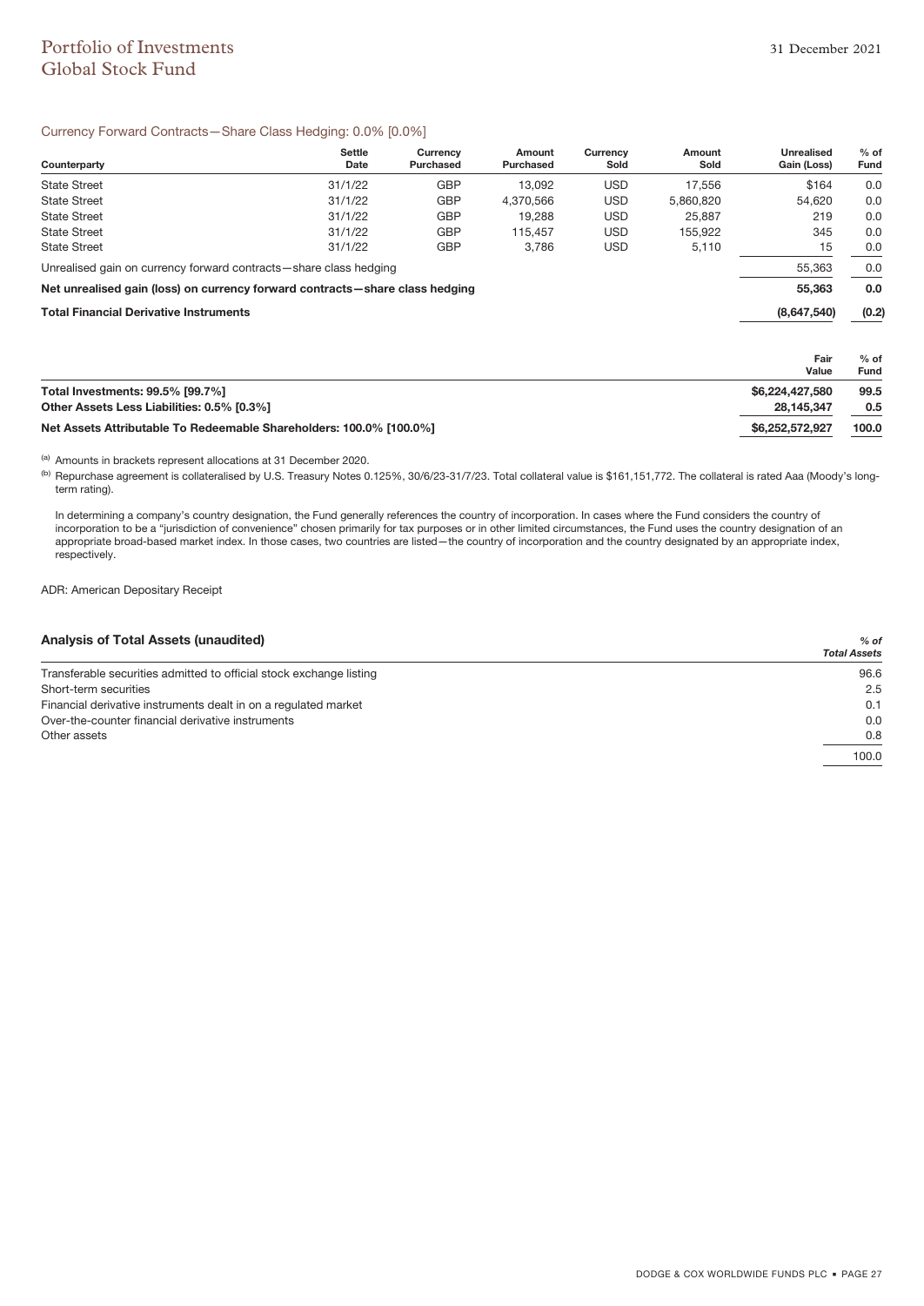# Portfolio of Investments
## Global Stock Fund

31 December 2021

### Currency Forward Contracts—Share Class Hedging: 0.0% [0.0%]

| Counterparty | Settle Date | Currency Purchased | Amount Purchased | Currency Sold | Amount Sold | Unrealised Gain (Loss) | % of Fund |
|---|---|---|---|---|---|---|---|
| State Street | 31/1/22 | GBP | 13,092 | USD | 17,556 | $164 | 0.0 |
| State Street | 31/1/22 | GBP | 4,370,566 | USD | 5,860,820 | 54,620 | 0.0 |
| State Street | 31/1/22 | GBP | 19,288 | USD | 25,887 | 219 | 0.0 |
| State Street | 31/1/22 | GBP | 115,457 | USD | 155,922 | 345 | 0.0 |
| State Street | 31/1/22 | GBP | 3,786 | USD | 5,110 | 15 | 0.0 |
| Unrealised gain on currency forward contracts—share class hedging | | | | | | 55,363 | 0.0 |
| **Net unrealised gain (loss) on currency forward contracts—share class hedging** | | | | | | **55,363** | **0.0** |
| **Total Financial Derivative Instruments** | | | | | | **(8,647,540)** | **(0.2)** |

| | Fair Value | % of Fund |
|---|---|---|
| **Total Investments: 99.5% [99.7%]** | **$6,224,427,580** | **99.5** |
| **Other Assets Less Liabilities: 0.5% [0.3%]** | **28,145,347** | **0.5** |
| **Net Assets Attributable To Redeemable Shareholders: 100.0% [100.0%]** | **$6,252,572,927** | **100.0** |

[a] Amounts in brackets represent allocations at 31 December 2020.

[b] Repurchase agreement is collateralised by U.S. Treasury Notes 0.125%, 30/6/23-31/7/23. Total collateral value is $161,151,772. The collateral is rated Aaa (Moody's long-term rating).

In determining a company's country designation, the Fund generally references the country of incorporation. In cases where the Fund considers the country of incorporation to be a "jurisdiction of convenience" chosen primarily for tax purposes or in other limited circumstances, the Fund uses the country designation of an appropriate broad-based market index. In those cases, two countries are listed—the country of incorporation and the country designated by an appropriate index, respectively.

ADR: American Depositary Receipt

### Analysis of Total Assets (unaudited)

| | *% of Total Assets* |
|---|---|
| Transferable securities admitted to official stock exchange listing | 96.6 |
| Short-term securities | 2.5 |
| Financial derivative instruments dealt in on a regulated market | 0.1 |
| Over-the-counter financial derivative instruments | 0.0 |
| Other assets | 0.8 |
| | 100.0 |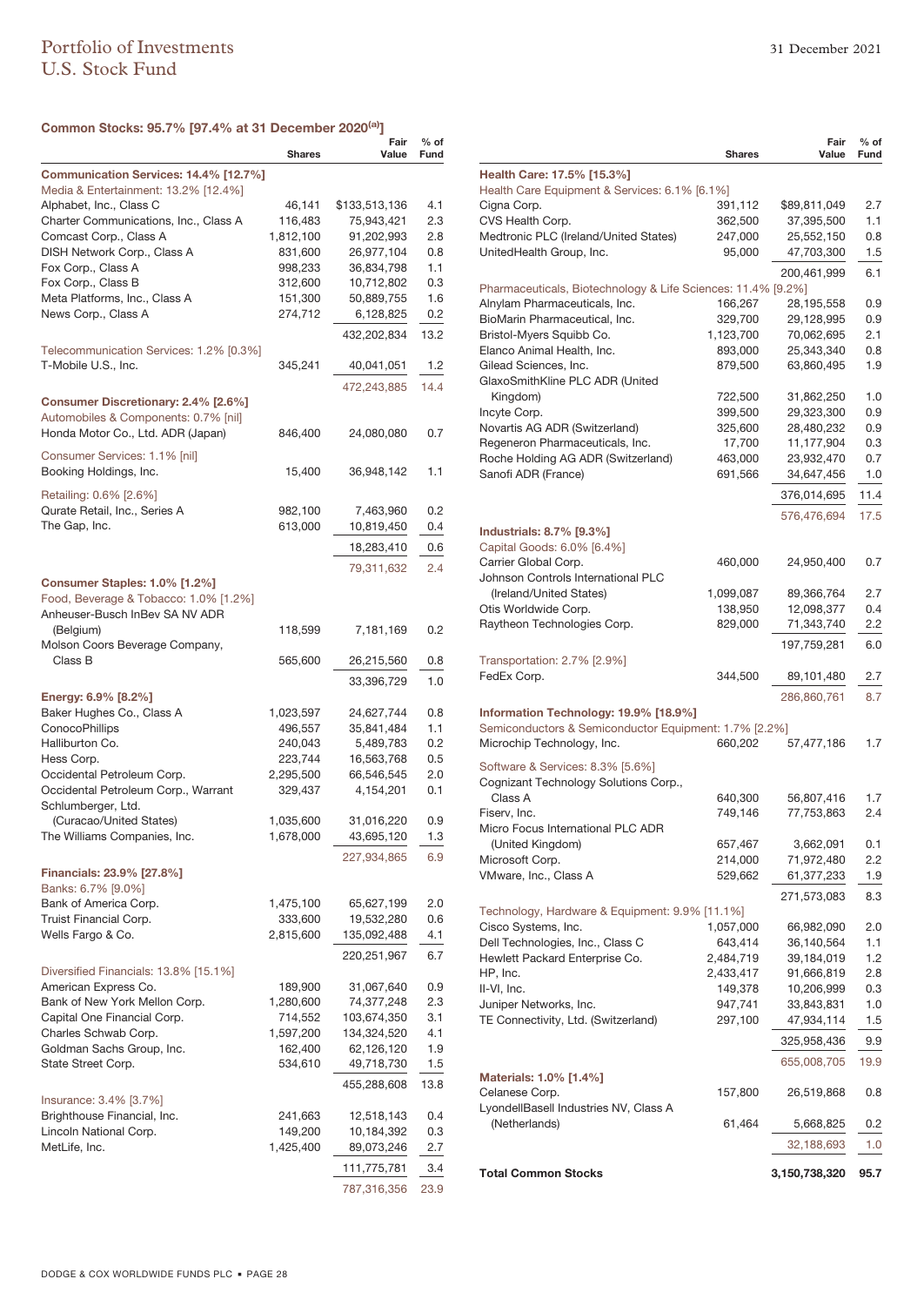# Portfolio of Investments
## U.S. Stock Fund

31 December 2021

### Common Stocks: 95.7% [97.4% at 31 December 2020[(a)]]

| | Shares | Fair Value | % of Fund |
|---|---|---|---|
| **Communication Services: 14.4% [12.7%]** | | | |
| Media & Entertainment: 13.2% [12.4%] | | | |
| Alphabet, Inc., Class C | 46,141 | $133,513,136 | 4.1 |
| Charter Communications, Inc., Class A | 116,483 | 75,943,421 | 2.3 |
| Comcast Corp., Class A | 1,812,100 | 91,202,993 | 2.8 |
| DISH Network Corp., Class A | 831,600 | 26,977,104 | 0.8 |
| Fox Corp., Class A | 998,233 | 36,834,798 | 1.1 |
| Fox Corp., Class B | 312,600 | 10,712,802 | 0.3 |
| Meta Platforms, Inc., Class A | 151,300 | 50,889,755 | 1.6 |
| News Corp., Class A | 274,712 | 6,128,825 | 0.2 |
| | | 432,202,834 | 13.2 |
| Telecommunication Services: 1.2% [0.3%] | | | |
| T-Mobile U.S., Inc. | 345,241 | 40,041,051 | 1.2 |
| | | 472,243,885 | 14.4 |
| **Consumer Discretionary: 2.4% [2.6%]** | | | |
| Automobiles & Components: 0.7% [nil] | | | |
| Honda Motor Co., Ltd. ADR (Japan) | 846,400 | 24,080,080 | 0.7 |
| Consumer Services: 1.1% [nil] | | | |
| Booking Holdings, Inc. | 15,400 | 36,948,142 | 1.1 |
| Retailing: 0.6% [2.6%] | | | |
| Qurate Retail, Inc., Series A | 982,100 | 7,463,960 | 0.2 |
| The Gap, Inc. | 613,000 | 10,819,450 | 0.4 |
| | | 18,283,410 | 0.6 |
| | | 79,311,632 | 2.4 |
| **Consumer Staples: 1.0% [1.2%]** | | | |
| Food, Beverage & Tobacco: 1.0% [1.2%] | | | |
| Anheuser-Busch InBev SA NV ADR (Belgium) | 118,599 | 7,181,169 | 0.2 |
| Molson Coors Beverage Company, Class B | 565,600 | 26,215,560 | 0.8 |
| | | 33,396,729 | 1.0 |
| **Energy: 6.9% [8.2%]** | | | |
| Baker Hughes Co., Class A | 1,023,597 | 24,627,744 | 0.8 |
| ConocoPhillips | 496,557 | 35,841,484 | 1.1 |
| Halliburton Co. | 240,043 | 5,489,783 | 0.2 |
| Hess Corp. | 223,744 | 16,563,768 | 0.5 |
| Occidental Petroleum Corp. | 2,295,500 | 66,546,545 | 2.0 |
| Occidental Petroleum Corp., Warrant | 329,437 | 4,154,201 | 0.1 |
| Schlumberger, Ltd. (Curacao/United States) | 1,035,600 | 31,016,220 | 0.9 |
| The Williams Companies, Inc. | 1,678,000 | 43,695,120 | 1.3 |
| | | 227,934,865 | 6.9 |
| **Financials: 23.9% [27.8%]** | | | |
| Banks: 6.7% [9.0%] | | | |
| Bank of America Corp. | 1,475,100 | 65,627,199 | 2.0 |
| Truist Financial Corp. | 333,600 | 19,532,280 | 0.6 |
| Wells Fargo & Co. | 2,815,600 | 135,092,488 | 4.1 |
| | | 220,251,967 | 6.7 |
| Diversified Financials: 13.8% [15.1%] | | | |
| American Express Co. | 189,900 | 31,067,640 | 0.9 |
| Bank of New York Mellon Corp. | 1,280,600 | 74,377,248 | 2.3 |
| Capital One Financial Corp. | 714,552 | 103,674,350 | 3.1 |
| Charles Schwab Corp. | 1,597,200 | 134,324,520 | 4.1 |
| Goldman Sachs Group, Inc. | 162,400 | 62,126,120 | 1.9 |
| State Street Corp. | 534,610 | 49,718,730 | 1.5 |
| | | 455,288,608 | 13.8 |
| Insurance: 3.4% [3.7%] | | | |
| Brighthouse Financial, Inc. | 241,663 | 12,518,143 | 0.4 |
| Lincoln National Corp. | 149,200 | 10,184,392 | 0.3 |
| MetLife, Inc. | 1,425,400 | 89,073,246 | 2.7 |
| | | 111,775,781 | 3.4 |
| | | 787,316,356 | 23.9 |
| **Health Care: 17.5% [15.3%]** | | | |
| Health Care Equipment & Services: 6.1% [6.1%] | | | |
| Cigna Corp. | 391,112 | $89,811,049 | 2.7 |
| CVS Health Corp. | 362,500 | 37,395,500 | 1.1 |
| Medtronic PLC (Ireland/United States) | 247,000 | 25,552,150 | 0.8 |
| UnitedHealth Group, Inc. | 95,000 | 47,703,300 | 1.5 |
| | | 200,461,999 | 6.1 |
| Pharmaceuticals, Biotechnology & Life Sciences: 11.4% [9.2%] | | | |
| Alnylam Pharmaceuticals, Inc. | 166,267 | 28,195,558 | 0.9 |
| BioMarin Pharmaceutical, Inc. | 329,700 | 29,128,995 | 0.9 |
| Bristol-Myers Squibb Co. | 1,123,700 | 70,062,695 | 2.1 |
| Elanco Animal Health, Inc. | 893,000 | 25,343,340 | 0.8 |
| Gilead Sciences, Inc. | 879,500 | 63,860,495 | 1.9 |
| GlaxoSmithKline PLC ADR (United Kingdom) | 722,500 | 31,862,250 | 1.0 |
| Incyte Corp. | 399,500 | 29,323,300 | 0.9 |
| Novartis AG ADR (Switzerland) | 325,600 | 28,480,232 | 0.9 |
| Regeneron Pharmaceuticals, Inc. | 17,700 | 11,177,904 | 0.3 |
| Roche Holding AG ADR (Switzerland) | 463,000 | 23,932,470 | 0.7 |
| Sanofi ADR (France) | 691,566 | 34,647,456 | 1.0 |
| | | 376,014,695 | 11.4 |
| | | 576,476,694 | 17.5 |
| **Industrials: 8.7% [9.3%]** | | | |
| Capital Goods: 6.0% [6.4%] | | | |
| Carrier Global Corp. | 460,000 | 24,950,400 | 0.7 |
| Johnson Controls International PLC (Ireland/United States) | 1,099,087 | 89,366,764 | 2.7 |
| Otis Worldwide Corp. | 138,950 | 12,098,377 | 0.4 |
| Raytheon Technologies Corp. | 829,000 | 71,343,740 | 2.2 |
| | | 197,759,281 | 6.0 |
| Transportation: 2.7% [2.9%] | | | |
| FedEx Corp. | 344,500 | 89,101,480 | 2.7 |
| | | 286,860,761 | 8.7 |
| **Information Technology: 19.9% [18.9%]** | | | |
| Semiconductors & Semiconductor Equipment: 1.7% [2.2%] | | | |
| Microchip Technology, Inc. | 660,202 | 57,477,186 | 1.7 |
| Software & Services: 8.3% [5.6%] | | | |
| Cognizant Technology Solutions Corp., Class A | 640,300 | 56,807,416 | 1.7 |
| Fiserv, Inc. | 749,146 | 77,753,863 | 2.4 |
| Micro Focus International PLC ADR (United Kingdom) | 657,467 | 3,662,091 | 0.1 |
| Microsoft Corp. | 214,000 | 71,972,480 | 2.2 |
| VMware, Inc., Class A | 529,662 | 61,377,233 | 1.9 |
| | | 271,573,083 | 8.3 |
| Technology, Hardware & Equipment: 9.9% [11.1%] | | | |
| Cisco Systems, Inc. | 1,057,000 | 66,982,090 | 2.0 |
| Dell Technologies, Inc., Class C | 643,414 | 36,140,564 | 1.1 |
| Hewlett Packard Enterprise Co. | 2,484,719 | 39,184,019 | 1.2 |
| HP, Inc. | 2,433,417 | 91,666,819 | 2.8 |
| II-VI, Inc. | 149,378 | 10,206,999 | 0.3 |
| Juniper Networks, Inc. | 947,741 | 33,843,831 | 1.0 |
| TE Connectivity, Ltd. (Switzerland) | 297,100 | 47,934,114 | 1.5 |
| | | 325,958,436 | 9.9 |
| | | 655,008,705 | 19.9 |
| **Materials: 1.0% [1.4%]** | | | |
| Celanese Corp. | 157,800 | 26,519,868 | 0.8 |
| LyondellBasell Industries NV, Class A (Netherlands) | 61,464 | 5,668,825 | 0.2 |
| | | 32,188,693 | 1.0 |
| **Total Common Stocks** | | **3,150,738,320** | **95.7** |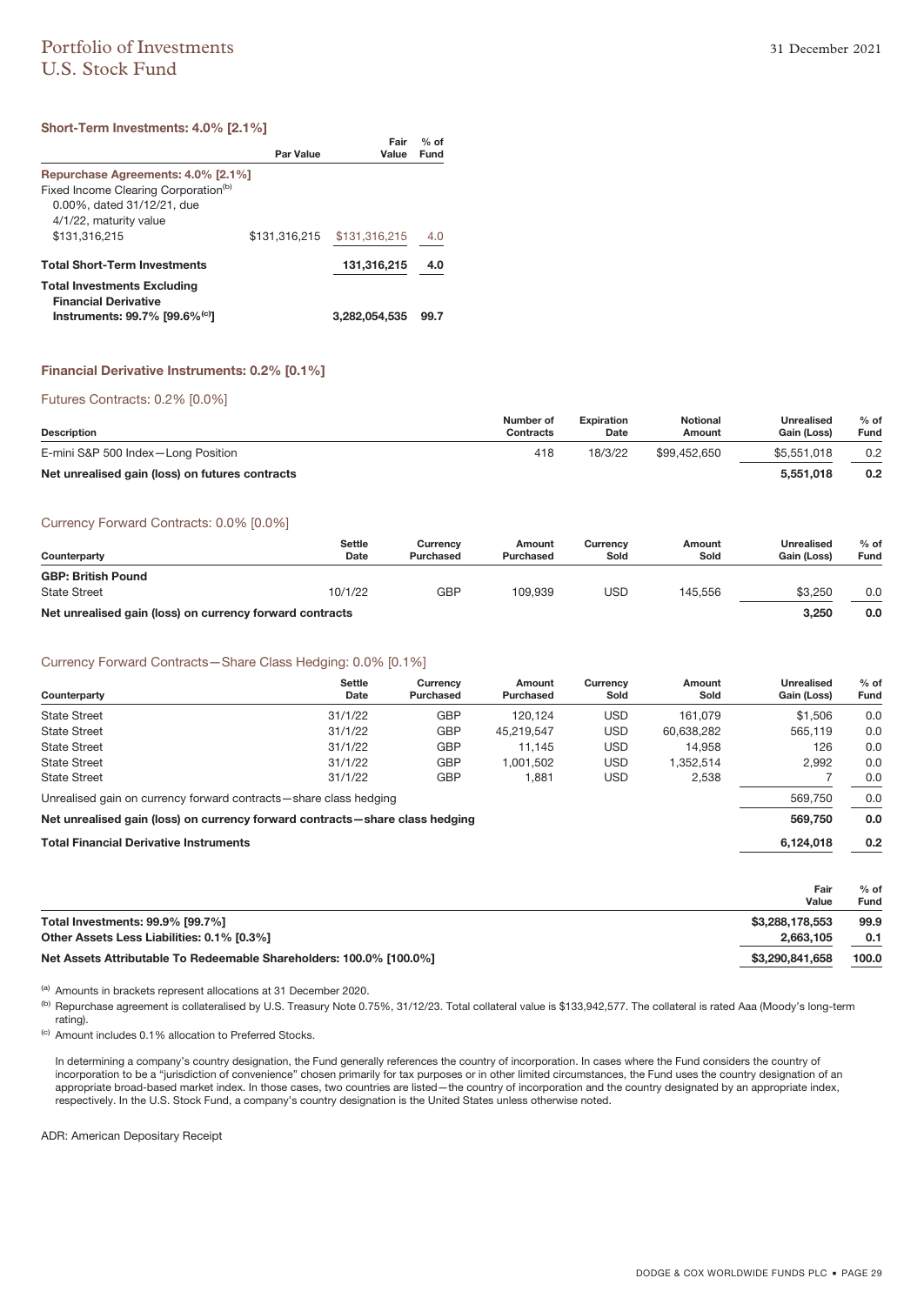# Portfolio of Investments
## U.S. Stock Fund

31 December 2021

### Short-Term Investments: 4.0% [2.1%]

| | Par Value | Fair Value | % of Fund |
|---|---|---|---|
| **Repurchase Agreements: 4.0% [2.1%]** | | | |
| Fixed Income Clearing Corporation[b] 0.00%, dated 31/12/21, due 4/1/22, maturity value $131,316,215 | $131,316,215 | $131,316,215 | 4.0 |
| **Total Short-Term Investments** | | **131,316,215** | **4.0** |
| **Total Investments Excluding Financial Derivative Instruments: 99.7% [99.6%[c]]** | | **3,282,054,535** | **99.7** |

### Financial Derivative Instruments: 0.2% [0.1%]

#### Futures Contracts: 0.2% [0.0%]

| Description | Number of Contracts | Expiration Date | Notional Amount | Unrealised Gain (Loss) | % of Fund |
|---|---|---|---|---|---|
| E-mini S&P 500 Index—Long Position | 418 | 18/3/22 | $99,452,650 | $5,551,018 | 0.2 |
| **Net unrealised gain (loss) on futures contracts** | | | | **5,551,018** | **0.2** |

#### Currency Forward Contracts: 0.0% [0.0%]

| Counterparty | Settle Date | Currency Purchased | Amount Purchased | Currency Sold | Amount Sold | Unrealised Gain (Loss) | % of Fund |
|---|---|---|---|---|---|---|---|
| **GBP: British Pound** | | | | | | | |
| State Street | 10/1/22 | GBP | 109,939 | USD | 145,556 | $3,250 | 0.0 |
| **Net unrealised gain (loss) on currency forward contracts** | | | | | | **3,250** | **0.0** |

#### Currency Forward Contracts—Share Class Hedging: 0.0% [0.1%]

| Counterparty | Settle Date | Currency Purchased | Amount Purchased | Currency Sold | Amount Sold | Unrealised Gain (Loss) | % of Fund |
|---|---|---|---|---|---|---|---|
| State Street | 31/1/22 | GBP | 120,124 | USD | 161,079 | $1,506 | 0.0 |
| State Street | 31/1/22 | GBP | 45,219,547 | USD | 60,638,282 | 565,119 | 0.0 |
| State Street | 31/1/22 | GBP | 11,145 | USD | 14,958 | 126 | 0.0 |
| State Street | 31/1/22 | GBP | 1,001,502 | USD | 1,352,514 | 2,992 | 0.0 |
| State Street | 31/1/22 | GBP | 1,881 | USD | 2,538 | 7 | 0.0 |
| Unrealised gain on currency forward contracts—share class hedging | | | | | | 569,750 | 0.0 |
| **Net unrealised gain (loss) on currency forward contracts—share class hedging** | | | | | | **569,750** | **0.0** |
| **Total Financial Derivative Instruments** | | | | | | **6,124,018** | **0.2** |

| | Fair Value | % of Fund |
|---|---|---|
| **Total Investments: 99.9% [99.7%]** | **$3,288,178,553** | **99.9** |
| **Other Assets Less Liabilities: 0.1% [0.3%]** | **2,663,105** | **0.1** |
| **Net Assets Attributable To Redeemable Shareholders: 100.0% [100.0%]** | **$3,290,841,658** | **100.0** |

[a] Amounts in brackets represent allocations at 31 December 2020.

[b] Repurchase agreement is collateralised by U.S. Treasury Note 0.75%, 31/12/23. Total collateral value is $133,942,577. The collateral is rated Aaa (Moody's long-term rating).

[c] Amount includes 0.1% allocation to Preferred Stocks.

In determining a company's country designation, the Fund generally references the country of incorporation. In cases where the Fund considers the country of incorporation to be a "jurisdiction of convenience" chosen primarily for tax purposes or in other limited circumstances, the Fund uses the country designation of an appropriate broad-based market index. In those cases, two countries are listed—the country of incorporation and the country designated by an appropriate index, respectively. In the U.S. Stock Fund, a company's country designation is the United States unless otherwise noted.

ADR: American Depositary Receipt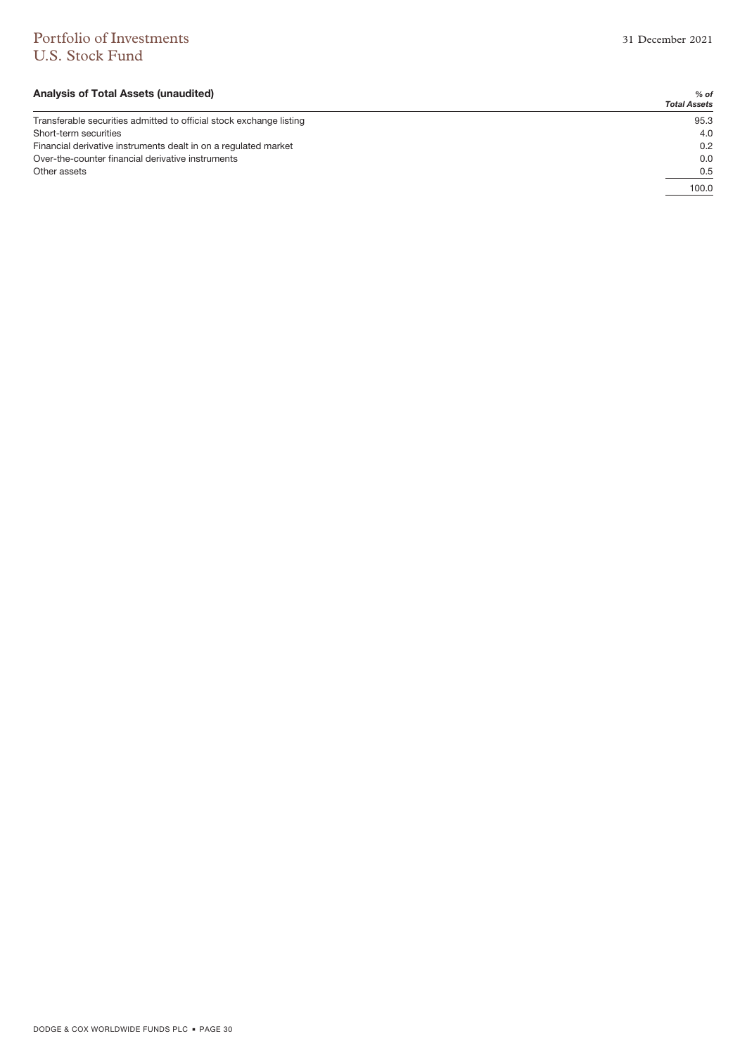## Analysis of Total Assets (unaudited)

| | *% of Total Assets* |
|---|---|
| Transferable securities admitted to official stock exchange listing | 95.3 |
| Short-term securities | 4.0 |
| Financial derivative instruments dealt in on a regulated market | 0.2 |
| Over-the-counter financial derivative instruments | 0.0 |
| Other assets | 0.5 |
| | 100.0 |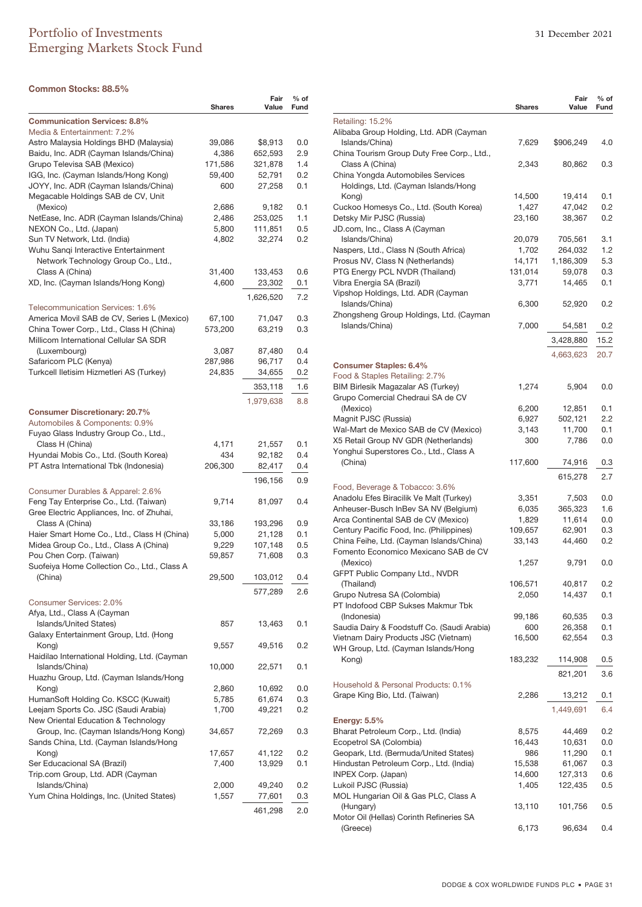# Portfolio of Investments
## Emerging Markets Stock Fund

31 December 2021

**Common Stocks: 88.5%**

| | Shares | Fair Value | % of Fund |
|---|---|---|---|
| **Communication Services: 8.8%** | | | |
| Media & Entertainment: 7.2% | | | |
| Astro Malaysia Holdings BHD (Malaysia) | 39,086 | $8,913 | 0.0 |
| Baidu, Inc. ADR (Cayman Islands/China) | 4,386 | 652,593 | 2.9 |
| Grupo Televisa SAB (Mexico) | 171,586 | 321,878 | 1.4 |
| IGG, Inc. (Cayman Islands/Hong Kong) | 59,400 | 52,791 | 0.2 |
| JOYY, Inc. ADR (Cayman Islands/China) | 600 | 27,258 | 0.1 |
| Megacable Holdings SAB de CV, Unit (Mexico) | 2,686 | 9,182 | 0.1 |
| NetEase, Inc. ADR (Cayman Islands/China) | 2,486 | 253,025 | 1.1 |
| NEXON Co., Ltd. (Japan) | 5,800 | 111,851 | 0.5 |
| Sun TV Network, Ltd. (India) | 4,802 | 32,274 | 0.2 |
| Wuhu Sanqi Interactive Entertainment Network Technology Group Co., Ltd., Class A (China) | 31,400 | 133,453 | 0.6 |
| XD, Inc. (Cayman Islands/Hong Kong) | 4,600 | 23,302 | 0.1 |
| | | 1,626,520 | 7.2 |
| Telecommunication Services: 1.6% | | | |
| America Movil SAB de CV, Series L (Mexico) | 67,100 | 71,047 | 0.3 |
| China Tower Corp., Ltd., Class H (China) | 573,200 | 63,219 | 0.3 |
| Millicom International Cellular SA SDR (Luxembourg) | 3,087 | 87,480 | 0.4 |
| Safaricom PLC (Kenya) | 287,986 | 96,717 | 0.4 |
| Turkcell Iletisim Hizmetleri AS (Turkey) | 24,835 | 34,655 | 0.2 |
| | | 353,118 | 1.6 |
| | | 1,979,638 | 8.8 |
| **Consumer Discretionary: 20.7%** | | | |
| Automobiles & Components: 0.9% | | | |
| Fuyao Glass Industry Group Co., Ltd., Class H (China) | 4,171 | 21,557 | 0.1 |
| Hyundai Mobis Co., Ltd. (South Korea) | 434 | 92,182 | 0.4 |
| PT Astra International Tbk (Indonesia) | 206,300 | 82,417 | 0.4 |
| | | 196,156 | 0.9 |
| Consumer Durables & Apparel: 2.6% | | | |
| Feng Tay Enterprise Co., Ltd. (Taiwan) | 9,714 | 81,097 | 0.4 |
| Gree Electric Appliances, Inc. of Zhuhai, Class A (China) | 33,186 | 193,296 | 0.9 |
| Haier Smart Home Co., Ltd., Class H (China) | 5,000 | 21,128 | 0.1 |
| Midea Group Co., Ltd., Class A (China) | 9,229 | 107,148 | 0.5 |
| Pou Chen Corp. (Taiwan) | 59,857 | 71,608 | 0.3 |
| Suofeiya Home Collection Co., Ltd., Class A (China) | 29,500 | 103,012 | 0.4 |
| | | 577,289 | 2.6 |
| Consumer Services: 2.0% | | | |
| Afya, Ltd., Class A (Cayman Islands/United States) | 857 | 13,463 | 0.1 |
| Galaxy Entertainment Group, Ltd. (Hong Kong) | 9,557 | 49,516 | 0.2 |
| Haidilao International Holding, Ltd. (Cayman Islands/China) | 10,000 | 22,571 | 0.1 |
| Huazhu Group, Ltd. (Cayman Islands/Hong Kong) | 2,860 | 10,692 | 0.0 |
| HumanSoft Holding Co. KSCC (Kuwait) | 5,785 | 61,674 | 0.3 |
| Leejam Sports Co. JSC (Saudi Arabia) | 1,700 | 49,221 | 0.2 |
| New Oriental Education & Technology Group, Inc. (Cayman Islands/Hong Kong) | 34,657 | 72,269 | 0.3 |
| Sands China, Ltd. (Cayman Islands/Hong Kong) | 17,657 | 41,122 | 0.2 |
| Ser Educacional SA (Brazil) | 7,400 | 13,929 | 0.1 |
| Trip.com Group, Ltd. ADR (Cayman Islands/China) | 2,000 | 49,240 | 0.2 |
| Yum China Holdings, Inc. (United States) | 1,557 | 77,601 | 0.3 |
| | | 461,298 | 2.0 |
| Retailing: 15.2% | | | |
| Alibaba Group Holding, Ltd. ADR (Cayman Islands/China) | 7,629 | $906,249 | 4.0 |
| China Tourism Group Duty Free Corp., Ltd., Class A (China) | 2,343 | 80,862 | 0.3 |
| China Yongda Automobiles Services Holdings, Ltd. (Cayman Islands/Hong Kong) | 14,500 | 19,414 | 0.1 |
| Cuckoo Homesys Co., Ltd. (South Korea) | 1,427 | 47,042 | 0.2 |
| Detsky Mir PJSC (Russia) | 23,160 | 38,367 | 0.2 |
| JD.com, Inc., Class A (Cayman Islands/China) | 20,079 | 705,561 | 3.1 |
| Naspers, Ltd., Class N (South Africa) | 1,702 | 264,032 | 1.2 |
| Prosus NV, Class N (Netherlands) | 14,171 | 1,186,309 | 5.3 |
| PTG Energy PCL NVDR (Thailand) | 131,014 | 59,078 | 0.3 |
| Vibra Energia SA (Brazil) | 3,771 | 14,465 | 0.1 |
| Vipshop Holdings, Ltd. ADR (Cayman Islands/China) | 6,300 | 52,920 | 0.2 |
| Zhongsheng Group Holdings, Ltd. (Cayman Islands/China) | 7,000 | 54,581 | 0.2 |
| | | 3,428,880 | 15.2 |
| | | 4,663,623 | 20.7 |
| **Consumer Staples: 6.4%** | | | |
| Food & Staples Retailing: 2.7% | | | |
| BIM Birlesik Magazalar AS (Turkey) | 1,274 | 5,904 | 0.0 |
| Grupo Comercial Chedraui SA de CV (Mexico) | 6,200 | 12,851 | 0.1 |
| Magnit PJSC (Russia) | 6,927 | 502,121 | 2.2 |
| Wal-Mart de Mexico SAB de CV (Mexico) | 3,143 | 11,700 | 0.1 |
| X5 Retail Group NV GDR (Netherlands) | 300 | 7,786 | 0.0 |
| Yonghui Superstores Co., Ltd., Class A (China) | 117,600 | 74,916 | 0.3 |
| | | 615,278 | 2.7 |
| Food, Beverage & Tobacco: 3.6% | | | |
| Anadolu Efes Biracilik Ve Malt (Turkey) | 3,351 | 7,503 | 0.0 |
| Anheuser-Busch InBev SA NV (Belgium) | 6,035 | 365,323 | 1.6 |
| Arca Continental SAB de CV (Mexico) | 1,829 | 11,614 | 0.0 |
| Century Pacific Food, Inc. (Philippines) | 109,657 | 62,901 | 0.3 |
| China Feihe, Ltd. (Cayman Islands/China) | 33,143 | 44,460 | 0.2 |
| Fomento Economico Mexicano SAB de CV (Mexico) | 1,257 | 9,791 | 0.0 |
| GFPT Public Company Ltd., NVDR (Thailand) | 106,571 | 40,817 | 0.2 |
| Grupo Nutresa SA (Colombia) | 2,050 | 14,437 | 0.1 |
| PT Indofood CBP Sukses Makmur Tbk (Indonesia) | 99,186 | 60,535 | 0.3 |
| Saudia Dairy & Foodstuff Co. (Saudi Arabia) | 600 | 26,358 | 0.1 |
| Vietnam Dairy Products JSC (Vietnam) | 16,500 | 62,554 | 0.3 |
| WH Group, Ltd. (Cayman Islands/Hong Kong) | 183,232 | 114,908 | 0.5 |
| | | 821,201 | 3.6 |
| Household & Personal Products: 0.1% | | | |
| Grape King Bio, Ltd. (Taiwan) | 2,286 | 13,212 | 0.1 |
| | | 1,449,691 | 6.4 |
| **Energy: 5.5%** | | | |
| Bharat Petroleum Corp., Ltd. (India) | 8,575 | 44,469 | 0.2 |
| Ecopetrol SA (Colombia) | 16,443 | 10,631 | 0.0 |
| Geopark, Ltd. (Bermuda/United States) | 986 | 11,290 | 0.1 |
| Hindustan Petroleum Corp., Ltd. (India) | 15,538 | 61,067 | 0.3 |
| INPEX Corp. (Japan) | 14,600 | 127,313 | 0.6 |
| Lukoil PJSC (Russia) | 1,405 | 122,435 | 0.5 |
| MOL Hungarian Oil & Gas PLC, Class A (Hungary) | 13,110 | 101,756 | 0.5 |
| Motor Oil (Hellas) Corinth Refineries SA (Greece) | 6,173 | 96,634 | 0.4 |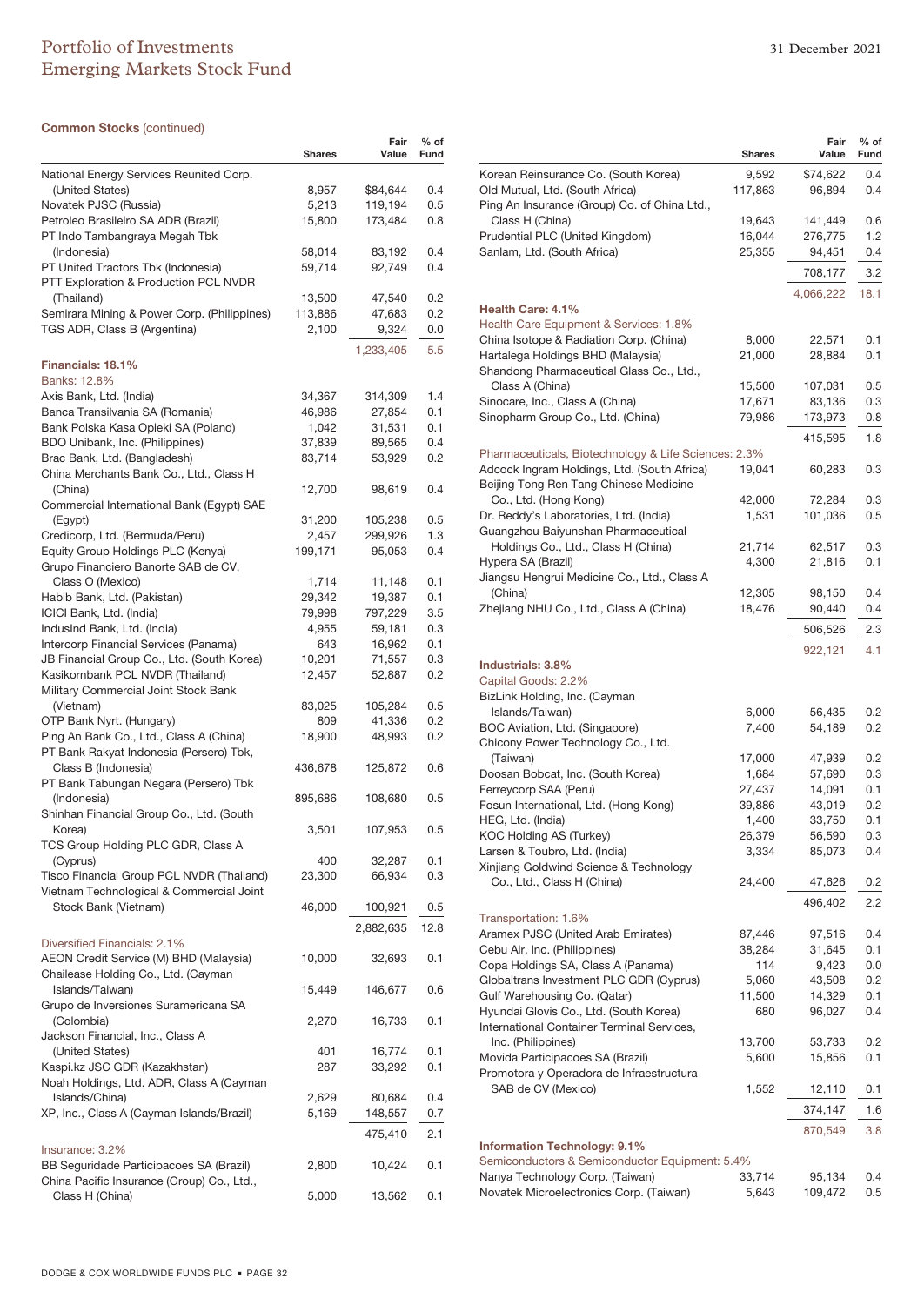## Common Stocks (continued)

| | Shares | Fair Value | % of Fund |
|---|---|---|---|
| National Energy Services Reunited Corp. (United States) | 8,957 | $84,644 | 0.4 |
| Novatek PJSC (Russia) | 5,213 | 119,194 | 0.5 |
| Petroleo Brasileiro SA ADR (Brazil) | 15,800 | 173,484 | 0.8 |
| PT Indo Tambangraya Megah Tbk (Indonesia) | 58,014 | 83,192 | 0.4 |
| PT United Tractors Tbk (Indonesia) | 59,714 | 92,749 | 0.4 |
| PTT Exploration & Production PCL NVDR (Thailand) | 13,500 | 47,540 | 0.2 |
| Semirara Mining & Power Corp. (Philippines) | 113,886 | 47,683 | 0.2 |
| TGS ADR, Class B (Argentina) | 2,100 | 9,324 | 0.0 |
| | | 1,233,405 | 5.5 |
| **Financials: 18.1%** | | | |
| Banks: 12.8% | | | |
| Axis Bank, Ltd. (India) | 34,367 | 314,309 | 1.4 |
| Banca Transilvania SA (Romania) | 46,986 | 27,854 | 0.1 |
| Bank Polska Kasa Opieki SA (Poland) | 1,042 | 31,531 | 0.1 |
| BDO Unibank, Inc. (Philippines) | 37,839 | 89,565 | 0.4 |
| Brac Bank, Ltd. (Bangladesh) | 83,714 | 53,929 | 0.2 |
| China Merchants Bank Co., Ltd., Class H (China) | 12,700 | 98,619 | 0.4 |
| Commercial International Bank (Egypt) SAE (Egypt) | 31,200 | 105,238 | 0.5 |
| Credicorp, Ltd. (Bermuda/Peru) | 2,457 | 299,926 | 1.3 |
| Equity Group Holdings PLC (Kenya) | 199,171 | 95,053 | 0.4 |
| Grupo Financiero Banorte SAB de CV, Class O (Mexico) | 1,714 | 11,148 | 0.1 |
| Habib Bank, Ltd. (Pakistan) | 29,342 | 19,387 | 0.1 |
| ICICI Bank, Ltd. (India) | 79,998 | 797,229 | 3.5 |
| IndusInd Bank, Ltd. (India) | 4,955 | 59,181 | 0.3 |
| Intercorp Financial Services (Panama) | 643 | 16,962 | 0.1 |
| JB Financial Group Co., Ltd. (South Korea) | 10,201 | 71,557 | 0.3 |
| Kasikornbank PCL NVDR (Thailand) | 12,457 | 52,887 | 0.2 |
| Military Commercial Joint Stock Bank (Vietnam) | 83,025 | 105,284 | 0.5 |
| OTP Bank Nyrt. (Hungary) | 809 | 41,336 | 0.2 |
| Ping An Bank Co., Ltd., Class A (China) | 18,900 | 48,993 | 0.2 |
| PT Bank Rakyat Indonesia (Persero) Tbk, Class B (Indonesia) | 436,678 | 125,872 | 0.6 |
| PT Bank Tabungan Negara (Persero) Tbk (Indonesia) | 895,686 | 108,680 | 0.5 |
| Shinhan Financial Group Co., Ltd. (South Korea) | 3,501 | 107,953 | 0.5 |
| TCS Group Holding PLC GDR, Class A (Cyprus) | 400 | 32,287 | 0.1 |
| Tisco Financial Group PCL NVDR (Thailand) | 23,300 | 66,934 | 0.3 |
| Vietnam Technological & Commercial Joint Stock Bank (Vietnam) | 46,000 | 100,921 | 0.5 |
| | | 2,882,635 | 12.8 |
| Diversified Financials: 2.1% | | | |
| AEON Credit Service (M) BHD (Malaysia) | 10,000 | 32,693 | 0.1 |
| Chailease Holding Co., Ltd. (Cayman Islands/Taiwan) | 15,449 | 146,677 | 0.6 |
| Grupo de Inversiones Suramericana SA (Colombia) | 2,270 | 16,733 | 0.1 |
| Jackson Financial, Inc., Class A (United States) | 401 | 16,774 | 0.1 |
| Kaspi.kz JSC GDR (Kazakhstan) | 287 | 33,292 | 0.1 |
| Noah Holdings, Ltd. ADR, Class A (Cayman Islands/China) | 2,629 | 80,684 | 0.4 |
| XP, Inc., Class A (Cayman Islands/Brazil) | 5,169 | 148,557 | 0.7 |
| | | 475,410 | 2.1 |
| Insurance: 3.2% | | | |
| BB Seguridade Participacoes SA (Brazil) | 2,800 | 10,424 | 0.1 |
| China Pacific Insurance (Group) Co., Ltd., Class H (China) | 5,000 | 13,562 | 0.1 |
| Korean Reinsurance Co. (South Korea) | 9,592 | $74,622 | 0.4 |
| Old Mutual, Ltd. (South Africa) | 117,863 | 96,894 | 0.4 |
| Ping An Insurance (Group) Co. of China Ltd., Class H (China) | 19,643 | 141,449 | 0.6 |
| Prudential PLC (United Kingdom) | 16,044 | 276,775 | 1.2 |
| Sanlam, Ltd. (South Africa) | 25,355 | 94,451 | 0.4 |
| | | 708,177 | 3.2 |
| | | 4,066,222 | 18.1 |
| **Health Care: 4.1%** | | | |
| Health Care Equipment & Services: 1.8% | | | |
| China Isotope & Radiation Corp. (China) | 8,000 | 22,571 | 0.1 |
| Hartalega Holdings BHD (Malaysia) | 21,000 | 28,884 | 0.1 |
| Shandong Pharmaceutical Glass Co., Ltd., Class A (China) | 15,500 | 107,031 | 0.5 |
| Sinocare, Inc., Class A (China) | 17,671 | 83,136 | 0.3 |
| Sinopharm Group Co., Ltd. (China) | 79,986 | 173,973 | 0.8 |
| | | 415,595 | 1.8 |
| Pharmaceuticals, Biotechnology & Life Sciences: 2.3% | | | |
| Adcock Ingram Holdings, Ltd. (South Africa) | 19,041 | 60,283 | 0.3 |
| Beijing Tong Ren Tang Chinese Medicine Co., Ltd. (Hong Kong) | 42,000 | 72,284 | 0.3 |
| Dr. Reddy's Laboratories, Ltd. (India) | 1,531 | 101,036 | 0.5 |
| Guangzhou Baiyunshan Pharmaceutical Holdings Co., Ltd., Class H (China) | 21,714 | 62,517 | 0.3 |
| Hypera SA (Brazil) | 4,300 | 21,816 | 0.1 |
| Jiangsu Hengrui Medicine Co., Ltd., Class A (China) | 12,305 | 98,150 | 0.4 |
| Zhejiang NHU Co., Ltd., Class A (China) | 18,476 | 90,440 | 0.4 |
| | | 506,526 | 2.3 |
| | | 922,121 | 4.1 |
| **Industrials: 3.8%** | | | |
| Capital Goods: 2.2% | | | |
| BizLink Holding, Inc. (Cayman Islands/Taiwan) | 6,000 | 56,435 | 0.2 |
| BOC Aviation, Ltd. (Singapore) | 7,400 | 54,189 | 0.2 |
| Chicony Power Technology Co., Ltd. (Taiwan) | 17,000 | 47,939 | 0.2 |
| Doosan Bobcat, Inc. (South Korea) | 1,684 | 57,690 | 0.3 |
| Ferreycorp SAA (Peru) | 27,437 | 14,091 | 0.1 |
| Fosun International, Ltd. (Hong Kong) | 39,886 | 43,019 | 0.2 |
| HEG, Ltd. (India) | 1,400 | 33,750 | 0.1 |
| KOC Holding AS (Turkey) | 26,379 | 56,590 | 0.3 |
| Larsen & Toubro, Ltd. (India) | 3,334 | 85,073 | 0.4 |
| Xinjiang Goldwind Science & Technology Co., Ltd., Class H (China) | 24,400 | 47,626 | 0.2 |
| | | 496,402 | 2.2 |
| Transportation: 1.6% | | | |
| Aramex PJSC (United Arab Emirates) | 87,446 | 97,516 | 0.4 |
| Cebu Air, Inc. (Philippines) | 38,284 | 31,645 | 0.1 |
| Copa Holdings SA, Class A (Panama) | 114 | 9,423 | 0.0 |
| Globaltrans Investment PLC GDR (Cyprus) | 5,060 | 43,508 | 0.2 |
| Gulf Warehousing Co. (Qatar) | 11,500 | 14,329 | 0.1 |
| Hyundai Glovis Co., Ltd. (South Korea) | 680 | 96,027 | 0.4 |
| International Container Terminal Services, Inc. (Philippines) | 13,700 | 53,733 | 0.2 |
| Movida Participacoes SA (Brazil) | 5,600 | 15,856 | 0.1 |
| Promotora y Operadora de Infraestructura SAB de CV (Mexico) | 1,552 | 12,110 | 0.1 |
| | | 374,147 | 1.6 |
| | | 870,549 | 3.8 |
| **Information Technology: 9.1%** | | | |
| Semiconductors & Semiconductor Equipment: 5.4% | | | |
| Nanya Technology Corp. (Taiwan) | 33,714 | 95,134 | 0.4 |
| Novatek Microelectronics Corp. (Taiwan) | 5,643 | 109,472 | 0.5 |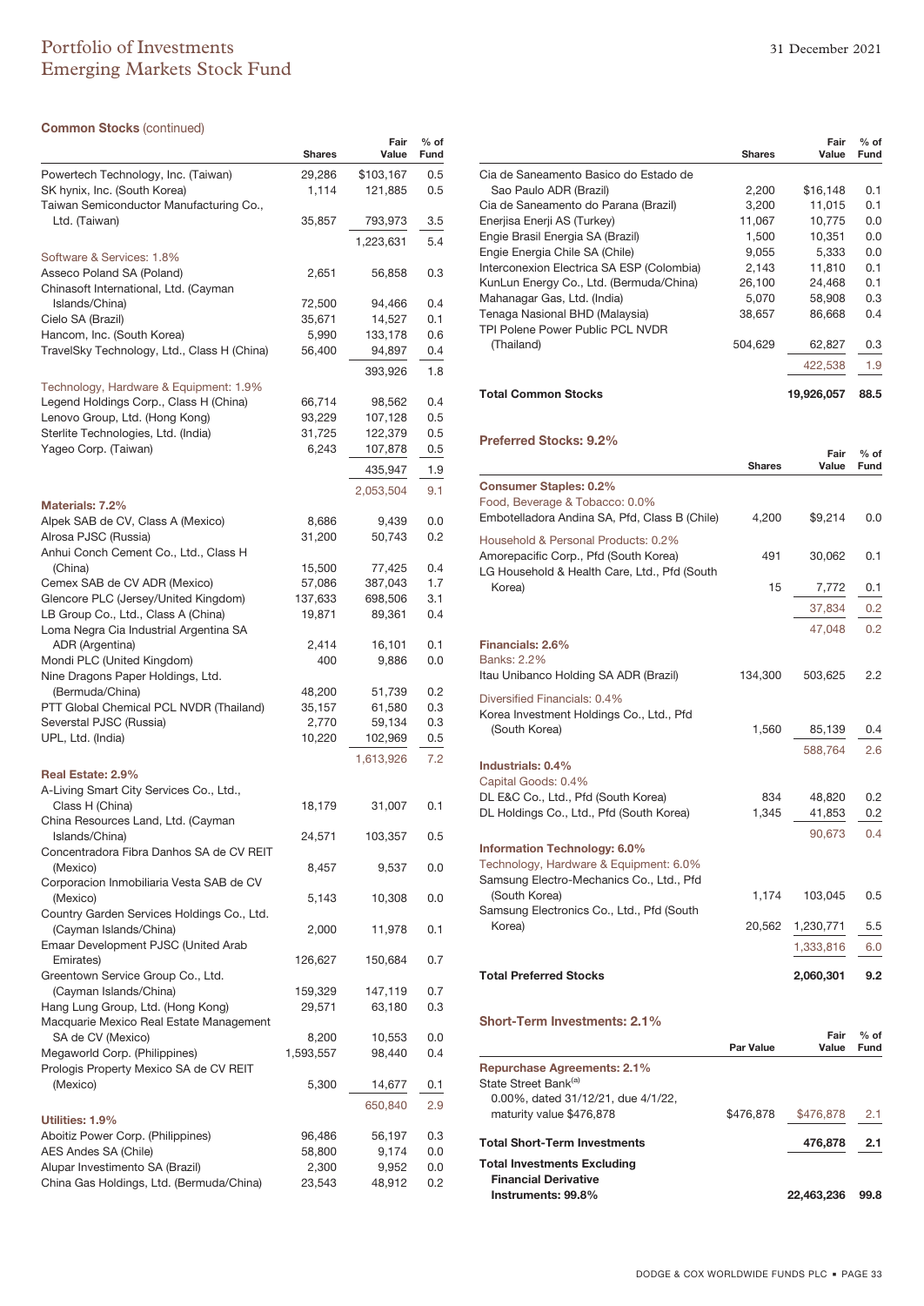# Portfolio of Investments
## Emerging Markets Stock Fund

31 December 2021

### Common Stocks (continued)

| | Shares | Fair Value | % of Fund |
|---|---|---|---|
| Powertech Technology, Inc. (Taiwan) | 29,286 | $103,167 | 0.5 |
| SK hynix, Inc. (South Korea) | 1,114 | 121,885 | 0.5 |
| Taiwan Semiconductor Manufacturing Co., Ltd. (Taiwan) | 35,857 | 793,973 | 3.5 |
| | | 1,223,631 | 5.4 |
| Software & Services: 1.8% | | | |
| Asseco Poland SA (Poland) | 2,651 | 56,858 | 0.3 |
| Chinasoft International, Ltd. (Cayman Islands/China) | 72,500 | 94,466 | 0.4 |
| Cielo SA (Brazil) | 35,671 | 14,527 | 0.1 |
| Hancom, Inc. (South Korea) | 5,990 | 133,178 | 0.6 |
| TravelSky Technology, Ltd., Class H (China) | 56,400 | 94,897 | 0.4 |
| | | 393,926 | 1.8 |
| Technology, Hardware & Equipment: 1.9% | | | |
| Legend Holdings Corp., Class H (China) | 66,714 | 98,562 | 0.4 |
| Lenovo Group, Ltd. (Hong Kong) | 93,229 | 107,128 | 0.5 |
| Sterlite Technologies, Ltd. (India) | 31,725 | 122,379 | 0.5 |
| Yageo Corp. (Taiwan) | 6,243 | 107,878 | 0.5 |
| | | 435,947 | 1.9 |
| | | 2,053,504 | 9.1 |
| **Materials: 7.2%** | | | |
| Alpek SAB de CV, Class A (Mexico) | 8,686 | 9,439 | 0.0 |
| Alrosa PJSC (Russia) | 31,200 | 50,743 | 0.2 |
| Anhui Conch Cement Co., Ltd., Class H (China) | 15,500 | 77,425 | 0.4 |
| Cemex SAB de CV ADR (Mexico) | 57,086 | 387,043 | 1.7 |
| Glencore PLC (Jersey/United Kingdom) | 137,633 | 698,506 | 3.1 |
| LB Group Co., Ltd., Class A (China) | 19,871 | 89,361 | 0.4 |
| Loma Negra Cia Industrial Argentina SA ADR (Argentina) | 2,414 | 16,101 | 0.1 |
| Mondi PLC (United Kingdom) | 400 | 9,886 | 0.0 |
| Nine Dragons Paper Holdings, Ltd. (Bermuda/China) | 48,200 | 51,739 | 0.2 |
| PTT Global Chemical PCL NVDR (Thailand) | 35,157 | 61,580 | 0.3 |
| Severstal PJSC (Russia) | 2,770 | 59,134 | 0.3 |
| UPL, Ltd. (India) | 10,220 | 102,969 | 0.5 |
| | | 1,613,926 | 7.2 |
| **Real Estate: 2.9%** | | | |
| A-Living Smart City Services Co., Ltd., Class H (China) | 18,179 | 31,007 | 0.1 |
| China Resources Land, Ltd. (Cayman Islands/China) | 24,571 | 103,357 | 0.5 |
| Concentradora Fibra Danhos SA de CV REIT (Mexico) | 8,457 | 9,537 | 0.0 |
| Corporacion Inmobiliaria Vesta SAB de CV (Mexico) | 5,143 | 10,308 | 0.0 |
| Country Garden Services Holdings Co., Ltd. (Cayman Islands/China) | 2,000 | 11,978 | 0.1 |
| Emaar Development PJSC (United Arab Emirates) | 126,627 | 150,684 | 0.7 |
| Greentown Service Group Co., Ltd. (Cayman Islands/China) | 159,329 | 147,119 | 0.7 |
| Hang Lung Group, Ltd. (Hong Kong) | 29,571 | 63,180 | 0.3 |
| Macquarie Mexico Real Estate Management SA de CV (Mexico) | 8,200 | 10,553 | 0.0 |
| Megaworld Corp. (Philippines) | 1,593,557 | 98,440 | 0.4 |
| Prologis Property Mexico SA de CV REIT (Mexico) | 5,300 | 14,677 | 0.1 |
| | | 650,840 | 2.9 |
| **Utilities: 1.9%** | | | |
| Aboitiz Power Corp. (Philippines) | 96,486 | 56,197 | 0.3 |
| AES Andes SA (Chile) | 58,800 | 9,174 | 0.0 |
| Alupar Investimento SA (Brazil) | 2,300 | 9,952 | 0.0 |
| China Gas Holdings, Ltd. (Bermuda/China) | 23,543 | 48,912 | 0.2 |
| Cia de Saneamento Basico do Estado de Sao Paulo ADR (Brazil) | 2,200 | $16,148 | 0.1 |
| Cia de Saneamento do Parana (Brazil) | 3,200 | 11,015 | 0.1 |
| Enerjisa Enerji AS (Turkey) | 11,067 | 10,775 | 0.0 |
| Engie Brasil Energia SA (Brazil) | 1,500 | 10,351 | 0.0 |
| Engie Energia Chile SA (Chile) | 9,055 | 5,333 | 0.0 |
| Interconexion Electrica SA ESP (Colombia) | 2,143 | 11,810 | 0.1 |
| KunLun Energy Co., Ltd. (Bermuda/China) | 26,100 | 24,468 | 0.1 |
| Mahanagar Gas, Ltd. (India) | 5,070 | 58,908 | 0.3 |
| Tenaga Nasional BHD (Malaysia) | 38,657 | 86,668 | 0.4 |
| TPI Polene Power Public PCL NVDR (Thailand) | 504,629 | 62,827 | 0.3 |
| | | 422,538 | 1.9 |
| **Total Common Stocks** | | **19,926,057** | **88.5** |

### Preferred Stocks: 9.2%

| | Shares | Fair Value | % of Fund |
|---|---|---|---|
| **Consumer Staples: 0.2%** | | | |
| Food, Beverage & Tobacco: 0.0% | | | |
| Embotelladora Andina SA, Pfd, Class B (Chile) | 4,200 | $9,214 | 0.0 |
| Household & Personal Products: 0.2% | | | |
| Amorepacific Corp., Pfd (South Korea) | 491 | 30,062 | 0.1 |
| LG Household & Health Care, Ltd., Pfd (South Korea) | 15 | 7,772 | 0.1 |
| | | 37,834 | 0.2 |
| | | 47,048 | 0.2 |
| **Financials: 2.6%** | | | |
| Banks: 2.2% | | | |
| Itau Unibanco Holding SA ADR (Brazil) | 134,300 | 503,625 | 2.2 |
| Diversified Financials: 0.4% | | | |
| Korea Investment Holdings Co., Ltd., Pfd (South Korea) | 1,560 | 85,139 | 0.4 |
| | | 588,764 | 2.6 |
| **Industrials: 0.4%** | | | |
| Capital Goods: 0.4% | | | |
| DL E&C Co., Ltd., Pfd (South Korea) | 834 | 48,820 | 0.2 |
| DL Holdings Co., Ltd., Pfd (South Korea) | 1,345 | 41,853 | 0.2 |
| | | 90,673 | 0.4 |
| **Information Technology: 6.0%** | | | |
| Technology, Hardware & Equipment: 6.0% | | | |
| Samsung Electro-Mechanics Co., Ltd., Pfd (South Korea) | 1,174 | 103,045 | 0.5 |
| Samsung Electronics Co., Ltd., Pfd (South Korea) | 20,562 | 1,230,771 | 5.5 |
| | | 1,333,816 | 6.0 |
| **Total Preferred Stocks** | | **2,060,301** | **9.2** |

### Short-Term Investments: 2.1%

| | Par Value | Fair Value | % of Fund |
|---|---|---|---|
| **Repurchase Agreements: 2.1%** | | | |
| State Street Bank[a] 0.00%, dated 31/12/21, due 4/1/22, maturity value $476,878 | $476,878 | $476,878 | 2.1 |
| **Total Short-Term Investments** | | **476,878** | **2.1** |
| **Total Investments Excluding Financial Derivative Instruments: 99.8%** | | **22,463,236** | **99.8** |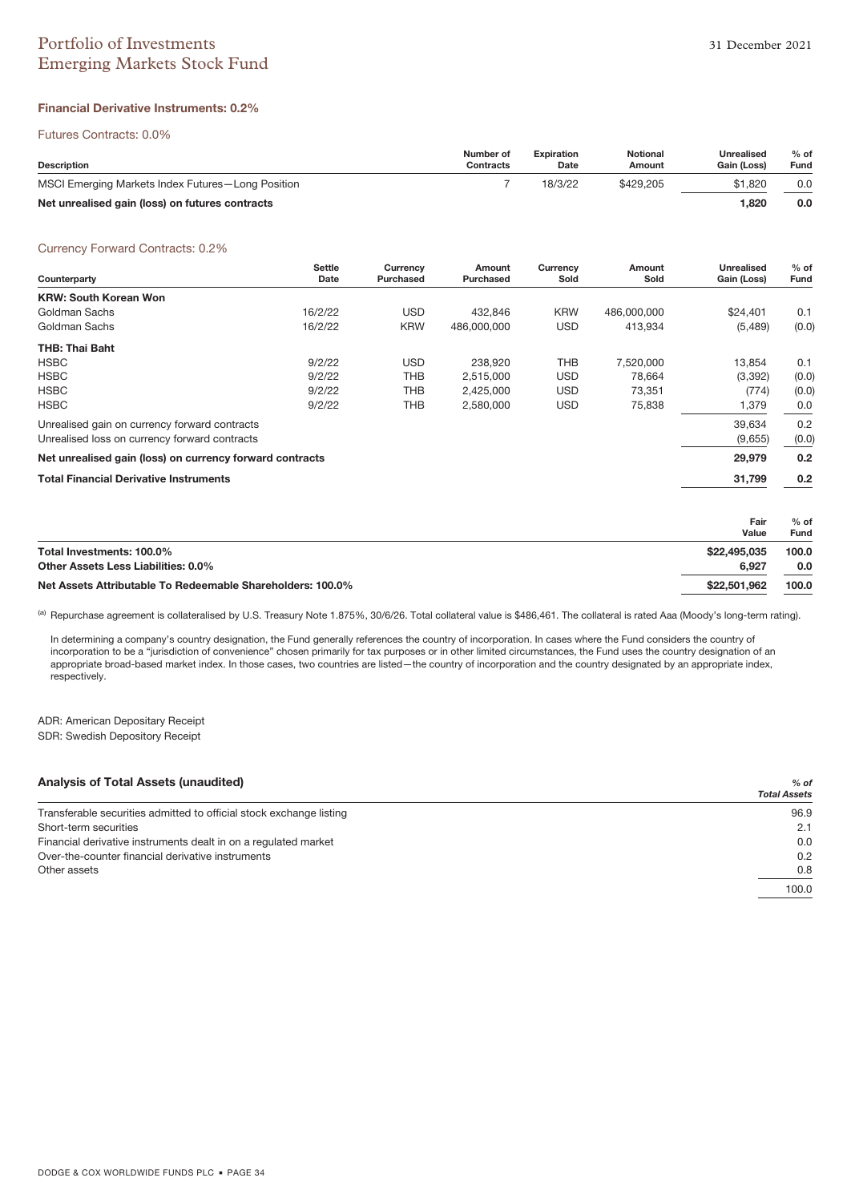# Portfolio of Investments
## Emerging Markets Stock Fund

31 December 2021

### Financial Derivative Instruments: 0.2%

#### Futures Contracts: 0.0%

| Description | Number of Contracts | Expiration Date | Notional Amount | Unrealised Gain (Loss) | % of Fund |
|---|---|---|---|---|---|
| MSCI Emerging Markets Index Futures—Long Position | 7 | 18/3/22 | $429,205 | $1,820 | 0.0 |
| **Net unrealised gain (loss) on futures contracts** | | | | **1,820** | **0.0** |

#### Currency Forward Contracts: 0.2%

| Counterparty | Settle Date | Currency Purchased | Amount Purchased | Currency Sold | Amount Sold | Unrealised Gain (Loss) | % of Fund |
|---|---|---|---|---|---|---|---|
| **KRW: South Korean Won** | | | | | | | |
| Goldman Sachs | 16/2/22 | USD | 432,846 | KRW | 486,000,000 | $24,401 | 0.1 |
| Goldman Sachs | 16/2/22 | KRW | 486,000,000 | USD | 413,934 | (5,489) | (0.0) |
| **THB: Thai Baht** | | | | | | | |
| HSBC | 9/2/22 | USD | 238,920 | THB | 7,520,000 | 13,854 | 0.1 |
| HSBC | 9/2/22 | THB | 2,515,000 | USD | 78,664 | (3,392) | (0.0) |
| HSBC | 9/2/22 | THB | 2,425,000 | USD | 73,351 | (774) | (0.0) |
| HSBC | 9/2/22 | THB | 2,580,000 | USD | 75,838 | 1,379 | 0.0 |
| Unrealised gain on currency forward contracts | | | | | | 39,634 | 0.2 |
| Unrealised loss on currency forward contracts | | | | | | (9,655) | (0.0) |
| **Net unrealised gain (loss) on currency forward contracts** | | | | | | **29,979** | **0.2** |
| **Total Financial Derivative Instruments** | | | | | | **31,799** | **0.2** |

| | Fair Value | % of Fund |
|---|---|---|
| **Total Investments: 100.0%** | **$22,495,035** | **100.0** |
| **Other Assets Less Liabilities: 0.0%** | **6,927** | **0.0** |
| **Net Assets Attributable To Redeemable Shareholders: 100.0%** | **$22,501,962** | **100.0** |

[a] Repurchase agreement is collateralised by U.S. Treasury Note 1.875%, 30/6/26. Total collateral value is $486,461. The collateral is rated Aaa (Moody's long-term rating).

In determining a company's country designation, the Fund generally references the country of incorporation. In cases where the Fund considers the country of incorporation to be a "jurisdiction of convenience" chosen primarily for tax purposes or in other limited circumstances, the Fund uses the country designation of an appropriate broad-based market index. In those cases, two countries are listed—the country of incorporation and the country designated by an appropriate index, respectively.

ADR: American Depositary Receipt
SDR: Swedish Depository Receipt

### Analysis of Total Assets (unaudited)

| | *% of Total Assets* |
|---|---|
| Transferable securities admitted to official stock exchange listing | 96.9 |
| Short-term securities | 2.1 |
| Financial derivative instruments dealt in on a regulated market | 0.0 |
| Over-the-counter financial derivative instruments | 0.2 |
| Other assets | 0.8 |
| | 100.0 |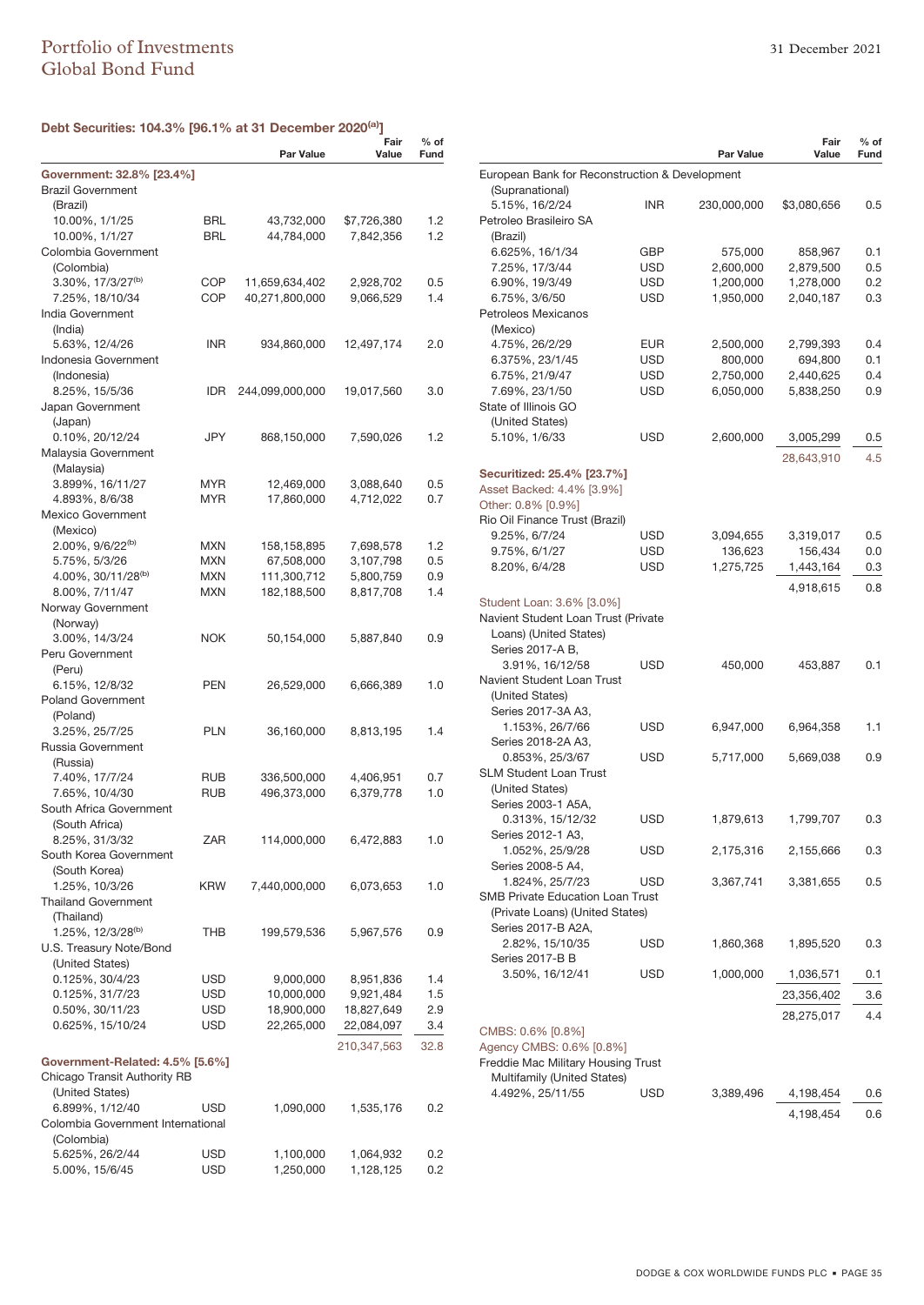# Portfolio of Investments
## Global Bond Fund

31 December 2021

### Debt Securities: 104.3% [96.1% at 31 December 2020[(a)]]

| | | Par Value | Fair Value | % of Fund |
|---|---|---|---|---|
| **Government: 32.8% [23.4%]** | | | | |
| Brazil Government (Brazil) | | | | |
| 10.00%, 1/1/25 | BRL | 43,732,000 | $7,726,380 | 1.2 |
| 10.00%, 1/1/27 | BRL | 44,784,000 | 7,842,356 | 1.2 |
| Colombia Government (Colombia) | | | | |
| 3.30%, 17/3/27[(b)] | COP | 11,659,634,402 | 2,928,702 | 0.5 |
| 7.25%, 18/10/34 | COP | 40,271,800,000 | 9,066,529 | 1.4 |
| India Government (India) | | | | |
| 5.63%, 12/4/26 | INR | 934,860,000 | 12,497,174 | 2.0 |
| Indonesia Government (Indonesia) | | | | |
| 8.25%, 15/5/36 | IDR | 244,099,000,000 | 19,017,560 | 3.0 |
| Japan Government (Japan) | | | | |
| 0.10%, 20/12/24 | JPY | 868,150,000 | 7,590,026 | 1.2 |
| Malaysia Government (Malaysia) | | | | |
| 3.899%, 16/11/27 | MYR | 12,469,000 | 3,088,640 | 0.5 |
| 4.893%, 8/6/38 | MYR | 17,860,000 | 4,712,022 | 0.7 |
| Mexico Government (Mexico) | | | | |
| 2.00%, 9/6/22[(b)] | MXN | 158,158,895 | 7,698,578 | 1.2 |
| 5.75%, 5/3/26 | MXN | 67,508,000 | 3,107,798 | 0.5 |
| 4.00%, 30/11/28[(b)] | MXN | 111,300,712 | 5,800,759 | 0.9 |
| 8.00%, 7/11/47 | MXN | 182,188,500 | 8,817,708 | 1.4 |
| Norway Government (Norway) | | | | |
| 3.00%, 14/3/24 | NOK | 50,154,000 | 5,887,840 | 0.9 |
| Peru Government (Peru) | | | | |
| 6.15%, 12/8/32 | PEN | 26,529,000 | 6,666,389 | 1.0 |
| Poland Government (Poland) | | | | |
| 3.25%, 25/7/25 | PLN | 36,160,000 | 8,813,195 | 1.4 |
| Russia Government (Russia) | | | | |
| 7.40%, 17/7/24 | RUB | 336,500,000 | 4,406,951 | 0.7 |
| 7.65%, 10/4/30 | RUB | 496,373,000 | 6,379,778 | 1.0 |
| South Africa Government (South Africa) | | | | |
| 8.25%, 31/3/32 | ZAR | 114,000,000 | 6,472,883 | 1.0 |
| South Korea Government (South Korea) | | | | |
| 1.25%, 10/3/26 | KRW | 7,440,000,000 | 6,073,653 | 1.0 |
| Thailand Government (Thailand) | | | | |
| 1.25%, 12/3/28[(b)] | THB | 199,579,536 | 5,967,576 | 0.9 |
| U.S. Treasury Note/Bond (United States) | | | | |
| 0.125%, 30/4/23 | USD | 9,000,000 | 8,951,836 | 1.4 |
| 0.125%, 31/7/23 | USD | 10,000,000 | 9,921,484 | 1.5 |
| 0.50%, 30/11/23 | USD | 18,900,000 | 18,827,649 | 2.9 |
| 0.625%, 15/10/24 | USD | 22,265,000 | 22,084,097 | 3.4 |
| | | | 210,347,563 | 32.8 |
| **Government-Related: 4.5% [5.6%]** | | | | |
| Chicago Transit Authority RB (United States) | | | | |
| 6.899%, 1/12/40 | USD | 1,090,000 | 1,535,176 | 0.2 |
| Colombia Government International (Colombia) | | | | |
| 5.625%, 26/2/44 | USD | 1,100,000 | 1,064,932 | 0.2 |
| 5.00%, 15/6/45 | USD | 1,250,000 | 1,128,125 | 0.2 |
| European Bank for Reconstruction & Development (Supranational) | | | | |
| 5.15%, 16/2/24 | INR | 230,000,000 | $3,080,656 | 0.5 |
| Petroleo Brasileiro SA (Brazil) | | | | |
| 6.625%, 16/1/34 | GBP | 575,000 | 858,967 | 0.1 |
| 7.25%, 17/3/44 | USD | 2,600,000 | 2,879,500 | 0.5 |
| 6.90%, 19/3/49 | USD | 1,200,000 | 1,278,000 | 0.2 |
| 6.75%, 3/6/50 | USD | 1,950,000 | 2,040,187 | 0.3 |
| Petroleos Mexicanos (Mexico) | | | | |
| 4.75%, 26/2/29 | EUR | 2,500,000 | 2,799,393 | 0.4 |
| 6.375%, 23/1/45 | USD | 800,000 | 694,800 | 0.1 |
| 6.75%, 21/9/47 | USD | 2,750,000 | 2,440,625 | 0.4 |
| 7.69%, 23/1/50 | USD | 6,050,000 | 5,838,250 | 0.9 |
| State of Illinois GO (United States) | | | | |
| 5.10%, 1/6/33 | USD | 2,600,000 | 3,005,299 | 0.5 |
| | | | 28,643,910 | 4.5 |
| **Securitized: 25.4% [23.7%]** | | | | |
| Asset Backed: 4.4% [3.9%] | | | | |
| Other: 0.8% [0.9%] | | | | |
| Rio Oil Finance Trust (Brazil) | | | | |
| 9.25%, 6/7/24 | USD | 3,094,655 | 3,319,017 | 0.5 |
| 9.75%, 6/1/27 | USD | 136,623 | 156,434 | 0.0 |
| 8.20%, 6/4/28 | USD | 1,275,725 | 1,443,164 | 0.3 |
| | | | 4,918,615 | 0.8 |
| Student Loan: 3.6% [3.0%] | | | | |
| Navient Student Loan Trust (Private Loans) (United States) | | | | |
| Series 2017-A B, 3.91%, 16/12/58 | USD | 450,000 | 453,887 | 0.1 |
| Navient Student Loan Trust (United States) | | | | |
| Series 2017-3A A3, 1.153%, 26/7/66 | USD | 6,947,000 | 6,964,358 | 1.1 |
| Series 2018-2A A3, 0.853%, 25/3/67 | USD | 5,717,000 | 5,669,038 | 0.9 |
| SLM Student Loan Trust (United States) | | | | |
| Series 2003-1 A5A, 0.313%, 15/12/32 | USD | 1,879,613 | 1,799,707 | 0.3 |
| Series 2012-1 A3, 1.052%, 25/9/28 | USD | 2,175,316 | 2,155,666 | 0.3 |
| Series 2008-5 A4, 1.824%, 25/7/23 | USD | 3,367,741 | 3,381,655 | 0.5 |
| SMB Private Education Loan Trust (Private Loans) (United States) | | | | |
| Series 2017-B A2A, 2.82%, 15/10/35 | USD | 1,860,368 | 1,895,520 | 0.3 |
| Series 2017-B B 3.50%, 16/12/41 | USD | 1,000,000 | 1,036,571 | 0.1 |
| | | | 23,356,402 | 3.6 |
| | | | 28,275,017 | 4.4 |
| CMBS: 0.6% [0.8%] | | | | |
| Agency CMBS: 0.6% [0.8%] | | | | |
| Freddie Mac Military Housing Trust Multifamily (United States) | | | | |
| 4.492%, 25/11/55 | USD | 3,389,496 | 4,198,454 | 0.6 |
| | | | 4,198,454 | 0.6 |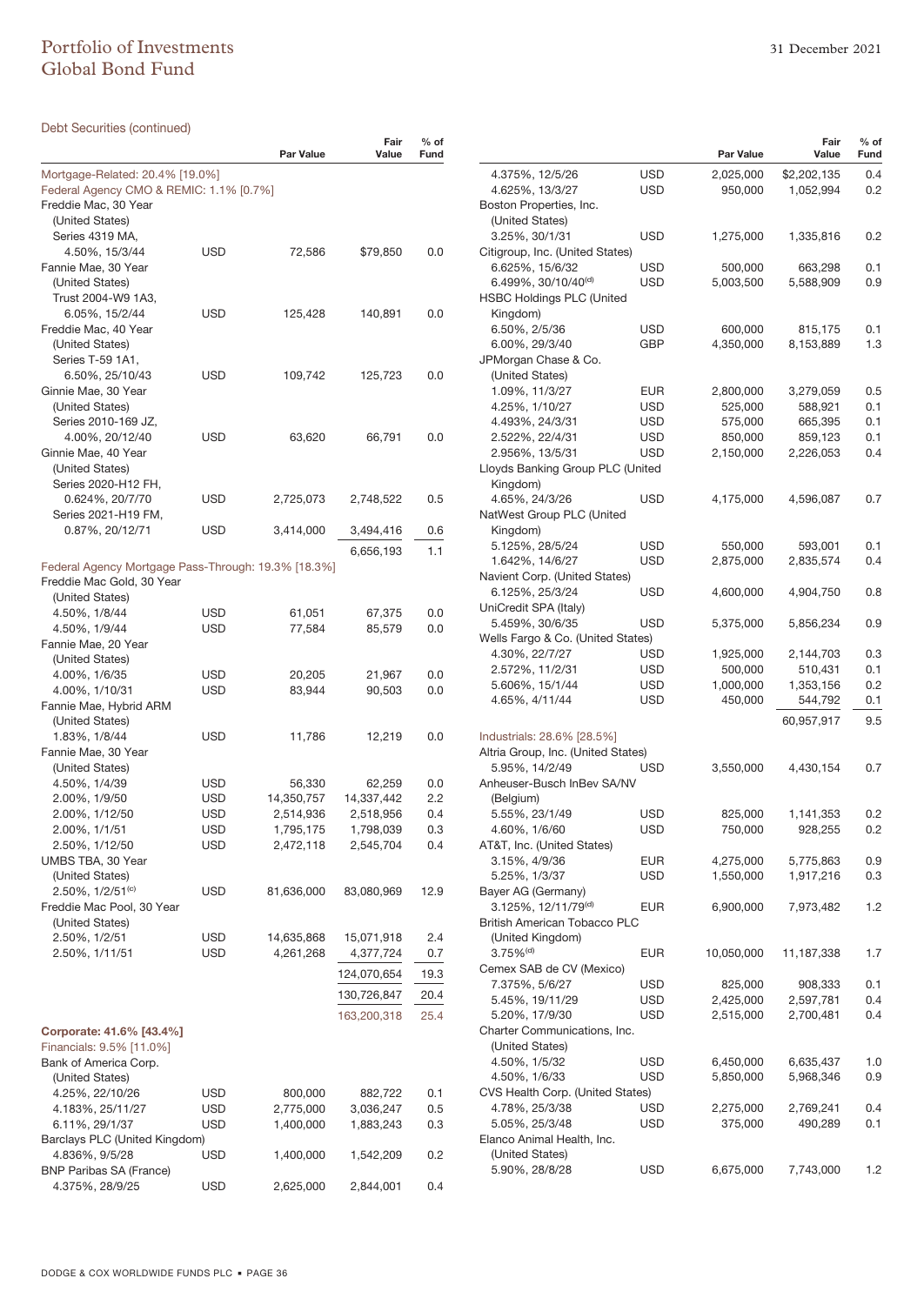# Portfolio of Investments
## Global Bond Fund

31 December 2021

### Debt Securities (continued)

| | | Par Value | Fair Value | % of Fund |
|---|---|---|---|---|
| Mortgage-Related: 20.4% [19.0%] | | | | |
| Federal Agency CMO & REMIC: 1.1% [0.7%] | | | | |
| Freddie Mac, 30 Year (United States) Series 4319 MA, | | | | |
| 4.50%, 15/3/44 | USD | 72,586 | $79,850 | 0.0 |
| Fannie Mae, 30 Year (United States) Trust 2004-W9 1A3, | | | | |
| 6.05%, 15/2/44 | USD | 125,428 | 140,891 | 0.0 |
| Freddie Mac, 40 Year (United States) Series T-59 1A1, | | | | |
| 6.50%, 25/10/43 | USD | 109,742 | 125,723 | 0.0 |
| Ginnie Mae, 30 Year (United States) Series 2010-169 JZ, | | | | |
| 4.00%, 20/12/40 | USD | 63,620 | 66,791 | 0.0 |
| Ginnie Mae, 40 Year (United States) Series 2020-H12 FH, | | | | |
| 0.624%, 20/7/70 | USD | 2,725,073 | 2,748,522 | 0.5 |
| Series 2021-H19 FM, | | | | |
| 0.87%, 20/12/71 | USD | 3,414,000 | 3,494,416 | 0.6 |
| | | | 6,656,193 | 1.1 |
| Federal Agency Mortgage Pass-Through: 19.3% [18.3%] | | | | |
| Freddie Mac Gold, 30 Year (United States) | | | | |
| 4.50%, 1/8/44 | USD | 61,051 | 67,375 | 0.0 |
| 4.50%, 1/9/44 | USD | 77,584 | 85,579 | 0.0 |
| Fannie Mae, 20 Year (United States) | | | | |
| 4.00%, 1/6/35 | USD | 20,205 | 21,967 | 0.0 |
| 4.00%, 1/10/31 | USD | 83,944 | 90,503 | 0.0 |
| Fannie Mae, Hybrid ARM (United States) | | | | |
| 1.83%, 1/8/44 | USD | 11,786 | 12,219 | 0.0 |
| Fannie Mae, 30 Year (United States) | | | | |
| 4.50%, 1/4/39 | USD | 56,330 | 62,259 | 0.0 |
| 2.00%, 1/9/50 | USD | 14,350,757 | 14,337,442 | 2.2 |
| 2.00%, 1/12/50 | USD | 2,514,936 | 2,518,956 | 0.4 |
| 2.00%, 1/1/51 | USD | 1,795,175 | 1,798,039 | 0.3 |
| 2.50%, 1/12/50 | USD | 2,472,118 | 2,545,704 | 0.4 |
| UMBS TBA, 30 Year (United States) | | | | |
| 2.50%, 1/2/51[(c)] | USD | 81,636,000 | 83,080,969 | 12.9 |
| Freddie Mac Pool, 30 Year (United States) | | | | |
| 2.50%, 1/2/51 | USD | 14,635,868 | 15,071,918 | 2.4 |
| 2.50%, 1/11/51 | USD | 4,261,268 | 4,377,724 | 0.7 |
| | | | 124,070,654 | 19.3 |
| | | | 130,726,847 | 20.4 |
| | | | 163,200,318 | 25.4 |
| **Corporate: 41.6% [43.4%]** | | | | |
| Financials: 9.5% [11.0%] | | | | |
| Bank of America Corp. (United States) | | | | |
| 4.25%, 22/10/26 | USD | 800,000 | 882,722 | 0.1 |
| 4.183%, 25/11/27 | USD | 2,775,000 | 3,036,247 | 0.5 |
| 6.11%, 29/1/37 | USD | 1,400,000 | 1,883,243 | 0.3 |
| Barclays PLC (United Kingdom) | | | | |
| 4.836%, 9/5/28 | USD | 1,400,000 | 1,542,209 | 0.2 |
| BNP Paribas SA (France) | | | | |
| 4.375%, 28/9/25 | USD | 2,625,000 | 2,844,001 | 0.4 |
| 4.375%, 12/5/26 | USD | 2,025,000 | $2,202,135 | 0.4 |
| 4.625%, 13/3/27 | USD | 950,000 | 1,052,994 | 0.2 |
| Boston Properties, Inc. (United States) | | | | |
| 3.25%, 30/1/31 | USD | 1,275,000 | 1,335,816 | 0.2 |
| Citigroup, Inc. (United States) | | | | |
| 6.625%, 15/6/32 | USD | 500,000 | 663,298 | 0.1 |
| 6.499%, 30/10/40[(d)] | USD | 5,003,500 | 5,588,909 | 0.9 |
| HSBC Holdings PLC (United Kingdom) | | | | |
| 6.50%, 2/5/36 | USD | 600,000 | 815,175 | 0.1 |
| 6.00%, 29/3/40 | GBP | 4,350,000 | 8,153,889 | 1.3 |
| JPMorgan Chase & Co. (United States) | | | | |
| 1.09%, 11/3/27 | EUR | 2,800,000 | 3,279,059 | 0.5 |
| 4.25%, 1/10/27 | USD | 525,000 | 588,921 | 0.1 |
| 4.493%, 24/3/31 | USD | 575,000 | 665,395 | 0.1 |
| 2.522%, 22/4/31 | USD | 850,000 | 859,123 | 0.1 |
| 2.956%, 13/5/31 | USD | 2,150,000 | 2,226,053 | 0.4 |
| Lloyds Banking Group PLC (United Kingdom) | | | | |
| 4.65%, 24/3/26 | USD | 4,175,000 | 4,596,087 | 0.7 |
| NatWest Group PLC (United Kingdom) | | | | |
| 5.125%, 28/5/24 | USD | 550,000 | 593,001 | 0.1 |
| 1.642%, 14/6/27 | USD | 2,875,000 | 2,835,574 | 0.4 |
| Navient Corp. (United States) | | | | |
| 6.125%, 25/3/24 | USD | 4,600,000 | 4,904,750 | 0.8 |
| UniCredit SPA (Italy) | | | | |
| 5.459%, 30/6/35 | USD | 5,375,000 | 5,856,234 | 0.9 |
| Wells Fargo & Co. (United States) | | | | |
| 4.30%, 22/7/27 | USD | 1,925,000 | 2,144,703 | 0.3 |
| 2.572%, 11/2/31 | USD | 500,000 | 510,431 | 0.1 |
| 5.606%, 15/1/44 | USD | 1,000,000 | 1,353,156 | 0.2 |
| 4.65%, 4/11/44 | USD | 450,000 | 544,792 | 0.1 |
| | | | 60,957,917 | 9.5 |
| Industrials: 28.6% [28.5%] | | | | |
| Altria Group, Inc. (United States) | | | | |
| 5.95%, 14/2/49 | USD | 3,550,000 | 4,430,154 | 0.7 |
| Anheuser-Busch InBev SA/NV (Belgium) | | | | |
| 5.55%, 23/1/49 | USD | 825,000 | 1,141,353 | 0.2 |
| 4.60%, 1/6/60 | USD | 750,000 | 928,255 | 0.2 |
| AT&T, Inc. (United States) | | | | |
| 3.15%, 4/9/36 | EUR | 4,275,000 | 5,775,863 | 0.9 |
| 5.25%, 1/3/37 | USD | 1,550,000 | 1,917,216 | 0.3 |
| Bayer AG (Germany) | | | | |
| 3.125%, 12/11/79[(d)] | EUR | 6,900,000 | 7,973,482 | 1.2 |
| British American Tobacco PLC (United Kingdom) | | | | |
| 3.75%[(d)] | EUR | 10,050,000 | 11,187,338 | 1.7 |
| Cemex SAB de CV (Mexico) | | | | |
| 7.375%, 5/6/27 | USD | 825,000 | 908,333 | 0.1 |
| 5.45%, 19/11/29 | USD | 2,425,000 | 2,597,781 | 0.4 |
| 5.20%, 17/9/30 | USD | 2,515,000 | 2,700,481 | 0.4 |
| Charter Communications, Inc. (United States) | | | | |
| 4.50%, 1/5/32 | USD | 6,450,000 | 6,635,437 | 1.0 |
| 4.50%, 1/6/33 | USD | 5,850,000 | 5,968,346 | 0.9 |
| CVS Health Corp. (United States) | | | | |
| 4.78%, 25/3/38 | USD | 2,275,000 | 2,769,241 | 0.4 |
| 5.05%, 25/3/48 | USD | 375,000 | 490,289 | 0.1 |
| Elanco Animal Health, Inc. (United States) | | | | |
| 5.90%, 28/8/28 | USD | 6,675,000 | 7,743,000 | 1.2 |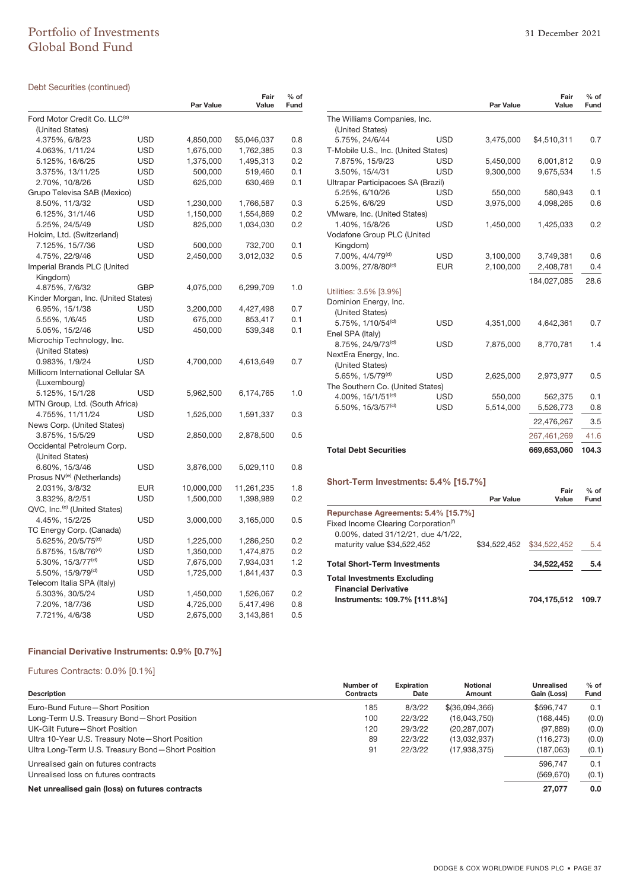# Portfolio of Investments
# Global Bond Fund

31 December 2021

### Debt Securities (continued)

| | | Par Value | Fair Value | % of Fund |
|---|---|---|---|---|
| Ford Motor Credit Co. LLC[(e)] (United States) | | | | |
| 4.375%, 6/8/23 | USD | 4,850,000 | $5,046,037 | 0.8 |
| 4.063%, 1/11/24 | USD | 1,675,000 | 1,762,385 | 0.3 |
| 5.125%, 16/6/25 | USD | 1,375,000 | 1,495,313 | 0.2 |
| 3.375%, 13/11/25 | USD | 500,000 | 519,460 | 0.1 |
| 2.70%, 10/8/26 | USD | 625,000 | 630,469 | 0.1 |
| Grupo Televisa SAB (Mexico) | | | | |
| 8.50%, 11/3/32 | USD | 1,230,000 | 1,766,587 | 0.3 |
| 6.125%, 31/1/46 | USD | 1,150,000 | 1,554,869 | 0.2 |
| 5.25%, 24/5/49 | USD | 825,000 | 1,034,030 | 0.2 |
| Holcim, Ltd. (Switzerland) | | | | |
| 7.125%, 15/7/36 | USD | 500,000 | 732,700 | 0.1 |
| 4.75%, 22/9/46 | USD | 2,450,000 | 3,012,032 | 0.5 |
| Imperial Brands PLC (United Kingdom) | | | | |
| 4.875%, 7/6/32 | GBP | 4,075,000 | 6,299,709 | 1.0 |
| Kinder Morgan, Inc. (United States) | | | | |
| 6.95%, 15/1/38 | USD | 3,200,000 | 4,427,498 | 0.7 |
| 5.55%, 1/6/45 | USD | 675,000 | 853,417 | 0.1 |
| 5.05%, 15/2/46 | USD | 450,000 | 539,348 | 0.1 |
| Microchip Technology, Inc. (United States) | | | | |
| 0.983%, 1/9/24 | USD | 4,700,000 | 4,613,649 | 0.7 |
| Millicom International Cellular SA (Luxembourg) | | | | |
| 5.125%, 15/1/28 | USD | 5,962,500 | 6,174,765 | 1.0 |
| MTN Group, Ltd. (South Africa) | | | | |
| 4.755%, 11/11/24 | USD | 1,525,000 | 1,591,337 | 0.3 |
| News Corp. (United States) | | | | |
| 3.875%, 15/5/29 | USD | 2,850,000 | 2,878,500 | 0.5 |
| Occidental Petroleum Corp. (United States) | | | | |
| 6.60%, 15/3/46 | USD | 3,876,000 | 5,029,110 | 0.8 |
| Prosus NV[(e)] (Netherlands) | | | | |
| 2.031%, 3/8/32 | EUR | 10,000,000 | 11,261,235 | 1.8 |
| 3.832%, 8/2/51 | USD | 1,500,000 | 1,398,989 | 0.2 |
| QVC, Inc.[(e)] (United States) | | | | |
| 4.45%, 15/2/25 | USD | 3,000,000 | 3,165,000 | 0.5 |
| TC Energy Corp. (Canada) | | | | |
| 5.625%, 20/5/75[(d)] | USD | 1,225,000 | 1,286,250 | 0.2 |
| 5.875%, 15/8/76[(d)] | USD | 1,350,000 | 1,474,875 | 0.2 |
| 5.30%, 15/3/77[(d)] | USD | 7,675,000 | 7,934,031 | 1.2 |
| 5.50%, 15/9/79[(d)] | USD | 1,725,000 | 1,841,437 | 0.3 |
| Telecom Italia SPA (Italy) | | | | |
| 5.303%, 30/5/24 | USD | 1,450,000 | 1,526,067 | 0.2 |
| 7.20%, 18/7/36 | USD | 4,725,000 | 5,417,496 | 0.8 |
| 7.721%, 4/6/38 | USD | 2,675,000 | 3,143,861 | 0.5 |
| The Williams Companies, Inc. (United States) | | | | |
| 5.75%, 24/6/44 | USD | 3,475,000 | $4,510,311 | 0.7 |
| T-Mobile U.S., Inc. (United States) | | | | |
| 7.875%, 15/9/23 | USD | 5,450,000 | 6,001,812 | 0.9 |
| 3.50%, 15/4/31 | USD | 9,300,000 | 9,675,534 | 1.5 |
| Ultrapar Participacoes SA (Brazil) | | | | |
| 5.25%, 6/10/26 | USD | 550,000 | 580,943 | 0.1 |
| 5.25%, 6/6/29 | USD | 3,975,000 | 4,098,265 | 0.6 |
| VMware, Inc. (United States) | | | | |
| 1.40%, 15/8/26 | USD | 1,450,000 | 1,425,033 | 0.2 |
| Vodafone Group PLC (United Kingdom) | | | | |
| 7.00%, 4/4/79[(d)] | USD | 3,100,000 | 3,749,381 | 0.6 |
| 3.00%, 27/8/80[(d)] | EUR | 2,100,000 | 2,408,781 | 0.4 |
| | | | 184,027,085 | 28.6 |
| Utilities: 3.5% [3.9%] | | | | |
| Dominion Energy, Inc. (United States) | | | | |
| 5.75%, 1/10/54[(d)] | USD | 4,351,000 | 4,642,361 | 0.7 |
| Enel SPA (Italy) | | | | |
| 8.75%, 24/9/73[(d)] | USD | 7,875,000 | 8,770,781 | 1.4 |
| NextEra Energy, Inc. (United States) | | | | |
| 5.65%, 1/5/79[(d)] | USD | 2,625,000 | 2,973,977 | 0.5 |
| The Southern Co. (United States) | | | | |
| 4.00%, 15/1/51[(d)] | USD | 550,000 | 562,375 | 0.1 |
| 5.50%, 15/3/57[(d)] | USD | 5,514,000 | 5,526,773 | 0.8 |
| | | | 22,476,267 | 3.5 |
| | | | 267,461,269 | 41.6 |
| **Total Debt Securities** | | | **669,653,060** | **104.3** |

### Short-Term Investments: 5.4% [15.7%]

| | Par Value | Fair Value | % of Fund |
|---|---|---|---|
| Repurchase Agreements: 5.4% [15.7%] | | | |
| Fixed Income Clearing Corporation[(f)] 0.00%, dated 31/12/21, due 4/1/22, maturity value $34,522,452 | $34,522,452 | $34,522,452 | 5.4 |
| **Total Short-Term Investments** | | **34,522,452** | **5.4** |
| **Total Investments Excluding Financial Derivative Instruments: 109.7% [111.8%]** | | **704,175,512** | **109.7** |

### Financial Derivative Instruments: 0.9% [0.7%]

#### Futures Contracts: 0.0% [0.1%]

| Description | Number of Contracts | Expiration Date | Notional Amount | Unrealised Gain (Loss) | % of Fund |
|---|---|---|---|---|---|
| Euro-Bund Future—Short Position | 185 | 8/3/22 | $(36,094,366) | $596,747 | 0.1 |
| Long-Term U.S. Treasury Bond—Short Position | 100 | 22/3/22 | (16,043,750) | (168,445) | (0.0) |
| UK-Gilt Future—Short Position | 120 | 29/3/22 | (20,287,007) | (97,889) | (0.0) |
| Ultra 10-Year U.S. Treasury Note—Short Position | 89 | 22/3/22 | (13,032,937) | (116,273) | (0.0) |
| Ultra Long-Term U.S. Treasury Bond—Short Position | 91 | 22/3/22 | (17,938,375) | (187,063) | (0.1) |
| Unrealised gain on futures contracts | | | | 596,747 | 0.1 |
| Unrealised loss on futures contracts | | | | (569,670) | (0.1) |
| **Net unrealised gain (loss) on futures contracts** | | | | **27,077** | **0.0** |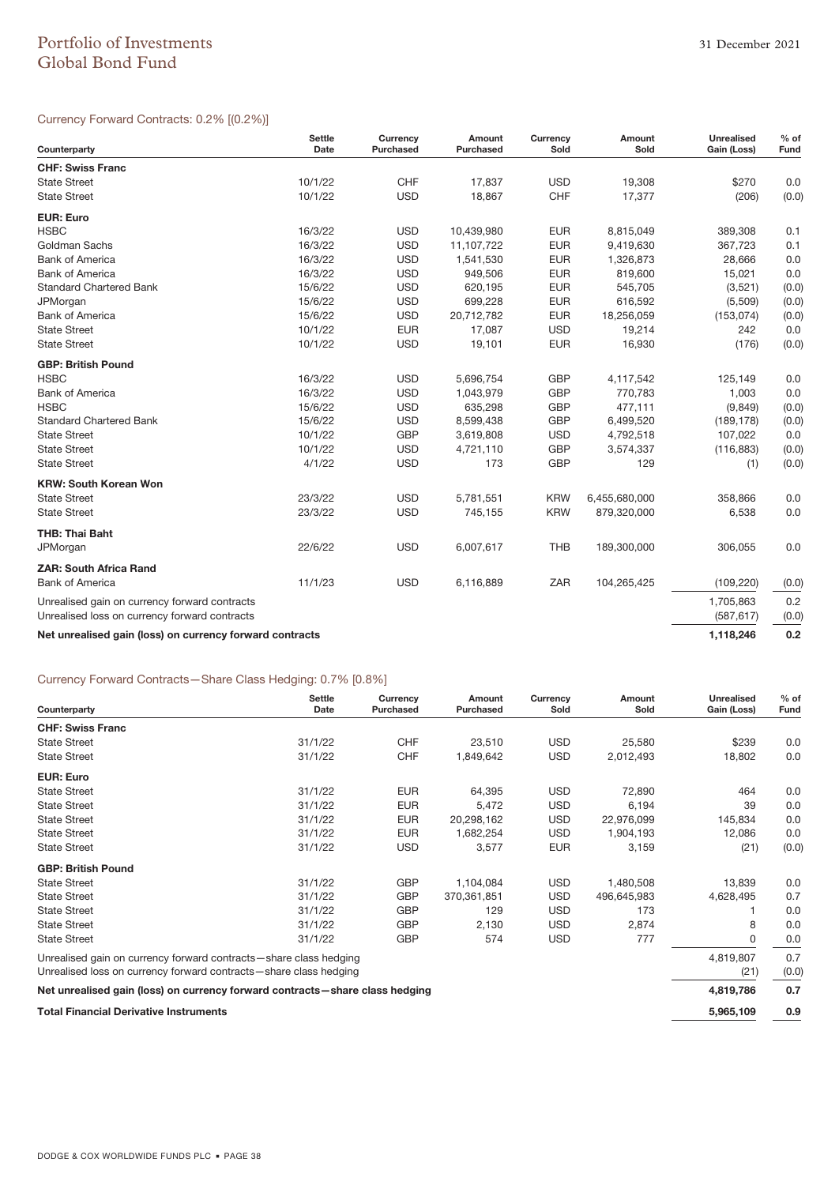# Portfolio of Investments
## Global Bond Fund

### Currency Forward Contracts: 0.2% [(0.2%)]

| Counterparty | Settle Date | Currency Purchased | Amount Purchased | Currency Sold | Amount Sold | Unrealised Gain (Loss) | % of Fund |
|---|---|---|---|---|---|---|---|
| **CHF: Swiss Franc** | | | | | | | |
| State Street | 10/1/22 | CHF | 17,837 | USD | 19,308 | $270 | 0.0 |
| State Street | 10/1/22 | USD | 18,867 | CHF | 17,377 | (206) | (0.0) |
| **EUR: Euro** | | | | | | | |
| HSBC | 16/3/22 | USD | 10,439,980 | EUR | 8,815,049 | 389,308 | 0.1 |
| Goldman Sachs | 16/3/22 | USD | 11,107,722 | EUR | 9,419,630 | 367,723 | 0.1 |
| Bank of America | 16/3/22 | USD | 1,541,530 | EUR | 1,326,873 | 28,666 | 0.0 |
| Bank of America | 16/3/22 | USD | 949,506 | EUR | 819,600 | 15,021 | 0.0 |
| Standard Chartered Bank | 15/6/22 | USD | 620,195 | EUR | 545,705 | (3,521) | (0.0) |
| JPMorgan | 15/6/22 | USD | 699,228 | EUR | 616,592 | (5,509) | (0.0) |
| Bank of America | 15/6/22 | USD | 20,712,782 | EUR | 18,256,059 | (153,074) | (0.0) |
| State Street | 10/1/22 | EUR | 17,087 | USD | 19,214 | 242 | 0.0 |
| State Street | 10/1/22 | USD | 19,101 | EUR | 16,930 | (176) | (0.0) |
| **GBP: British Pound** | | | | | | | |
| HSBC | 16/3/22 | USD | 5,696,754 | GBP | 4,117,542 | 125,149 | 0.0 |
| Bank of America | 16/3/22 | USD | 1,043,979 | GBP | 770,783 | 1,003 | 0.0 |
| HSBC | 15/6/22 | USD | 635,298 | GBP | 477,111 | (9,849) | (0.0) |
| Standard Chartered Bank | 15/6/22 | USD | 8,599,438 | GBP | 6,499,520 | (189,178) | (0.0) |
| State Street | 10/1/22 | GBP | 3,619,808 | USD | 4,792,518 | 107,022 | 0.0 |
| State Street | 10/1/22 | USD | 4,721,110 | GBP | 3,574,337 | (116,883) | (0.0) |
| State Street | 4/1/22 | USD | 173 | GBP | 129 | (1) | (0.0) |
| **KRW: South Korean Won** | | | | | | | |
| State Street | 23/3/22 | USD | 5,781,551 | KRW | 6,455,680,000 | 358,866 | 0.0 |
| State Street | 23/3/22 | USD | 745,155 | KRW | 879,320,000 | 6,538 | 0.0 |
| **THB: Thai Baht** | | | | | | | |
| JPMorgan | 22/6/22 | USD | 6,007,617 | THB | 189,300,000 | 306,055 | 0.0 |
| **ZAR: South Africa Rand** | | | | | | | |
| Bank of America | 11/1/23 | USD | 6,116,889 | ZAR | 104,265,425 | (109,220) | (0.0) |
| Unrealised gain on currency forward contracts | | | | | | 1,705,863 | 0.2 |
| Unrealised loss on currency forward contracts | | | | | | (587,617) | (0.0) |
| **Net unrealised gain (loss) on currency forward contracts** | | | | | | **1,118,246** | **0.2** |

### Currency Forward Contracts—Share Class Hedging: 0.7% [0.8%]

| Counterparty | Settle Date | Currency Purchased | Amount Purchased | Currency Sold | Amount Sold | Unrealised Gain (Loss) | % of Fund |
|---|---|---|---|---|---|---|---|
| **CHF: Swiss Franc** | | | | | | | |
| State Street | 31/1/22 | CHF | 23,510 | USD | 25,580 | $239 | 0.0 |
| State Street | 31/1/22 | CHF | 1,849,642 | USD | 2,012,493 | 18,802 | 0.0 |
| **EUR: Euro** | | | | | | | |
| State Street | 31/1/22 | EUR | 64,395 | USD | 72,890 | 464 | 0.0 |
| State Street | 31/1/22 | EUR | 5,472 | USD | 6,194 | 39 | 0.0 |
| State Street | 31/1/22 | EUR | 20,298,162 | USD | 22,976,099 | 145,834 | 0.0 |
| State Street | 31/1/22 | EUR | 1,682,254 | USD | 1,904,193 | 12,086 | 0.0 |
| State Street | 31/1/22 | USD | 3,577 | EUR | 3,159 | (21) | (0.0) |
| **GBP: British Pound** | | | | | | | |
| State Street | 31/1/22 | GBP | 1,104,084 | USD | 1,480,508 | 13,839 | 0.0 |
| State Street | 31/1/22 | GBP | 370,361,851 | USD | 496,645,983 | 4,628,495 | 0.7 |
| State Street | 31/1/22 | GBP | 129 | USD | 173 | 1 | 0.0 |
| State Street | 31/1/22 | GBP | 2,130 | USD | 2,874 | 8 | 0.0 |
| State Street | 31/1/22 | GBP | 574 | USD | 777 | 0 | 0.0 |
| Unrealised gain on currency forward contracts—share class hedging | | | | | | 4,819,807 | 0.7 |
| Unrealised loss on currency forward contracts—share class hedging | | | | | | (21) | (0.0) |
| **Net unrealised gain (loss) on currency forward contracts—share class hedging** | | | | | | **4,819,786** | **0.7** |
| **Total Financial Derivative Instruments** | | | | | | **5,965,109** | **0.9** |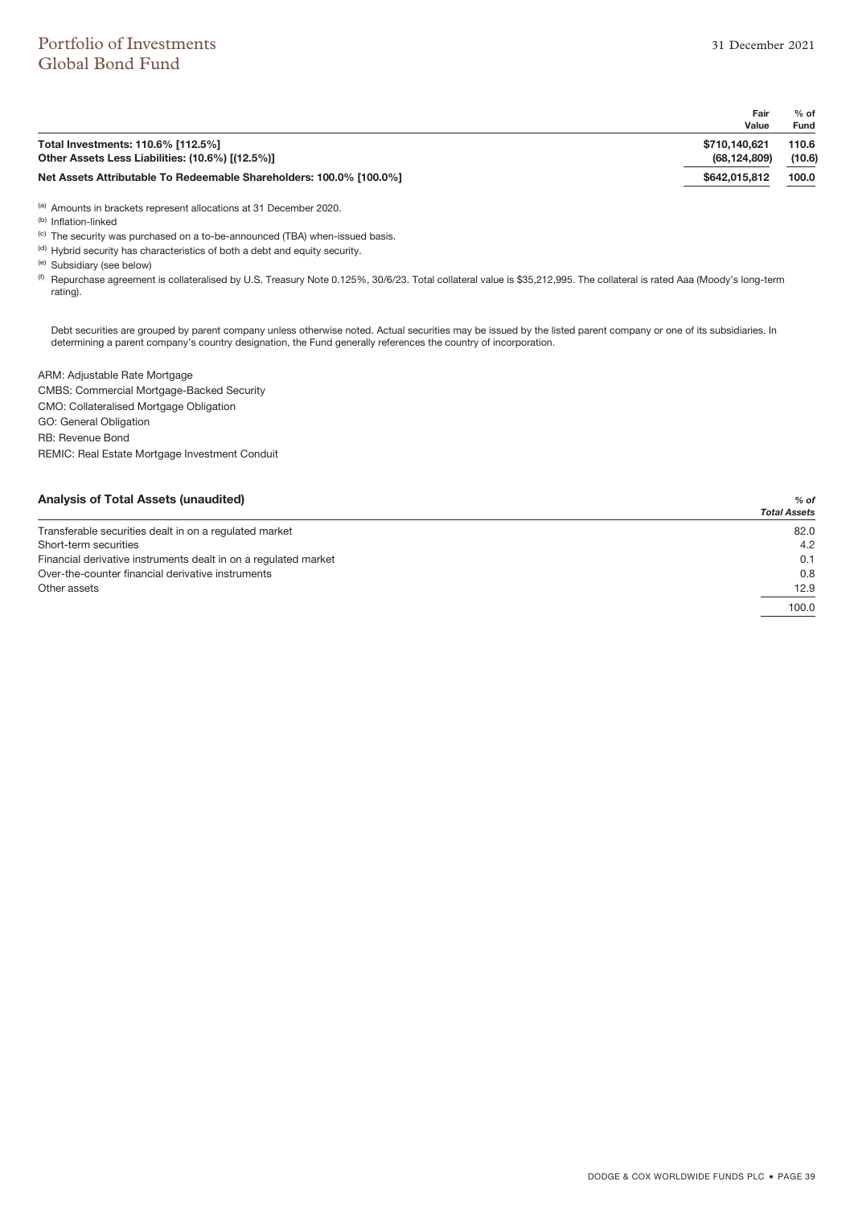|  | Fair Value | % of Fund |
|---|---|---|
| **Total Investments: 110.6% [112.5%]** | **$710,140,621** | **110.6** |
| **Other Assets Less Liabilities: (10.6%) [(12.5%)]** | **(68,124,809)** | **(10.6)** |
| **Net Assets Attributable To Redeemable Shareholders: 100.0% [100.0%]** | **$642,015,812** | **100.0** |

[(a)] Amounts in brackets represent allocations at 31 December 2020.

[(b)] Inflation-linked

[(c)] The security was purchased on a to-be-announced (TBA) when-issued basis.

[(d)] Hybrid security has characteristics of both a debt and equity security.

[(e)] Subsidiary (see below)

[(f)] Repurchase agreement is collateralised by U.S. Treasury Note 0.125%, 30/6/23. Total collateral value is $35,212,995. The collateral is rated Aaa (Moody's long-term rating).

Debt securities are grouped by parent company unless otherwise noted. Actual securities may be issued by the listed parent company or one of its subsidiaries. In determining a parent company's country designation, the Fund generally references the country of incorporation.

ARM: Adjustable Rate Mortgage
CMBS: Commercial Mortgage-Backed Security
CMO: Collateralised Mortgage Obligation
GO: General Obligation
RB: Revenue Bond
REMIC: Real Estate Mortgage Investment Conduit

| **Analysis of Total Assets (unaudited)** | *% of Total Assets* |
|---|---|
| Transferable securities dealt in on a regulated market | 82.0 |
| Short-term securities | 4.2 |
| Financial derivative instruments dealt in on a regulated market | 0.1 |
| Over-the-counter financial derivative instruments | 0.8 |
| Other assets | 12.9 |
|  | 100.0 |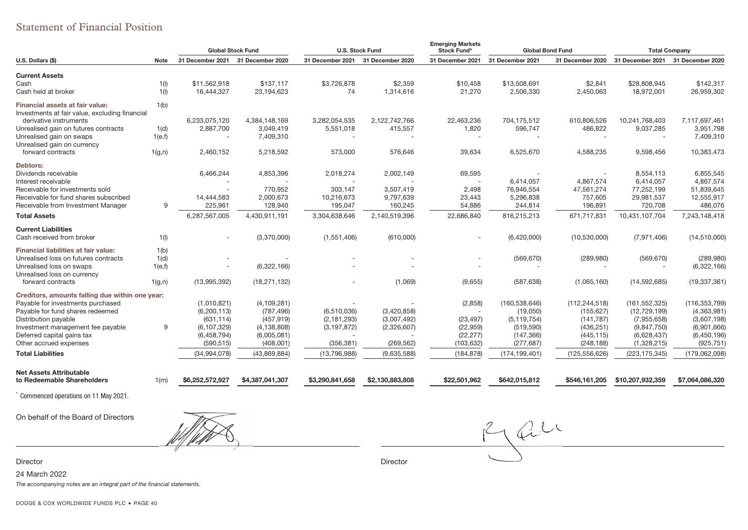# Statement of Financial Position

| U.S. Dollars ($) | Note | Global Stock Fund | | U.S. Stock Fund | | Emerging Markets Stock Fund* | Global Bond Fund | | Total Company | |
|---|---|---|---|---|---|---|---|---|---|---|
| | | 31 December 2021 | 31 December 2020 | 31 December 2021 | 31 December 2020 | 31 December 2021 | 31 December 2021 | 31 December 2020 | 31 December 2021 | 31 December 2020 |
| **Current Assets** | | | | | | | | | | |
| Cash | 1(l) | $11,562,918 | $137,117 | $3,726,878 | $2,359 | $10,458 | $13,508,691 | $2,841 | $28,808,945 | $142,317 |
| Cash held at broker | 1(l) | 16,444,327 | 23,194,623 | 74 | 1,314,616 | 21,270 | 2,506,330 | 2,450,063 | 18,972,001 | 26,959,302 |
| **Financial assets at fair value:** | 1(b) | | | | | | | | | |
| Investments at fair value, excluding financial derivative instruments | | 6,233,075,120 | 4,384,148,169 | 3,282,054,535 | 2,122,742,766 | 22,463,236 | 704,175,512 | 610,806,526 | 10,241,768,403 | 7,117,697,461 |
| Unrealised gain on futures contracts | 1(d) | 2,887,700 | 3,049,419 | 5,551,018 | 415,557 | 1,820 | 596,747 | 486,822 | 9,037,285 | 3,951,798 |
| Unrealised gain on swaps | 1(e,f) | - | 7,409,310 | - | - | - | - | - | - | 7,409,310 |
| Unrealised gain on currency forward contracts | 1(g,n) | 2,460,152 | 5,218,592 | 573,000 | 576,646 | 39,634 | 6,525,670 | 4,588,235 | 9,598,456 | 10,383,473 |
| **Debtors:** | | | | | | | | | | |
| Dividends receivable | | 6,466,244 | 4,853,396 | 2,018,274 | 2,002,149 | 69,595 | - | - | 8,554,113 | 6,855,545 |
| Interest receivable | | - | - | - | - | - | 6,414,057 | 4,867,574 | 6,414,057 | 4,867,574 |
| Receivable for investments sold | | - | 770,952 | 303,147 | 3,507,419 | 2,498 | 76,946,554 | 47,561,274 | 77,252,199 | 51,839,645 |
| Receivable for fund shares subscribed | | 14,444,583 | 2,000,673 | 10,216,673 | 9,797,639 | 23,443 | 5,296,838 | 757,605 | 29,981,537 | 12,555,917 |
| Receivable from Investment Manager | 9 | 225,961 | 128,940 | 195,047 | 160,245 | 54,886 | 244,814 | 196,891 | 720,708 | 486,076 |
| **Total Assets** | | 6,287,567,005 | 4,430,911,191 | 3,304,638,646 | 2,140,519,396 | 22,686,840 | 816,215,213 | 671,717,831 | 10,431,107,704 | 7,243,148,418 |
| **Current Liabilities** | | | | | | | | | | |
| Cash received from broker | 1(l) | - | (3,370,000) | (1,551,406) | (610,000) | - | (6,420,000) | (10,530,000) | (7,971,406) | (14,510,000) |
| **Financial liabilities at fair value:** | 1(b) | | | | | | | | | |
| Unrealised loss on futures contracts | 1(d) | - | - | - | - | - | (569,670) | (289,980) | (569,670) | (289,980) |
| Unrealised loss on swaps | 1(e,f) | - | (6,322,166) | - | - | - | - | - | - | (6,322,166) |
| Unrealised loss on currency forward contracts | 1(g,n) | (13,995,392) | (18,271,132) | - | (1,069) | (9,655) | (587,638) | (1,065,160) | (14,592,685) | (19,337,361) |
| **Creditors, amounts falling due within one year:** | | | | | | | | | | |
| Payable for investments purchased | | (1,010,821) | (4,109,281) | - | - | (2,858) | (160,538,646) | (112,244,518) | (161,552,325) | (116,353,799) |
| Payable for fund shares redeemed | | (6,200,113) | (787,496) | (6,510,036) | (3,420,858) | - | (19,050) | (155,627) | (12,729,199) | (4,363,981) |
| Distribution payable | | (631,114) | (457,919) | (2,181,293) | (3,007,492) | (23,497) | (5,119,754) | (141,787) | (7,955,658) | (3,607,198) |
| Investment management fee payable | 9 | (6,107,329) | (4,138,808) | (3,197,872) | (2,326,607) | (22,959) | (519,590) | (436,251) | (9,847,750) | (6,901,666) |
| Deferred capital gains tax | | (6,458,794) | (6,005,081) | - | - | (22,277) | (147,366) | (445,115) | (6,628,437) | (6,450,196) |
| Other accrued expenses | | (590,515) | (408,001) | (356,381) | (269,562) | (103,632) | (277,687) | (248,188) | (1,328,215) | (925,751) |
| **Total Liabilities** | | (34,994,078) | (43,869,884) | (13,796,988) | (9,635,588) | (184,878) | (174,199,401) | (125,556,626) | (223,175,345) | (179,062,098) |
| **Net Assets Attributable to Redeemable Shareholders** | 1(m) | **$6,252,572,927** | **$4,387,041,307** | **$3,290,841,658** | **$2,130,883,808** | **$22,501,962** | **$642,015,812** | **$546,161,205** | **$10,207,932,359** | **$7,064,086,320** |

* Commenced operations on 11 May 2021.

On behalf of the Board of Directors

Director

Director

24 March 2022

*The accompanying notes are an integral part of the financial statements.*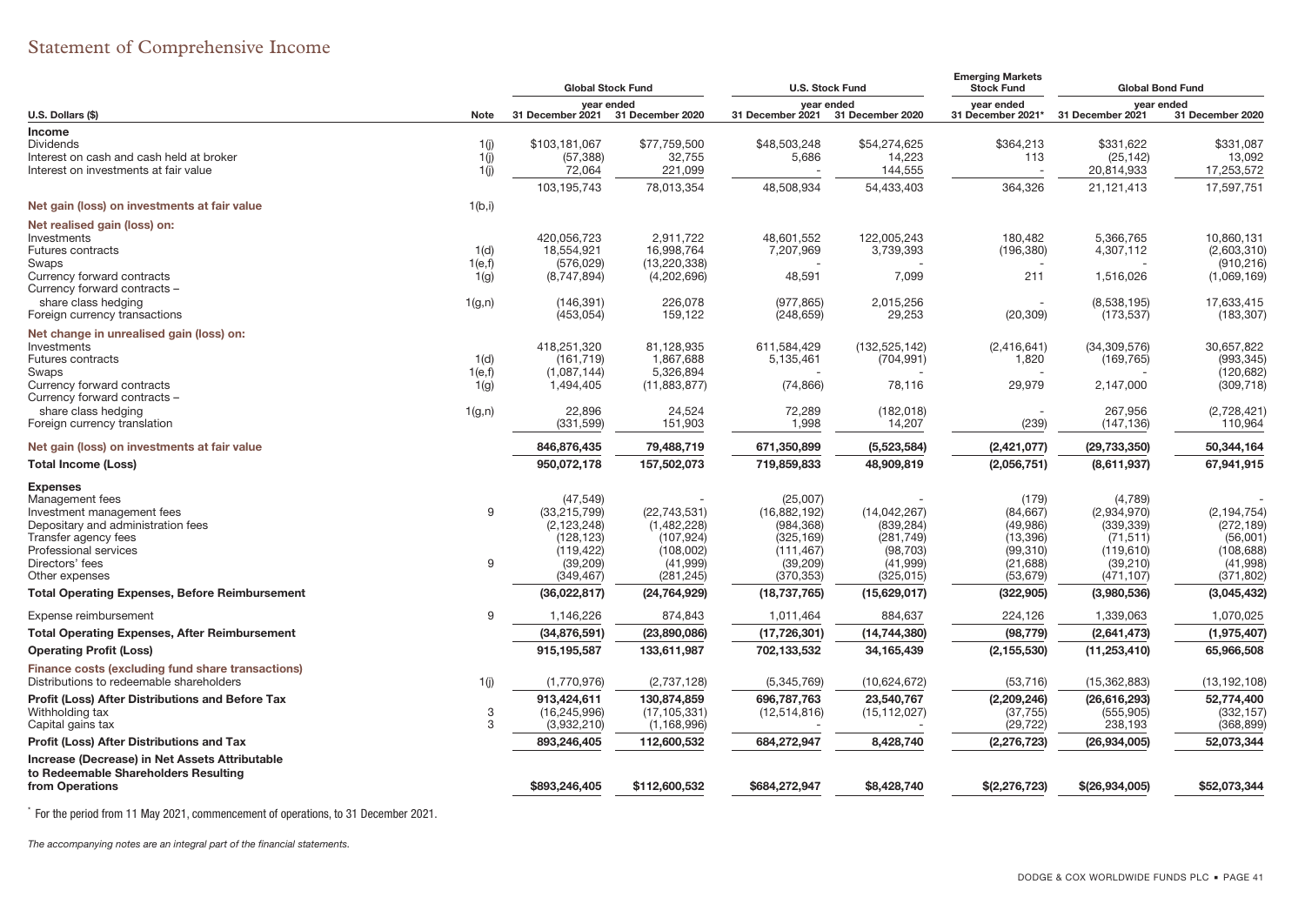# Statement of Comprehensive Income

| U.S. Dollars ($) | Note | Global Stock Fund | | U.S. Stock Fund | | Emerging Markets Stock Fund | Global Bond Fund | |
|---|---|---|---|---|---|---|---|---|
| | | year ended | | year ended | | year ended | year ended | |
| | | 31 December 2021 | 31 December 2020 | 31 December 2021 | 31 December 2020 | 31 December 2021* | 31 December 2021 | 31 December 2020 |
| **Income** | | | | | | | | |
| Dividends | 1(j) | $103,181,067 | $77,759,500 | $48,503,248 | $54,274,625 | $364,213 | $331,622 | $331,087 |
| Interest on cash and cash held at broker | 1(j) | (57,388) | 32,755 | 5,686 | 14,223 | 113 | (25,142) | 13,092 |
| Interest on investments at fair value | 1(j) | 72,064 | 221,099 | - | 144,555 | - | 20,814,933 | 17,253,572 |
| | | 103,195,743 | 78,013,354 | 48,508,934 | 54,433,403 | 364,326 | 21,121,413 | 17,597,751 |
| **Net gain (loss) on investments at fair value** | 1(b,i) | | | | | | | |
| **Net realised gain (loss) on:** | | | | | | | | |
| Investments | | 420,056,723 | 2,911,722 | 48,601,552 | 122,005,243 | 180,482 | 5,366,765 | 10,860,131 |
| Futures contracts | 1(d) | 18,554,921 | 16,998,764 | 7,207,969 | 3,739,393 | (196,380) | 4,307,112 | (2,603,310) |
| Swaps | 1(e,f) | (576,029) | (13,220,338) | - | - | - | - | (910,216) |
| Currency forward contracts | 1(g) | (8,747,894) | (4,202,696) | 48,591 | 7,099 | 211 | 1,516,026 | (1,069,169) |
| Currency forward contracts – share class hedging | 1(g,n) | (146,391) | 226,078 | (977,865) | 2,015,256 | - | (8,538,195) | 17,633,415 |
| Foreign currency transactions | | (453,054) | 159,122 | (248,659) | 29,253 | (20,309) | (173,537) | (183,307) |
| **Net change in unrealised gain (loss) on:** | | | | | | | | |
| Investments | | 418,251,320 | 81,128,935 | 611,584,429 | (132,525,142) | (2,416,641) | (34,309,576) | 30,657,822 |
| Futures contracts | 1(d) | (161,719) | 1,867,688 | 5,135,461 | (704,991) | 1,820 | (169,765) | (993,345) |
| Swaps | 1(e,f) | (1,087,144) | 5,326,894 | - | - | - | - | (120,682) |
| Currency forward contracts | 1(g) | 1,494,405 | (11,883,877) | (74,866) | 78,116 | 29,979 | 2,147,000 | (309,718) |
| Currency forward contracts – share class hedging | 1(g,n) | 22,896 | 24,524 | 72,289 | (182,018) | - | 267,956 | (2,728,421) |
| Foreign currency translation | | (331,599) | 151,903 | 1,998 | 14,207 | (239) | (147,136) | 110,964 |
| **Net gain (loss) on investments at fair value** | | **846,876,435** | **79,488,719** | **671,350,899** | **(5,523,584)** | **(2,421,077)** | **(29,733,350)** | **50,344,164** |
| **Total Income (Loss)** | | **950,072,178** | **157,502,073** | **719,859,833** | **48,909,819** | **(2,056,751)** | **(8,611,937)** | **67,941,915** |
| **Expenses** | | | | | | | | |
| Management fees | | (47,549) | - | (25,007) | - | (179) | (4,789) | - |
| Investment management fees | 9 | (33,215,799) | (22,743,531) | (16,882,192) | (14,042,267) | (84,667) | (2,934,970) | (2,194,754) |
| Depositary and administration fees | | (2,123,248) | (1,482,228) | (984,368) | (839,284) | (49,986) | (339,339) | (272,189) |
| Transfer agency fees | | (128,123) | (107,924) | (325,169) | (281,749) | (13,396) | (71,511) | (56,001) |
| Professional services | | (119,422) | (108,002) | (111,467) | (98,703) | (99,310) | (119,610) | (108,688) |
| Directors' fees | 9 | (39,209) | (41,999) | (39,209) | (41,999) | (21,688) | (39,210) | (41,998) |
| Other expenses | | (349,467) | (281,245) | (370,353) | (325,015) | (53,679) | (471,107) | (371,802) |
| **Total Operating Expenses, Before Reimbursement** | | **(36,022,817)** | **(24,764,929)** | **(18,737,765)** | **(15,629,017)** | **(322,905)** | **(3,980,536)** | **(3,045,432)** |
| Expense reimbursement | 9 | 1,146,226 | 874,843 | 1,011,464 | 884,637 | 224,126 | 1,339,063 | 1,070,025 |
| **Total Operating Expenses, After Reimbursement** | | **(34,876,591)** | **(23,890,086)** | **(17,726,301)** | **(14,744,380)** | **(98,779)** | **(2,641,473)** | **(1,975,407)** |
| **Operating Profit (Loss)** | | **915,195,587** | **133,611,987** | **702,133,532** | **34,165,439** | **(2,155,530)** | **(11,253,410)** | **65,966,508** |
| **Finance costs (excluding fund share transactions)** | | | | | | | | |
| Distributions to redeemable shareholders | 1(j) | (1,770,976) | (2,737,128) | (5,345,769) | (10,624,672) | (53,716) | (15,362,883) | (13,192,108) |
| **Profit (Loss) After Distributions and Before Tax** | | **913,424,611** | **130,874,859** | **696,787,763** | **23,540,767** | **(2,209,246)** | **(26,616,293)** | **52,774,400** |
| Withholding tax | 3 | (16,245,996) | (17,105,331) | (12,514,816) | (15,112,027) | (37,755) | (555,905) | (332,157) |
| Capital gains tax | 3 | (3,932,210) | (1,168,996) | - | - | (29,722) | 238,193 | (368,899) |
| **Profit (Loss) After Distributions and Tax** | | **893,246,405** | **112,600,532** | **684,272,947** | **8,428,740** | **(2,276,723)** | **(26,934,005)** | **52,073,344** |
| **Increase (Decrease) in Net Assets Attributable to Redeemable Shareholders Resulting from Operations** | | **$893,246,405** | **$112,600,532** | **$684,272,947** | **$8,428,740** | **$(2,276,723)** | **$(26,934,005)** | **$52,073,344** |

\* For the period from 11 May 2021, commencement of operations, to 31 December 2021.

*The accompanying notes are an integral part of the financial statements.*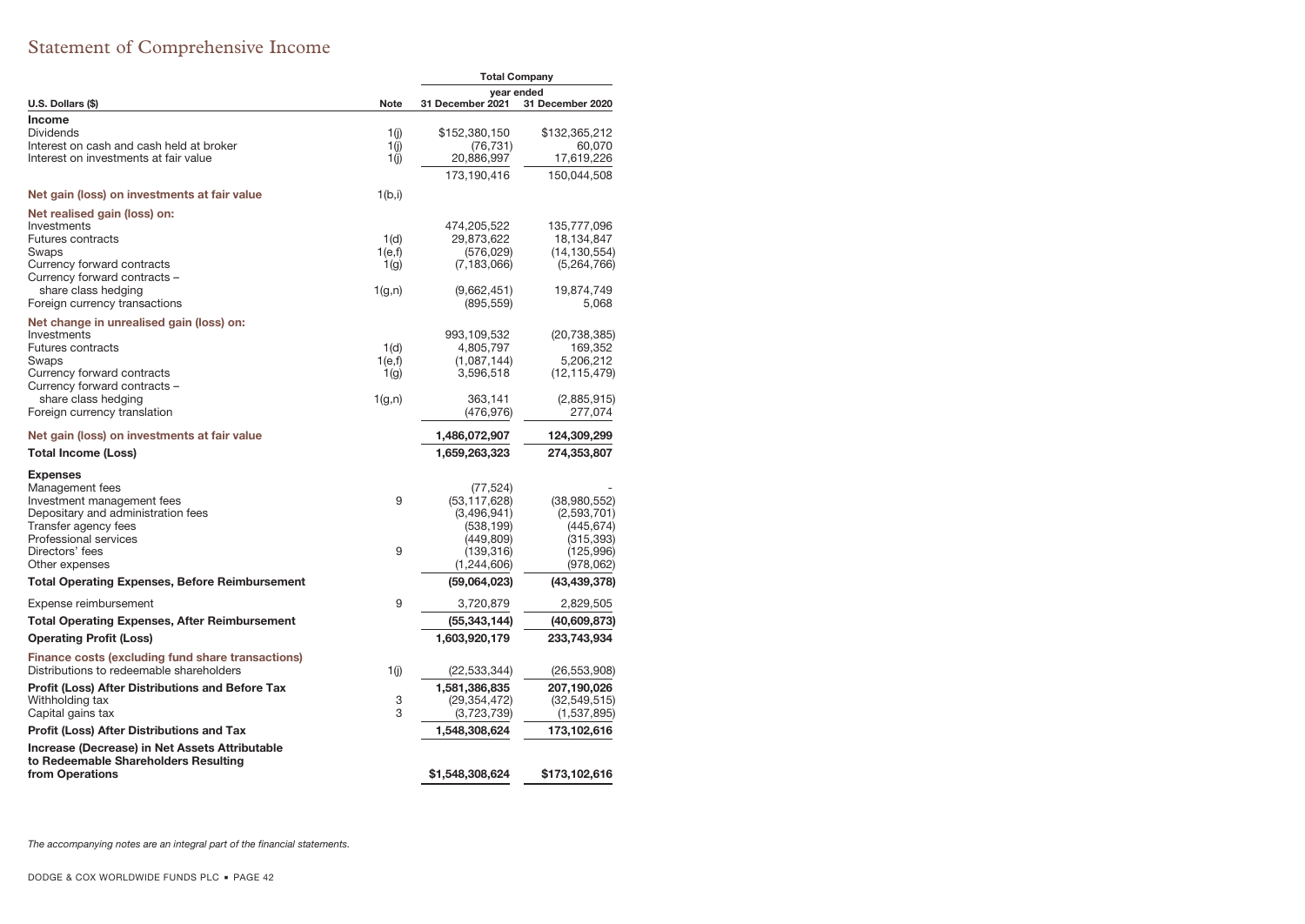# Statement of Comprehensive Income

| U.S. Dollars ($) | Note | Total Company year ended 31 December 2021 | Total Company year ended 31 December 2020 |
|---|---|---|---|
| **Income** | | | |
| Dividends | 1(j) | $152,380,150 | $132,365,212 |
| Interest on cash and cash held at broker | 1(j) | (76,731) | 60,070 |
| Interest on investments at fair value | 1(j) | 20,886,997 | 17,619,226 |
| | | 173,190,416 | 150,044,508 |
| **Net gain (loss) on investments at fair value** | 1(b,i) | | |
| **Net realised gain (loss) on:** | | | |
| Investments | | 474,205,522 | 135,777,096 |
| Futures contracts | 1(d) | 29,873,622 | 18,134,847 |
| Swaps | 1(e,f) | (576,029) | (14,130,554) |
| Currency forward contracts | 1(g) | (7,183,066) | (5,264,766) |
| Currency forward contracts – share class hedging | 1(g,n) | (9,662,451) | 19,874,749 |
| Foreign currency transactions | | (895,559) | 5,068 |
| **Net change in unrealised gain (loss) on:** | | | |
| Investments | | 993,109,532 | (20,738,385) |
| Futures contracts | 1(d) | 4,805,797 | 169,352 |
| Swaps | 1(e,f) | (1,087,144) | 5,206,212 |
| Currency forward contracts | 1(g) | 3,596,518 | (12,115,479) |
| Currency forward contracts – share class hedging | 1(g,n) | 363,141 | (2,885,915) |
| Foreign currency translation | | (476,976) | 277,074 |
| **Net gain (loss) on investments at fair value** | | **1,486,072,907** | **124,309,299** |
| **Total Income (Loss)** | | **1,659,263,323** | **274,353,807** |
| **Expenses** | | | |
| Management fees | | (77,524) | - |
| Investment management fees | 9 | (53,117,628) | (38,980,552) |
| Depositary and administration fees | | (3,496,941) | (2,593,701) |
| Transfer agency fees | | (538,199) | (445,674) |
| Professional services | | (449,809) | (315,393) |
| Directors' fees | 9 | (139,316) | (125,996) |
| Other expenses | | (1,244,606) | (978,062) |
| **Total Operating Expenses, Before Reimbursement** | | **(59,064,023)** | **(43,439,378)** |
| Expense reimbursement | 9 | 3,720,879 | 2,829,505 |
| **Total Operating Expenses, After Reimbursement** | | **(55,343,144)** | **(40,609,873)** |
| **Operating Profit (Loss)** | | **1,603,920,179** | **233,743,934** |
| **Finance costs (excluding fund share transactions)** | | | |
| Distributions to redeemable shareholders | 1(j) | (22,533,344) | (26,553,908) |
| **Profit (Loss) After Distributions and Before Tax** | | **1,581,386,835** | **207,190,026** |
| Withholding tax | 3 | (29,354,472) | (32,549,515) |
| Capital gains tax | 3 | (3,723,739) | (1,537,895) |
| **Profit (Loss) After Distributions and Tax** | | **1,548,308,624** | **173,102,616** |
| **Increase (Decrease) in Net Assets Attributable to Redeemable Shareholders Resulting from Operations** | | **$1,548,308,624** | **$173,102,616** |

*The accompanying notes are an integral part of the financial statements.*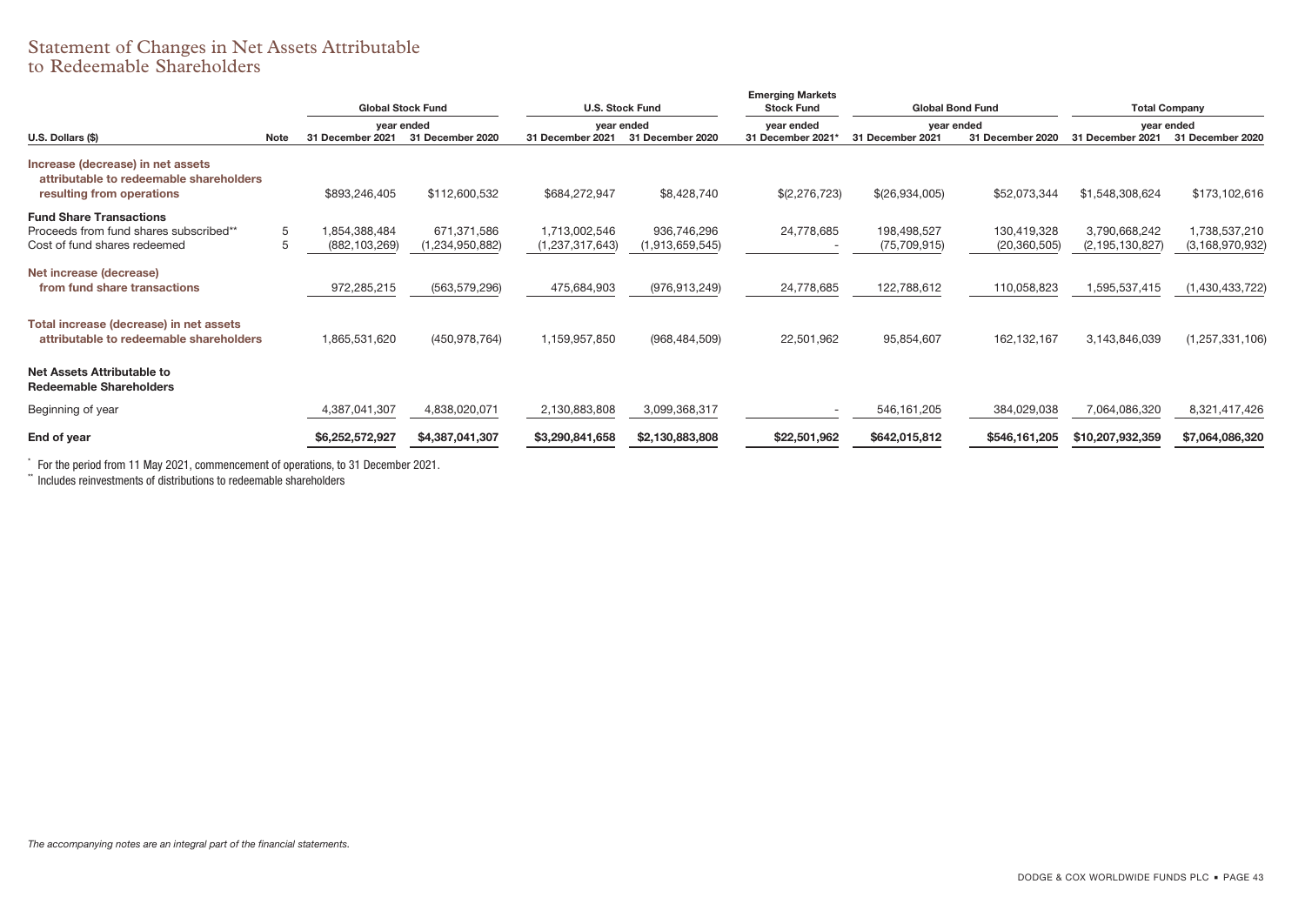# Statement of Changes in Net Assets Attributable to Redeemable Shareholders

| U.S. Dollars ($) | Note | Global Stock Fund | | U.S. Stock Fund | | Emerging Markets Stock Fund | Global Bond Fund | | Total Company | |
|---|---|---|---|---|---|---|---|---|---|---|
| | | year ended | | year ended | | year ended | year ended | | year ended | |
| | | 31 December 2021 | 31 December 2020 | 31 December 2021 | 31 December 2020 | 31 December 2021* | 31 December 2021 | 31 December 2020 | 31 December 2021 | 31 December 2020 |
| **Increase (decrease) in net assets attributable to redeemable shareholders resulting from operations** | | $893,246,405 | $112,600,532 | $684,272,947 | $8,428,740 | $(2,276,723) | $(26,934,005) | $52,073,344 | $1,548,308,624 | $173,102,616 |
| **Fund Share Transactions** | | | | | | | | | | |
| Proceeds from fund shares subscribed** | 5 | 1,854,388,484 | 671,371,586 | 1,713,002,546 | 936,746,296 | 24,778,685 | 198,498,527 | 130,419,328 | 3,790,668,242 | 1,738,537,210 |
| Cost of fund shares redeemed | 5 | (882,103,269) | (1,234,950,882) | (1,237,317,643) | (1,913,659,545) | - | (75,709,915) | (20,360,505) | (2,195,130,827) | (3,168,970,932) |
| **Net increase (decrease) from fund share transactions** | | 972,285,215 | (563,579,296) | 475,684,903 | (976,913,249) | 24,778,685 | 122,788,612 | 110,058,823 | 1,595,537,415 | (1,430,433,722) |
| **Total increase (decrease) in net assets attributable to redeemable shareholders** | | 1,865,531,620 | (450,978,764) | 1,159,957,850 | (968,484,509) | 22,501,962 | 95,854,607 | 162,132,167 | 3,143,846,039 | (1,257,331,106) |
| **Net Assets Attributable to Redeemable Shareholders** | | | | | | | | | | |
| Beginning of year | | 4,387,041,307 | 4,838,020,071 | 2,130,883,808 | 3,099,368,317 | - | 546,161,205 | 384,029,038 | 7,064,086,320 | 8,321,417,426 |
| **End of year** | | **$6,252,572,927** | **$4,387,041,307** | **$3,290,841,658** | **$2,130,883,808** | **$22,501,962** | **$642,015,812** | **$546,161,205** | **$10,207,932,359** | **$7,064,086,320** |

\* For the period from 11 May 2021, commencement of operations, to 31 December 2021.

\** Includes reinvestments of distributions to redeemable shareholders

*The accompanying notes are an integral part of the financial statements.*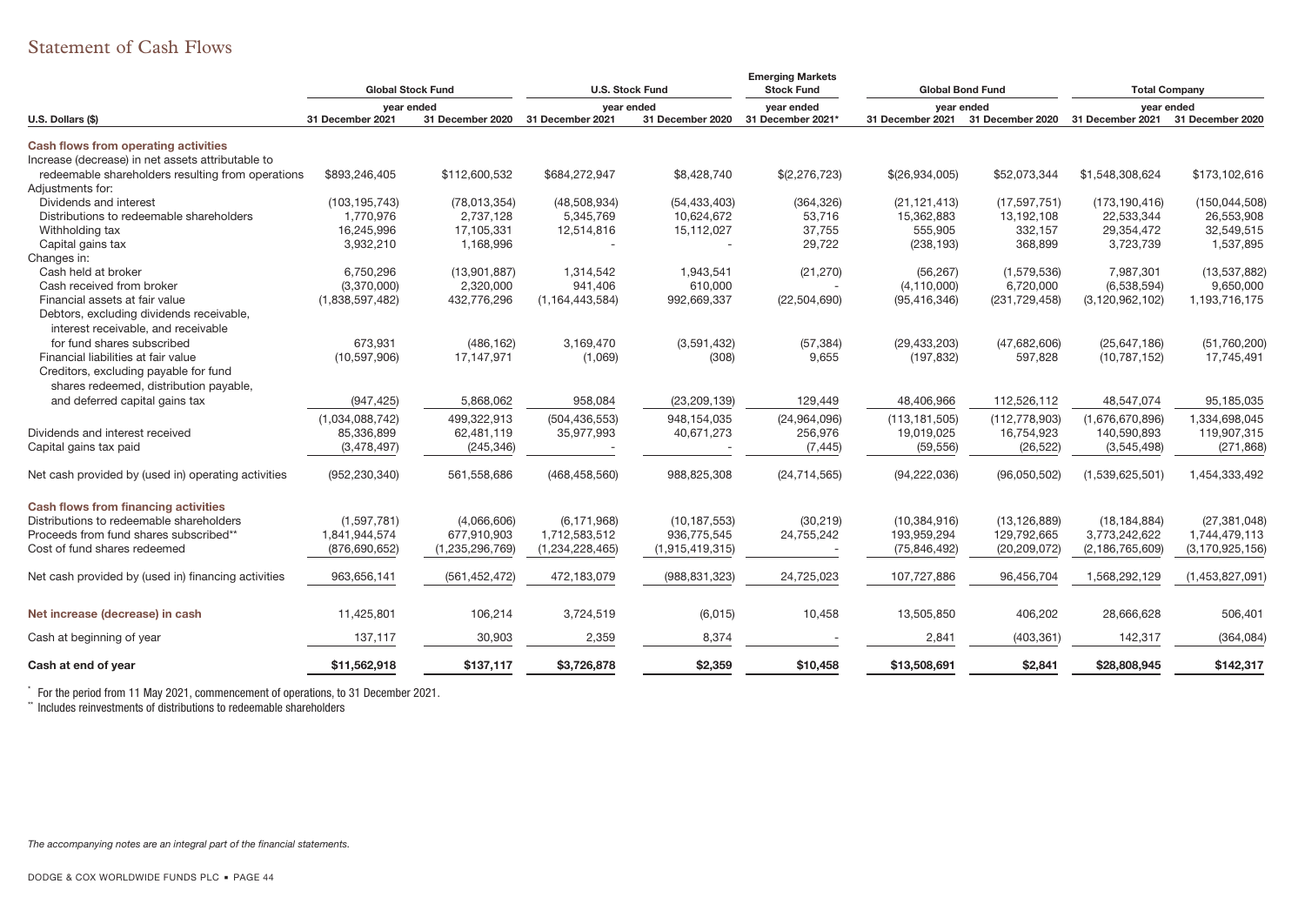# Statement of Cash Flows

| U.S. Dollars ($) | Global Stock Fund | | U.S. Stock Fund | | Emerging Markets Stock Fund | Global Bond Fund | | Total Company | |
|---|---|---|---|---|---|---|---|---|---|
| | year ended | | year ended | | year ended | year ended | | year ended | |
| | 31 December 2021 | 31 December 2020 | 31 December 2021 | 31 December 2020 | 31 December 2021* | 31 December 2021 | 31 December 2020 | 31 December 2021 | 31 December 2020 |
| **Cash flows from operating activities** | | | | | | | | | |
| Increase (decrease) in net assets attributable to redeemable shareholders resulting from operations | $893,246,405 | $112,600,532 | $684,272,947 | $8,428,740 | $(2,276,723) | $(26,934,005) | $52,073,344 | $1,548,308,624 | $173,102,616 |
| Adjustments for: | | | | | | | | | |
| Dividends and interest | (103,195,743) | (78,013,354) | (48,508,934) | (54,433,403) | (364,326) | (21,121,413) | (17,597,751) | (173,190,416) | (150,044,508) |
| Distributions to redeemable shareholders | 1,770,976 | 2,737,128 | 5,345,769 | 10,624,672 | 53,716 | 15,362,883 | 13,192,108 | 22,533,344 | 26,553,908 |
| Withholding tax | 16,245,996 | 17,105,331 | 12,514,816 | 15,112,027 | 37,755 | 555,905 | 332,157 | 29,354,472 | 32,549,515 |
| Capital gains tax | 3,932,210 | 1,168,996 | - | - | 29,722 | (238,193) | 368,899 | 3,723,739 | 1,537,895 |
| Changes in: | | | | | | | | | |
| Cash held at broker | 6,750,296 | (13,901,887) | 1,314,542 | 1,943,541 | (21,270) | (56,267) | (1,579,536) | 7,987,301 | (13,537,882) |
| Cash received from broker | (3,370,000) | 2,320,000 | 941,406 | 610,000 | - | (4,110,000) | 6,720,000 | (6,538,594) | 9,650,000 |
| Financial assets at fair value | (1,838,597,482) | 432,776,296 | (1,164,443,584) | 992,669,337 | (22,504,690) | (95,416,346) | (231,729,458) | (3,120,962,102) | 1,193,716,175 |
| Debtors, excluding dividends receivable, interest receivable, and receivable for fund shares subscribed | 673,931 | (486,162) | 3,169,470 | (3,591,432) | (57,384) | (29,433,203) | (47,682,606) | (25,647,186) | (51,760,200) |
| Financial liabilities at fair value | (10,597,906) | 17,147,971 | (1,069) | (308) | 9,655 | (197,832) | 597,828 | (10,787,152) | 17,745,491 |
| Creditors, excluding payable for fund shares redeemed, distribution payable, and deferred capital gains tax | (947,425) | 5,868,062 | 958,084 | (23,209,139) | 129,449 | 48,406,966 | 112,526,112 | 48,547,074 | 95,185,035 |
| | (1,034,088,742) | 499,322,913 | (504,436,553) | 948,154,035 | (24,964,096) | (113,181,505) | (112,778,903) | (1,676,670,896) | 1,334,698,045 |
| Dividends and interest received | 85,336,899 | 62,481,119 | 35,977,993 | 40,671,273 | 256,976 | 19,019,025 | 16,754,923 | 140,590,893 | 119,907,315 |
| Capital gains tax paid | (3,478,497) | (245,346) | - | - | (7,445) | (59,556) | (26,522) | (3,545,498) | (271,868) |
| Net cash provided by (used in) operating activities | (952,230,340) | 561,558,686 | (468,458,560) | 988,825,308 | (24,714,565) | (94,222,036) | (96,050,502) | (1,539,625,501) | 1,454,333,492 |
| **Cash flows from financing activities** | | | | | | | | | |
| Distributions to redeemable shareholders | (1,597,781) | (4,066,606) | (6,171,968) | (10,187,553) | (30,219) | (10,384,916) | (13,126,889) | (18,184,884) | (27,381,048) |
| Proceeds from fund shares subscribed** | 1,841,944,574 | 677,910,903 | 1,712,583,512 | 936,775,545 | 24,755,242 | 193,959,294 | 129,792,665 | 3,773,242,622 | 1,744,479,113 |
| Cost of fund shares redeemed | (876,690,652) | (1,235,296,769) | (1,234,228,465) | (1,915,419,315) | - | (75,846,492) | (20,209,072) | (2,186,765,609) | (3,170,925,156) |
| Net cash provided by (used in) financing activities | 963,656,141 | (561,452,472) | 472,183,079 | (988,831,323) | 24,725,023 | 107,727,886 | 96,456,704 | 1,568,292,129 | (1,453,827,091) |
| **Net increase (decrease) in cash** | 11,425,801 | 106,214 | 3,724,519 | (6,015) | 10,458 | 13,505,850 | 406,202 | 28,666,628 | 506,401 |
| Cash at beginning of year | 137,117 | 30,903 | 2,359 | 8,374 | - | 2,841 | (403,361) | 142,317 | (364,084) |
| **Cash at end of year** | **$11,562,918** | **$137,117** | **$3,726,878** | **$2,359** | **$10,458** | **$13,508,691** | **$2,841** | **$28,808,945** | **$142,317** |

* For the period from 11 May 2021, commencement of operations, to 31 December 2021.

** Includes reinvestments of distributions to redeemable shareholders

*The accompanying notes are an integral part of the financial statements.*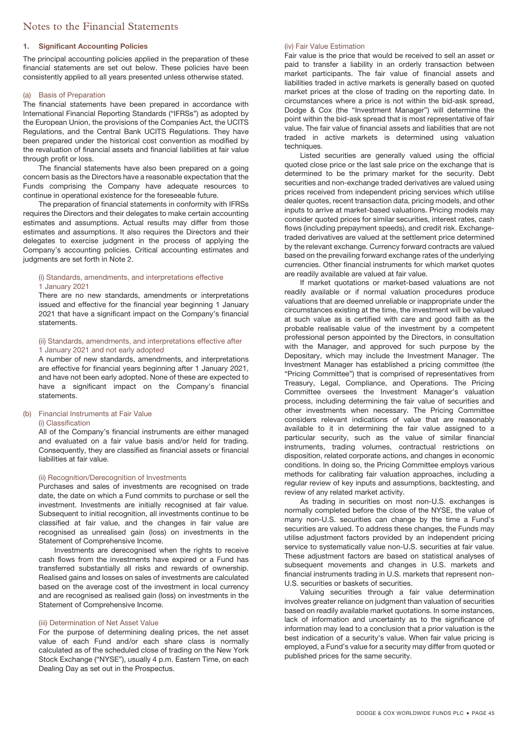# Notes to the Financial Statements

## 1. Significant Accounting Policies

The principal accounting policies applied in the preparation of these financial statements are set out below. These policies have been consistently applied to all years presented unless otherwise stated.

### (a) Basis of Preparation

The financial statements have been prepared in accordance with International Financial Reporting Standards ("IFRSs") as adopted by the European Union, the provisions of the Companies Act, the UCITS Regulations, and the Central Bank UCITS Regulations. They have been prepared under the historical cost convention as modified by the revaluation of financial assets and financial liabilities at fair value through profit or loss.

The financial statements have also been prepared on a going concern basis as the Directors have a reasonable expectation that the Funds comprising the Company have adequate resources to continue in operational existence for the foreseeable future.

The preparation of financial statements in conformity with IFRSs requires the Directors and their delegates to make certain accounting estimates and assumptions. Actual results may differ from those estimates and assumptions. It also requires the Directors and their delegates to exercise judgment in the process of applying the Company's accounting policies. Critical accounting estimates and judgments are set forth in Note 2.

#### (i) Standards, amendments, and interpretations effective 1 January 2021

There are no new standards, amendments or interpretations issued and effective for the financial year beginning 1 January 2021 that have a significant impact on the Company's financial statements.

#### (ii) Standards, amendments, and interpretations effective after 1 January 2021 and not early adopted

A number of new standards, amendments, and interpretations are effective for financial years beginning after 1 January 2021, and have not been early adopted. None of these are expected to have a significant impact on the Company's financial statements.

### (b) Financial Instruments at Fair Value

#### (i) Classification

All of the Company's financial instruments are either managed and evaluated on a fair value basis and/or held for trading. Consequently, they are classified as financial assets or financial liabilities at fair value.

#### (ii) Recognition/Derecognition of Investments

Purchases and sales of investments are recognised on trade date, the date on which a Fund commits to purchase or sell the investment. Investments are initially recognised at fair value. Subsequent to initial recognition, all investments continue to be classified at fair value, and the changes in fair value are recognised as unrealised gain (loss) on investments in the Statement of Comprehensive Income.

Investments are derecognised when the rights to receive cash flows from the investments have expired or a Fund has transferred substantially all risks and rewards of ownership. Realised gains and losses on sales of investments are calculated based on the average cost of the investment in local currency and are recognised as realised gain (loss) on investments in the Statement of Comprehensive Income.

#### (iii) Determination of Net Asset Value

For the purpose of determining dealing prices, the net asset value of each Fund and/or each share class is normally calculated as of the scheduled close of trading on the New York Stock Exchange ("NYSE"), usually 4 p.m. Eastern Time, on each Dealing Day as set out in the Prospectus.

#### (iv) Fair Value Estimation

Fair value is the price that would be received to sell an asset or paid to transfer a liability in an orderly transaction between market participants. The fair value of financial assets and liabilities traded in active markets is generally based on quoted market prices at the close of trading on the reporting date. In circumstances where a price is not within the bid-ask spread, Dodge & Cox (the "Investment Manager") will determine the point within the bid-ask spread that is most representative of fair value. The fair value of financial assets and liabilities that are not traded in active markets is determined using valuation techniques.

Listed securities are generally valued using the official quoted close price or the last sale price on the exchange that is determined to be the primary market for the security. Debt securities and non-exchange traded derivatives are valued using prices received from independent pricing services which utilise dealer quotes, recent transaction data, pricing models, and other inputs to arrive at market-based valuations. Pricing models may consider quoted prices for similar securities, interest rates, cash flows (including prepayment speeds), and credit risk. Exchange-traded derivatives are valued at the settlement price determined by the relevant exchange. Currency forward contracts are valued based on the prevailing forward exchange rates of the underlying currencies. Other financial instruments for which market quotes are readily available are valued at fair value.

If market quotations or market-based valuations are not readily available or if normal valuation procedures produce valuations that are deemed unreliable or inappropriate under the circumstances existing at the time, the investment will be valued at such value as is certified with care and good faith as the probable realisable value of the investment by a competent professional person appointed by the Directors, in consultation with the Manager, and approved for such purpose by the Depositary, which may include the Investment Manager. The Investment Manager has established a pricing committee (the "Pricing Committee") that is comprised of representatives from Treasury, Legal, Compliance, and Operations. The Pricing Committee oversees the Investment Manager's valuation process, including determining the fair value of securities and other investments when necessary. The Pricing Committee considers relevant indications of value that are reasonably available to it in determining the fair value assigned to a particular security, such as the value of similar financial instruments, trading volumes, contractual restrictions on disposition, related corporate actions, and changes in economic conditions. In doing so, the Pricing Committee employs various methods for calibrating fair valuation approaches, including a regular review of key inputs and assumptions, backtesting, and review of any related market activity.

As trading in securities on most non-U.S. exchanges is normally completed before the close of the NYSE, the value of many non-U.S. securities can change by the time a Fund's securities are valued. To address these changes, the Funds may utilise adjustment factors provided by an independent pricing service to systematically value non-U.S. securities at fair value. These adjustment factors are based on statistical analyses of subsequent movements and changes in U.S. markets and financial instruments trading in U.S. markets that represent non-U.S. securities or baskets of securities.

Valuing securities through a fair value determination involves greater reliance on judgment than valuation of securities based on readily available market quotations. In some instances, lack of information and uncertainty as to the significance of information may lead to a conclusion that a prior valuation is the best indication of a security's value. When fair value pricing is employed, a Fund's value for a security may differ from quoted or published prices for the same security.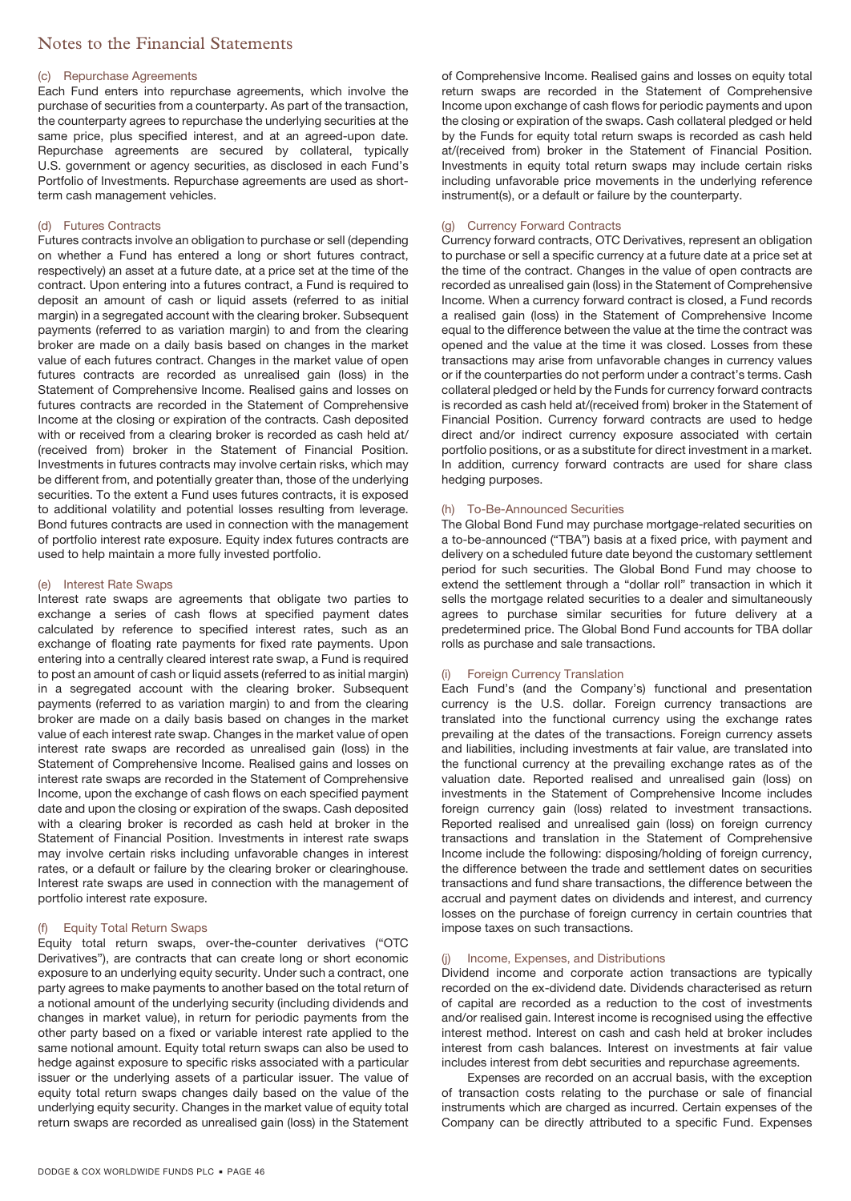## Notes to the Financial Statements

### (c) Repurchase Agreements

Each Fund enters into repurchase agreements, which involve the purchase of securities from a counterparty. As part of the transaction, the counterparty agrees to repurchase the underlying securities at the same price, plus specified interest, and at an agreed-upon date. Repurchase agreements are secured by collateral, typically U.S. government or agency securities, as disclosed in each Fund's Portfolio of Investments. Repurchase agreements are used as short-term cash management vehicles.

### (d) Futures Contracts

Futures contracts involve an obligation to purchase or sell (depending on whether a Fund has entered a long or short futures contract, respectively) an asset at a future date, at a price set at the time of the contract. Upon entering into a futures contract, a Fund is required to deposit an amount of cash or liquid assets (referred to as initial margin) in a segregated account with the clearing broker. Subsequent payments (referred to as variation margin) to and from the clearing broker are made on a daily basis based on changes in the market value of each futures contract. Changes in the market value of open futures contracts are recorded as unrealised gain (loss) in the Statement of Comprehensive Income. Realised gains and losses on futures contracts are recorded in the Statement of Comprehensive Income at the closing or expiration of the contracts. Cash deposited with or received from a clearing broker is recorded as cash held at/(received from) broker in the Statement of Financial Position. Investments in futures contracts may involve certain risks, which may be different from, and potentially greater than, those of the underlying securities. To the extent a Fund uses futures contracts, it is exposed to additional volatility and potential losses resulting from leverage. Bond futures contracts are used in connection with the management of portfolio interest rate exposure. Equity index futures contracts are used to help maintain a more fully invested portfolio.

### (e) Interest Rate Swaps

Interest rate swaps are agreements that obligate two parties to exchange a series of cash flows at specified payment dates calculated by reference to specified interest rates, such as an exchange of floating rate payments for fixed rate payments. Upon entering into a centrally cleared interest rate swap, a Fund is required to post an amount of cash or liquid assets (referred to as initial margin) in a segregated account with the clearing broker. Subsequent payments (referred to as variation margin) to and from the clearing broker are made on a daily basis based on changes in the market value of each interest rate swap. Changes in the market value of open interest rate swaps are recorded as unrealised gain (loss) in the Statement of Comprehensive Income. Realised gains and losses on interest rate swaps are recorded in the Statement of Comprehensive Income, upon the exchange of cash flows on each specified payment date and upon the closing or expiration of the swaps. Cash deposited with a clearing broker is recorded as cash held at broker in the Statement of Financial Position. Investments in interest rate swaps may involve certain risks including unfavorable changes in interest rates, or a default or failure by the clearing broker or clearinghouse. Interest rate swaps are used in connection with the management of portfolio interest rate exposure.

### (f) Equity Total Return Swaps

Equity total return swaps, over-the-counter derivatives ("OTC Derivatives"), are contracts that can create long or short economic exposure to an underlying equity security. Under such a contract, one party agrees to make payments to another based on the total return of a notional amount of the underlying security (including dividends and changes in market value), in return for periodic payments from the other party based on a fixed or variable interest rate applied to the same notional amount. Equity total return swaps can also be used to hedge against exposure to specific risks associated with a particular issuer or the underlying assets of a particular issuer. The value of equity total return swaps changes daily based on the value of the underlying equity security. Changes in the market value of equity total return swaps are recorded as unrealised gain (loss) in the Statement of Comprehensive Income. Realised gains and losses on equity total return swaps are recorded in the Statement of Comprehensive Income upon exchange of cash flows for periodic payments and upon the closing or expiration of the swaps. Cash collateral pledged or held by the Funds for equity total return swaps is recorded as cash held at/(received from) broker in the Statement of Financial Position. Investments in equity total return swaps may include certain risks including unfavorable price movements in the underlying reference instrument(s), or a default or failure by the counterparty.

### (g) Currency Forward Contracts

Currency forward contracts, OTC Derivatives, represent an obligation to purchase or sell a specific currency at a future date at a price set at the time of the contract. Changes in the value of open contracts are recorded as unrealised gain (loss) in the Statement of Comprehensive Income. When a currency forward contract is closed, a Fund records a realised gain (loss) in the Statement of Comprehensive Income equal to the difference between the value at the time the contract was opened and the value at the time it was closed. Losses from these transactions may arise from unfavorable changes in currency values or if the counterparties do not perform under a contract's terms. Cash collateral pledged or held by the Funds for currency forward contracts is recorded as cash held at/(received from) broker in the Statement of Financial Position. Currency forward contracts are used to hedge direct and/or indirect currency exposure associated with certain portfolio positions, or as a substitute for direct investment in a market. In addition, currency forward contracts are used for share class hedging purposes.

### (h) To-Be-Announced Securities

The Global Bond Fund may purchase mortgage-related securities on a to-be-announced ("TBA") basis at a fixed price, with payment and delivery on a scheduled future date beyond the customary settlement period for such securities. The Global Bond Fund may choose to extend the settlement through a "dollar roll" transaction in which it sells the mortgage related securities to a dealer and simultaneously agrees to purchase similar securities for future delivery at a predetermined price. The Global Bond Fund accounts for TBA dollar rolls as purchase and sale transactions.

### (i) Foreign Currency Translation

Each Fund's (and the Company's) functional and presentation currency is the U.S. dollar. Foreign currency transactions are translated into the functional currency using the exchange rates prevailing at the dates of the transactions. Foreign currency assets and liabilities, including investments at fair value, are translated into the functional currency at the prevailing exchange rates as of the valuation date. Reported realised and unrealised gain (loss) on investments in the Statement of Comprehensive Income includes foreign currency gain (loss) related to investment transactions. Reported realised and unrealised gain (loss) on foreign currency transactions and translation in the Statement of Comprehensive Income include the following: disposing/holding of foreign currency, the difference between the trade and settlement dates on securities transactions and fund share transactions, the difference between the accrual and payment dates on dividends and interest, and currency losses on the purchase of foreign currency in certain countries that impose taxes on such transactions.

### (j) Income, Expenses, and Distributions

Dividend income and corporate action transactions are typically recorded on the ex-dividend date. Dividends characterised as return of capital are recorded as a reduction to the cost of investments and/or realised gain. Interest income is recognised using the effective interest method. Interest on cash and cash held at broker includes interest from cash balances. Interest on investments at fair value includes interest from debt securities and repurchase agreements.

Expenses are recorded on an accrual basis, with the exception of transaction costs relating to the purchase or sale of financial instruments which are charged as incurred. Certain expenses of the Company can be directly attributed to a specific Fund. Expenses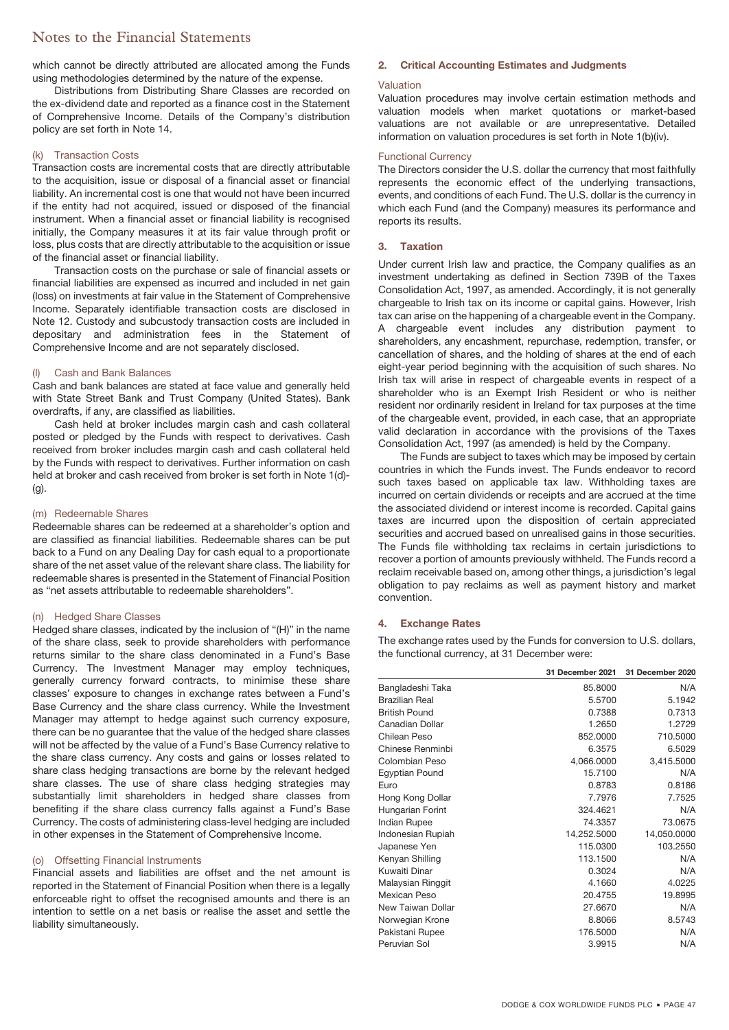which cannot be directly attributed are allocated among the Funds using methodologies determined by the nature of the expense.

Distributions from Distributing Share Classes are recorded on the ex-dividend date and reported as a finance cost in the Statement of Comprehensive Income. Details of the Company's distribution policy are set forth in Note 14.

#### (k) Transaction Costs

Transaction costs are incremental costs that are directly attributable to the acquisition, issue or disposal of a financial asset or financial liability. An incremental cost is one that would not have been incurred if the entity had not acquired, issued or disposed of the financial instrument. When a financial asset or financial liability is recognised initially, the Company measures it at its fair value through profit or loss, plus costs that are directly attributable to the acquisition or issue of the financial asset or financial liability.

Transaction costs on the purchase or sale of financial assets or financial liabilities are expensed as incurred and included in net gain (loss) on investments at fair value in the Statement of Comprehensive Income. Separately identifiable transaction costs are disclosed in Note 12. Custody and subcustody transaction costs are included in depositary and administration fees in the Statement of Comprehensive Income and are not separately disclosed.

#### (l) Cash and Bank Balances

Cash and bank balances are stated at face value and generally held with State Street Bank and Trust Company (United States). Bank overdrafts, if any, are classified as liabilities.

Cash held at broker includes margin cash and cash collateral posted or pledged by the Funds with respect to derivatives. Cash received from broker includes margin cash and cash collateral held by the Funds with respect to derivatives. Further information on cash held at broker and cash received from broker is set forth in Note 1(d)-(g).

#### (m) Redeemable Shares

Redeemable shares can be redeemed at a shareholder's option and are classified as financial liabilities. Redeemable shares can be put back to a Fund on any Dealing Day for cash equal to a proportionate share of the net asset value of the relevant share class. The liability for redeemable shares is presented in the Statement of Financial Position as "net assets attributable to redeemable shareholders".

#### (n) Hedged Share Classes

Hedged share classes, indicated by the inclusion of "(H)" in the name of the share class, seek to provide shareholders with performance returns similar to the share class denominated in a Fund's Base Currency. The Investment Manager may employ techniques, generally currency forward contracts, to minimise these share classes' exposure to changes in exchange rates between a Fund's Base Currency and the share class currency. While the Investment Manager may attempt to hedge against such currency exposure, there can be no guarantee that the value of the hedged share classes will not be affected by the value of a Fund's Base Currency relative to the share class currency. Any costs and gains or losses related to share class hedging transactions are borne by the relevant hedged share classes. The use of share class hedging strategies may substantially limit shareholders in hedged share classes from benefiting if the share class currency falls against a Fund's Base Currency. The costs of administering class-level hedging are included in other expenses in the Statement of Comprehensive Income.

#### (o) Offsetting Financial Instruments

Financial assets and liabilities are offset and the net amount is reported in the Statement of Financial Position when there is a legally enforceable right to offset the recognised amounts and there is an intention to settle on a net basis or realise the asset and settle the liability simultaneously.

### 2. Critical Accounting Estimates and Judgments

#### Valuation

Valuation procedures may involve certain estimation methods and valuation models when market quotations or market-based valuations are not available or are unrepresentative. Detailed information on valuation procedures is set forth in Note 1(b)(iv).

#### Functional Currency

The Directors consider the U.S. dollar the currency that most faithfully represents the economic effect of the underlying transactions, events, and conditions of each Fund. The U.S. dollar is the currency in which each Fund (and the Company) measures its performance and reports its results.

### 3. Taxation

Under current Irish law and practice, the Company qualifies as an investment undertaking as defined in Section 739B of the Taxes Consolidation Act, 1997, as amended. Accordingly, it is not generally chargeable to Irish tax on its income or capital gains. However, Irish tax can arise on the happening of a chargeable event in the Company. A chargeable event includes any distribution payment to shareholders, any encashment, repurchase, redemption, transfer, or cancellation of shares, and the holding of shares at the end of each eight-year period beginning with the acquisition of such shares. No Irish tax will arise in respect of chargeable events in respect of a shareholder who is an Exempt Irish Resident or who is neither resident nor ordinarily resident in Ireland for tax purposes at the time of the chargeable event, provided, in each case, that an appropriate valid declaration in accordance with the provisions of the Taxes Consolidation Act, 1997 (as amended) is held by the Company.

The Funds are subject to taxes which may be imposed by certain countries in which the Funds invest. The Funds endeavor to record such taxes based on applicable tax law. Withholding taxes are incurred on certain dividends or receipts and are accrued at the time the associated dividend or interest income is recorded. Capital gains taxes are incurred upon the disposition of certain appreciated securities and accrued based on unrealised gains in those securities. The Funds file withholding tax reclaims in certain jurisdictions to recover a portion of amounts previously withheld. The Funds record a reclaim receivable based on, among other things, a jurisdiction's legal obligation to pay reclaims as well as payment history and market convention.

### 4. Exchange Rates

The exchange rates used by the Funds for conversion to U.S. dollars, the functional currency, at 31 December were:

| | 31 December 2021 | 31 December 2020 |
|---|---|---|
| Bangladeshi Taka | 85.8000 | N/A |
| Brazilian Real | 5.5700 | 5.1942 |
| British Pound | 0.7388 | 0.7313 |
| Canadian Dollar | 1.2650 | 1.2729 |
| Chilean Peso | 852.0000 | 710.5000 |
| Chinese Renminbi | 6.3575 | 6.5029 |
| Colombian Peso | 4,066.0000 | 3,415.5000 |
| Egyptian Pound | 15.7100 | N/A |
| Euro | 0.8783 | 0.8186 |
| Hong Kong Dollar | 7.7976 | 7.7525 |
| Hungarian Forint | 324.4621 | N/A |
| Indian Rupee | 74.3357 | 73.0675 |
| Indonesian Rupiah | 14,252.5000 | 14,050.0000 |
| Japanese Yen | 115.0300 | 103.2550 |
| Kenyan Shilling | 113.1500 | N/A |
| Kuwaiti Dinar | 0.3024 | N/A |
| Malaysian Ringgit | 4.1660 | 4.0225 |
| Mexican Peso | 20.4755 | 19.8995 |
| New Taiwan Dollar | 27.6670 | N/A |
| Norwegian Krone | 8.8066 | 8.5743 |
| Pakistani Rupee | 176.5000 | N/A |
| Peruvian Sol | 3.9915 | N/A |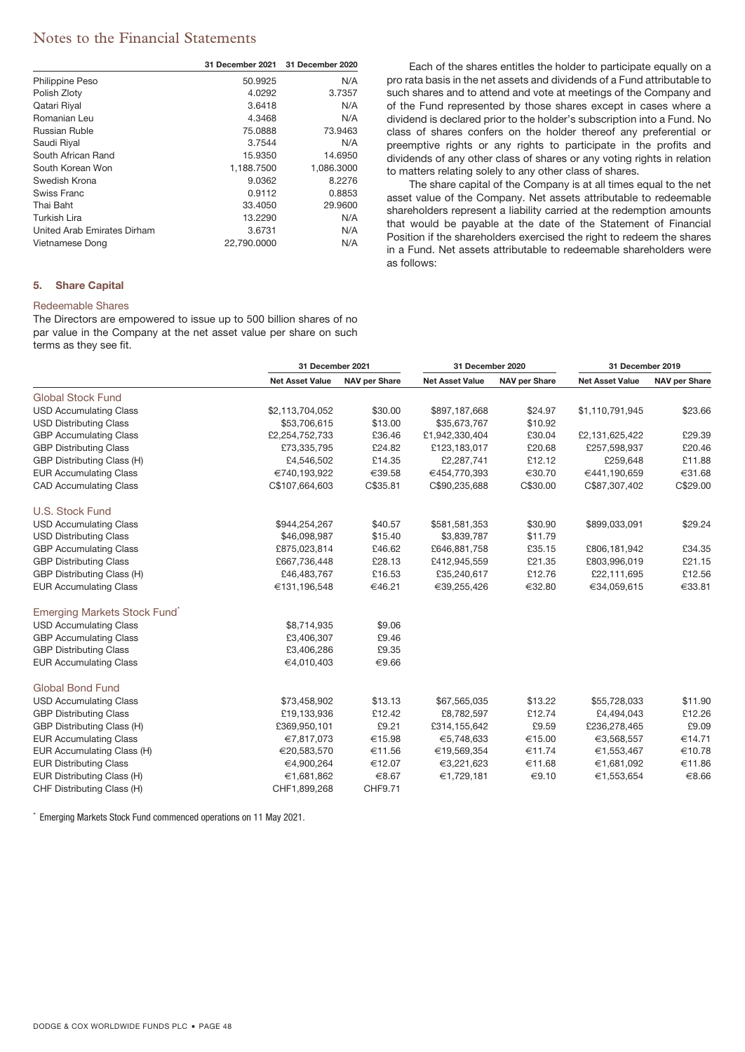|  | 31 December 2021 | 31 December 2020 |
|---|---|---|
| Philippine Peso | 50.9925 | N/A |
| Polish Zloty | 4.0292 | 3.7357 |
| Qatari Riyal | 3.6418 | N/A |
| Romanian Leu | 4.3468 | N/A |
| Russian Ruble | 75.0888 | 73.9463 |
| Saudi Riyal | 3.7544 | N/A |
| South African Rand | 15.9350 | 14.6950 |
| South Korean Won | 1,188.7500 | 1,086.3000 |
| Swedish Krona | 9.0362 | 8.2276 |
| Swiss Franc | 0.9112 | 0.8853 |
| Thai Baht | 33.4050 | 29.9600 |
| Turkish Lira | 13.2290 | N/A |
| United Arab Emirates Dirham | 3.6731 | N/A |
| Vietnamese Dong | 22,790.0000 | N/A |

### 5. Share Capital

#### Redeemable Shares

The Directors are empowered to issue up to 500 billion shares of no par value in the Company at the net asset value per share on such terms as they see fit.

Each of the shares entitles the holder to participate equally on a pro rata basis in the net assets and dividends of a Fund attributable to such shares and to attend and vote at meetings of the Company and of the Fund represented by those shares except in cases where a dividend is declared prior to the holder's subscription into a Fund. No class of shares confers on the holder thereof any preferential or preemptive rights or any rights to participate in the profits and dividends of any other class of shares or any voting rights in relation to matters relating solely to any other class of shares.

The share capital of the Company is at all times equal to the net asset value of the Company. Net assets attributable to redeemable shareholders represent a liability carried at the redemption amounts that would be payable at the date of the Statement of Financial Position if the shareholders exercised the right to redeem the shares in a Fund. Net assets attributable to redeemable shareholders were as follows:

|  | 31 December 2021 | | 31 December 2020 | | 31 December 2019 | |
|---|---|---|---|---|---|---|
|  | Net Asset Value | NAV per Share | Net Asset Value | NAV per Share | Net Asset Value | NAV per Share |
| **Global Stock Fund** | | | | | | |
| USD Accumulating Class | $2,113,704,052 | $30.00 | $897,187,668 | $24.97 | $1,110,791,945 | $23.66 |
| USD Distributing Class | $53,706,615 | $13.00 | $35,673,767 | $10.92 | | |
| GBP Accumulating Class | £2,254,752,733 | £36.46 | £1,942,330,404 | £30.04 | £2,131,625,422 | £29.39 |
| GBP Distributing Class | £73,335,795 | £24.82 | £123,183,017 | £20.68 | £257,598,937 | £20.46 |
| GBP Distributing Class (H) | £4,546,502 | £14.35 | £2,287,741 | £12.12 | £259,648 | £11.88 |
| EUR Accumulating Class | €740,193,922 | €39.58 | €454,770,393 | €30.70 | €441,190,659 | €31.68 |
| CAD Accumulating Class | C$107,664,603 | C$35.81 | C$90,235,688 | C$30.00 | C$87,307,402 | C$29.00 |
| **U.S. Stock Fund** | | | | | | |
| USD Accumulating Class | $944,254,267 | $40.57 | $581,581,353 | $30.90 | $899,033,091 | $29.24 |
| USD Distributing Class | $46,098,987 | $15.40 | $3,839,787 | $11.79 | | |
| GBP Accumulating Class | £875,023,814 | £46.62 | £646,881,758 | £35.15 | £806,181,942 | £34.35 |
| GBP Distributing Class | £667,736,448 | £28.13 | £412,945,559 | £21.35 | £803,996,019 | £21.15 |
| GBP Distributing Class (H) | £46,483,767 | £16.53 | £35,240,617 | £12.76 | £22,111,695 | £12.56 |
| EUR Accumulating Class | €131,196,548 | €46.21 | €39,255,426 | €32.80 | €34,059,615 | €33.81 |
| **Emerging Markets Stock Fund*** | | | | | | |
| USD Accumulating Class | $8,714,935 | $9.06 | | | | |
| GBP Accumulating Class | £3,406,307 | £9.46 | | | | |
| GBP Distributing Class | £3,406,286 | £9.35 | | | | |
| EUR Accumulating Class | €4,010,403 | €9.66 | | | | |
| **Global Bond Fund** | | | | | | |
| USD Accumulating Class | $73,458,902 | $13.13 | $67,565,035 | $13.22 | $55,728,033 | $11.90 |
| GBP Distributing Class | £19,133,936 | £12.42 | £8,782,597 | £12.74 | £4,494,043 | £12.26 |
| GBP Distributing Class (H) | £369,950,101 | £9.21 | £314,155,642 | £9.59 | £236,278,465 | £9.09 |
| EUR Accumulating Class | €7,817,073 | €15.98 | €5,748,633 | €15.00 | €3,568,557 | €14.71 |
| EUR Accumulating Class (H) | €20,583,570 | €11.56 | €19,569,354 | €11.74 | €1,553,467 | €10.78 |
| EUR Distributing Class | €4,900,264 | €12.07 | €3,221,623 | €11.68 | €1,681,092 | €11.86 |
| EUR Distributing Class (H) | €1,681,862 | €8.67 | €1,729,181 | €9.10 | €1,553,654 | €8.66 |
| CHF Distributing Class (H) | CHF1,899,268 | CHF9.71 | | | | |

* Emerging Markets Stock Fund commenced operations on 11 May 2021.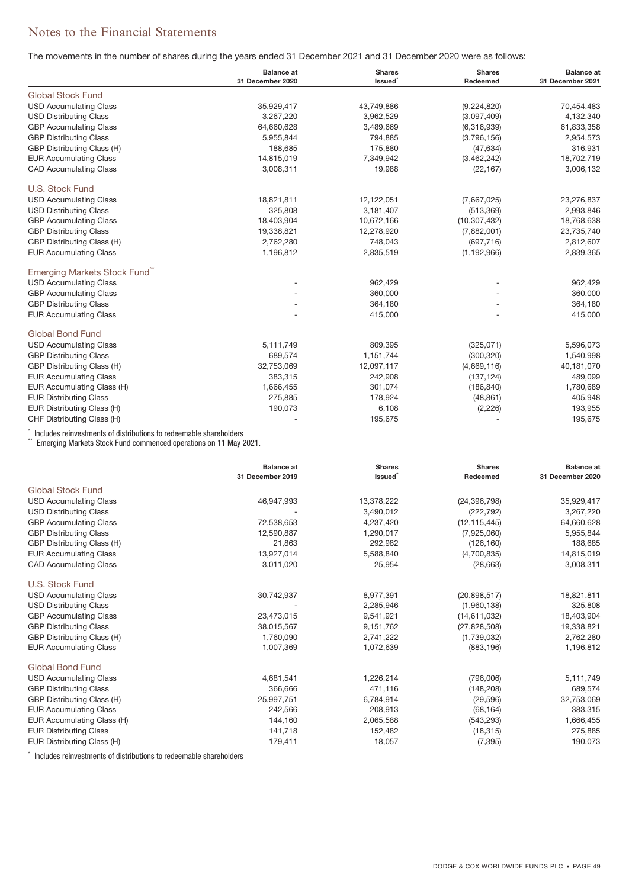## Notes to the Financial Statements

The movements in the number of shares during the years ended 31 December 2021 and 31 December 2020 were as follows:

| | Balance at 31 December 2020 | Shares Issued* | Shares Redeemed | Balance at 31 December 2021 |
|---|---|---|---|---|
| **Global Stock Fund** | | | | |
| USD Accumulating Class | 35,929,417 | 43,749,886 | (9,224,820) | 70,454,483 |
| USD Distributing Class | 3,267,220 | 3,962,529 | (3,097,409) | 4,132,340 |
| GBP Accumulating Class | 64,660,628 | 3,489,669 | (6,316,939) | 61,833,358 |
| GBP Distributing Class | 5,955,844 | 794,885 | (3,796,156) | 2,954,573 |
| GBP Distributing Class (H) | 188,685 | 175,880 | (47,634) | 316,931 |
| EUR Accumulating Class | 14,815,019 | 7,349,942 | (3,462,242) | 18,702,719 |
| CAD Accumulating Class | 3,008,311 | 19,988 | (22,167) | 3,006,132 |
| **U.S. Stock Fund** | | | | |
| USD Accumulating Class | 18,821,811 | 12,122,051 | (7,667,025) | 23,276,837 |
| USD Distributing Class | 325,808 | 3,181,407 | (513,369) | 2,993,846 |
| GBP Accumulating Class | 18,403,904 | 10,672,166 | (10,307,432) | 18,768,638 |
| GBP Distributing Class | 19,338,821 | 12,278,920 | (7,882,001) | 23,735,740 |
| GBP Distributing Class (H) | 2,762,280 | 748,043 | (697,716) | 2,812,607 |
| EUR Accumulating Class | 1,196,812 | 2,835,519 | (1,192,966) | 2,839,365 |
| **Emerging Markets Stock Fund****| | | | |
| USD Accumulating Class | - | 962,429 | - | 962,429 |
| GBP Accumulating Class | - | 360,000 | - | 360,000 |
| GBP Distributing Class | - | 364,180 | - | 364,180 |
| EUR Accumulating Class | - | 415,000 | - | 415,000 |
| **Global Bond Fund** | | | | |
| USD Accumulating Class | 5,111,749 | 809,395 | (325,071) | 5,596,073 |
| GBP Distributing Class | 689,574 | 1,151,744 | (300,320) | 1,540,998 |
| GBP Distributing Class (H) | 32,753,069 | 12,097,117 | (4,669,116) | 40,181,070 |
| EUR Accumulating Class | 383,315 | 242,908 | (137,124) | 489,099 |
| EUR Accumulating Class (H) | 1,666,455 | 301,074 | (186,840) | 1,780,689 |
| EUR Distributing Class | 275,885 | 178,924 | (48,861) | 405,948 |
| EUR Distributing Class (H) | 190,073 | 6,108 | (2,226) | 193,955 |
| CHF Distributing Class (H) | - | 195,675 | - | 195,675 |

\* Includes reinvestments of distributions to redeemable shareholders
\*\* Emerging Markets Stock Fund commenced operations on 11 May 2021.

| | Balance at 31 December 2019 | Shares Issued* | Shares Redeemed | Balance at 31 December 2020 |
|---|---|---|---|---|
| **Global Stock Fund** | | | | |
| USD Accumulating Class | 46,947,993 | 13,378,222 | (24,396,798) | 35,929,417 |
| USD Distributing Class | - | 3,490,012 | (222,792) | 3,267,220 |
| GBP Accumulating Class | 72,538,653 | 4,237,420 | (12,115,445) | 64,660,628 |
| GBP Distributing Class | 12,590,887 | 1,290,017 | (7,925,060) | 5,955,844 |
| GBP Distributing Class (H) | 21,863 | 292,982 | (126,160) | 188,685 |
| EUR Accumulating Class | 13,927,014 | 5,588,840 | (4,700,835) | 14,815,019 |
| CAD Accumulating Class | 3,011,020 | 25,954 | (28,663) | 3,008,311 |
| **U.S. Stock Fund** | | | | |
| USD Accumulating Class | 30,742,937 | 8,977,391 | (20,898,517) | 18,821,811 |
| USD Distributing Class | - | 2,285,946 | (1,960,138) | 325,808 |
| GBP Accumulating Class | 23,473,015 | 9,541,921 | (14,611,032) | 18,403,904 |
| GBP Distributing Class | 38,015,567 | 9,151,762 | (27,828,508) | 19,338,821 |
| GBP Distributing Class (H) | 1,760,090 | 2,741,222 | (1,739,032) | 2,762,280 |
| EUR Accumulating Class | 1,007,369 | 1,072,639 | (883,196) | 1,196,812 |
| **Global Bond Fund** | | | | |
| USD Accumulating Class | 4,681,541 | 1,226,214 | (796,006) | 5,111,749 |
| GBP Distributing Class | 366,666 | 471,116 | (148,208) | 689,574 |
| GBP Distributing Class (H) | 25,997,751 | 6,784,914 | (29,596) | 32,753,069 |
| EUR Accumulating Class | 242,566 | 208,913 | (68,164) | 383,315 |
| EUR Accumulating Class (H) | 144,160 | 2,065,588 | (543,293) | 1,666,455 |
| EUR Distributing Class | 141,718 | 152,482 | (18,315) | 275,885 |
| EUR Distributing Class (H) | 179,411 | 18,057 | (7,395) | 190,073 |

\* Includes reinvestments of distributions to redeemable shareholders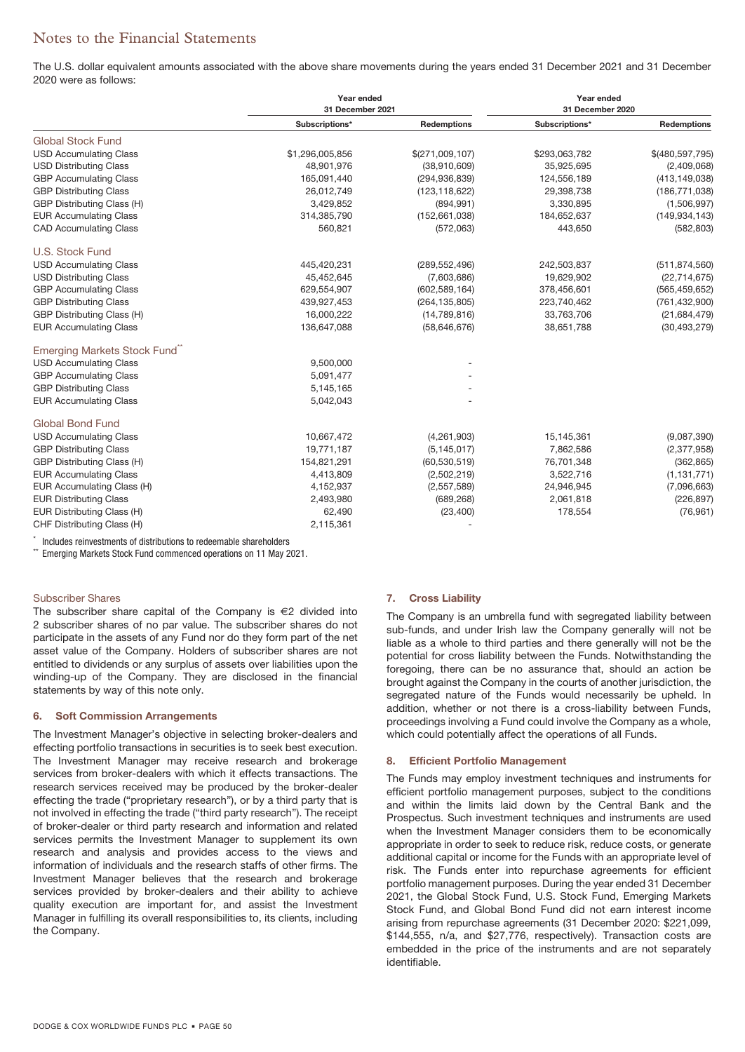# Notes to the Financial Statements

The U.S. dollar equivalent amounts associated with the above share movements during the years ended 31 December 2021 and 31 December 2020 were as follows:

| | Year ended 31 December 2021 | | Year ended 31 December 2020 | |
|---|---|---|---|---|
| | Subscriptions* | Redemptions | Subscriptions* | Redemptions |
| **Global Stock Fund** | | | | |
| USD Accumulating Class | $1,296,005,856 | $(271,009,107) | $293,063,782 | $(480,597,795) |
| USD Distributing Class | 48,901,976 | (38,910,609) | 35,925,695 | (2,409,068) |
| GBP Accumulating Class | 165,091,440 | (294,936,839) | 124,556,189 | (413,149,038) |
| GBP Distributing Class | 26,012,749 | (123,118,622) | 29,398,738 | (186,771,038) |
| GBP Distributing Class (H) | 3,429,852 | (894,991) | 3,330,895 | (1,506,997) |
| EUR Accumulating Class | 314,385,790 | (152,661,038) | 184,652,637 | (149,934,143) |
| CAD Accumulating Class | 560,821 | (572,063) | 443,650 | (582,803) |
| **U.S. Stock Fund** | | | | |
| USD Accumulating Class | 445,420,231 | (289,552,496) | 242,503,837 | (511,874,560) |
| USD Distributing Class | 45,452,645 | (7,603,686) | 19,629,902 | (22,714,675) |
| GBP Accumulating Class | 629,554,907 | (602,589,164) | 378,456,601 | (565,459,652) |
| GBP Distributing Class | 439,927,453 | (264,135,805) | 223,740,462 | (761,432,900) |
| GBP Distributing Class (H) | 16,000,222 | (14,789,816) | 33,763,706 | (21,684,479) |
| EUR Accumulating Class | 136,647,088 | (58,646,676) | 38,651,788 | (30,493,279) |
| **Emerging Markets Stock Fund\*\*** | | | | |
| USD Accumulating Class | 9,500,000 | - | | |
| GBP Accumulating Class | 5,091,477 | - | | |
| GBP Distributing Class | 5,145,165 | - | | |
| EUR Accumulating Class | 5,042,043 | - | | |
| **Global Bond Fund** | | | | |
| USD Accumulating Class | 10,667,472 | (4,261,903) | 15,145,361 | (9,087,390) |
| GBP Distributing Class | 19,771,187 | (5,145,017) | 7,862,586 | (2,377,958) |
| GBP Distributing Class (H) | 154,821,291 | (60,530,519) | 76,701,348 | (362,865) |
| EUR Accumulating Class | 4,413,809 | (2,502,219) | 3,522,716 | (1,131,771) |
| EUR Accumulating Class (H) | 4,152,937 | (2,557,589) | 24,946,945 | (7,096,663) |
| EUR Distributing Class | 2,493,980 | (689,268) | 2,061,818 | (226,897) |
| EUR Distributing Class (H) | 62,490 | (23,400) | 178,554 | (76,961) |
| CHF Distributing Class (H) | 2,115,361 | - | | |

\* Includes reinvestments of distributions to redeemable shareholders

\*\* Emerging Markets Stock Fund commenced operations on 11 May 2021.

### Subscriber Shares

The subscriber share capital of the Company is €2 divided into 2 subscriber shares of no par value. The subscriber shares do not participate in the assets of any Fund nor do they form part of the net asset value of the Company. Holders of subscriber shares are not entitled to dividends or any surplus of assets over liabilities upon the winding-up of the Company. They are disclosed in the financial statements by way of this note only.

## 6. Soft Commission Arrangements

The Investment Manager's objective in selecting broker-dealers and effecting portfolio transactions in securities is to seek best execution. The Investment Manager may receive research and brokerage services from broker-dealers with which it effects transactions. The research services received may be produced by the broker-dealer effecting the trade ("proprietary research"), or by a third party that is not involved in effecting the trade ("third party research"). The receipt of broker-dealer or third party research and information and related services permits the Investment Manager to supplement its own research and analysis and provides access to the views and information of individuals and the research staffs of other firms. The Investment Manager believes that the research and brokerage services provided by broker-dealers and their ability to achieve quality execution are important for, and assist the Investment Manager in fulfilling its overall responsibilities to, its clients, including the Company.

## 7. Cross Liability

The Company is an umbrella fund with segregated liability between sub-funds, and under Irish law the Company generally will not be liable as a whole to third parties and there generally will not be the potential for cross liability between the Funds. Notwithstanding the foregoing, there can be no assurance that, should an action be brought against the Company in the courts of another jurisdiction, the segregated nature of the Funds would necessarily be upheld. In addition, whether or not there is a cross-liability between Funds, proceedings involving a Fund could involve the Company as a whole, which could potentially affect the operations of all Funds.

## 8. Efficient Portfolio Management

The Funds may employ investment techniques and instruments for efficient portfolio management purposes, subject to the conditions and within the limits laid down by the Central Bank and the Prospectus. Such investment techniques and instruments are used when the Investment Manager considers them to be economically appropriate in order to seek to reduce risk, reduce costs, or generate additional capital or income for the Funds with an appropriate level of risk. The Funds enter into repurchase agreements for efficient portfolio management purposes. During the year ended 31 December 2021, the Global Stock Fund, U.S. Stock Fund, Emerging Markets Stock Fund, and Global Bond Fund did not earn interest income arising from repurchase agreements (31 December 2020: $221,099, $144,555, n/a, and $27,776, respectively). Transaction costs are embedded in the price of the instruments and are not separately identifiable.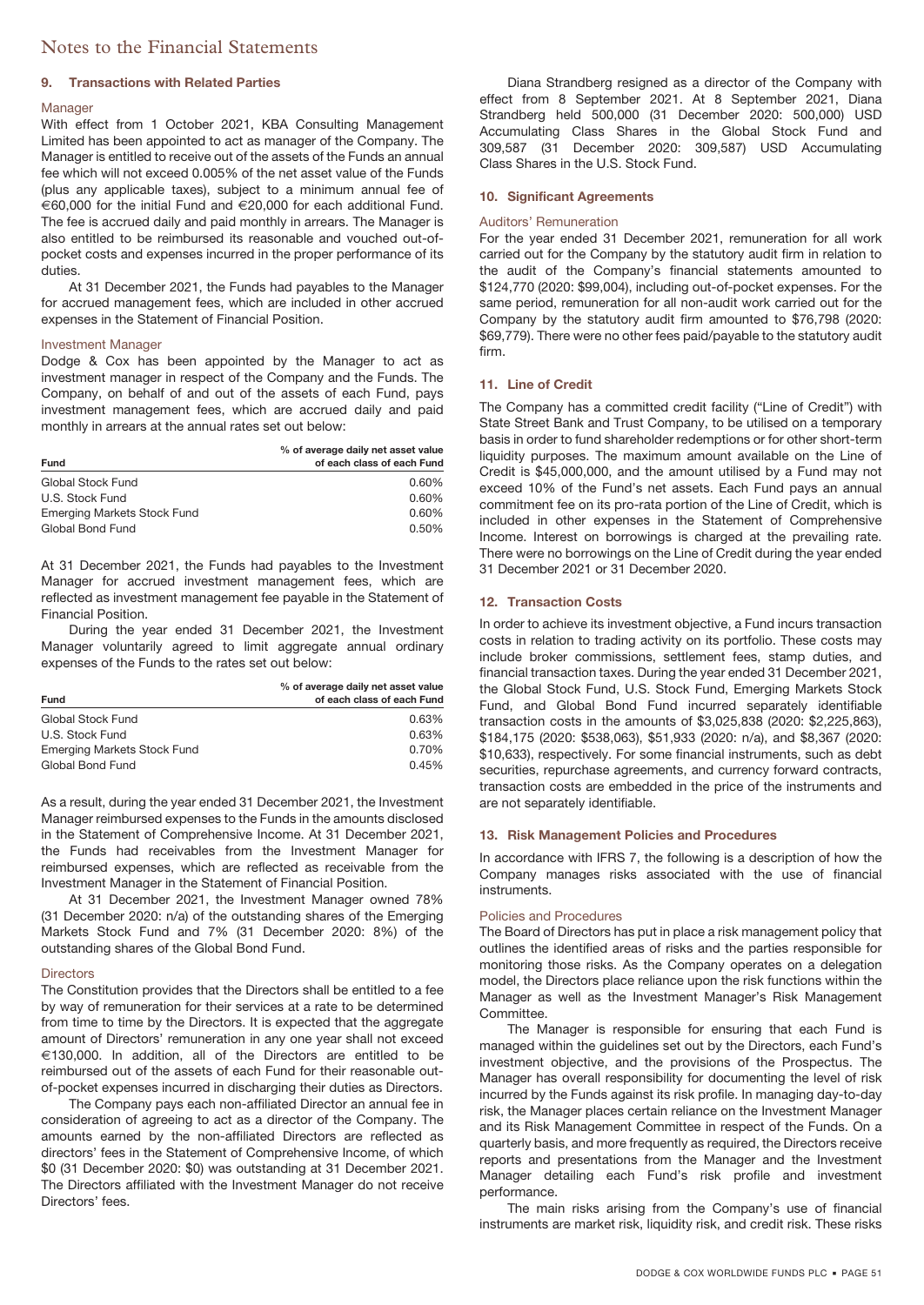## 9. Transactions with Related Parties

### Manager

With effect from 1 October 2021, KBA Consulting Management Limited has been appointed to act as manager of the Company. The Manager is entitled to receive out of the assets of the Funds an annual fee which will not exceed 0.005% of the net asset value of the Funds (plus any applicable taxes), subject to a minimum annual fee of €60,000 for the initial Fund and €20,000 for each additional Fund. The fee is accrued daily and paid monthly in arrears. The Manager is also entitled to be reimbursed its reasonable and vouched out-of-pocket costs and expenses incurred in the proper performance of its duties.

At 31 December 2021, the Funds had payables to the Manager for accrued management fees, which are included in other accrued expenses in the Statement of Financial Position.

### Investment Manager

Dodge & Cox has been appointed by the Manager to act as investment manager in respect of the Company and the Funds. The Company, on behalf of and out of the assets of each Fund, pays investment management fees, which are accrued daily and paid monthly in arrears at the annual rates set out below:

| Fund | % of average daily net asset value of each class of each Fund |
|---|---|
| Global Stock Fund | 0.60% |
| U.S. Stock Fund | 0.60% |
| Emerging Markets Stock Fund | 0.60% |
| Global Bond Fund | 0.50% |

At 31 December 2021, the Funds had payables to the Investment Manager for accrued investment management fees, which are reflected as investment management fee payable in the Statement of Financial Position.

During the year ended 31 December 2021, the Investment Manager voluntarily agreed to limit aggregate annual ordinary expenses of the Funds to the rates set out below:

| Fund | % of average daily net asset value of each class of each Fund |
|---|---|
| Global Stock Fund | 0.63% |
| U.S. Stock Fund | 0.63% |
| Emerging Markets Stock Fund | 0.70% |
| Global Bond Fund | 0.45% |

As a result, during the year ended 31 December 2021, the Investment Manager reimbursed expenses to the Funds in the amounts disclosed in the Statement of Comprehensive Income. At 31 December 2021, the Funds had receivables from the Investment Manager for reimbursed expenses, which are reflected as receivable from the Investment Manager in the Statement of Financial Position.

At 31 December 2021, the Investment Manager owned 78% (31 December 2020: n/a) of the outstanding shares of the Emerging Markets Stock Fund and 7% (31 December 2020: 8%) of the outstanding shares of the Global Bond Fund.

### Directors

The Constitution provides that the Directors shall be entitled to a fee by way of remuneration for their services at a rate to be determined from time to time by the Directors. It is expected that the aggregate amount of Directors' remuneration in any one year shall not exceed €130,000. In addition, all of the Directors are entitled to be reimbursed out of the assets of each Fund for their reasonable out-of-pocket expenses incurred in discharging their duties as Directors.

The Company pays each non-affiliated Director an annual fee in consideration of agreeing to act as a director of the Company. The amounts earned by the non-affiliated Directors are reflected as directors' fees in the Statement of Comprehensive Income, of which $0 (31 December 2020: $0) was outstanding at 31 December 2021. The Directors affiliated with the Investment Manager do not receive Directors' fees.

Diana Strandberg resigned as a director of the Company with effect from 8 September 2021. At 8 September 2021, Diana Strandberg held 500,000 (31 December 2020: 500,000) USD Accumulating Class Shares in the Global Stock Fund and 309,587 (31 December 2020: 309,587) USD Accumulating Class Shares in the U.S. Stock Fund.

## 10. Significant Agreements

### Auditors' Remuneration

For the year ended 31 December 2021, remuneration for all work carried out for the Company by the statutory audit firm in relation to the audit of the Company's financial statements amounted to $124,770 (2020: $99,004), including out-of-pocket expenses. For the same period, remuneration for all non-audit work carried out for the Company by the statutory audit firm amounted to $76,798 (2020: $69,779). There were no other fees paid/payable to the statutory audit firm.

## 11. Line of Credit

The Company has a committed credit facility ("Line of Credit") with State Street Bank and Trust Company, to be utilised on a temporary basis in order to fund shareholder redemptions or for other short-term liquidity purposes. The maximum amount available on the Line of Credit is $45,000,000, and the amount utilised by a Fund may not exceed 10% of the Fund's net assets. Each Fund pays an annual commitment fee on its pro-rata portion of the Line of Credit, which is included in other expenses in the Statement of Comprehensive Income. Interest on borrowings is charged at the prevailing rate. There were no borrowings on the Line of Credit during the year ended 31 December 2021 or 31 December 2020.

## 12. Transaction Costs

In order to achieve its investment objective, a Fund incurs transaction costs in relation to trading activity on its portfolio. These costs may include broker commissions, settlement fees, stamp duties, and financial transaction taxes. During the year ended 31 December 2021, the Global Stock Fund, U.S. Stock Fund, Emerging Markets Stock Fund, and Global Bond Fund incurred separately identifiable transaction costs in the amounts of $3,025,838 (2020: $2,225,863), $184,175 (2020: $538,063), $51,933 (2020: n/a), and $8,367 (2020: $10,633), respectively. For some financial instruments, such as debt securities, repurchase agreements, and currency forward contracts, transaction costs are embedded in the price of the instruments and are not separately identifiable.

## 13. Risk Management Policies and Procedures

In accordance with IFRS 7, the following is a description of how the Company manages risks associated with the use of financial instruments.

### Policies and Procedures

The Board of Directors has put in place a risk management policy that outlines the identified areas of risks and the parties responsible for monitoring those risks. As the Company operates on a delegation model, the Directors place reliance upon the risk functions within the Manager as well as the Investment Manager's Risk Management Committee.

The Manager is responsible for ensuring that each Fund is managed within the guidelines set out by the Directors, each Fund's investment objective, and the provisions of the Prospectus. The Manager has overall responsibility for documenting the level of risk incurred by the Funds against its risk profile. In managing day-to-day risk, the Manager places certain reliance on the Investment Manager and its Risk Management Committee in respect of the Funds. On a quarterly basis, and more frequently as required, the Directors receive reports and presentations from the Manager and the Investment Manager detailing each Fund's risk profile and investment performance.

The main risks arising from the Company's use of financial instruments are market risk, liquidity risk, and credit risk. These risks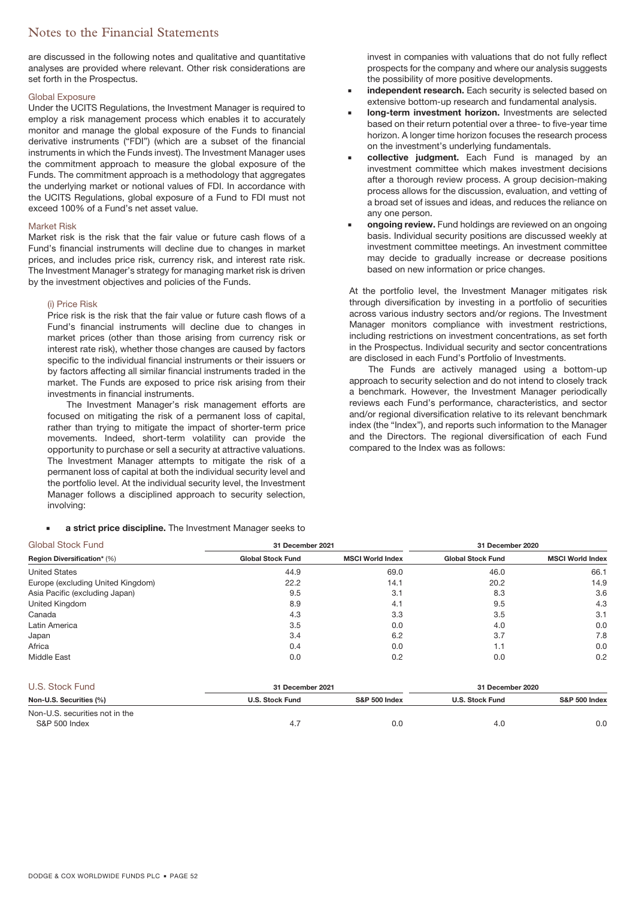are discussed in the following notes and qualitative and quantitative analyses are provided where relevant. Other risk considerations are set forth in the Prospectus.

### Global Exposure

Under the UCITS Regulations, the Investment Manager is required to employ a risk management process which enables it to accurately monitor and manage the global exposure of the Funds to financial derivative instruments ("FDI") (which are a subset of the financial instruments in which the Funds invest). The Investment Manager uses the commitment approach to measure the global exposure of the Funds. The commitment approach is a methodology that aggregates the underlying market or notional values of FDI. In accordance with the UCITS Regulations, global exposure of a Fund to FDI must not exceed 100% of a Fund's net asset value.

### Market Risk

Market risk is the risk that the fair value or future cash flows of a Fund's financial instruments will decline due to changes in market prices, and includes price risk, currency risk, and interest rate risk. The Investment Manager's strategy for managing market risk is driven by the investment objectives and policies of the Funds.

#### (i) Price Risk

Price risk is the risk that the fair value or future cash flows of a Fund's financial instruments will decline due to changes in market prices (other than those arising from currency risk or interest rate risk), whether those changes are caused by factors specific to the individual financial instruments or their issuers or by factors affecting all similar financial instruments traded in the market. The Funds are exposed to price risk arising from their investments in financial instruments.

The Investment Manager's risk management efforts are focused on mitigating the risk of a permanent loss of capital, rather than trying to mitigate the impact of shorter-term price movements. Indeed, short-term volatility can provide the opportunity to purchase or sell a security at attractive valuations. The Investment Manager attempts to mitigate the risk of a permanent loss of capital at both the individual security level and the portfolio level. At the individual security level, the Investment Manager follows a disciplined approach to security selection, involving:

- **a strict price discipline.** The Investment Manager seeks to invest in companies with valuations that do not fully reflect prospects for the company and where our analysis suggests the possibility of more positive developments.
- **independent research.** Each security is selected based on extensive bottom-up research and fundamental analysis.
- **long-term investment horizon.** Investments are selected based on their return potential over a three- to five-year time horizon. A longer time horizon focuses the research process on the investment's underlying fundamentals.
- **collective judgment.** Each Fund is managed by an investment committee which makes investment decisions after a thorough review process. A group decision-making process allows for the discussion, evaluation, and vetting of a broad set of issues and ideas, and reduces the reliance on any one person.
- **ongoing review.** Fund holdings are reviewed on an ongoing basis. Individual security positions are discussed weekly at investment committee meetings. An investment committee may decide to gradually increase or decrease positions based on new information or price changes.

At the portfolio level, the Investment Manager mitigates risk through diversification by investing in a portfolio of securities across various industry sectors and/or regions. The Investment Manager monitors compliance with investment restrictions, including restrictions on investment concentrations, as set forth in the Prospectus. Individual security and sector concentrations are disclosed in each Fund's Portfolio of Investments.

The Funds are actively managed using a bottom-up approach to security selection and do not intend to closely track a benchmark. However, the Investment Manager periodically reviews each Fund's performance, characteristics, and sector and/or regional diversification relative to its relevant benchmark index (the "Index"), and reports such information to the Manager and the Directors. The regional diversification of each Fund compared to the Index was as follows:

**Global Stock Fund**

| | 31 December 2021 | | 31 December 2020 | |
|---|---|---|---|---|
| **Region Diversification*** (%) | **Global Stock Fund** | **MSCI World Index** | **Global Stock Fund** | **MSCI World Index** |
| United States | 44.9 | 69.0 | 46.0 | 66.1 |
| Europe (excluding United Kingdom) | 22.2 | 14.1 | 20.2 | 14.9 |
| Asia Pacific (excluding Japan) | 9.5 | 3.1 | 8.3 | 3.6 |
| United Kingdom | 8.9 | 4.1 | 9.5 | 4.3 |
| Canada | 4.3 | 3.3 | 3.5 | 3.1 |
| Latin America | 3.5 | 0.0 | 4.0 | 0.0 |
| Japan | 3.4 | 6.2 | 3.7 | 7.8 |
| Africa | 0.4 | 0.0 | 1.1 | 0.0 |
| Middle East | 0.0 | 0.2 | 0.0 | 0.2 |

**U.S. Stock Fund**

| | 31 December 2021 | | 31 December 2020 | |
|---|---|---|---|---|
| **Non-U.S. Securities (%)** | **U.S. Stock Fund** | **S&P 500 Index** | **U.S. Stock Fund** | **S&P 500 Index** |
| Non-U.S. securities not in the S&P 500 Index | 4.7 | 0.0 | 4.0 | 0.0 |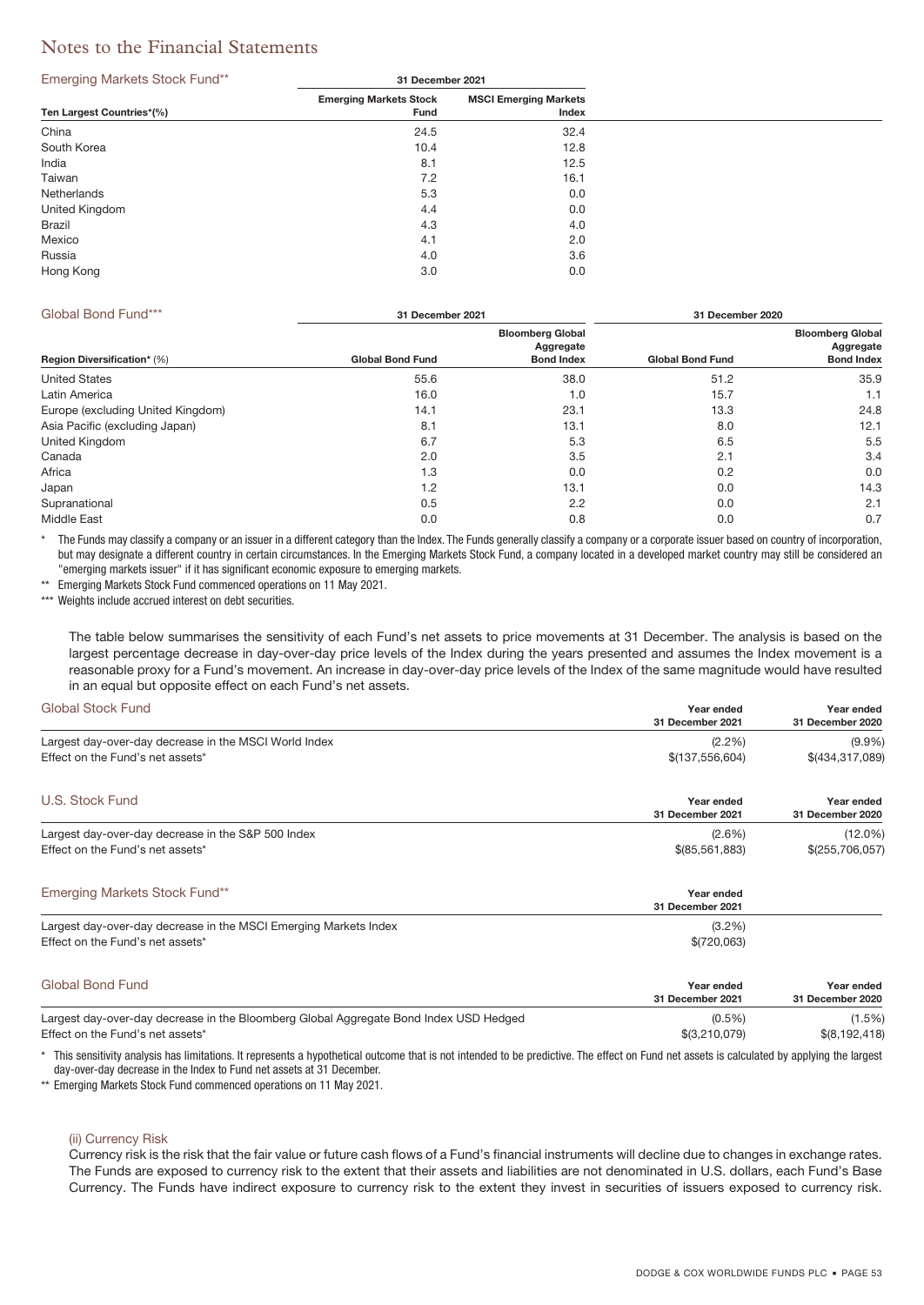## Notes to the Financial Statements

**Emerging Markets Stock Fund****

| Ten Largest Countries*(%) | 31 December 2021 | |
|---|---|---|
| | Emerging Markets Stock Fund | MSCI Emerging Markets Index |
| China | 24.5 | 32.4 |
| South Korea | 10.4 | 12.8 |
| India | 8.1 | 12.5 |
| Taiwan | 7.2 | 16.1 |
| Netherlands | 5.3 | 0.0 |
| United Kingdom | 4.4 | 0.0 |
| Brazil | 4.3 | 4.0 |
| Mexico | 4.1 | 2.0 |
| Russia | 4.0 | 3.6 |
| Hong Kong | 3.0 | 0.0 |

**Global Bond Fund*****

| Region Diversification* (%) | 31 December 2021 | | 31 December 2020 | |
|---|---|---|---|---|
| | Global Bond Fund | Bloomberg Global Aggregate Bond Index | Global Bond Fund | Bloomberg Global Aggregate Bond Index |
| United States | 55.6 | 38.0 | 51.2 | 35.9 |
| Latin America | 16.0 | 1.0 | 15.7 | 1.1 |
| Europe (excluding United Kingdom) | 14.1 | 23.1 | 13.3 | 24.8 |
| Asia Pacific (excluding Japan) | 8.1 | 13.1 | 8.0 | 12.1 |
| United Kingdom | 6.7 | 5.3 | 6.5 | 5.5 |
| Canada | 2.0 | 3.5 | 2.1 | 3.4 |
| Africa | 1.3 | 0.0 | 0.2 | 0.0 |
| Japan | 1.2 | 13.1 | 0.0 | 14.3 |
| Supranational | 0.5 | 2.2 | 0.0 | 2.1 |
| Middle East | 0.0 | 0.8 | 0.0 | 0.7 |

\* The Funds may classify a company or an issuer in a different category than the Index. The Funds generally classify a company or a corporate issuer based on country of incorporation, but may designate a different country in certain circumstances. In the Emerging Markets Stock Fund, a company located in a developed market country may still be considered an "emerging markets issuer" if it has significant economic exposure to emerging markets.

\*\* Emerging Markets Stock Fund commenced operations on 11 May 2021.

\*\*\* Weights include accrued interest on debt securities.

The table below summarises the sensitivity of each Fund's net assets to price movements at 31 December. The analysis is based on the largest percentage decrease in day-over-day price levels of the Index during the years presented and assumes the Index movement is a reasonable proxy for a Fund's movement. An increase in day-over-day price levels of the Index of the same magnitude would have resulted in an equal but opposite effect on each Fund's net assets.

| Global Stock Fund | Year ended 31 December 2021 | Year ended 31 December 2020 |
|---|---|---|
| Largest day-over-day decrease in the MSCI World Index | (2.2%) | (9.9%) |
| Effect on the Fund's net assets* | $(137,556,604) | $(434,317,089) |

| U.S. Stock Fund | Year ended 31 December 2021 | Year ended 31 December 2020 |
|---|---|---|
| Largest day-over-day decrease in the S&P 500 Index | (2.6%) | (12.0%) |
| Effect on the Fund's net assets* | $(85,561,883) | $(255,706,057) |

| Emerging Markets Stock Fund** | Year ended 31 December 2021 |
|---|---|
| Largest day-over-day decrease in the MSCI Emerging Markets Index | (3.2%) |
| Effect on the Fund's net assets* | $(720,063) |

| Global Bond Fund | Year ended 31 December 2021 | Year ended 31 December 2020 |
|---|---|---|
| Largest day-over-day decrease in the Bloomberg Global Aggregate Bond Index USD Hedged | (0.5%) | (1.5%) |
| Effect on the Fund's net assets* | $(3,210,079) | $(8,192,418) |

\* This sensitivity analysis has limitations. It represents a hypothetical outcome that is not intended to be predictive. The effect on Fund net assets is calculated by applying the largest day-over-day decrease in the Index to Fund net assets at 31 December.

\*\* Emerging Markets Stock Fund commenced operations on 11 May 2021.

### (ii) Currency Risk

Currency risk is the risk that the fair value or future cash flows of a Fund's financial instruments will decline due to changes in exchange rates. The Funds are exposed to currency risk to the extent that their assets and liabilities are not denominated in U.S. dollars, each Fund's Base Currency. The Funds have indirect exposure to currency risk to the extent they invest in securities of issuers exposed to currency risk.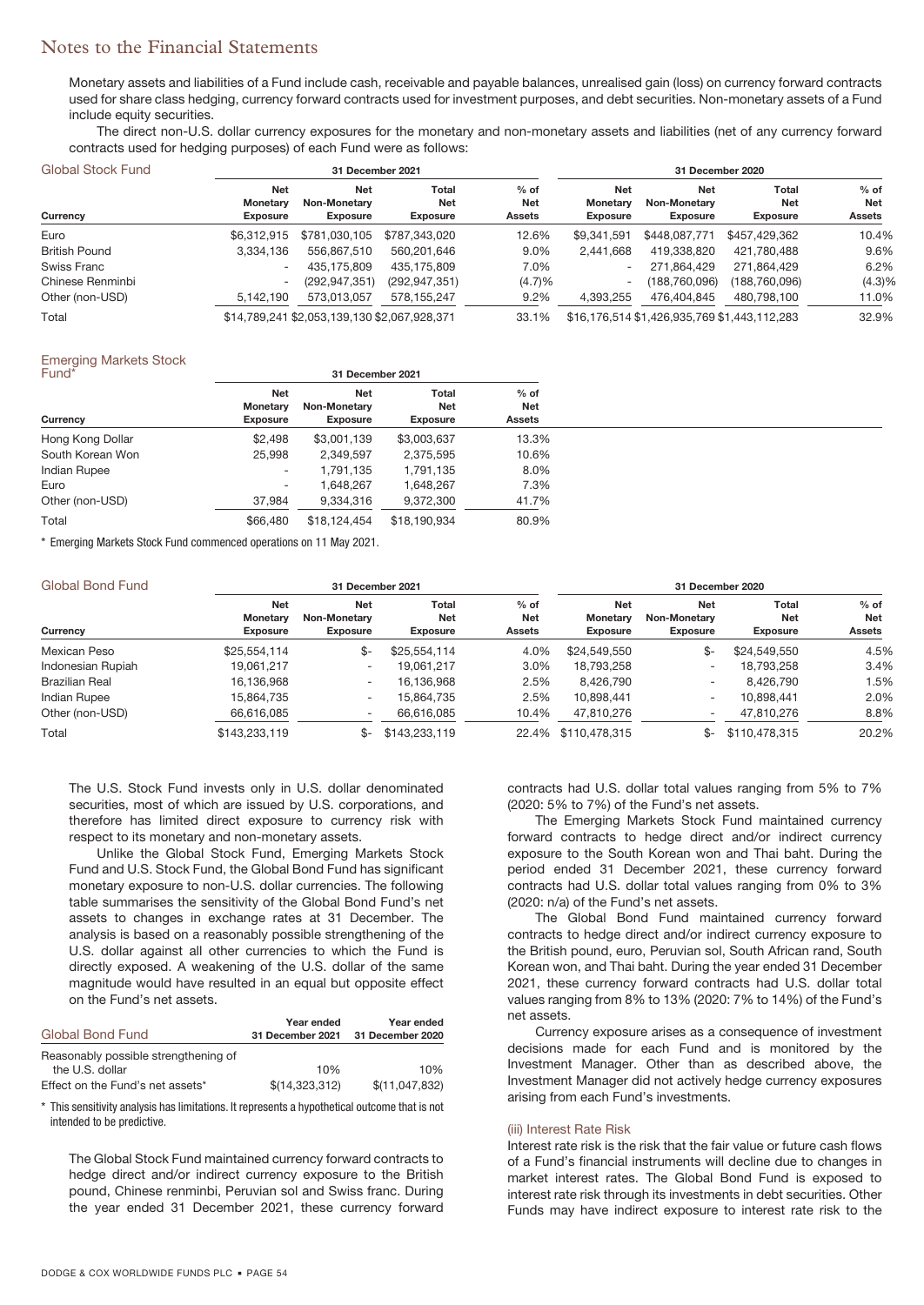Monetary assets and liabilities of a Fund include cash, receivable and payable balances, unrealised gain (loss) on currency forward contracts used for share class hedging, currency forward contracts used for investment purposes, and debt securities. Non-monetary assets of a Fund include equity securities.

The direct non-U.S. dollar currency exposures for the monetary and non-monetary assets and liabilities (net of any currency forward contracts used for hedging purposes) of each Fund were as follows:

| Global Stock Fund | 31 December 2021 | | | | 31 December 2020 | | | |
|---|---|---|---|---|---|---|---|---|
| Currency | Net Monetary Exposure | Net Non-Monetary Exposure | Total Net Exposure | % of Net Assets | Net Monetary Exposure | Net Non-Monetary Exposure | Total Net Exposure | % of Net Assets |
| Euro | $6,312,915 | $781,030,105 | $787,343,020 | 12.6% | $9,341,591 | $448,087,771 | $457,429,362 | 10.4% |
| British Pound | 3,334,136 | 556,867,510 | 560,201,646 | 9.0% | 2,441,668 | 419,338,820 | 421,780,488 | 9.6% |
| Swiss Franc | - | 435,175,809 | 435,175,809 | 7.0% | - | 271,864,429 | 271,864,429 | 6.2% |
| Chinese Renminbi | - | (292,947,351) | (292,947,351) | (4.7)% | - | (188,760,096) | (188,760,096) | (4.3)% |
| Other (non-USD) | 5,142,190 | 573,013,057 | 578,155,247 | 9.2% | 4,393,255 | 476,404,845 | 480,798,100 | 11.0% |
| Total | $14,789,241 | $2,053,139,130 | $2,067,928,371 | 33.1% | $16,176,514 | $1,426,935,769 | $1,443,112,283 | 32.9% |

| Emerging Markets Stock Fund* | 31 December 2021 | | | |
|---|---|---|---|---|
| Currency | Net Monetary Exposure | Net Non-Monetary Exposure | Total Net Exposure | % of Net Assets |
| Hong Kong Dollar | $2,498 | $3,001,139 | $3,003,637 | 13.3% |
| South Korean Won | 25,998 | 2,349,597 | 2,375,595 | 10.6% |
| Indian Rupee | - | 1,791,135 | 1,791,135 | 8.0% |
| Euro | - | 1,648,267 | 1,648,267 | 7.3% |
| Other (non-USD) | 37,984 | 9,334,316 | 9,372,300 | 41.7% |
| Total | $66,480 | $18,124,454 | $18,190,934 | 80.9% |

* Emerging Markets Stock Fund commenced operations on 11 May 2021.

| Global Bond Fund | 31 December 2021 | | | | 31 December 2020 | | | |
|---|---|---|---|---|---|---|---|---|
| Currency | Net Monetary Exposure | Net Non-Monetary Exposure | Total Net Exposure | % of Net Assets | Net Monetary Exposure | Net Non-Monetary Exposure | Total Net Exposure | % of Net Assets |
| Mexican Peso | $25,554,114 | $- | $25,554,114 | 4.0% | $24,549,550 | $- | $24,549,550 | 4.5% |
| Indonesian Rupiah | 19,061,217 | - | 19,061,217 | 3.0% | 18,793,258 | - | 18,793,258 | 3.4% |
| Brazilian Real | 16,136,968 | - | 16,136,968 | 2.5% | 8,426,790 | - | 8,426,790 | 1.5% |
| Indian Rupee | 15,864,735 | - | 15,864,735 | 2.5% | 10,898,441 | - | 10,898,441 | 2.0% |
| Other (non-USD) | 66,616,085 | - | 66,616,085 | 10.4% | 47,810,276 | - | 47,810,276 | 8.8% |
| Total | $143,233,119 | $- | $143,233,119 | 22.4% | $110,478,315 | $- | $110,478,315 | 20.2% |

The U.S. Stock Fund invests only in U.S. dollar denominated securities, most of which are issued by U.S. corporations, and therefore has limited direct exposure to currency risk with respect to its monetary and non-monetary assets.

Unlike the Global Stock Fund, Emerging Markets Stock Fund and U.S. Stock Fund, the Global Bond Fund has significant monetary exposure to non-U.S. dollar currencies. The following table summarises the sensitivity of the Global Bond Fund's net assets to changes in exchange rates at 31 December. The analysis is based on a reasonably possible strengthening of the U.S. dollar against all other currencies to which the Fund is directly exposed. A weakening of the U.S. dollar of the same magnitude would have resulted in an equal but opposite effect on the Fund's net assets.

| Global Bond Fund | Year ended 31 December 2021 | Year ended 31 December 2020 |
|---|---|---|
| Reasonably possible strengthening of the U.S. dollar | 10% | 10% |
| Effect on the Fund's net assets* | $(14,323,312) | $(11,047,832) |

* This sensitivity analysis has limitations. It represents a hypothetical outcome that is not intended to be predictive.

The Global Stock Fund maintained currency forward contracts to hedge direct and/or indirect currency exposure to the British pound, Chinese renminbi, Peruvian sol and Swiss franc. During the year ended 31 December 2021, these currency forward contracts had U.S. dollar total values ranging from 5% to 7% (2020: 5% to 7%) of the Fund's net assets.

The Emerging Markets Stock Fund maintained currency forward contracts to hedge direct and/or indirect currency exposure to the South Korean won and Thai baht. During the period ended 31 December 2021, these currency forward contracts had U.S. dollar total values ranging from 0% to 3% (2020: n/a) of the Fund's net assets.

The Global Bond Fund maintained currency forward contracts to hedge direct and/or indirect currency exposure to the British pound, euro, Peruvian sol, South African rand, South Korean won, and Thai baht. During the year ended 31 December 2021, these currency forward contracts had U.S. dollar total values ranging from 8% to 13% (2020: 7% to 14%) of the Fund's net assets.

Currency exposure arises as a consequence of investment decisions made for each Fund and is monitored by the Investment Manager. Other than as described above, the Investment Manager did not actively hedge currency exposures arising from each Fund's investments.

### (iii) Interest Rate Risk

Interest rate risk is the risk that the fair value or future cash flows of a Fund's financial instruments will decline due to changes in market interest rates. The Global Bond Fund is exposed to interest rate risk through its investments in debt securities. Other Funds may have indirect exposure to interest rate risk to the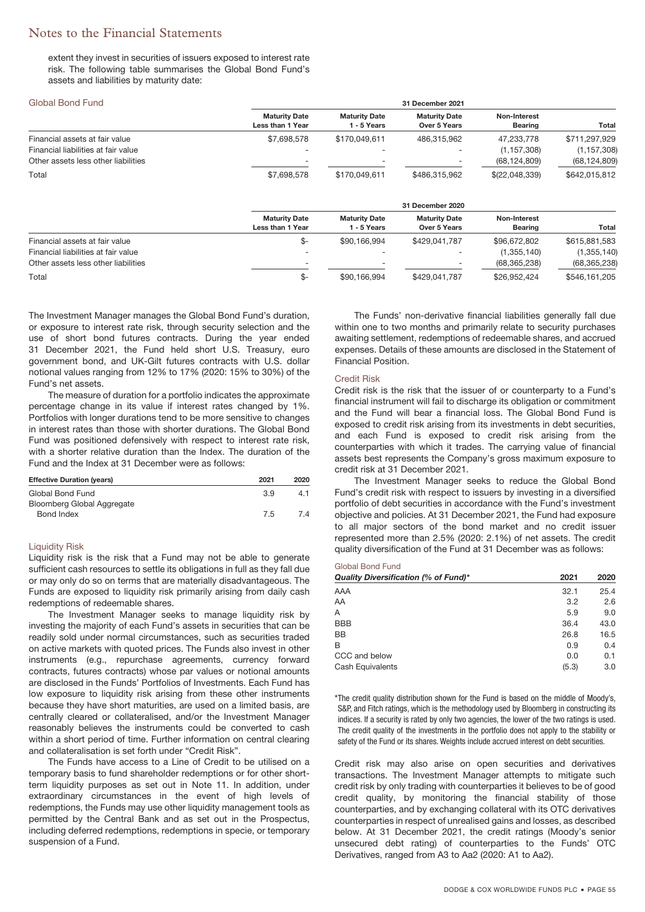extent they invest in securities of issuers exposed to interest rate risk. The following table summarises the Global Bond Fund's assets and liabilities by maturity date:

**Global Bond Fund**

| | 31 December 2021 | | | | |
|---|---|---|---|---|---|
| | Maturity Date Less than 1 Year | Maturity Date 1 - 5 Years | Maturity Date Over 5 Years | Non-Interest Bearing | Total |
| Financial assets at fair value | $7,698,578 | $170,049,611 | 486,315,962 | 47,233,778 | $711,297,929 |
| Financial liabilities at fair value | - | - | - | (1,157,308) | (1,157,308) |
| Other assets less other liabilities | - | - | - | (68,124,809) | (68,124,809) |
| Total | $7,698,578 | $170,049,611 | $486,315,962 | $(22,048,339) | $642,015,812 |

| | 31 December 2020 | | | | |
|---|---|---|---|---|---|
| | Maturity Date Less than 1 Year | Maturity Date 1 - 5 Years | Maturity Date Over 5 Years | Non-Interest Bearing | Total |
| Financial assets at fair value | $- | $90,166,994 | $429,041,787 | $96,672,802 | $615,881,583 |
| Financial liabilities at fair value | - | - | - | (1,355,140) | (1,355,140) |
| Other assets less other liabilities | - | - | - | (68,365,238) | (68,365,238) |
| Total | $- | $90,166,994 | $429,041,787 | $26,952,424 | $546,161,205 |

The Investment Manager manages the Global Bond Fund's duration, or exposure to interest rate risk, through security selection and the use of short bond futures contracts. During the year ended 31 December 2021, the Fund held short U.S. Treasury, euro government bond, and UK-Gilt futures contracts with U.S. dollar notional values ranging from 12% to 17% (2020: 15% to 30%) of the Fund's net assets.

The measure of duration for a portfolio indicates the approximate percentage change in its value if interest rates changed by 1%. Portfolios with longer durations tend to be more sensitive to changes in interest rates than those with shorter durations. The Global Bond Fund was positioned defensively with respect to interest rate risk, with a shorter relative duration than the Index. The duration of the Fund and the Index at 31 December were as follows:

| Effective Duration (years) | 2021 | 2020 |
|---|---|---|
| Global Bond Fund | 3.9 | 4.1 |
| Bloomberg Global Aggregate Bond Index | 7.5 | 7.4 |

### Liquidity Risk

Liquidity risk is the risk that a Fund may not be able to generate sufficient cash resources to settle its obligations in full as they fall due or may only do so on terms that are materially disadvantageous. The Funds are exposed to liquidity risk primarily arising from daily cash redemptions of redeemable shares.

The Investment Manager seeks to manage liquidity risk by investing the majority of each Fund's assets in securities that can be readily sold under normal circumstances, such as securities traded on active markets with quoted prices. The Funds also invest in other instruments (e.g., repurchase agreements, currency forward contracts, futures contracts) whose par values or notional amounts are disclosed in the Funds' Portfolios of Investments. Each Fund has low exposure to liquidity risk arising from these other instruments because they have short maturities, are used on a limited basis, are centrally cleared or collateralised, and/or the Investment Manager reasonably believes the instruments could be converted to cash within a short period of time. Further information on central clearing and collateralisation is set forth under "Credit Risk".

The Funds have access to a Line of Credit to be utilised on a temporary basis to fund shareholder redemptions or for other short-term liquidity purposes as set out in Note 11. In addition, under extraordinary circumstances in the event of high levels of redemptions, the Funds may use other liquidity management tools as permitted by the Central Bank and as set out in the Prospectus, including deferred redemptions, redemptions in specie, or temporary suspension of a Fund.

The Funds' non-derivative financial liabilities generally fall due within one to two months and primarily relate to security purchases awaiting settlement, redemptions of redeemable shares, and accrued expenses. Details of these amounts are disclosed in the Statement of Financial Position.

### Credit Risk

Credit risk is the risk that the issuer of or counterparty to a Fund's financial instrument will fail to discharge its obligation or commitment and the Fund will bear a financial loss. The Global Bond Fund is exposed to credit risk arising from its investments in debt securities, and each Fund is exposed to credit risk arising from the counterparties with which it trades. The carrying value of financial assets best represents the Company's gross maximum exposure to credit risk at 31 December 2021.

The Investment Manager seeks to reduce the Global Bond Fund's credit risk with respect to issuers by investing in a diversified portfolio of debt securities in accordance with the Fund's investment objective and policies. At 31 December 2021, the Fund had exposure to all major sectors of the bond market and no credit issuer represented more than 2.5% (2020: 2.1%) of net assets. The credit quality diversification of the Fund at 31 December was as follows:

**Global Bond Fund**

| *Quality Diversification (% of Fund)** | 2021 | 2020 |
|---|---|---|
| AAA | 32.1 | 25.4 |
| AA | 3.2 | 2.6 |
| A | 5.9 | 9.0 |
| BBB | 36.4 | 43.0 |
| BB | 26.8 | 16.5 |
| B | 0.9 | 0.4 |
| CCC and below | 0.0 | 0.1 |
| Cash Equivalents | (5.3) | 3.0 |

*The credit quality distribution shown for the Fund is based on the middle of Moody's, S&P, and Fitch ratings, which is the methodology used by Bloomberg in constructing its indices. If a security is rated by only two agencies, the lower of the two ratings is used. The credit quality of the investments in the portfolio does not apply to the stability or safety of the Fund or its shares. Weights include accrued interest on debt securities.

Credit risk may also arise on open securities and derivatives transactions. The Investment Manager attempts to mitigate such credit risk by only trading with counterparties it believes to be of good credit quality, by monitoring the financial stability of those counterparties, and by exchanging collateral with its OTC derivatives counterparties in respect of unrealised gains and losses, as described below. At 31 December 2021, the credit ratings (Moody's senior unsecured debt rating) of counterparties to the Funds' OTC Derivatives, ranged from A3 to Aa2 (2020: A1 to Aa2).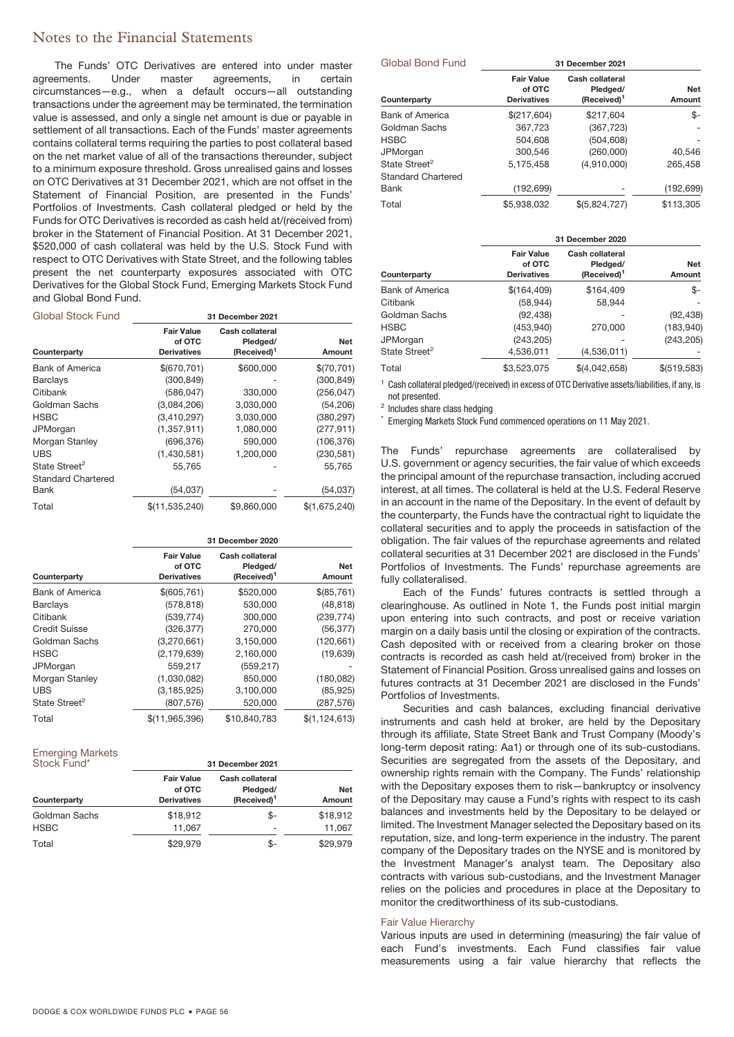## Notes to the Financial Statements

The Funds' OTC Derivatives are entered into under master agreements. Under master agreements, in certain circumstances—e.g., when a default occurs—all outstanding transactions under the agreement may be terminated, the termination value is assessed, and only a single net amount is due or payable in settlement of all transactions. Each of the Funds' master agreements contains collateral terms requiring the parties to post collateral based on the net market value of all of the transactions thereunder, subject to a minimum exposure threshold. Gross unrealised gains and losses on OTC Derivatives at 31 December 2021, which are not offset in the Statement of Financial Position, are presented in the Funds' Portfolios of Investments. Cash collateral pledged or held by the Funds for OTC Derivatives is recorded as cash held at/(received from) broker in the Statement of Financial Position. At 31 December 2021, $520,000 of cash collateral was held by the U.S. Stock Fund with respect to OTC Derivatives with State Street, and the following tables present the net counterparty exposures associated with OTC Derivatives for the Global Stock Fund, Emerging Markets Stock Fund and Global Bond Fund.

**Global Stock Fund**

| | 31 December 2021 | | |
|---|---|---|---|
| Counterparty | Fair Value of OTC Derivatives | Cash collateral Pledged/ (Received)[1] | Net Amount |
| Bank of America | $(670,701) | $600,000 | $(70,701) |
| Barclays | (300,849) | - | (300,849) |
| Citibank | (586,047) | 330,000 | (256,047) |
| Goldman Sachs | (3,084,206) | 3,030,000 | (54,206) |
| HSBC | (3,410,297) | 3,030,000 | (380,297) |
| JPMorgan | (1,357,911) | 1,080,000 | (277,911) |
| Morgan Stanley | (696,376) | 590,000 | (106,376) |
| UBS | (1,430,581) | 1,200,000 | (230,581) |
| State Street[2] | 55,765 | - | 55,765 |
| Standard Chartered Bank | (54,037) | - | (54,037) |
| Total | $(11,535,240) | $9,860,000 | $(1,675,240) |

| | 31 December 2020 | | |
|---|---|---|---|
| Counterparty | Fair Value of OTC Derivatives | Cash collateral Pledged/ (Received)[1] | Net Amount |
| Bank of America | $(605,761) | $520,000 | $(85,761) |
| Barclays | (578,818) | 530,000 | (48,818) |
| Citibank | (539,774) | 300,000 | (239,774) |
| Credit Suisse | (326,377) | 270,000 | (56,377) |
| Goldman Sachs | (3,270,661) | 3,150,000 | (120,661) |
| HSBC | (2,179,639) | 2,160,000 | (19,639) |
| JPMorgan | 559,217 | (559,217) | - |
| Morgan Stanley | (1,030,082) | 850,000 | (180,082) |
| UBS | (3,185,925) | 3,100,000 | (85,925) |
| State Street[2] | (807,576) | 520,000 | (287,576) |
| Total | $(11,965,396) | $10,840,783 | $(1,124,613) |

**Emerging Markets Stock Fund***

| | 31 December 2021 | | |
|---|---|---|---|
| Counterparty | Fair Value of OTC Derivatives | Cash collateral Pledged/ (Received)[1] | Net Amount |
| Goldman Sachs | $18,912 | $- | $18,912 |
| HSBC | 11,067 | - | 11,067 |
| Total | $29,979 | $- | $29,979 |

**Global Bond Fund**

| | 31 December 2021 | | |
|---|---|---|---|
| Counterparty | Fair Value of OTC Derivatives | Cash collateral Pledged/ (Received)[1] | Net Amount |
| Bank of America | $(217,604) | $217,604 | $- |
| Goldman Sachs | 367,723 | (367,723) | - |
| HSBC | 504,608 | (504,608) | - |
| JPMorgan | 300,546 | (260,000) | 40,546 |
| State Street[2] | 5,175,458 | (4,910,000) | 265,458 |
| Standard Chartered Bank | (192,699) | - | (192,699) |
| Total | $5,938,032 | $(5,824,727) | $113,305 |

| | 31 December 2020 | | |
|---|---|---|---|
| Counterparty | Fair Value of OTC Derivatives | Cash collateral Pledged/ (Received)[1] | Net Amount |
| Bank of America | $(164,409) | $164,409 | $- |
| Citibank | (58,944) | 58,944 | - |
| Goldman Sachs | (92,438) | - | (92,438) |
| HSBC | (453,940) | 270,000 | (183,940) |
| JPMorgan | (243,205) | - | (243,205) |
| State Street[2] | 4,536,011 | (4,536,011) | - |
| Total | $3,523,075 | $(4,042,658) | $(519,583) |

[1] Cash collateral pledged/(received) in excess of OTC Derivative assets/liabilities, if any, is not presented.

[2] Includes share class hedging

* Emerging Markets Stock Fund commenced operations on 11 May 2021.

The Funds' repurchase agreements are collateralised by U.S. government or agency securities, the fair value of which exceeds the principal amount of the repurchase transaction, including accrued interest, at all times. The collateral is held at the U.S. Federal Reserve in an account in the name of the Depositary. In the event of default by the counterparty, the Funds have the contractual right to liquidate the collateral securities and to apply the proceeds in satisfaction of the obligation. The fair values of the repurchase agreements and related collateral securities at 31 December 2021 are disclosed in the Funds' Portfolios of Investments. The Funds' repurchase agreements are fully collateralised.

Each of the Funds' futures contracts is settled through a clearinghouse. As outlined in Note 1, the Funds post initial margin upon entering into such contracts, and post or receive variation margin on a daily basis until the closing or expiration of the contracts. Cash deposited with or received from a clearing broker on those contracts is recorded as cash held at/(received from) broker in the Statement of Financial Position. Gross unrealised gains and losses on futures contracts at 31 December 2021 are disclosed in the Funds' Portfolios of Investments.

Securities and cash balances, excluding financial derivative instruments and cash held at broker, are held by the Depositary through its affiliate, State Street Bank and Trust Company (Moody's long-term deposit rating: Aa1) or through one of its sub-custodians. Securities are segregated from the assets of the Depositary, and ownership rights remain with the Company. The Funds' relationship with the Depositary exposes them to risk—bankruptcy or insolvency of the Depositary may cause a Fund's rights with respect to its cash balances and investments held by the Depositary to be delayed or limited. The Investment Manager selected the Depositary based on its reputation, size, and long-term experience in the industry. The parent company of the Depositary trades on the NYSE and is monitored by the Investment Manager's analyst team. The Depositary also contracts with various sub-custodians, and the Investment Manager relies on the policies and procedures in place at the Depositary to monitor the creditworthiness of its sub-custodians.

### Fair Value Hierarchy

Various inputs are used in determining (measuring) the fair value of each Fund's investments. Each Fund classifies fair value measurements using a fair value hierarchy that reflects the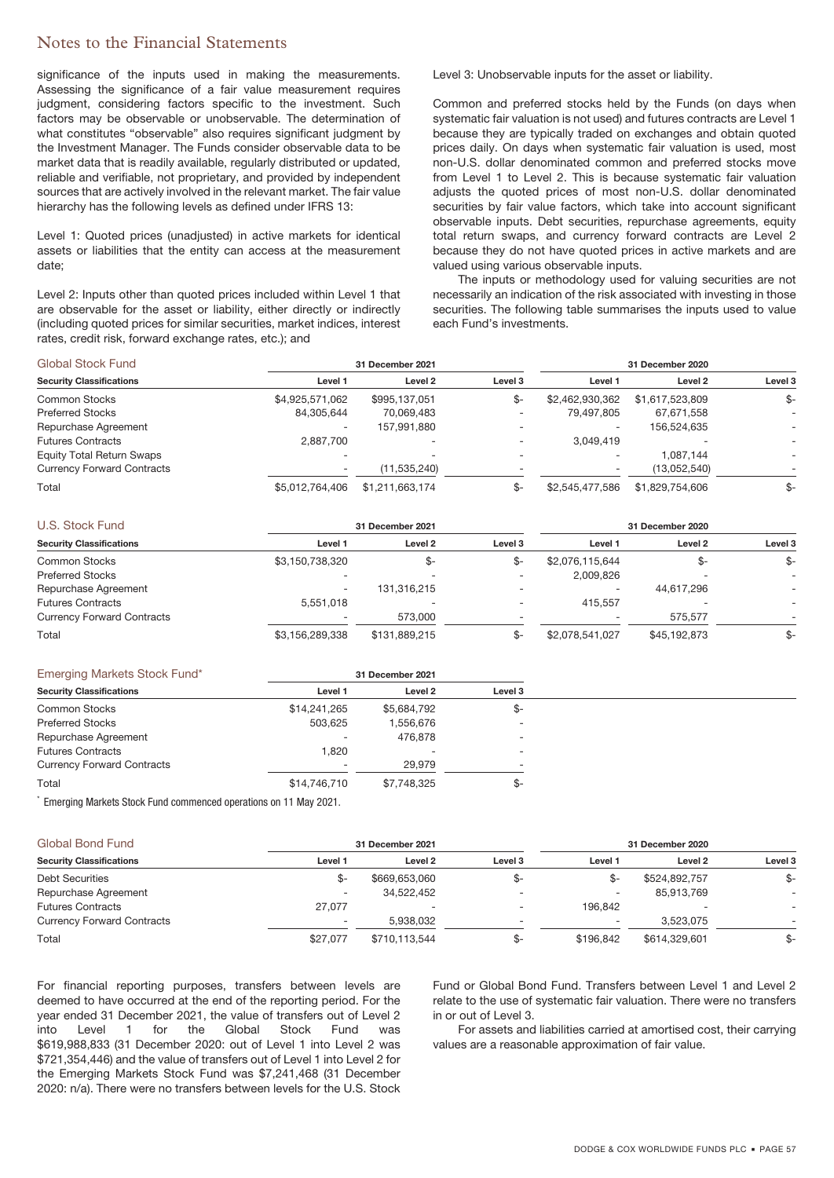significance of the inputs used in making the measurements. Assessing the significance of a fair value measurement requires judgment, considering factors specific to the investment. Such factors may be observable or unobservable. The determination of what constitutes "observable" also requires significant judgment by the Investment Manager. The Funds consider observable data to be market data that is readily available, regularly distributed or updated, reliable and verifiable, not proprietary, and provided by independent sources that are actively involved in the relevant market. The fair value hierarchy has the following levels as defined under IFRS 13:

Level 1: Quoted prices (unadjusted) in active markets for identical assets or liabilities that the entity can access at the measurement date;

Level 2: Inputs other than quoted prices included within Level 1 that are observable for the asset or liability, either directly or indirectly (including quoted prices for similar securities, market indices, interest rates, credit risk, forward exchange rates, etc.); and

Level 3: Unobservable inputs for the asset or liability.

Common and preferred stocks held by the Funds (on days when systematic fair valuation is not used) and futures contracts are Level 1 because they are typically traded on exchanges and obtain quoted prices daily. On days when systematic fair valuation is used, most non-U.S. dollar denominated common and preferred stocks move from Level 1 to Level 2. This is because systematic fair valuation adjusts the quoted prices of most non-U.S. dollar denominated securities by fair value factors, which take into account significant observable inputs. Debt securities, repurchase agreements, equity total return swaps, and currency forward contracts are Level 2 because they do not have quoted prices in active markets and are valued using various observable inputs.

The inputs or methodology used for valuing securities are not necessarily an indication of the risk associated with investing in those securities. The following table summarises the inputs used to value each Fund's investments.

| Global Stock Fund | 31 December 2021 | | | 31 December 2020 | | |
|---|---|---|---|---|---|---|
| **Security Classifications** | **Level 1** | **Level 2** | **Level 3** | **Level 1** | **Level 2** | **Level 3** |
| Common Stocks | $4,925,571,062 | $995,137,051 | $- | $2,462,930,362 | $1,617,523,809 | $- |
| Preferred Stocks | 84,305,644 | 70,069,483 | - | 79,497,805 | 67,671,558 | - |
| Repurchase Agreement | - | 157,991,880 | - | - | 156,524,635 | - |
| Futures Contracts | 2,887,700 | - | - | 3,049,419 | - | - |
| Equity Total Return Swaps | - | - | - | - | 1,087,144 | - |
| Currency Forward Contracts | - | (11,535,240) | - | - | (13,052,540) | - |
| Total | $5,012,764,406 | $1,211,663,174 | $- | $2,545,477,586 | $1,829,754,606 | $- |

| U.S. Stock Fund | 31 December 2021 | | | 31 December 2020 | | |
|---|---|---|---|---|---|---|
| **Security Classifications** | **Level 1** | **Level 2** | **Level 3** | **Level 1** | **Level 2** | **Level 3** |
| Common Stocks | $3,150,738,320 | $- | $- | $2,076,115,644 | $- | $- |
| Preferred Stocks | - | - | - | 2,009,826 | - | - |
| Repurchase Agreement | - | 131,316,215 | - | - | 44,617,296 | - |
| Futures Contracts | 5,551,018 | - | - | 415,557 | - | - |
| Currency Forward Contracts | - | 573,000 | - | - | 575,577 | - |
| Total | $3,156,289,338 | $131,889,215 | $- | $2,078,541,027 | $45,192,873 | $- |

| Emerging Markets Stock Fund* | 31 December 2021 | | |
|---|---|---|---|
| **Security Classifications** | **Level 1** | **Level 2** | **Level 3** |
| Common Stocks | $14,241,265 | $5,684,792 | $- |
| Preferred Stocks | 503,625 | 1,556,676 | - |
| Repurchase Agreement | - | 476,878 | - |
| Futures Contracts | 1,820 | - | - |
| Currency Forward Contracts | - | 29,979 | - |
| Total | $14,746,710 | $7,748,325 | $- |

* Emerging Markets Stock Fund commenced operations on 11 May 2021.

| Global Bond Fund | 31 December 2021 | | | 31 December 2020 | | |
|---|---|---|---|---|---|---|
| **Security Classifications** | **Level 1** | **Level 2** | **Level 3** | **Level 1** | **Level 2** | **Level 3** |
| Debt Securities | $- | $669,653,060 | $- | $- | $524,892,757 | $- |
| Repurchase Agreement | - | 34,522,452 | - | - | 85,913,769 | - |
| Futures Contracts | 27,077 | - | - | 196,842 | - | - |
| Currency Forward Contracts | - | 5,938,032 | - | - | 3,523,075 | - |
| Total | $27,077 | $710,113,544 | $- | $196,842 | $614,329,601 | $- |

For financial reporting purposes, transfers between levels are deemed to have occurred at the end of the reporting period. For the year ended 31 December 2021, the value of transfers out of Level 2 into Level 1 for the Global Stock Fund was $619,988,833 (31 December 2020: out of Level 1 into Level 2 was $721,354,446) and the value of transfers out of Level 1 into Level 2 for the Emerging Markets Stock Fund was $7,241,468 (31 December 2020: n/a). There were no transfers between levels for the U.S. Stock Fund or Global Bond Fund. Transfers between Level 1 and Level 2 relate to the use of systematic fair valuation. There were no transfers in or out of Level 3.

For assets and liabilities carried at amortised cost, their carrying values are a reasonable approximation of fair value.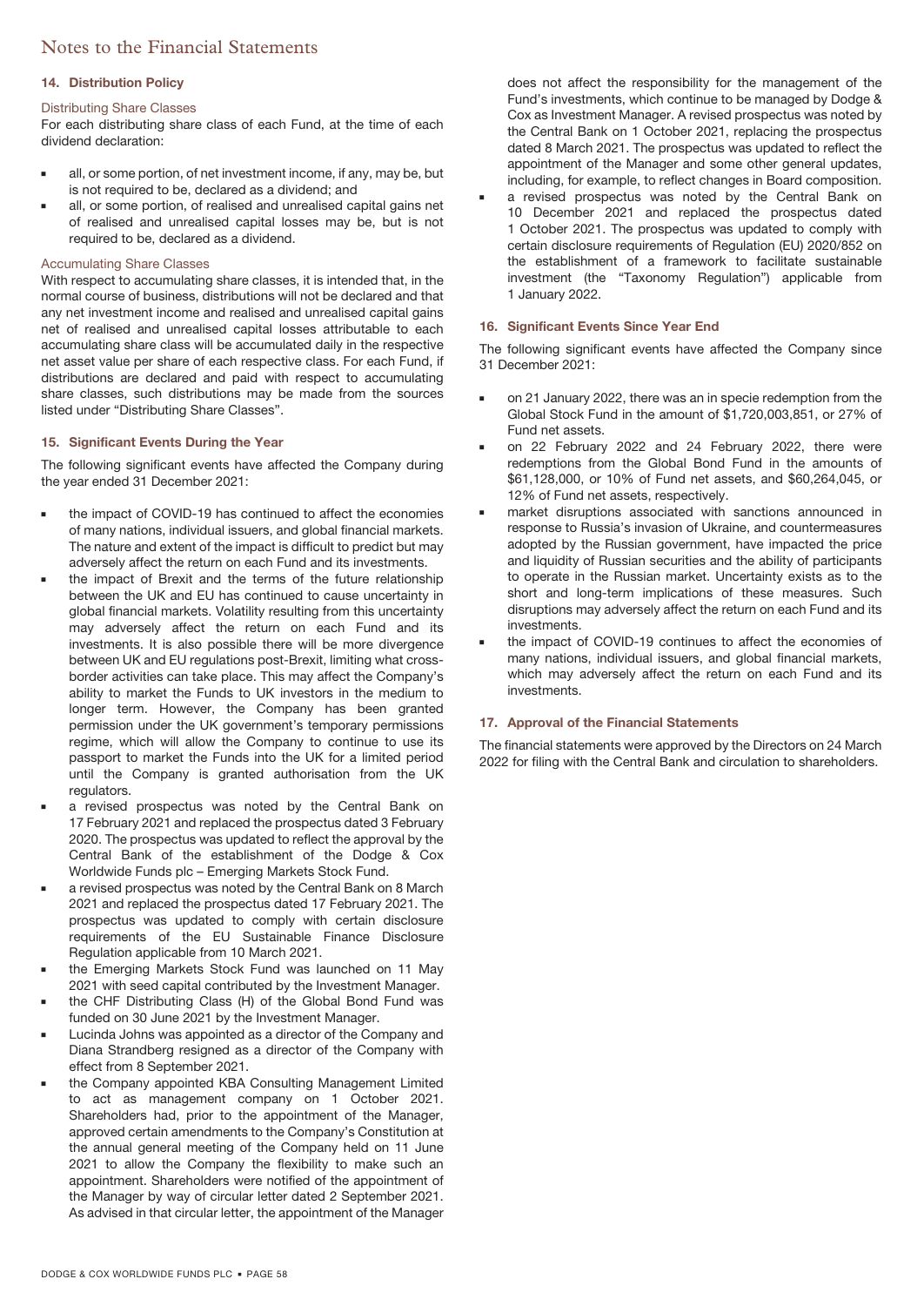# Notes to the Financial Statements

### 14. Distribution Policy

#### Distributing Share Classes

For each distributing share class of each Fund, at the time of each dividend declaration:

- all, or some portion, of net investment income, if any, may be, but is not required to be, declared as a dividend; and
- all, or some portion, of realised and unrealised capital gains net of realised and unrealised capital losses may be, but is not required to be, declared as a dividend.

#### Accumulating Share Classes

With respect to accumulating share classes, it is intended that, in the normal course of business, distributions will not be declared and that any net investment income and realised and unrealised capital gains net of realised and unrealised capital losses attributable to each accumulating share class will be accumulated daily in the respective net asset value per share of each respective class. For each Fund, if distributions are declared and paid with respect to accumulating share classes, such distributions may be made from the sources listed under "Distributing Share Classes".

### 15. Significant Events During the Year

The following significant events have affected the Company during the year ended 31 December 2021:

- the impact of COVID-19 has continued to affect the economies of many nations, individual issuers, and global financial markets. The nature and extent of the impact is difficult to predict but may adversely affect the return on each Fund and its investments.
- the impact of Brexit and the terms of the future relationship between the UK and EU has continued to cause uncertainty in global financial markets. Volatility resulting from this uncertainty may adversely affect the return on each Fund and its investments. It is also possible there will be more divergence between UK and EU regulations post-Brexit, limiting what cross-border activities can take place. This may affect the Company's ability to market the Funds to UK investors in the medium to longer term. However, the Company has been granted permission under the UK government's temporary permissions regime, which will allow the Company to continue to use its passport to market the Funds into the UK for a limited period until the Company is granted authorisation from the UK regulators.
- a revised prospectus was noted by the Central Bank on 17 February 2021 and replaced the prospectus dated 3 February 2020. The prospectus was updated to reflect the approval by the Central Bank of the establishment of the Dodge & Cox Worldwide Funds plc – Emerging Markets Stock Fund.
- a revised prospectus was noted by the Central Bank on 8 March 2021 and replaced the prospectus dated 17 February 2021. The prospectus was updated to comply with certain disclosure requirements of the EU Sustainable Finance Disclosure Regulation applicable from 10 March 2021.
- the Emerging Markets Stock Fund was launched on 11 May 2021 with seed capital contributed by the Investment Manager.
- the CHF Distributing Class (H) of the Global Bond Fund was funded on 30 June 2021 by the Investment Manager.
- Lucinda Johns was appointed as a director of the Company and Diana Strandberg resigned as a director of the Company with effect from 8 September 2021.
- the Company appointed KBA Consulting Management Limited to act as management company on 1 October 2021. Shareholders had, prior to the appointment of the Manager, approved certain amendments to the Company's Constitution at the annual general meeting of the Company held on 11 June 2021 to allow the Company the flexibility to make such an appointment. Shareholders were notified of the appointment of the Manager by way of circular letter dated 2 September 2021. As advised in that circular letter, the appointment of the Manager does not affect the responsibility for the management of the Fund's investments, which continue to be managed by Dodge & Cox as Investment Manager. A revised prospectus was noted by the Central Bank on 1 October 2021, replacing the prospectus dated 8 March 2021. The prospectus was updated to reflect the appointment of the Manager and some other general updates, including, for example, to reflect changes in Board composition.
- a revised prospectus was noted by the Central Bank on 10 December 2021 and replaced the prospectus dated 1 October 2021. The prospectus was updated to comply with certain disclosure requirements of Regulation (EU) 2020/852 on the establishment of a framework to facilitate sustainable investment (the "Taxonomy Regulation") applicable from 1 January 2022.

### 16. Significant Events Since Year End

The following significant events have affected the Company since 31 December 2021:

- on 21 January 2022, there was an in specie redemption from the Global Stock Fund in the amount of $1,720,003,851, or 27% of Fund net assets.
- on 22 February 2022 and 24 February 2022, there were redemptions from the Global Bond Fund in the amounts of $61,128,000, or 10% of Fund net assets, and $60,264,045, or 12% of Fund net assets, respectively.
- market disruptions associated with sanctions announced in response to Russia's invasion of Ukraine, and countermeasures adopted by the Russian government, have impacted the price and liquidity of Russian securities and the ability of participants to operate in the Russian market. Uncertainty exists as to the short and long-term implications of these measures. Such disruptions may adversely affect the return on each Fund and its investments.
- the impact of COVID-19 continues to affect the economies of many nations, individual issuers, and global financial markets, which may adversely affect the return on each Fund and its investments.

### 17. Approval of the Financial Statements

The financial statements were approved by the Directors on 24 March 2022 for filing with the Central Bank and circulation to shareholders.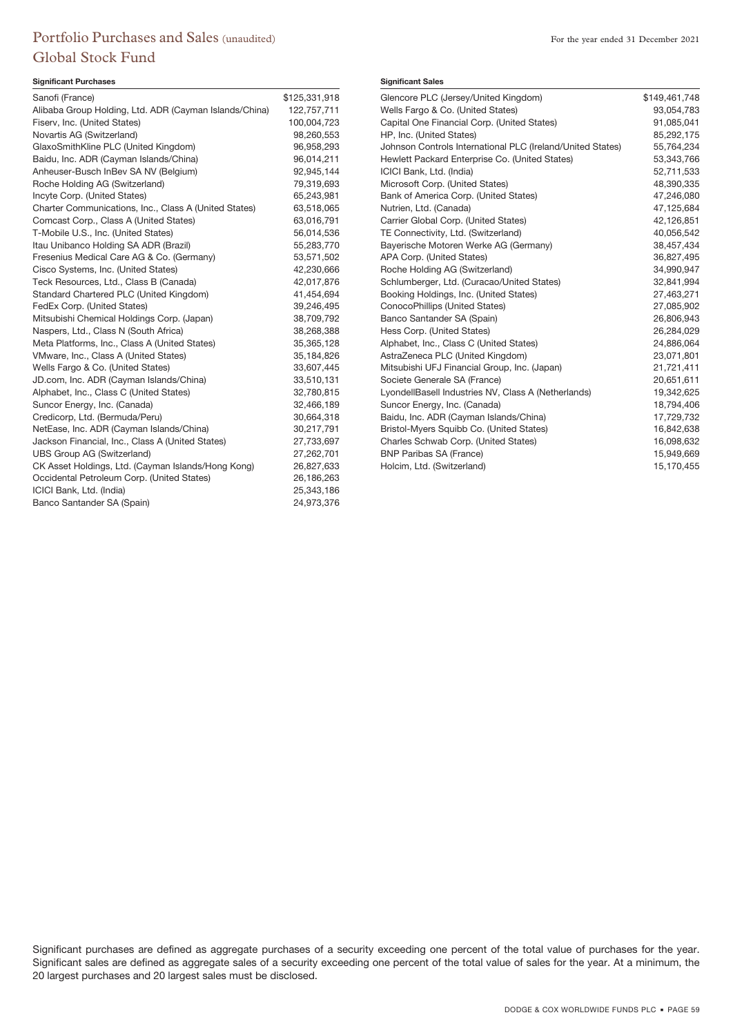# Portfolio Purchases and Sales (unaudited)

## Global Stock Fund

For the year ended 31 December 2021

### Significant Purchases

| Security | Amount |
|---|---|
| Sanofi (France) | $125,331,918 |
| Alibaba Group Holding, Ltd. ADR (Cayman Islands/China) | 122,757,711 |
| Fiserv, Inc. (United States) | 100,004,723 |
| Novartis AG (Switzerland) | 98,260,553 |
| GlaxoSmithKline PLC (United Kingdom) | 96,958,293 |
| Baidu, Inc. ADR (Cayman Islands/China) | 96,014,211 |
| Anheuser-Busch InBev SA NV (Belgium) | 92,945,144 |
| Roche Holding AG (Switzerland) | 79,319,693 |
| Incyte Corp. (United States) | 65,243,981 |
| Charter Communications, Inc., Class A (United States) | 63,518,065 |
| Comcast Corp., Class A (United States) | 63,016,791 |
| T-Mobile U.S., Inc. (United States) | 56,014,536 |
| Itau Unibanco Holding SA ADR (Brazil) | 55,283,770 |
| Fresenius Medical Care AG & Co. (Germany) | 53,571,502 |
| Cisco Systems, Inc. (United States) | 42,230,666 |
| Teck Resources, Ltd., Class B (Canada) | 42,017,876 |
| Standard Chartered PLC (United Kingdom) | 41,454,694 |
| FedEx Corp. (United States) | 39,246,495 |
| Mitsubishi Chemical Holdings Corp. (Japan) | 38,709,792 |
| Naspers, Ltd., Class N (South Africa) | 38,268,388 |
| Meta Platforms, Inc., Class A (United States) | 35,365,128 |
| VMware, Inc., Class A (United States) | 35,184,826 |
| Wells Fargo & Co. (United States) | 33,607,445 |
| JD.com, Inc. ADR (Cayman Islands/China) | 33,510,131 |
| Alphabet, Inc., Class C (United States) | 32,780,815 |
| Suncor Energy, Inc. (Canada) | 32,466,189 |
| Credicorp, Ltd. (Bermuda/Peru) | 30,664,318 |
| NetEase, Inc. ADR (Cayman Islands/China) | 30,217,791 |
| Jackson Financial, Inc., Class A (United States) | 27,733,697 |
| UBS Group AG (Switzerland) | 27,262,701 |
| CK Asset Holdings, Ltd. (Cayman Islands/Hong Kong) | 26,827,633 |
| Occidental Petroleum Corp. (United States) | 26,186,263 |
| ICICI Bank, Ltd. (India) | 25,343,186 |
| Banco Santander SA (Spain) | 24,973,376 |

### Significant Sales

| Security | Amount |
|---|---|
| Glencore PLC (Jersey/United Kingdom) | $149,461,748 |
| Wells Fargo & Co. (United States) | 93,054,783 |
| Capital One Financial Corp. (United States) | 91,085,041 |
| HP, Inc. (United States) | 85,292,175 |
| Johnson Controls International PLC (Ireland/United States) | 55,764,234 |
| Hewlett Packard Enterprise Co. (United States) | 53,343,766 |
| ICICI Bank, Ltd. (India) | 52,711,533 |
| Microsoft Corp. (United States) | 48,390,335 |
| Bank of America Corp. (United States) | 47,246,080 |
| Nutrien, Ltd. (Canada) | 47,125,684 |
| Carrier Global Corp. (United States) | 42,126,851 |
| TE Connectivity, Ltd. (Switzerland) | 40,056,542 |
| Bayerische Motoren Werke AG (Germany) | 38,457,434 |
| APA Corp. (United States) | 36,827,495 |
| Roche Holding AG (Switzerland) | 34,990,947 |
| Schlumberger, Ltd. (Curacao/United States) | 32,841,994 |
| Booking Holdings, Inc. (United States) | 27,463,271 |
| ConocoPhillips (United States) | 27,085,902 |
| Banco Santander SA (Spain) | 26,806,943 |
| Hess Corp. (United States) | 26,284,029 |
| Alphabet, Inc., Class C (United States) | 24,886,064 |
| AstraZeneca PLC (United Kingdom) | 23,071,801 |
| Mitsubishi UFJ Financial Group, Inc. (Japan) | 21,721,411 |
| Societe Generale SA (France) | 20,651,611 |
| LyondellBasell Industries NV, Class A (Netherlands) | 19,342,625 |
| Suncor Energy, Inc. (Canada) | 18,794,406 |
| Baidu, Inc. ADR (Cayman Islands/China) | 17,729,732 |
| Bristol-Myers Squibb Co. (United States) | 16,842,638 |
| Charles Schwab Corp. (United States) | 16,098,632 |
| BNP Paribas SA (France) | 15,949,669 |
| Holcim, Ltd. (Switzerland) | 15,170,455 |

Significant purchases are defined as aggregate purchases of a security exceeding one percent of the total value of purchases for the year. Significant sales are defined as aggregate sales of a security exceeding one percent of the total value of sales for the year. At a minimum, the 20 largest purchases and 20 largest sales must be disclosed.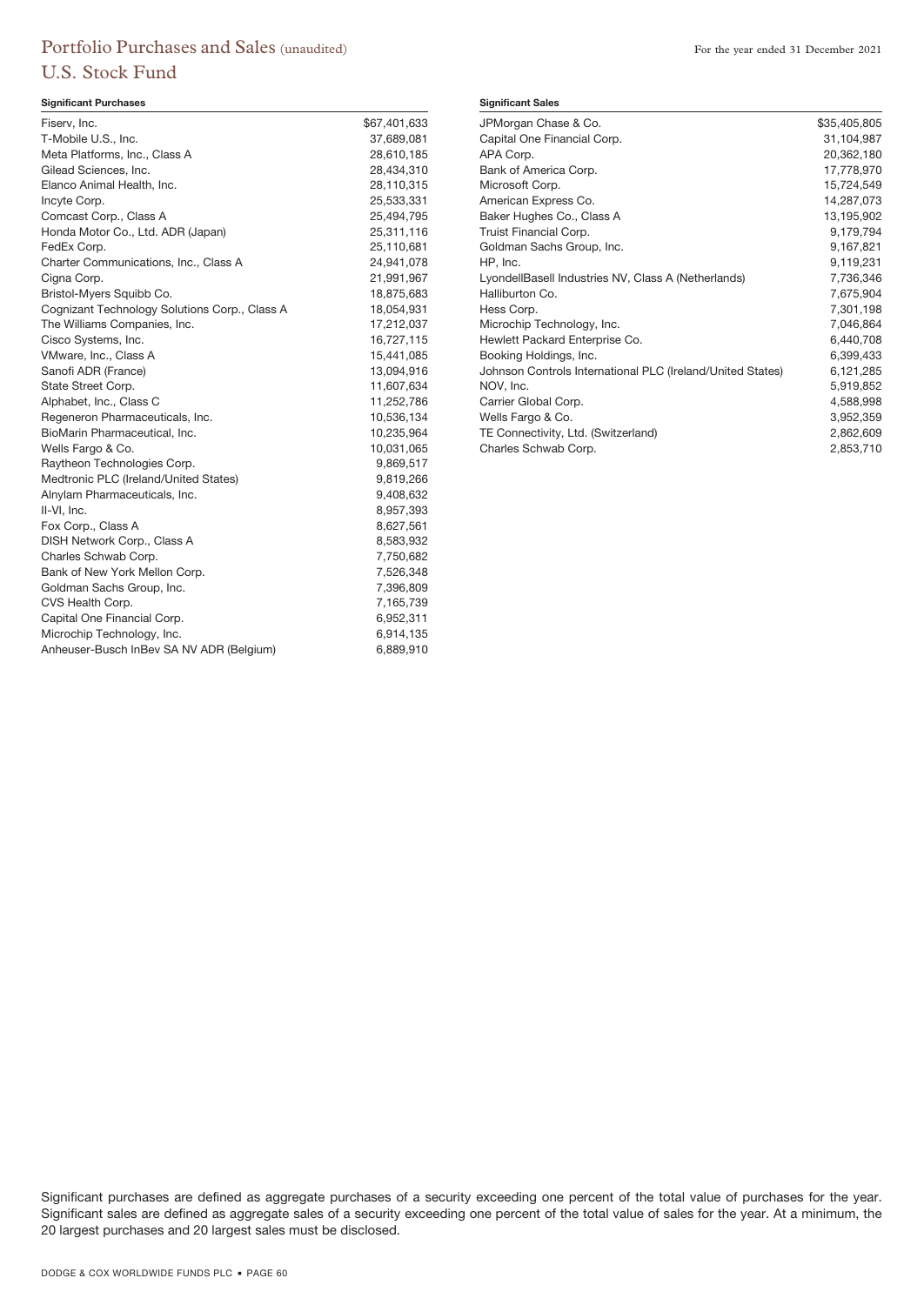# Portfolio Purchases and Sales (unaudited)

## U.S. Stock Fund

For the year ended 31 December 2021

**Significant Purchases**

| | |
|---|---:|
| Fiserv, Inc. | $67,401,633 |
| T-Mobile U.S., Inc. | 37,689,081 |
| Meta Platforms, Inc., Class A | 28,610,185 |
| Gilead Sciences, Inc. | 28,434,310 |
| Elanco Animal Health, Inc. | 28,110,315 |
| Incyte Corp. | 25,533,331 |
| Comcast Corp., Class A | 25,494,795 |
| Honda Motor Co., Ltd. ADR (Japan) | 25,311,116 |
| FedEx Corp. | 25,110,681 |
| Charter Communications, Inc., Class A | 24,941,078 |
| Cigna Corp. | 21,991,967 |
| Bristol-Myers Squibb Co. | 18,875,683 |
| Cognizant Technology Solutions Corp., Class A | 18,054,931 |
| The Williams Companies, Inc. | 17,212,037 |
| Cisco Systems, Inc. | 16,727,115 |
| VMware, Inc., Class A | 15,441,085 |
| Sanofi ADR (France) | 13,094,916 |
| State Street Corp. | 11,607,634 |
| Alphabet, Inc., Class C | 11,252,786 |
| Regeneron Pharmaceuticals, Inc. | 10,536,134 |
| BioMarin Pharmaceutical, Inc. | 10,235,964 |
| Wells Fargo & Co. | 10,031,065 |
| Raytheon Technologies Corp. | 9,869,517 |
| Medtronic PLC (Ireland/United States) | 9,819,266 |
| Alnylam Pharmaceuticals, Inc. | 9,408,632 |
| II-VI, Inc. | 8,957,393 |
| Fox Corp., Class A | 8,627,561 |
| DISH Network Corp., Class A | 8,583,932 |
| Charles Schwab Corp. | 7,750,682 |
| Bank of New York Mellon Corp. | 7,526,348 |
| Goldman Sachs Group, Inc. | 7,396,809 |
| CVS Health Corp. | 7,165,739 |
| Capital One Financial Corp. | 6,952,311 |
| Microchip Technology, Inc. | 6,914,135 |
| Anheuser-Busch InBev SA NV ADR (Belgium) | 6,889,910 |

**Significant Sales**

| | |
|---|---:|
| JPMorgan Chase & Co. | $35,405,805 |
| Capital One Financial Corp. | 31,104,987 |
| APA Corp. | 20,362,180 |
| Bank of America Corp. | 17,778,970 |
| Microsoft Corp. | 15,724,549 |
| American Express Co. | 14,287,073 |
| Baker Hughes Co., Class A | 13,195,902 |
| Truist Financial Corp. | 9,179,794 |
| Goldman Sachs Group, Inc. | 9,167,821 |
| HP, Inc. | 9,119,231 |
| LyondellBasell Industries NV, Class A (Netherlands) | 7,736,346 |
| Halliburton Co. | 7,675,904 |
| Hess Corp. | 7,301,198 |
| Microchip Technology, Inc. | 7,046,864 |
| Hewlett Packard Enterprise Co. | 6,440,708 |
| Booking Holdings, Inc. | 6,399,433 |
| Johnson Controls International PLC (Ireland/United States) | 6,121,285 |
| NOV, Inc. | 5,919,852 |
| Carrier Global Corp. | 4,588,998 |
| Wells Fargo & Co. | 3,952,359 |
| TE Connectivity, Ltd. (Switzerland) | 2,862,609 |
| Charles Schwab Corp. | 2,853,710 |

Significant purchases are defined as aggregate purchases of a security exceeding one percent of the total value of purchases for the year. Significant sales are defined as aggregate sales of a security exceeding one percent of the total value of sales for the year. At a minimum, the 20 largest purchases and 20 largest sales must be disclosed.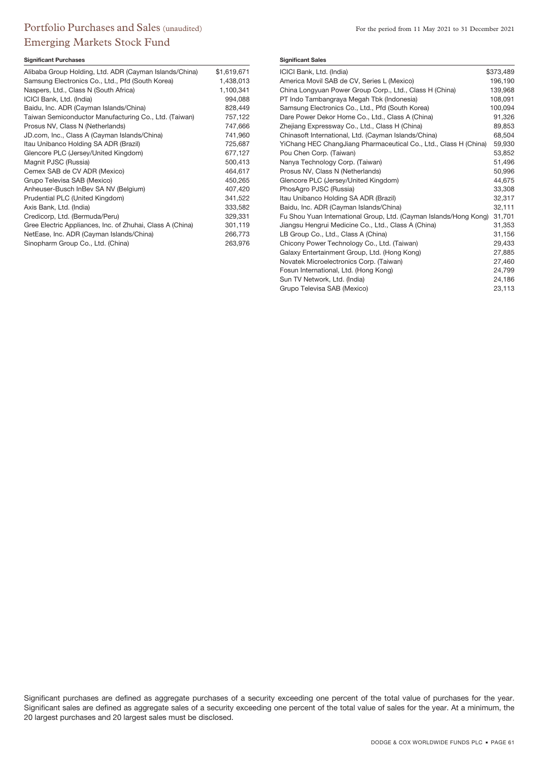# Portfolio Purchases and Sales (unaudited)
## Emerging Markets Stock Fund

For the period from 11 May 2021 to 31 December 2021

**Significant Purchases**

| Security | Amount |
|---|---|
| Alibaba Group Holding, Ltd. ADR (Cayman Islands/China) | $1,619,671 |
| Samsung Electronics Co., Ltd., Pfd (South Korea) | 1,438,013 |
| Naspers, Ltd., Class N (South Africa) | 1,100,341 |
| ICICI Bank, Ltd. (India) | 994,088 |
| Baidu, Inc. ADR (Cayman Islands/China) | 828,449 |
| Taiwan Semiconductor Manufacturing Co., Ltd. (Taiwan) | 757,122 |
| Prosus NV, Class N (Netherlands) | 747,666 |
| JD.com, Inc., Class A (Cayman Islands/China) | 741,960 |
| Itau Unibanco Holding SA ADR (Brazil) | 725,687 |
| Glencore PLC (Jersey/United Kingdom) | 677,127 |
| Magnit PJSC (Russia) | 500,413 |
| Cemex SAB de CV ADR (Mexico) | 464,617 |
| Grupo Televisa SAB (Mexico) | 450,265 |
| Anheuser-Busch InBev SA NV (Belgium) | 407,420 |
| Prudential PLC (United Kingdom) | 341,522 |
| Axis Bank, Ltd. (India) | 333,582 |
| Credicorp, Ltd. (Bermuda/Peru) | 329,331 |
| Gree Electric Appliances, Inc. of Zhuhai, Class A (China) | 301,119 |
| NetEase, Inc. ADR (Cayman Islands/China) | 266,773 |
| Sinopharm Group Co., Ltd. (China) | 263,976 |

**Significant Sales**

| Security | Amount |
|---|---|
| ICICI Bank, Ltd. (India) | $373,489 |
| America Movil SAB de CV, Series L (Mexico) | 196,190 |
| China Longyuan Power Group Corp., Ltd., Class H (China) | 139,968 |
| PT Indo Tambangraya Megah Tbk (Indonesia) | 108,091 |
| Samsung Electronics Co., Ltd., Pfd (South Korea) | 100,094 |
| Dare Power Dekor Home Co., Ltd., Class A (China) | 91,326 |
| Zhejiang Expressway Co., Ltd., Class H (China) | 89,853 |
| Chinasoft International, Ltd. (Cayman Islands/China) | 68,504 |
| YiChang HEC ChangJiang Pharmaceutical Co., Ltd., Class H (China) | 59,930 |
| Pou Chen Corp. (Taiwan) | 53,852 |
| Nanya Technology Corp. (Taiwan) | 51,496 |
| Prosus NV, Class N (Netherlands) | 50,996 |
| Glencore PLC (Jersey/United Kingdom) | 44,675 |
| PhosAgro PJSC (Russia) | 33,308 |
| Itau Unibanco Holding SA ADR (Brazil) | 32,317 |
| Baidu, Inc. ADR (Cayman Islands/China) | 32,111 |
| Fu Shou Yuan International Group, Ltd. (Cayman Islands/Hong Kong) | 31,701 |
| Jiangsu Hengrui Medicine Co., Ltd., Class A (China) | 31,353 |
| LB Group Co., Ltd., Class A (China) | 31,156 |
| Chicony Power Technology Co., Ltd. (Taiwan) | 29,433 |
| Galaxy Entertainment Group, Ltd. (Hong Kong) | 27,885 |
| Novatek Microelectronics Corp. (Taiwan) | 27,460 |
| Fosun International, Ltd. (Hong Kong) | 24,799 |
| Sun TV Network, Ltd. (India) | 24,186 |
| Grupo Televisa SAB (Mexico) | 23,113 |

Significant purchases are defined as aggregate purchases of a security exceeding one percent of the total value of purchases for the year. Significant sales are defined as aggregate sales of a security exceeding one percent of the total value of sales for the year. At a minimum, the 20 largest purchases and 20 largest sales must be disclosed.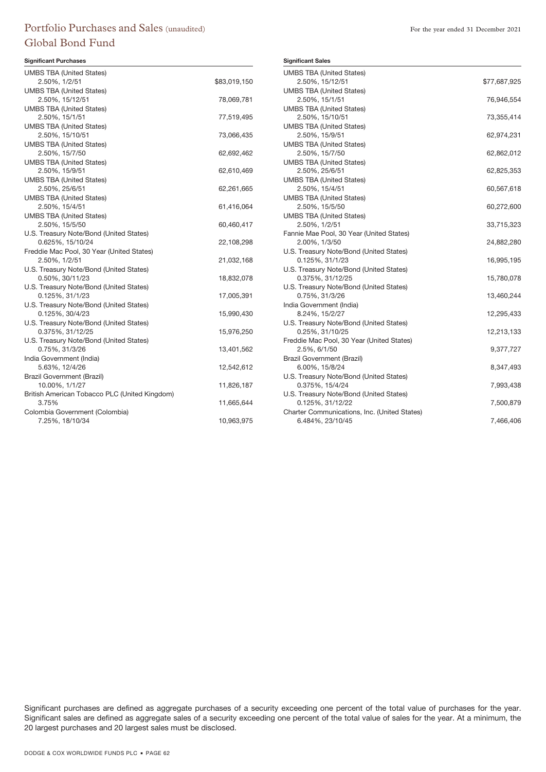# Portfolio Purchases and Sales (unaudited)

## Global Bond Fund

For the year ended 31 December 2021

| Significant Purchases | |
|---|---|
| UMBS TBA (United States) 2.50%, 1/2/51 | $83,019,150 |
| UMBS TBA (United States) 2.50%, 15/12/51 | 78,069,781 |
| UMBS TBA (United States) 2.50%, 15/1/51 | 77,519,495 |
| UMBS TBA (United States) 2.50%, 15/10/51 | 73,066,435 |
| UMBS TBA (United States) 2.50%, 15/7/50 | 62,692,462 |
| UMBS TBA (United States) 2.50%, 15/9/51 | 62,610,469 |
| UMBS TBA (United States) 2.50%, 25/6/51 | 62,261,665 |
| UMBS TBA (United States) 2.50%, 15/4/51 | 61,416,064 |
| UMBS TBA (United States) 2.50%, 15/5/50 | 60,460,417 |
| U.S. Treasury Note/Bond (United States) 0.625%, 15/10/24 | 22,108,298 |
| Freddie Mac Pool, 30 Year (United States) 2.50%, 1/2/51 | 21,032,168 |
| U.S. Treasury Note/Bond (United States) 0.50%, 30/11/23 | 18,832,078 |
| U.S. Treasury Note/Bond (United States) 0.125%, 31/1/23 | 17,005,391 |
| U.S. Treasury Note/Bond (United States) 0.125%, 30/4/23 | 15,990,430 |
| U.S. Treasury Note/Bond (United States) 0.375%, 31/12/25 | 15,976,250 |
| U.S. Treasury Note/Bond (United States) 0.75%, 31/3/26 | 13,401,562 |
| India Government (India) 5.63%, 12/4/26 | 12,542,612 |
| Brazil Government (Brazil) 10.00%, 1/1/27 | 11,826,187 |
| British American Tobacco PLC (United Kingdom) 3.75% | 11,665,644 |
| Colombia Government (Colombia) 7.25%, 18/10/34 | 10,963,975 |

| Significant Sales | |
|---|---|
| UMBS TBA (United States) 2.50%, 15/12/51 | $77,687,925 |
| UMBS TBA (United States) 2.50%, 15/1/51 | 76,946,554 |
| UMBS TBA (United States) 2.50%, 15/10/51 | 73,355,414 |
| UMBS TBA (United States) 2.50%, 15/9/51 | 62,974,231 |
| UMBS TBA (United States) 2.50%, 15/7/50 | 62,862,012 |
| UMBS TBA (United States) 2.50%, 25/6/51 | 62,825,353 |
| UMBS TBA (United States) 2.50%, 15/4/51 | 60,567,618 |
| UMBS TBA (United States) 2.50%, 15/5/50 | 60,272,600 |
| UMBS TBA (United States) 2.50%, 1/2/51 | 33,715,323 |
| Fannie Mae Pool, 30 Year (United States) 2.00%, 1/3/50 | 24,882,280 |
| U.S. Treasury Note/Bond (United States) 0.125%, 31/1/23 | 16,995,195 |
| U.S. Treasury Note/Bond (United States) 0.375%, 31/12/25 | 15,780,078 |
| U.S. Treasury Note/Bond (United States) 0.75%, 31/3/26 | 13,460,244 |
| India Government (India) 8.24%, 15/2/27 | 12,295,433 |
| U.S. Treasury Note/Bond (United States) 0.25%, 31/10/25 | 12,213,133 |
| Freddie Mac Pool, 30 Year (United States) 2.5%, 6/1/50 | 9,377,727 |
| Brazil Government (Brazil) 6.00%, 15/8/24 | 8,347,493 |
| U.S. Treasury Note/Bond (United States) 0.375%, 15/4/24 | 7,993,438 |
| U.S. Treasury Note/Bond (United States) 0.125%, 31/12/22 | 7,500,879 |
| Charter Communications, Inc. (United States) 6.484%, 23/10/45 | 7,466,406 |

Significant purchases are defined as aggregate purchases of a security exceeding one percent of the total value of purchases for the year. Significant sales are defined as aggregate sales of a security exceeding one percent of the total value of sales for the year. At a minimum, the 20 largest purchases and 20 largest sales must be disclosed.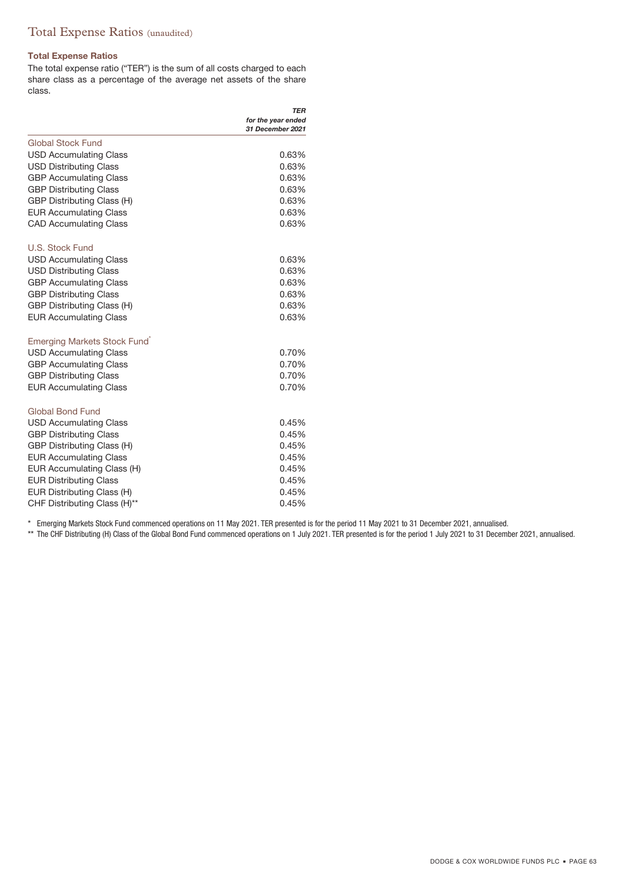# Total Expense Ratios (unaudited)

**Total Expense Ratios**

The total expense ratio ("TER") is the sum of all costs charged to each share class as a percentage of the average net assets of the share class.

| | *TER for the year ended 31 December 2021* |
|---|---|
| **Global Stock Fund** | |
| USD Accumulating Class | 0.63% |
| USD Distributing Class | 0.63% |
| GBP Accumulating Class | 0.63% |
| GBP Distributing Class | 0.63% |
| GBP Distributing Class (H) | 0.63% |
| EUR Accumulating Class | 0.63% |
| CAD Accumulating Class | 0.63% |
| **U.S. Stock Fund** | |
| USD Accumulating Class | 0.63% |
| USD Distributing Class | 0.63% |
| GBP Accumulating Class | 0.63% |
| GBP Distributing Class | 0.63% |
| GBP Distributing Class (H) | 0.63% |
| EUR Accumulating Class | 0.63% |
| **Emerging Markets Stock Fund*** | |
| USD Accumulating Class | 0.70% |
| GBP Accumulating Class | 0.70% |
| GBP Distributing Class | 0.70% |
| EUR Accumulating Class | 0.70% |
| **Global Bond Fund** | |
| USD Accumulating Class | 0.45% |
| GBP Distributing Class | 0.45% |
| GBP Distributing Class (H) | 0.45% |
| EUR Accumulating Class | 0.45% |
| EUR Accumulating Class (H) | 0.45% |
| EUR Distributing Class | 0.45% |
| EUR Distributing Class (H) | 0.45% |
| CHF Distributing Class (H)** | 0.45% |

\* Emerging Markets Stock Fund commenced operations on 11 May 2021. TER presented is for the period 11 May 2021 to 31 December 2021, annualised.

\** The CHF Distributing (H) Class of the Global Bond Fund commenced operations on 1 July 2021. TER presented is for the period 1 July 2021 to 31 December 2021, annualised.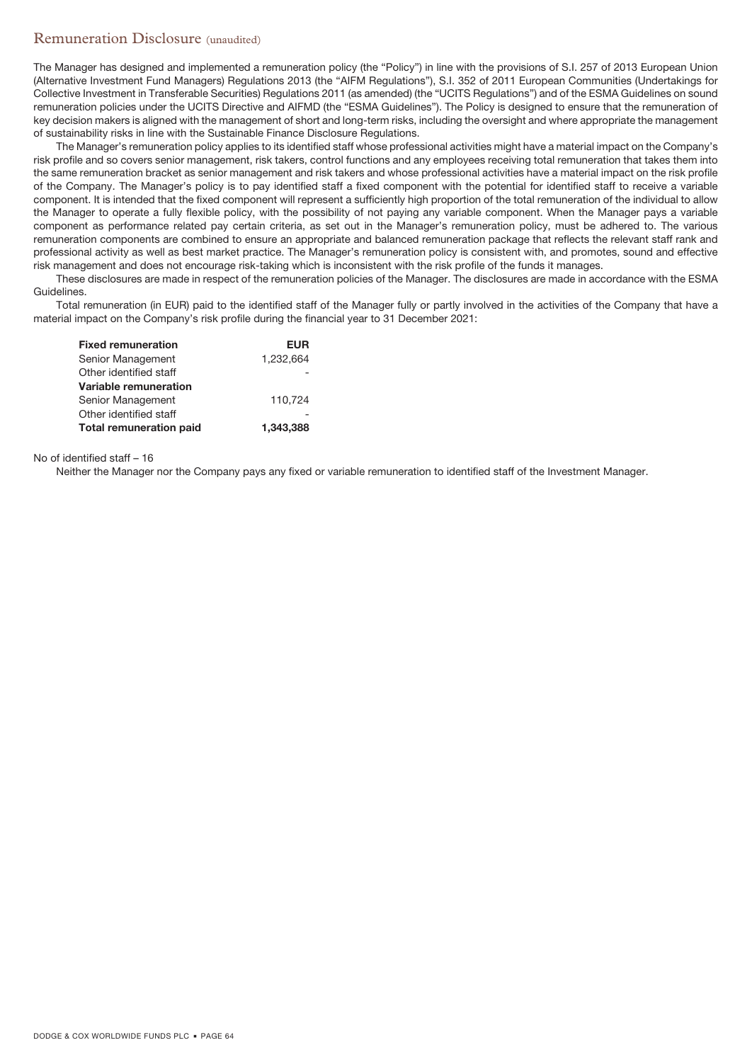# Remuneration Disclosure (unaudited)

The Manager has designed and implemented a remuneration policy (the "Policy") in line with the provisions of S.I. 257 of 2013 European Union (Alternative Investment Fund Managers) Regulations 2013 (the "AIFM Regulations"), S.I. 352 of 2011 European Communities (Undertakings for Collective Investment in Transferable Securities) Regulations 2011 (as amended) (the "UCITS Regulations") and of the ESMA Guidelines on sound remuneration policies under the UCITS Directive and AIFMD (the "ESMA Guidelines"). The Policy is designed to ensure that the remuneration of key decision makers is aligned with the management of short and long-term risks, including the oversight and where appropriate the management of sustainability risks in line with the Sustainable Finance Disclosure Regulations.

The Manager's remuneration policy applies to its identified staff whose professional activities might have a material impact on the Company's risk profile and so covers senior management, risk takers, control functions and any employees receiving total remuneration that takes them into the same remuneration bracket as senior management and risk takers and whose professional activities have a material impact on the risk profile of the Company. The Manager's policy is to pay identified staff a fixed component with the potential for identified staff to receive a variable component. It is intended that the fixed component will represent a sufficiently high proportion of the total remuneration of the individual to allow the Manager to operate a fully flexible policy, with the possibility of not paying any variable component. When the Manager pays a variable component as performance related pay certain criteria, as set out in the Manager's remuneration policy, must be adhered to. The various remuneration components are combined to ensure an appropriate and balanced remuneration package that reflects the relevant staff rank and professional activity as well as best market practice. The Manager's remuneration policy is consistent with, and promotes, sound and effective risk management and does not encourage risk-taking which is inconsistent with the risk profile of the funds it manages.

These disclosures are made in respect of the remuneration policies of the Manager. The disclosures are made in accordance with the ESMA Guidelines.

Total remuneration (in EUR) paid to the identified staff of the Manager fully or partly involved in the activities of the Company that have a material impact on the Company's risk profile during the financial year to 31 December 2021:

| **Fixed remuneration** | **EUR** |
|---|---|
| Senior Management | 1,232,664 |
| Other identified staff | - |
| **Variable remuneration** | |
| Senior Management | 110,724 |
| Other identified staff | - |
| **Total remuneration paid** | **1,343,388** |

No of identified staff – 16

Neither the Manager nor the Company pays any fixed or variable remuneration to identified staff of the Investment Manager.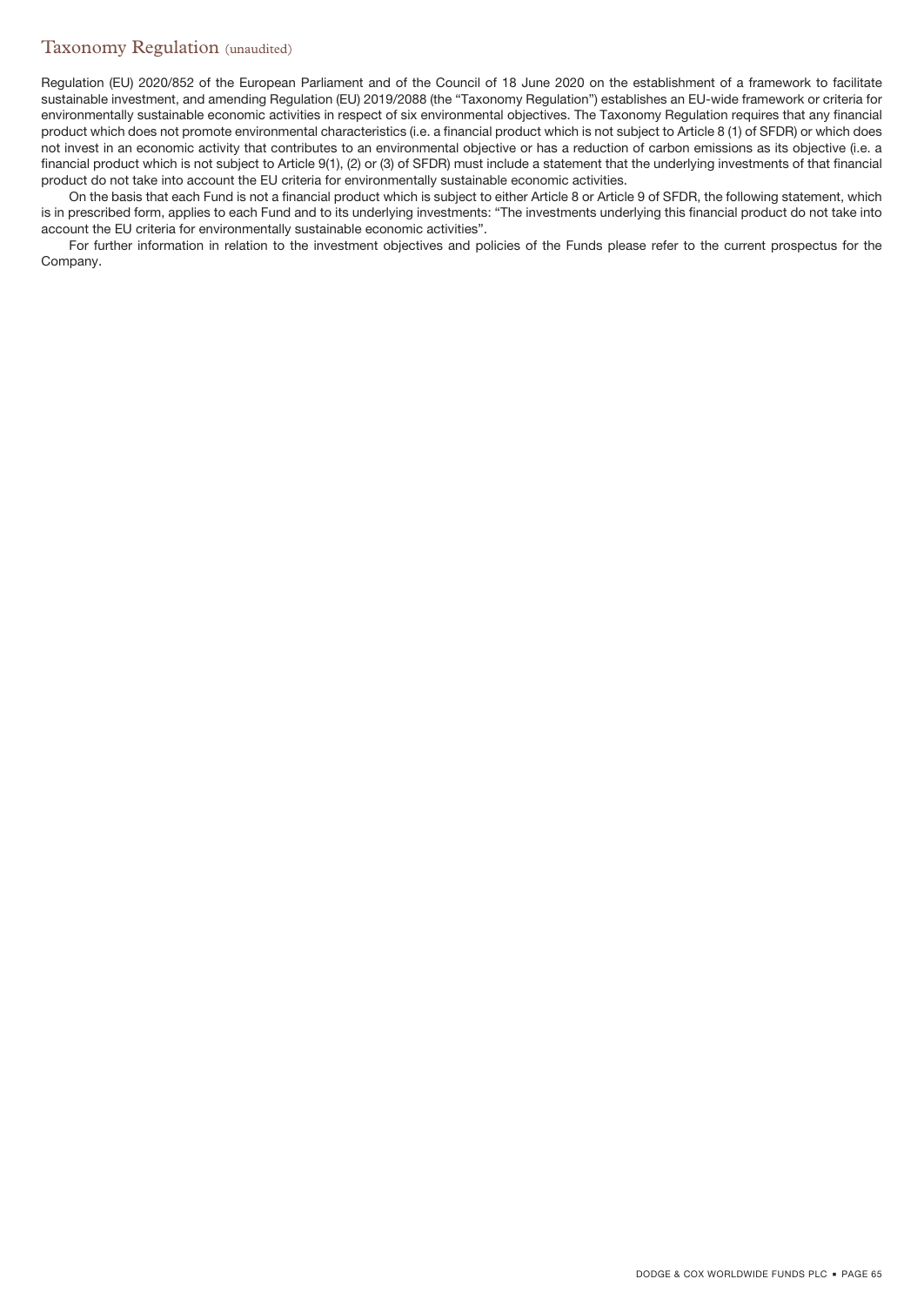## Taxonomy Regulation (unaudited)

Regulation (EU) 2020/852 of the European Parliament and of the Council of 18 June 2020 on the establishment of a framework to facilitate sustainable investment, and amending Regulation (EU) 2019/2088 (the "Taxonomy Regulation") establishes an EU-wide framework or criteria for environmentally sustainable economic activities in respect of six environmental objectives. The Taxonomy Regulation requires that any financial product which does not promote environmental characteristics (i.e. a financial product which is not subject to Article 8 (1) of SFDR) or which does not invest in an economic activity that contributes to an environmental objective or has a reduction of carbon emissions as its objective (i.e. a financial product which is not subject to Article 9(1), (2) or (3) of SFDR) must include a statement that the underlying investments of that financial product do not take into account the EU criteria for environmentally sustainable economic activities.

On the basis that each Fund is not a financial product which is subject to either Article 8 or Article 9 of SFDR, the following statement, which is in prescribed form, applies to each Fund and to its underlying investments: "The investments underlying this financial product do not take into account the EU criteria for environmentally sustainable economic activities".

For further information in relation to the investment objectives and policies of the Funds please refer to the current prospectus for the Company.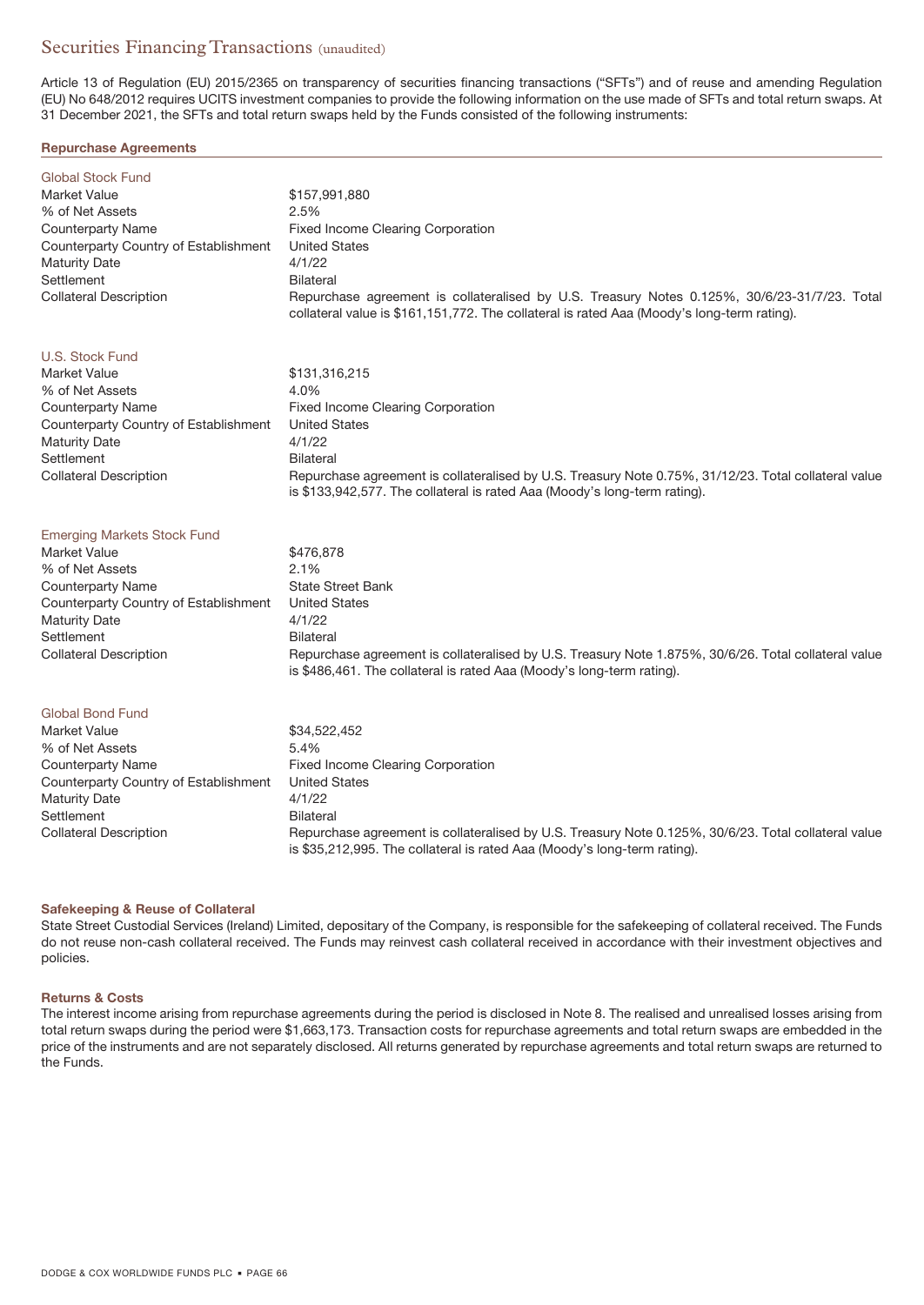# Securities Financing Transactions (unaudited)

Article 13 of Regulation (EU) 2015/2365 on transparency of securities financing transactions ("SFTs") and of reuse and amending Regulation (EU) No 648/2012 requires UCITS investment companies to provide the following information on the use made of SFTs and total return swaps. At 31 December 2021, the SFTs and total return swaps held by the Funds consisted of the following instruments:

## Repurchase Agreements

### Global Stock Fund

| | |
|---|---|
| Market Value | $157,991,880 |
| % of Net Assets | 2.5% |
| Counterparty Name | Fixed Income Clearing Corporation |
| Counterparty Country of Establishment | United States |
| Maturity Date | 4/1/22 |
| Settlement | Bilateral |
| Collateral Description | Repurchase agreement is collateralised by U.S. Treasury Notes 0.125%, 30/6/23-31/7/23. Total collateral value is $161,151,772. The collateral is rated Aaa (Moody's long-term rating). |

### U.S. Stock Fund

| | |
|---|---|
| Market Value | $131,316,215 |
| % of Net Assets | 4.0% |
| Counterparty Name | Fixed Income Clearing Corporation |
| Counterparty Country of Establishment | United States |
| Maturity Date | 4/1/22 |
| Settlement | Bilateral |
| Collateral Description | Repurchase agreement is collateralised by U.S. Treasury Note 0.75%, 31/12/23. Total collateral value is $133,942,577. The collateral is rated Aaa (Moody's long-term rating). |

### Emerging Markets Stock Fund

| | |
|---|---|
| Market Value | $476,878 |
| % of Net Assets | 2.1% |
| Counterparty Name | State Street Bank |
| Counterparty Country of Establishment | United States |
| Maturity Date | 4/1/22 |
| Settlement | Bilateral |
| Collateral Description | Repurchase agreement is collateralised by U.S. Treasury Note 1.875%, 30/6/26. Total collateral value is $486,461. The collateral is rated Aaa (Moody's long-term rating). |

### Global Bond Fund

| | |
|---|---|
| Market Value | $34,522,452 |
| % of Net Assets | 5.4% |
| Counterparty Name | Fixed Income Clearing Corporation |
| Counterparty Country of Establishment | United States |
| Maturity Date | 4/1/22 |
| Settlement | Bilateral |
| Collateral Description | Repurchase agreement is collateralised by U.S. Treasury Note 0.125%, 30/6/23. Total collateral value is $35,212,995. The collateral is rated Aaa (Moody's long-term rating). |

## Safekeeping & Reuse of Collateral

State Street Custodial Services (Ireland) Limited, depositary of the Company, is responsible for the safekeeping of collateral received. The Funds do not reuse non-cash collateral received. The Funds may reinvest cash collateral received in accordance with their investment objectives and policies.

## Returns & Costs

The interest income arising from repurchase agreements during the period is disclosed in Note 8. The realised and unrealised losses arising from total return swaps during the period were $1,663,173. Transaction costs for repurchase agreements and total return swaps are embedded in the price of the instruments and are not separately disclosed. All returns generated by repurchase agreements and total return swaps are returned to the Funds.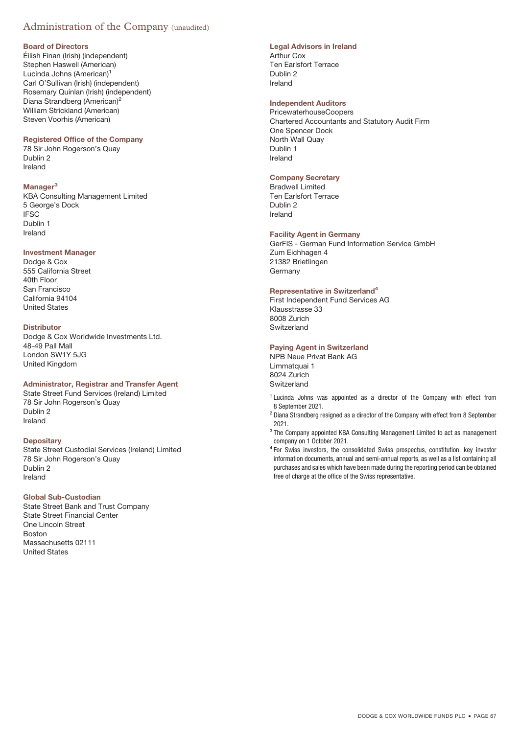# Administration of the Company (unaudited)

### Board of Directors

Éilish Finan (Irish) (independent)
Stephen Haswell (American)
Lucinda Johns (American)[1]
Carl O'Sullivan (Irish) (independent)
Rosemary Quinlan (Irish) (independent)
Diana Strandberg (American)[2]
William Strickland (American)
Steven Voorhis (American)

### Registered Office of the Company

78 Sir John Rogerson's Quay
Dublin 2
Ireland

### Manager[3]

KBA Consulting Management Limited
5 George's Dock
IFSC
Dublin 1
Ireland

### Investment Manager

Dodge & Cox
555 California Street
40th Floor
San Francisco
California 94104
United States

### Distributor

Dodge & Cox Worldwide Investments Ltd.
48-49 Pall Mall
London SW1Y 5JG
United Kingdom

### Administrator, Registrar and Transfer Agent

State Street Fund Services (Ireland) Limited
78 Sir John Rogerson's Quay
Dublin 2
Ireland

### Depositary

State Street Custodial Services (Ireland) Limited
78 Sir John Rogerson's Quay
Dublin 2
Ireland

### Global Sub-Custodian

State Street Bank and Trust Company
State Street Financial Center
One Lincoln Street
Boston
Massachusetts 02111
United States

### Legal Advisors in Ireland

Arthur Cox
Ten Earlsfort Terrace
Dublin 2
Ireland

### Independent Auditors

PricewaterhouseCoopers
Chartered Accountants and Statutory Audit Firm
One Spencer Dock
North Wall Quay
Dublin 1
Ireland

### Company Secretary

Bradwell Limited
Ten Earlsfort Terrace
Dublin 2
Ireland

### Facility Agent in Germany

GerFIS - German Fund Information Service GmbH
Zum Eichhagen 4
21382 Brietlingen
Germany

### Representative in Switzerland[4]

First Independent Fund Services AG
Klausstrasse 33
8008 Zurich
Switzerland

### Paying Agent in Switzerland

NPB Neue Privat Bank AG
Limmatquai 1
8024 Zurich
Switzerland

[1] Lucinda Johns was appointed as a director of the Company with effect from 8 September 2021.

[2] Diana Strandberg resigned as a director of the Company with effect from 8 September 2021.

[3] The Company appointed KBA Consulting Management Limited to act as management company on 1 October 2021.

[4] For Swiss investors, the consolidated Swiss prospectus, constitution, key investor information documents, annual and semi-annual reports, as well as a list containing all purchases and sales which have been made during the reporting period can be obtained free of charge at the office of the Swiss representative.